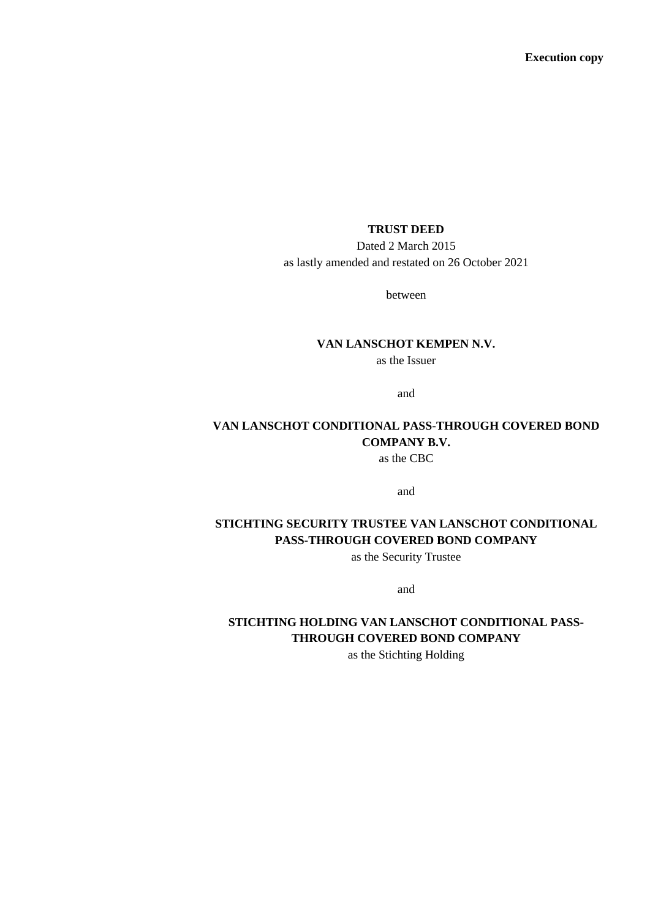**Execution copy**

**TRUST DEED**

Dated 2 March 2015

as lastly amended and restated on 26 October 2021

between

**VAN LANSCHOT KEMPEN N.V.**

as the Issuer

and

**VAN LANSCHOT CONDITIONAL PASS-THROUGH COVERED BOND COMPANY B.V.**

as the CBC

and

**STICHTING SECURITY TRUSTEE VAN LANSCHOT CONDITIONAL PASS-THROUGH COVERED BOND COMPANY**

as the Security Trustee

and

**STICHTING HOLDING VAN LANSCHOT CONDITIONAL PASS-THROUGH COVERED BOND COMPANY**

as the Stichting Holding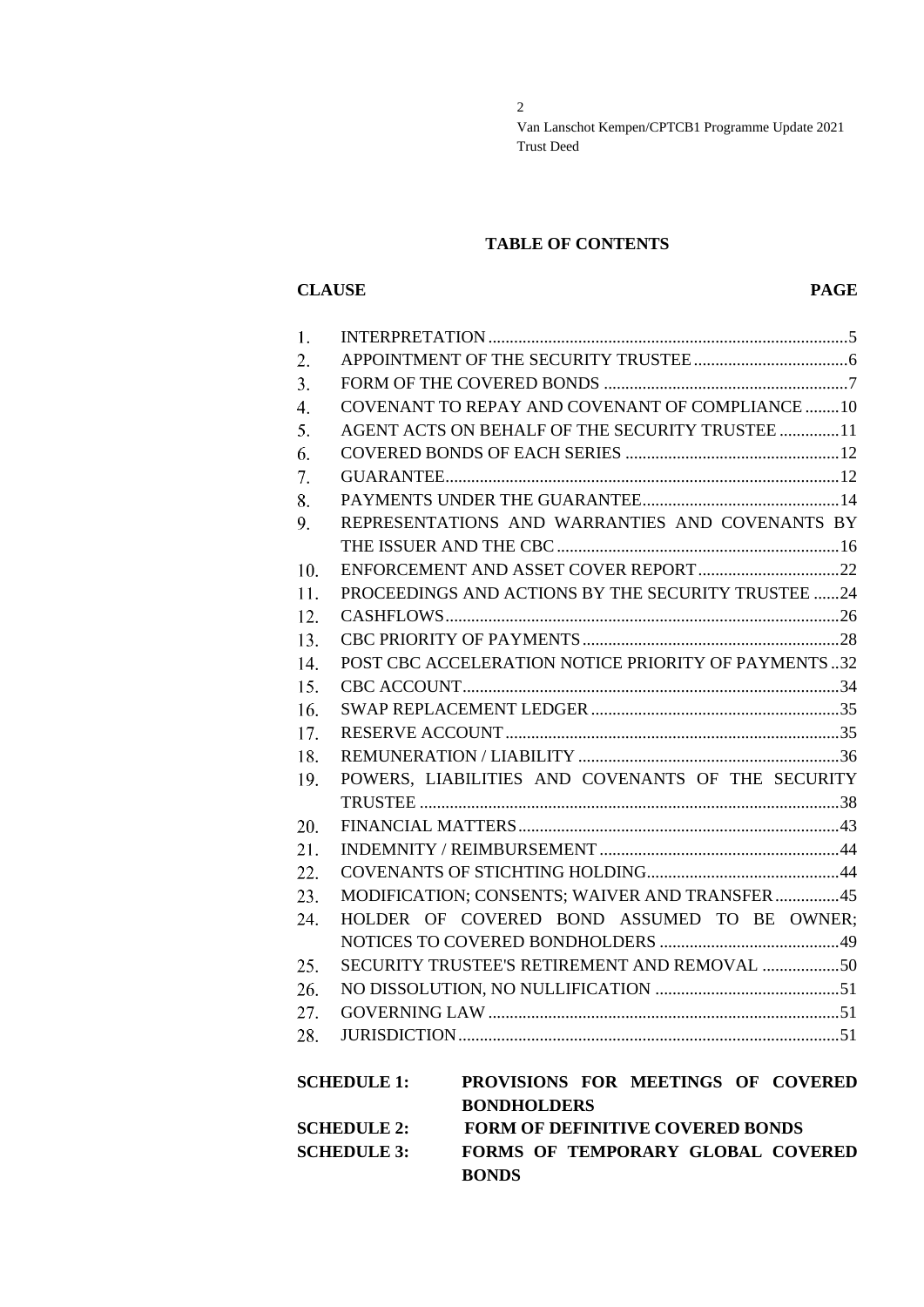## TABLE OF CONTENTS

| CLAUSE | | PAGE |
|---|---|---|
| 1. | INTERPRETATION | 5 |
| 2. | APPOINTMENT OF THE SECURITY TRUSTEE | 6 |
| 3. | FORM OF THE COVERED BONDS | 7 |
| 4. | COVENANT TO REPAY AND COVENANT OF COMPLIANCE | 10 |
| 5. | AGENT ACTS ON BEHALF OF THE SECURITY TRUSTEE | 11 |
| 6. | COVERED BONDS OF EACH SERIES | 12 |
| 7. | GUARANTEE | 12 |
| 8. | PAYMENTS UNDER THE GUARANTEE | 14 |
| 9. | REPRESENTATIONS AND WARRANTIES AND COVENANTS BY THE ISSUER AND THE CBC | 16 |
| 10. | ENFORCEMENT AND ASSET COVER REPORT | 22 |
| 11. | PROCEEDINGS AND ACTIONS BY THE SECURITY TRUSTEE | 24 |
| 12. | CASHFLOWS | 26 |
| 13. | CBC PRIORITY OF PAYMENTS | 28 |
| 14. | POST CBC ACCELERATION NOTICE PRIORITY OF PAYMENTS | 32 |
| 15. | CBC ACCOUNT | 34 |
| 16. | SWAP REPLACEMENT LEDGER | 35 |
| 17. | RESERVE ACCOUNT | 35 |
| 18. | REMUNERATION / LIABILITY | 36 |
| 19. | POWERS, LIABILITIES AND COVENANTS OF THE SECURITY TRUSTEE | 38 |
| 20. | FINANCIAL MATTERS | 43 |
| 21. | INDEMNITY / REIMBURSEMENT | 44 |
| 22. | COVENANTS OF STICHTING HOLDING | 44 |
| 23. | MODIFICATION; CONSENTS; WAIVER AND TRANSFER | 45 |
| 24. | HOLDER OF COVERED BOND ASSUMED TO BE OWNER; NOTICES TO COVERED BONDHOLDERS | 49 |
| 25. | SECURITY TRUSTEE'S RETIREMENT AND REMOVAL | 50 |
| 26. | NO DISSOLUTION, NO NULLIFICATION | 51 |
| 27. | GOVERNING LAW | 51 |
| 28. | JURISDICTION | 51 |

**SCHEDULE 1:** **PROVISIONS FOR MEETINGS OF COVERED BONDHOLDERS**

**SCHEDULE 2:** **FORM OF DEFINITIVE COVERED BONDS**

**SCHEDULE 3:** **FORMS OF TEMPORARY GLOBAL COVERED BONDS**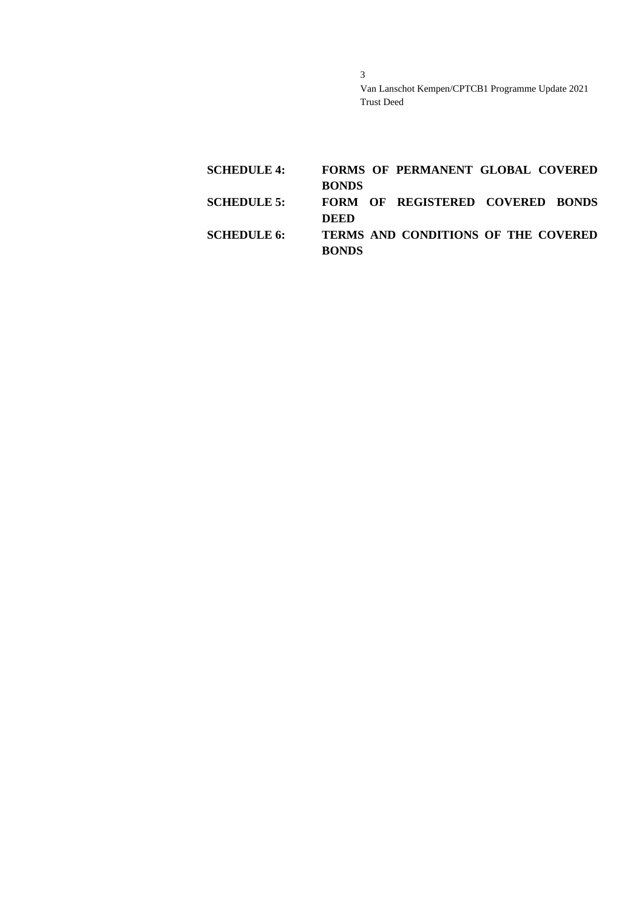| | |
|---|---|
| **SCHEDULE 4:** | **FORMS OF PERMANENT GLOBAL COVERED BONDS** |
| **SCHEDULE 5:** | **FORM OF REGISTERED COVERED BONDS DEED** |
| **SCHEDULE 6:** | **TERMS AND CONDITIONS OF THE COVERED BONDS** |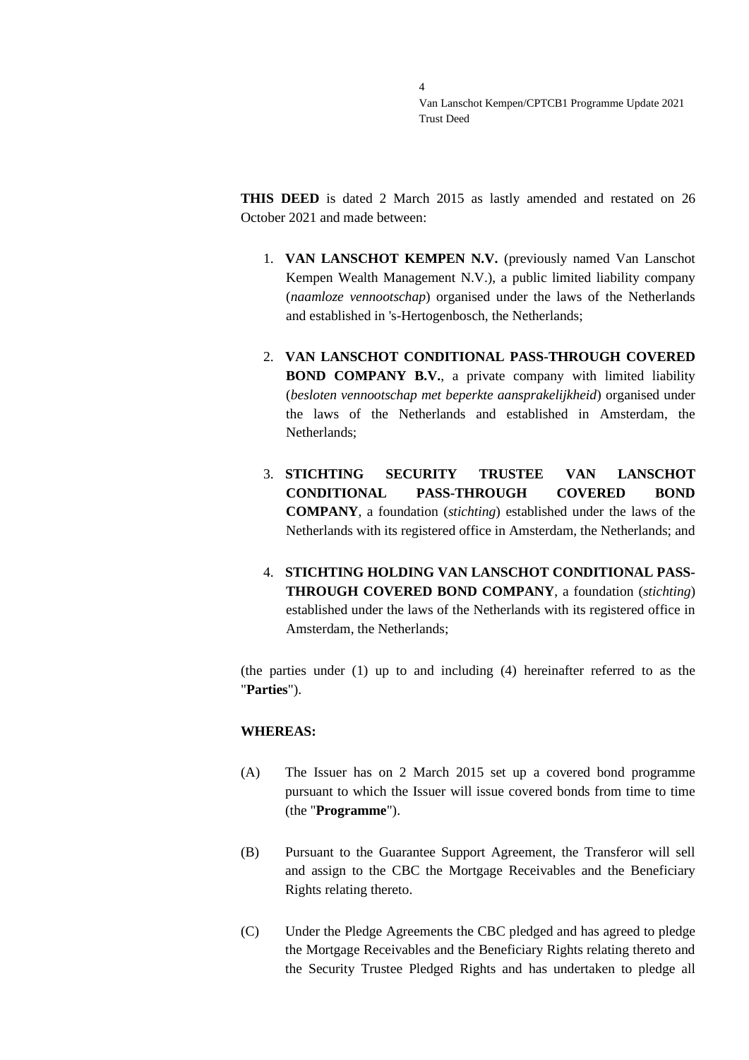**THIS DEED** is dated 2 March 2015 as lastly amended and restated on 26 October 2021 and made between:

1. **VAN LANSCHOT KEMPEN N.V.** (previously named Van Lanschot Kempen Wealth Management N.V.), a public limited liability company (*naamloze vennootschap*) organised under the laws of the Netherlands and established in 's-Hertogenbosch, the Netherlands;

2. **VAN LANSCHOT CONDITIONAL PASS-THROUGH COVERED BOND COMPANY B.V.**, a private company with limited liability (*besloten vennootschap met beperkte aansprakelijkheid*) organised under the laws of the Netherlands and established in Amsterdam, the Netherlands;

3. **STICHTING SECURITY TRUSTEE VAN LANSCHOT CONDITIONAL PASS-THROUGH COVERED BOND COMPANY**, a foundation (*stichting*) established under the laws of the Netherlands with its registered office in Amsterdam, the Netherlands; and

4. **STICHTING HOLDING VAN LANSCHOT CONDITIONAL PASS-THROUGH COVERED BOND COMPANY**, a foundation (*stichting*) established under the laws of the Netherlands with its registered office in Amsterdam, the Netherlands;

(the parties under (1) up to and including (4) hereinafter referred to as the "**Parties**").

**WHEREAS:**

(A) The Issuer has on 2 March 2015 set up a covered bond programme pursuant to which the Issuer will issue covered bonds from time to time (the "**Programme**").

(B) Pursuant to the Guarantee Support Agreement, the Transferor will sell and assign to the CBC the Mortgage Receivables and the Beneficiary Rights relating thereto.

(C) Under the Pledge Agreements the CBC pledged and has agreed to pledge the Mortgage Receivables and the Beneficiary Rights relating thereto and the Security Trustee Pledged Rights and has undertaken to pledge all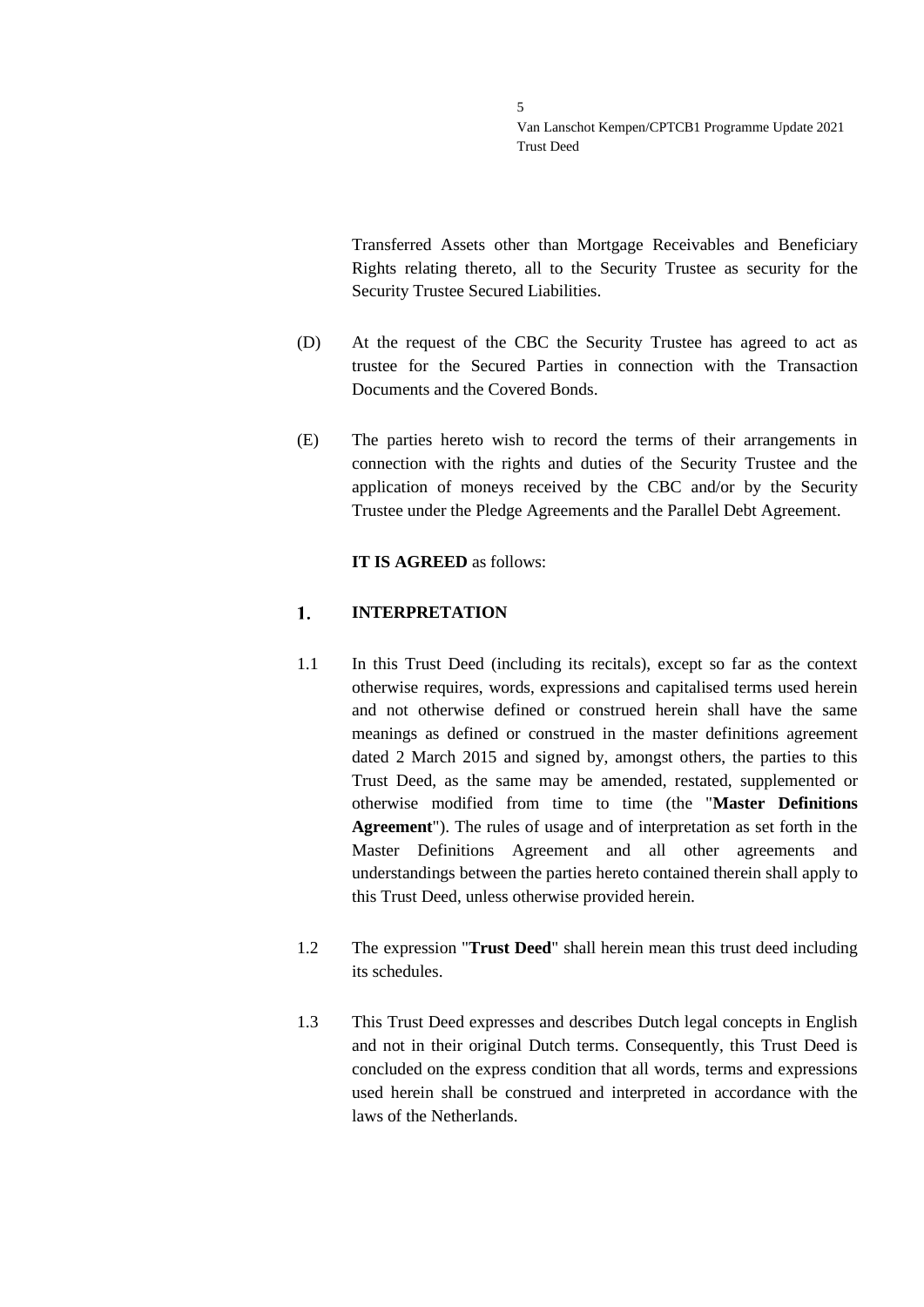Transferred Assets other than Mortgage Receivables and Beneficiary Rights relating thereto, all to the Security Trustee as security for the Security Trustee Secured Liabilities.

(D) At the request of the CBC the Security Trustee has agreed to act as trustee for the Secured Parties in connection with the Transaction Documents and the Covered Bonds.

(E) The parties hereto wish to record the terms of their arrangements in connection with the rights and duties of the Security Trustee and the application of moneys received by the CBC and/or by the Security Trustee under the Pledge Agreements and the Parallel Debt Agreement.

**IT IS AGREED** as follows:

## 1. INTERPRETATION

1.1 In this Trust Deed (including its recitals), except so far as the context otherwise requires, words, expressions and capitalised terms used herein and not otherwise defined or construed herein shall have the same meanings as defined or construed in the master definitions agreement dated 2 March 2015 and signed by, amongst others, the parties to this Trust Deed, as the same may be amended, restated, supplemented or otherwise modified from time to time (the "**Master Definitions Agreement**"). The rules of usage and of interpretation as set forth in the Master Definitions Agreement and all other agreements and understandings between the parties hereto contained therein shall apply to this Trust Deed, unless otherwise provided herein.

1.2 The expression "**Trust Deed**" shall herein mean this trust deed including its schedules.

1.3 This Trust Deed expresses and describes Dutch legal concepts in English and not in their original Dutch terms. Consequently, this Trust Deed is concluded on the express condition that all words, terms and expressions used herein shall be construed and interpreted in accordance with the laws of the Netherlands.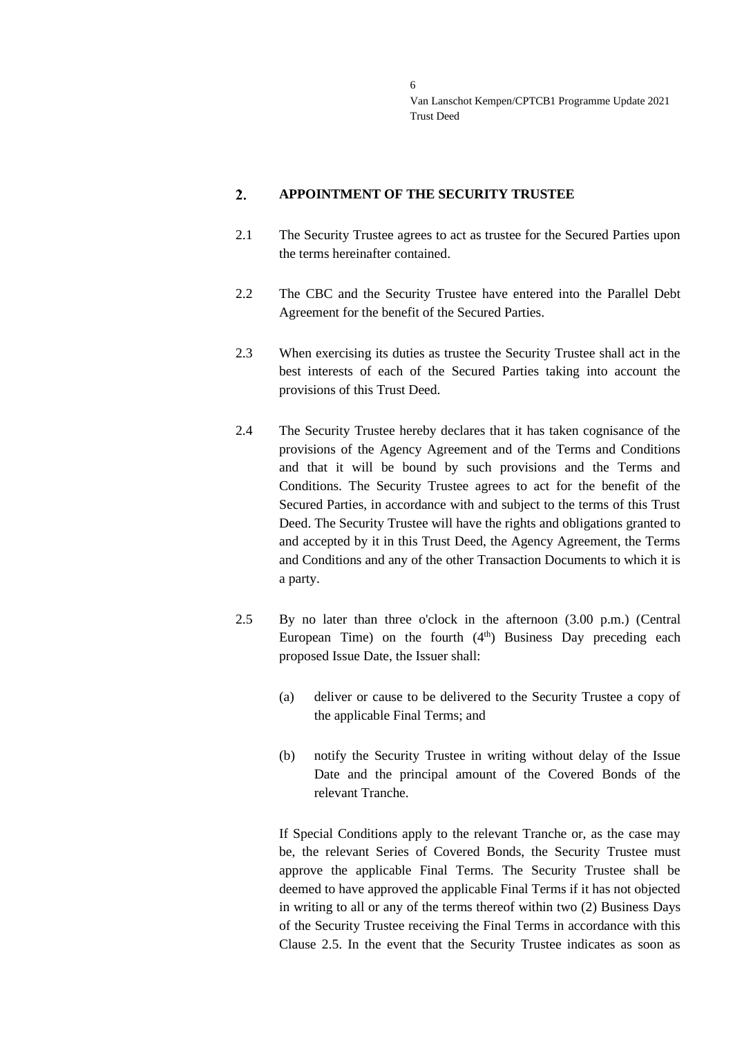## 2. APPOINTMENT OF THE SECURITY TRUSTEE

2.1 The Security Trustee agrees to act as trustee for the Secured Parties upon the terms hereinafter contained.

2.2 The CBC and the Security Trustee have entered into the Parallel Debt Agreement for the benefit of the Secured Parties.

2.3 When exercising its duties as trustee the Security Trustee shall act in the best interests of each of the Secured Parties taking into account the provisions of this Trust Deed.

2.4 The Security Trustee hereby declares that it has taken cognisance of the provisions of the Agency Agreement and of the Terms and Conditions and that it will be bound by such provisions and the Terms and Conditions. The Security Trustee agrees to act for the benefit of the Secured Parties, in accordance with and subject to the terms of this Trust Deed. The Security Trustee will have the rights and obligations granted to and accepted by it in this Trust Deed, the Agency Agreement, the Terms and Conditions and any of the other Transaction Documents to which it is a party.

2.5 By no later than three o'clock in the afternoon (3.00 p.m.) (Central European Time) on the fourth (4th) Business Day preceding each proposed Issue Date, the Issuer shall:

(a) deliver or cause to be delivered to the Security Trustee a copy of the applicable Final Terms; and

(b) notify the Security Trustee in writing without delay of the Issue Date and the principal amount of the Covered Bonds of the relevant Tranche.

If Special Conditions apply to the relevant Tranche or, as the case may be, the relevant Series of Covered Bonds, the Security Trustee must approve the applicable Final Terms. The Security Trustee shall be deemed to have approved the applicable Final Terms if it has not objected in writing to all or any of the terms thereof within two (2) Business Days of the Security Trustee receiving the Final Terms in accordance with this Clause 2.5. In the event that the Security Trustee indicates as soon as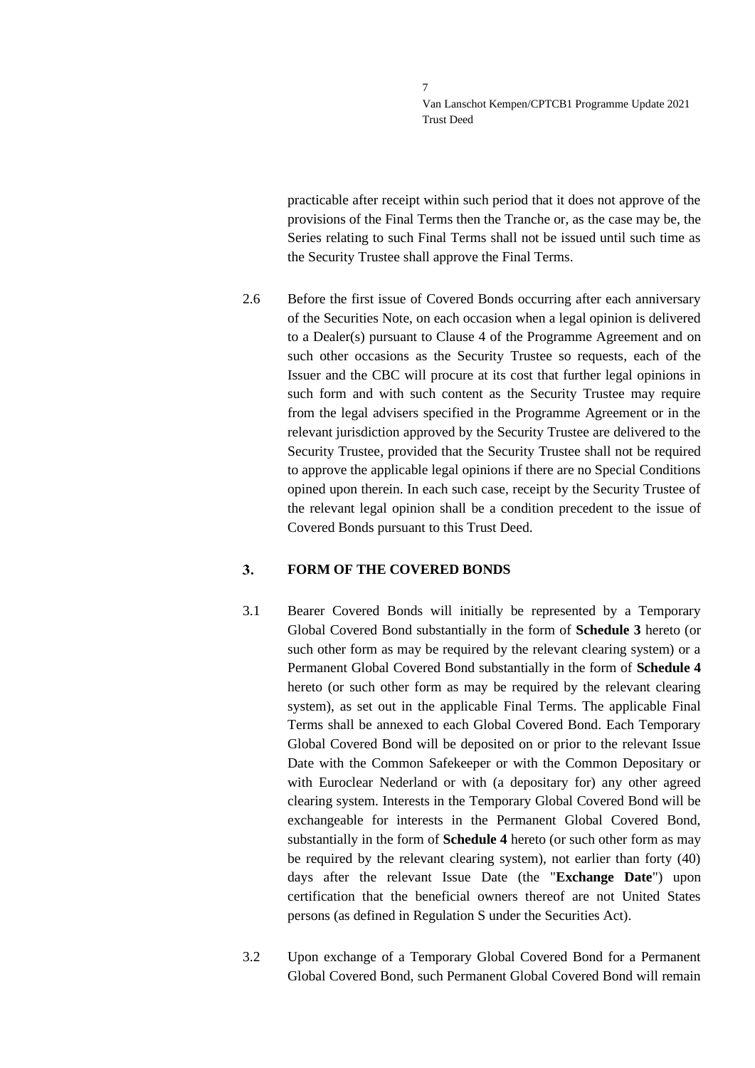practicable after receipt within such period that it does not approve of the provisions of the Final Terms then the Tranche or, as the case may be, the Series relating to such Final Terms shall not be issued until such time as the Security Trustee shall approve the Final Terms.

2.6 Before the first issue of Covered Bonds occurring after each anniversary of the Securities Note, on each occasion when a legal opinion is delivered to a Dealer(s) pursuant to Clause 4 of the Programme Agreement and on such other occasions as the Security Trustee so requests, each of the Issuer and the CBC will procure at its cost that further legal opinions in such form and with such content as the Security Trustee may require from the legal advisers specified in the Programme Agreement or in the relevant jurisdiction approved by the Security Trustee are delivered to the Security Trustee, provided that the Security Trustee shall not be required to approve the applicable legal opinions if there are no Special Conditions opined upon therein. In each such case, receipt by the Security Trustee of the relevant legal opinion shall be a condition precedent to the issue of Covered Bonds pursuant to this Trust Deed.

## 3. FORM OF THE COVERED BONDS

3.1 Bearer Covered Bonds will initially be represented by a Temporary Global Covered Bond substantially in the form of **Schedule 3** hereto (or such other form as may be required by the relevant clearing system) or a Permanent Global Covered Bond substantially in the form of **Schedule 4** hereto (or such other form as may be required by the relevant clearing system), as set out in the applicable Final Terms. The applicable Final Terms shall be annexed to each Global Covered Bond. Each Temporary Global Covered Bond will be deposited on or prior to the relevant Issue Date with the Common Safekeeper or with the Common Depositary or with Euroclear Nederland or with (a depositary for) any other agreed clearing system. Interests in the Temporary Global Covered Bond will be exchangeable for interests in the Permanent Global Covered Bond, substantially in the form of **Schedule 4** hereto (or such other form as may be required by the relevant clearing system), not earlier than forty (40) days after the relevant Issue Date (the "**Exchange Date**") upon certification that the beneficial owners thereof are not United States persons (as defined in Regulation S under the Securities Act).

3.2 Upon exchange of a Temporary Global Covered Bond for a Permanent Global Covered Bond, such Permanent Global Covered Bond will remain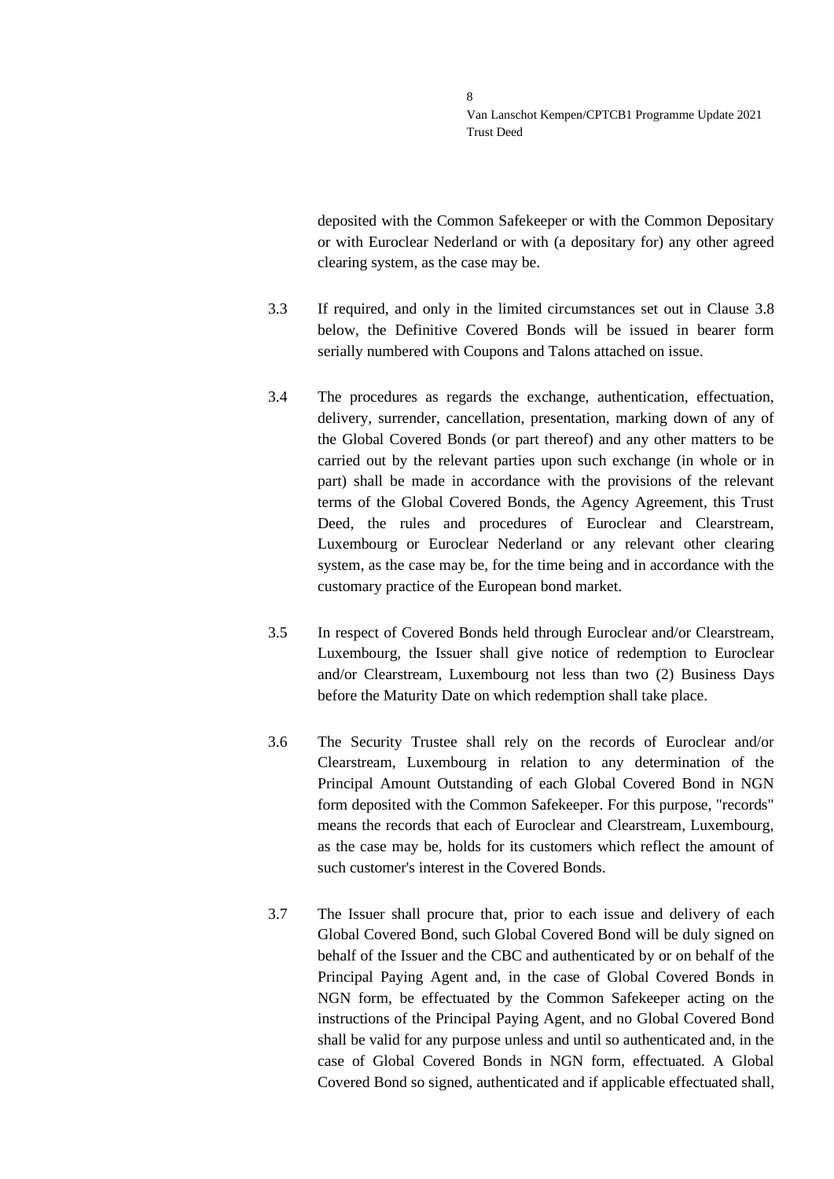deposited with the Common Safekeeper or with the Common Depositary or with Euroclear Nederland or with (a depositary for) any other agreed clearing system, as the case may be.

3.3 If required, and only in the limited circumstances set out in Clause 3.8 below, the Definitive Covered Bonds will be issued in bearer form serially numbered with Coupons and Talons attached on issue.

3.4 The procedures as regards the exchange, authentication, effectuation, delivery, surrender, cancellation, presentation, marking down of any of the Global Covered Bonds (or part thereof) and any other matters to be carried out by the relevant parties upon such exchange (in whole or in part) shall be made in accordance with the provisions of the relevant terms of the Global Covered Bonds, the Agency Agreement, this Trust Deed, the rules and procedures of Euroclear and Clearstream, Luxembourg or Euroclear Nederland or any relevant other clearing system, as the case may be, for the time being and in accordance with the customary practice of the European bond market.

3.5 In respect of Covered Bonds held through Euroclear and/or Clearstream, Luxembourg, the Issuer shall give notice of redemption to Euroclear and/or Clearstream, Luxembourg not less than two (2) Business Days before the Maturity Date on which redemption shall take place.

3.6 The Security Trustee shall rely on the records of Euroclear and/or Clearstream, Luxembourg in relation to any determination of the Principal Amount Outstanding of each Global Covered Bond in NGN form deposited with the Common Safekeeper. For this purpose, "records" means the records that each of Euroclear and Clearstream, Luxembourg, as the case may be, holds for its customers which reflect the amount of such customer's interest in the Covered Bonds.

3.7 The Issuer shall procure that, prior to each issue and delivery of each Global Covered Bond, such Global Covered Bond will be duly signed on behalf of the Issuer and the CBC and authenticated by or on behalf of the Principal Paying Agent and, in the case of Global Covered Bonds in NGN form, be effectuated by the Common Safekeeper acting on the instructions of the Principal Paying Agent, and no Global Covered Bond shall be valid for any purpose unless and until so authenticated and, in the case of Global Covered Bonds in NGN form, effectuated. A Global Covered Bond so signed, authenticated and if applicable effectuated shall,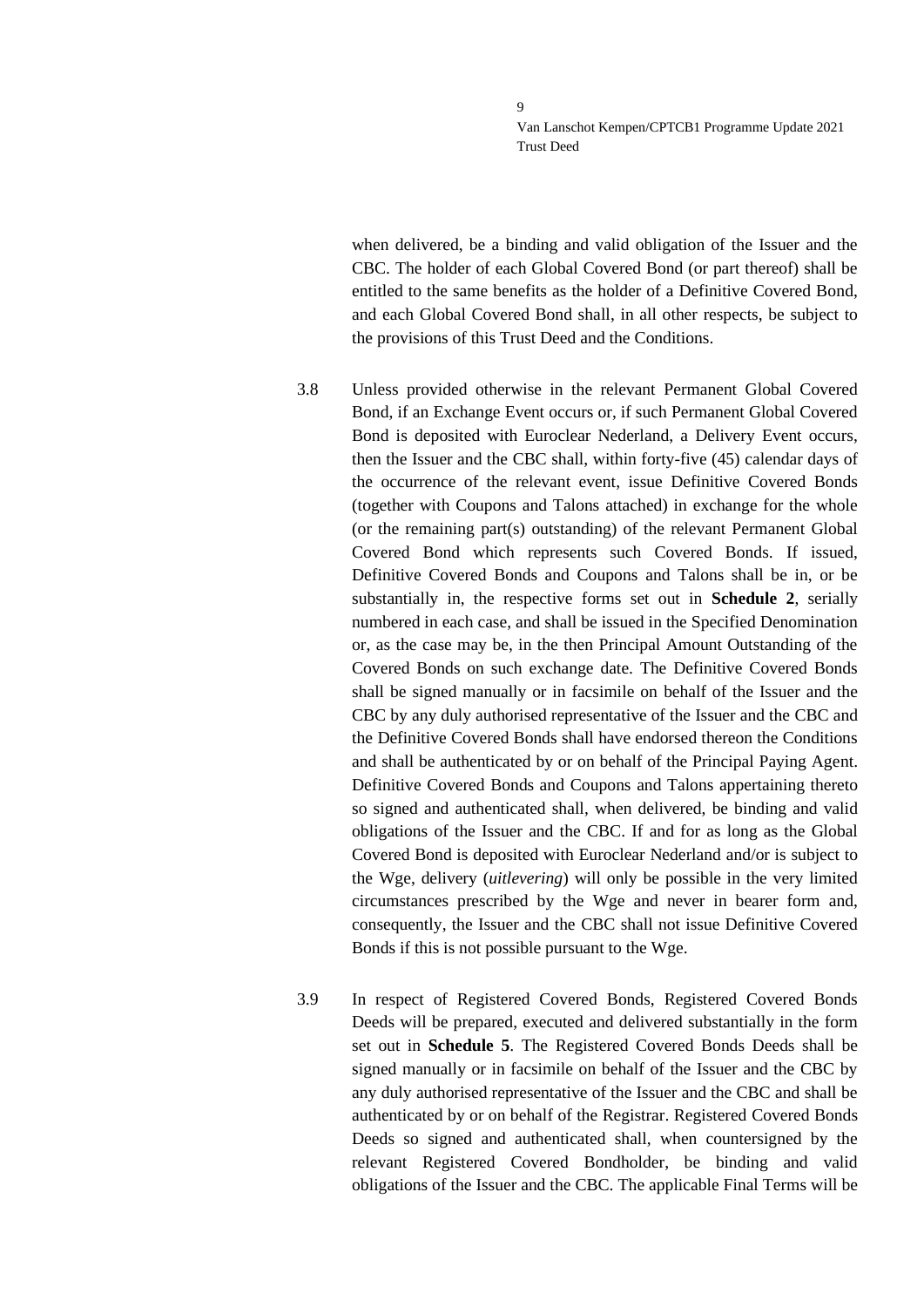when delivered, be a binding and valid obligation of the Issuer and the CBC. The holder of each Global Covered Bond (or part thereof) shall be entitled to the same benefits as the holder of a Definitive Covered Bond, and each Global Covered Bond shall, in all other respects, be subject to the provisions of this Trust Deed and the Conditions.

3.8 Unless provided otherwise in the relevant Permanent Global Covered Bond, if an Exchange Event occurs or, if such Permanent Global Covered Bond is deposited with Euroclear Nederland, a Delivery Event occurs, then the Issuer and the CBC shall, within forty-five (45) calendar days of the occurrence of the relevant event, issue Definitive Covered Bonds (together with Coupons and Talons attached) in exchange for the whole (or the remaining part(s) outstanding) of the relevant Permanent Global Covered Bond which represents such Covered Bonds. If issued, Definitive Covered Bonds and Coupons and Talons shall be in, or be substantially in, the respective forms set out in **Schedule 2**, serially numbered in each case, and shall be issued in the Specified Denomination or, as the case may be, in the then Principal Amount Outstanding of the Covered Bonds on such exchange date. The Definitive Covered Bonds shall be signed manually or in facsimile on behalf of the Issuer and the CBC by any duly authorised representative of the Issuer and the CBC and the Definitive Covered Bonds shall have endorsed thereon the Conditions and shall be authenticated by or on behalf of the Principal Paying Agent. Definitive Covered Bonds and Coupons and Talons appertaining thereto so signed and authenticated shall, when delivered, be binding and valid obligations of the Issuer and the CBC. If and for as long as the Global Covered Bond is deposited with Euroclear Nederland and/or is subject to the Wge, delivery (*uitlevering*) will only be possible in the very limited circumstances prescribed by the Wge and never in bearer form and, consequently, the Issuer and the CBC shall not issue Definitive Covered Bonds if this is not possible pursuant to the Wge.

3.9 In respect of Registered Covered Bonds, Registered Covered Bonds Deeds will be prepared, executed and delivered substantially in the form set out in **Schedule 5**. The Registered Covered Bonds Deeds shall be signed manually or in facsimile on behalf of the Issuer and the CBC by any duly authorised representative of the Issuer and the CBC and shall be authenticated by or on behalf of the Registrar. Registered Covered Bonds Deeds so signed and authenticated shall, when countersigned by the relevant Registered Covered Bondholder, be binding and valid obligations of the Issuer and the CBC. The applicable Final Terms will be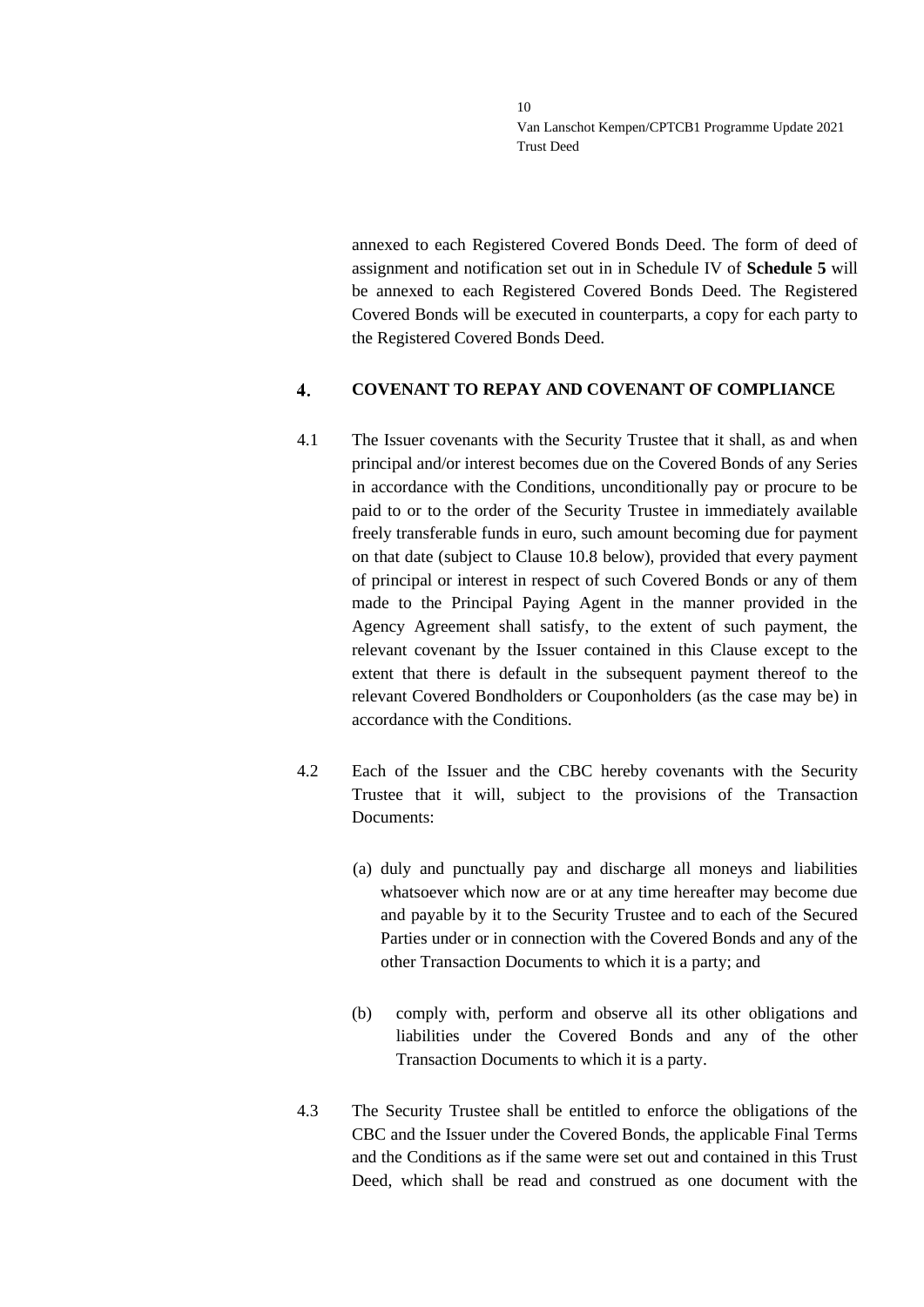annexed to each Registered Covered Bonds Deed. The form of deed of assignment and notification set out in in Schedule IV of **Schedule 5** will be annexed to each Registered Covered Bonds Deed. The Registered Covered Bonds will be executed in counterparts, a copy for each party to the Registered Covered Bonds Deed.

## 4. COVENANT TO REPAY AND COVENANT OF COMPLIANCE

4.1 The Issuer covenants with the Security Trustee that it shall, as and when principal and/or interest becomes due on the Covered Bonds of any Series in accordance with the Conditions, unconditionally pay or procure to be paid to or to the order of the Security Trustee in immediately available freely transferable funds in euro, such amount becoming due for payment on that date (subject to Clause 10.8 below), provided that every payment of principal or interest in respect of such Covered Bonds or any of them made to the Principal Paying Agent in the manner provided in the Agency Agreement shall satisfy, to the extent of such payment, the relevant covenant by the Issuer contained in this Clause except to the extent that there is default in the subsequent payment thereof to the relevant Covered Bondholders or Couponholders (as the case may be) in accordance with the Conditions.

4.2 Each of the Issuer and the CBC hereby covenants with the Security Trustee that it will, subject to the provisions of the Transaction Documents:

(a) duly and punctually pay and discharge all moneys and liabilities whatsoever which now are or at any time hereafter may become due and payable by it to the Security Trustee and to each of the Secured Parties under or in connection with the Covered Bonds and any of the other Transaction Documents to which it is a party; and

(b) comply with, perform and observe all its other obligations and liabilities under the Covered Bonds and any of the other Transaction Documents to which it is a party.

4.3 The Security Trustee shall be entitled to enforce the obligations of the CBC and the Issuer under the Covered Bonds, the applicable Final Terms and the Conditions as if the same were set out and contained in this Trust Deed, which shall be read and construed as one document with the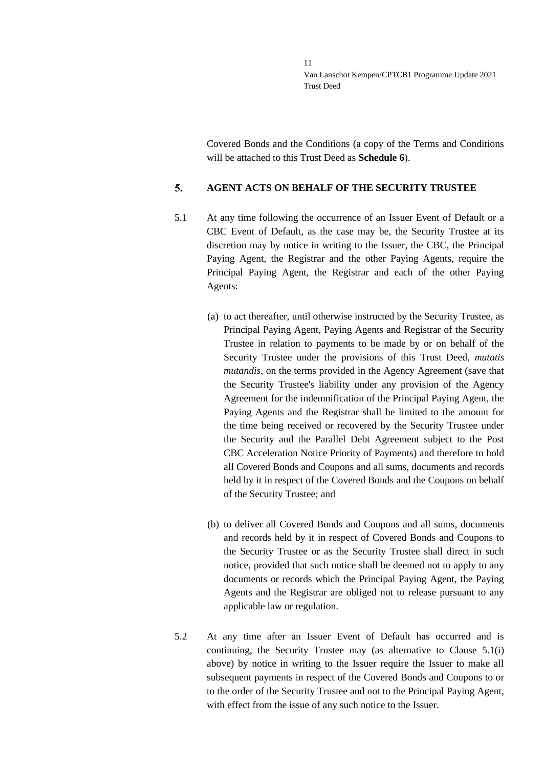Covered Bonds and the Conditions (a copy of the Terms and Conditions will be attached to this Trust Deed as **Schedule 6**).

## 5. AGENT ACTS ON BEHALF OF THE SECURITY TRUSTEE

5.1 At any time following the occurrence of an Issuer Event of Default or a CBC Event of Default, as the case may be, the Security Trustee at its discretion may by notice in writing to the Issuer, the CBC, the Principal Paying Agent, the Registrar and the other Paying Agents, require the Principal Paying Agent, the Registrar and each of the other Paying Agents:

(a) to act thereafter, until otherwise instructed by the Security Trustee, as Principal Paying Agent, Paying Agents and Registrar of the Security Trustee in relation to payments to be made by or on behalf of the Security Trustee under the provisions of this Trust Deed, *mutatis mutandis*, on the terms provided in the Agency Agreement (save that the Security Trustee's liability under any provision of the Agency Agreement for the indemnification of the Principal Paying Agent, the Paying Agents and the Registrar shall be limited to the amount for the time being received or recovered by the Security Trustee under the Security and the Parallel Debt Agreement subject to the Post CBC Acceleration Notice Priority of Payments) and therefore to hold all Covered Bonds and Coupons and all sums, documents and records held by it in respect of the Covered Bonds and the Coupons on behalf of the Security Trustee; and

(b) to deliver all Covered Bonds and Coupons and all sums, documents and records held by it in respect of Covered Bonds and Coupons to the Security Trustee or as the Security Trustee shall direct in such notice, provided that such notice shall be deemed not to apply to any documents or records which the Principal Paying Agent, the Paying Agents and the Registrar are obliged not to release pursuant to any applicable law or regulation.

5.2 At any time after an Issuer Event of Default has occurred and is continuing, the Security Trustee may (as alternative to Clause 5.1(i) above) by notice in writing to the Issuer require the Issuer to make all subsequent payments in respect of the Covered Bonds and Coupons to or to the order of the Security Trustee and not to the Principal Paying Agent, with effect from the issue of any such notice to the Issuer.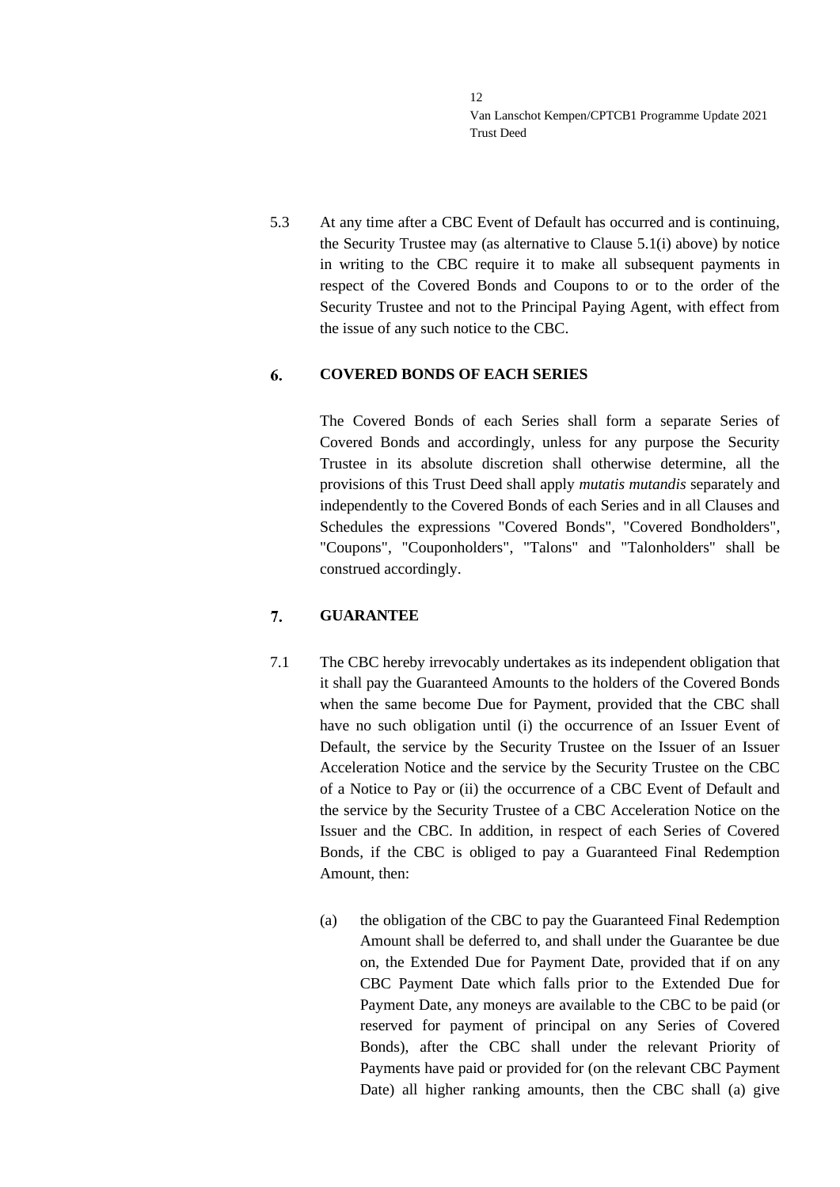5.3 At any time after a CBC Event of Default has occurred and is continuing, the Security Trustee may (as alternative to Clause 5.1(i) above) by notice in writing to the CBC require it to make all subsequent payments in respect of the Covered Bonds and Coupons to or to the order of the Security Trustee and not to the Principal Paying Agent, with effect from the issue of any such notice to the CBC.

## 6. COVERED BONDS OF EACH SERIES

The Covered Bonds of each Series shall form a separate Series of Covered Bonds and accordingly, unless for any purpose the Security Trustee in its absolute discretion shall otherwise determine, all the provisions of this Trust Deed shall apply *mutatis mutandis* separately and independently to the Covered Bonds of each Series and in all Clauses and Schedules the expressions "Covered Bonds", "Covered Bondholders", "Coupons", "Couponholders", "Talons" and "Talonholders" shall be construed accordingly.

## 7. GUARANTEE

7.1 The CBC hereby irrevocably undertakes as its independent obligation that it shall pay the Guaranteed Amounts to the holders of the Covered Bonds when the same become Due for Payment, provided that the CBC shall have no such obligation until (i) the occurrence of an Issuer Event of Default, the service by the Security Trustee on the Issuer of an Issuer Acceleration Notice and the service by the Security Trustee on the CBC of a Notice to Pay or (ii) the occurrence of a CBC Event of Default and the service by the Security Trustee of a CBC Acceleration Notice on the Issuer and the CBC. In addition, in respect of each Series of Covered Bonds, if the CBC is obliged to pay a Guaranteed Final Redemption Amount, then:

(a) the obligation of the CBC to pay the Guaranteed Final Redemption Amount shall be deferred to, and shall under the Guarantee be due on, the Extended Due for Payment Date, provided that if on any CBC Payment Date which falls prior to the Extended Due for Payment Date, any moneys are available to the CBC to be paid (or reserved for payment of principal on any Series of Covered Bonds), after the CBC shall under the relevant Priority of Payments have paid or provided for (on the relevant CBC Payment Date) all higher ranking amounts, then the CBC shall (a) give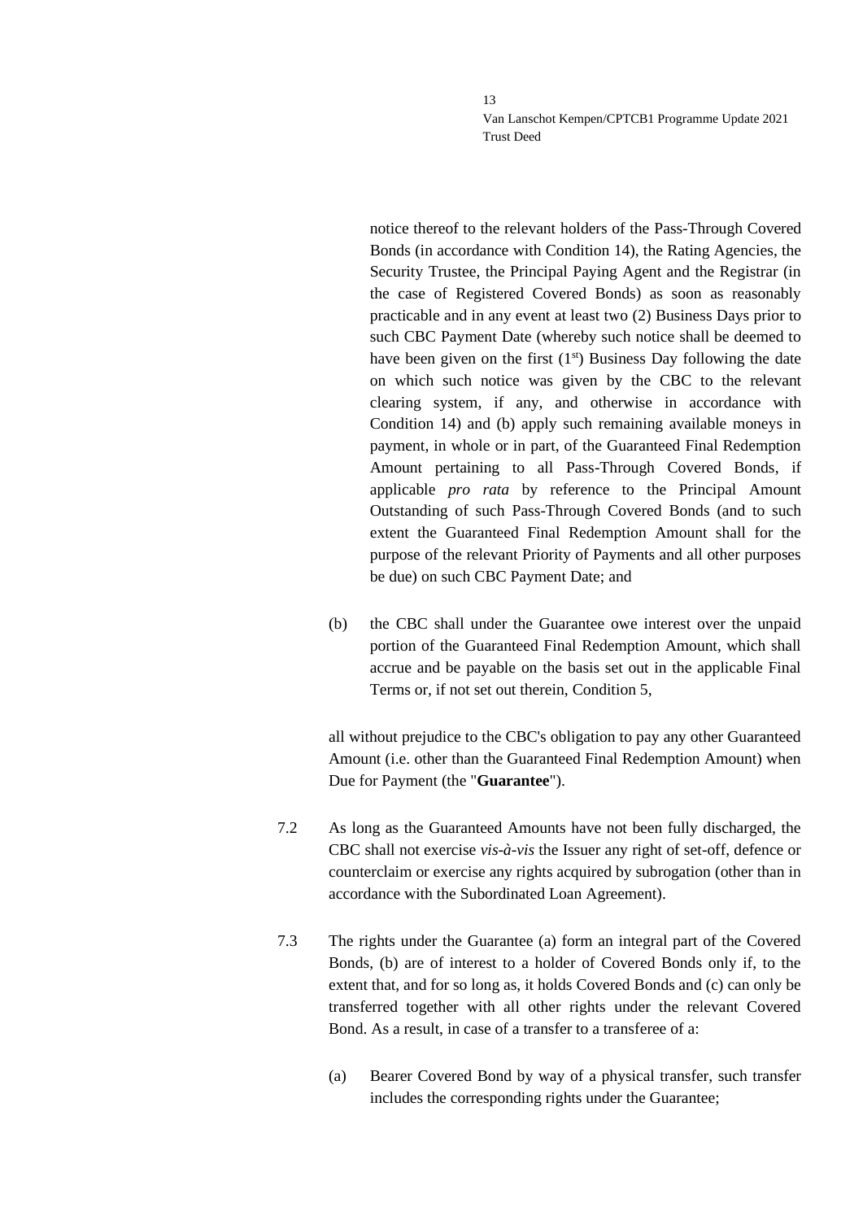notice thereof to the relevant holders of the Pass-Through Covered Bonds (in accordance with Condition 14), the Rating Agencies, the Security Trustee, the Principal Paying Agent and the Registrar (in the case of Registered Covered Bonds) as soon as reasonably practicable and in any event at least two (2) Business Days prior to such CBC Payment Date (whereby such notice shall be deemed to have been given on the first (1st) Business Day following the date on which such notice was given by the CBC to the relevant clearing system, if any, and otherwise in accordance with Condition 14) and (b) apply such remaining available moneys in payment, in whole or in part, of the Guaranteed Final Redemption Amount pertaining to all Pass-Through Covered Bonds, if applicable *pro rata* by reference to the Principal Amount Outstanding of such Pass-Through Covered Bonds (and to such extent the Guaranteed Final Redemption Amount shall for the purpose of the relevant Priority of Payments and all other purposes be due) on such CBC Payment Date; and

(b) the CBC shall under the Guarantee owe interest over the unpaid portion of the Guaranteed Final Redemption Amount, which shall accrue and be payable on the basis set out in the applicable Final Terms or, if not set out therein, Condition 5,

all without prejudice to the CBC's obligation to pay any other Guaranteed Amount (i.e. other than the Guaranteed Final Redemption Amount) when Due for Payment (the "**Guarantee**").

7.2 As long as the Guaranteed Amounts have not been fully discharged, the CBC shall not exercise *vis-à-vis* the Issuer any right of set-off, defence or counterclaim or exercise any rights acquired by subrogation (other than in accordance with the Subordinated Loan Agreement).

7.3 The rights under the Guarantee (a) form an integral part of the Covered Bonds, (b) are of interest to a holder of Covered Bonds only if, to the extent that, and for so long as, it holds Covered Bonds and (c) can only be transferred together with all other rights under the relevant Covered Bond. As a result, in case of a transfer to a transferee of a:

(a) Bearer Covered Bond by way of a physical transfer, such transfer includes the corresponding rights under the Guarantee;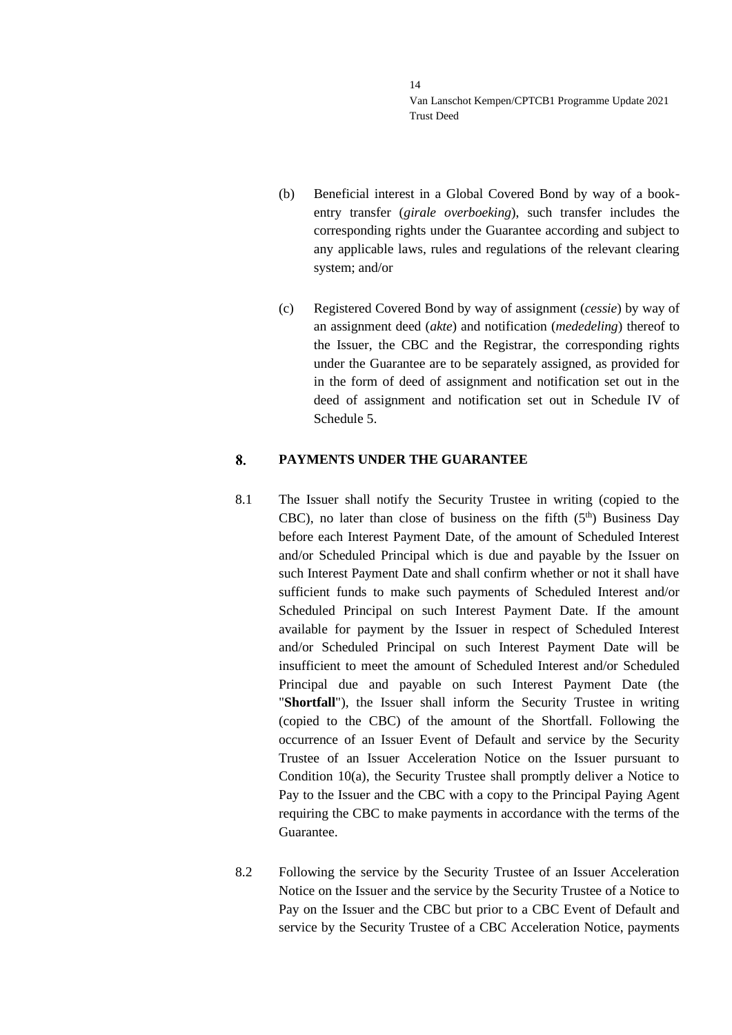(b) Beneficial interest in a Global Covered Bond by way of a book-entry transfer (*girale overboeking*), such transfer includes the corresponding rights under the Guarantee according and subject to any applicable laws, rules and regulations of the relevant clearing system; and/or

(c) Registered Covered Bond by way of assignment (*cessie*) by way of an assignment deed (*akte*) and notification (*mededeling*) thereof to the Issuer, the CBC and the Registrar, the corresponding rights under the Guarantee are to be separately assigned, as provided for in the form of deed of assignment and notification set out in the deed of assignment and notification set out in Schedule IV of Schedule 5.

## 8. PAYMENTS UNDER THE GUARANTEE

8.1 The Issuer shall notify the Security Trustee in writing (copied to the CBC), no later than close of business on the fifth (5th) Business Day before each Interest Payment Date, of the amount of Scheduled Interest and/or Scheduled Principal which is due and payable by the Issuer on such Interest Payment Date and shall confirm whether or not it shall have sufficient funds to make such payments of Scheduled Interest and/or Scheduled Principal on such Interest Payment Date. If the amount available for payment by the Issuer in respect of Scheduled Interest and/or Scheduled Principal on such Interest Payment Date will be insufficient to meet the amount of Scheduled Interest and/or Scheduled Principal due and payable on such Interest Payment Date (the "**Shortfall**"), the Issuer shall inform the Security Trustee in writing (copied to the CBC) of the amount of the Shortfall. Following the occurrence of an Issuer Event of Default and service by the Security Trustee of an Issuer Acceleration Notice on the Issuer pursuant to Condition 10(a), the Security Trustee shall promptly deliver a Notice to Pay to the Issuer and the CBC with a copy to the Principal Paying Agent requiring the CBC to make payments in accordance with the terms of the Guarantee.

8.2 Following the service by the Security Trustee of an Issuer Acceleration Notice on the Issuer and the service by the Security Trustee of a Notice to Pay on the Issuer and the CBC but prior to a CBC Event of Default and service by the Security Trustee of a CBC Acceleration Notice, payments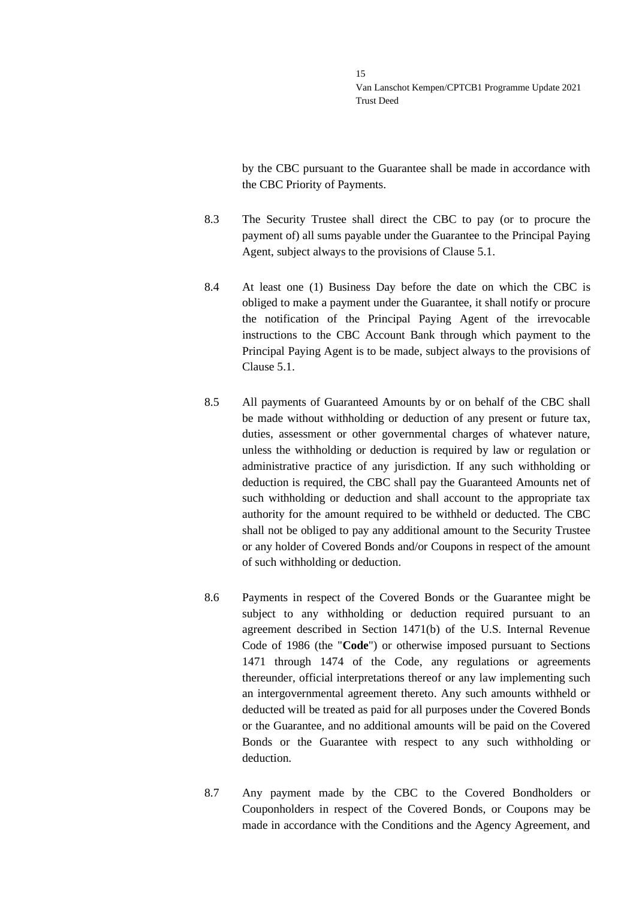by the CBC pursuant to the Guarantee shall be made in accordance with the CBC Priority of Payments.

8.3 The Security Trustee shall direct the CBC to pay (or to procure the payment of) all sums payable under the Guarantee to the Principal Paying Agent, subject always to the provisions of Clause 5.1.

8.4 At least one (1) Business Day before the date on which the CBC is obliged to make a payment under the Guarantee, it shall notify or procure the notification of the Principal Paying Agent of the irrevocable instructions to the CBC Account Bank through which payment to the Principal Paying Agent is to be made, subject always to the provisions of Clause 5.1.

8.5 All payments of Guaranteed Amounts by or on behalf of the CBC shall be made without withholding or deduction of any present or future tax, duties, assessment or other governmental charges of whatever nature, unless the withholding or deduction is required by law or regulation or administrative practice of any jurisdiction. If any such withholding or deduction is required, the CBC shall pay the Guaranteed Amounts net of such withholding or deduction and shall account to the appropriate tax authority for the amount required to be withheld or deducted. The CBC shall not be obliged to pay any additional amount to the Security Trustee or any holder of Covered Bonds and/or Coupons in respect of the amount of such withholding or deduction.

8.6 Payments in respect of the Covered Bonds or the Guarantee might be subject to any withholding or deduction required pursuant to an agreement described in Section 1471(b) of the U.S. Internal Revenue Code of 1986 (the "**Code**") or otherwise imposed pursuant to Sections 1471 through 1474 of the Code, any regulations or agreements thereunder, official interpretations thereof or any law implementing such an intergovernmental agreement thereto. Any such amounts withheld or deducted will be treated as paid for all purposes under the Covered Bonds or the Guarantee, and no additional amounts will be paid on the Covered Bonds or the Guarantee with respect to any such withholding or deduction.

8.7 Any payment made by the CBC to the Covered Bondholders or Couponholders in respect of the Covered Bonds, or Coupons may be made in accordance with the Conditions and the Agency Agreement, and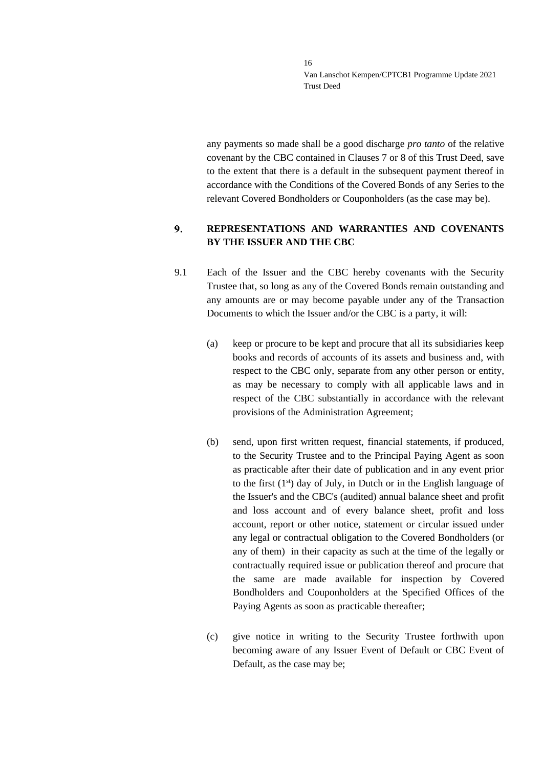any payments so made shall be a good discharge *pro tanto* of the relative covenant by the CBC contained in Clauses 7 or 8 of this Trust Deed, save to the extent that there is a default in the subsequent payment thereof in accordance with the Conditions of the Covered Bonds of any Series to the relevant Covered Bondholders or Couponholders (as the case may be).

## 9. REPRESENTATIONS AND WARRANTIES AND COVENANTS BY THE ISSUER AND THE CBC

9.1 Each of the Issuer and the CBC hereby covenants with the Security Trustee that, so long as any of the Covered Bonds remain outstanding and any amounts are or may become payable under any of the Transaction Documents to which the Issuer and/or the CBC is a party, it will:

(a) keep or procure to be kept and procure that all its subsidiaries keep books and records of accounts of its assets and business and, with respect to the CBC only, separate from any other person or entity, as may be necessary to comply with all applicable laws and in respect of the CBC substantially in accordance with the relevant provisions of the Administration Agreement;

(b) send, upon first written request, financial statements, if produced, to the Security Trustee and to the Principal Paying Agent as soon as practicable after their date of publication and in any event prior to the first (1st) day of July, in Dutch or in the English language of the Issuer's and the CBC's (audited) annual balance sheet and profit and loss account and of every balance sheet, profit and loss account, report or other notice, statement or circular issued under any legal or contractual obligation to the Covered Bondholders (or any of them) in their capacity as such at the time of the legally or contractually required issue or publication thereof and procure that the same are made available for inspection by Covered Bondholders and Couponholders at the Specified Offices of the Paying Agents as soon as practicable thereafter;

(c) give notice in writing to the Security Trustee forthwith upon becoming aware of any Issuer Event of Default or CBC Event of Default, as the case may be;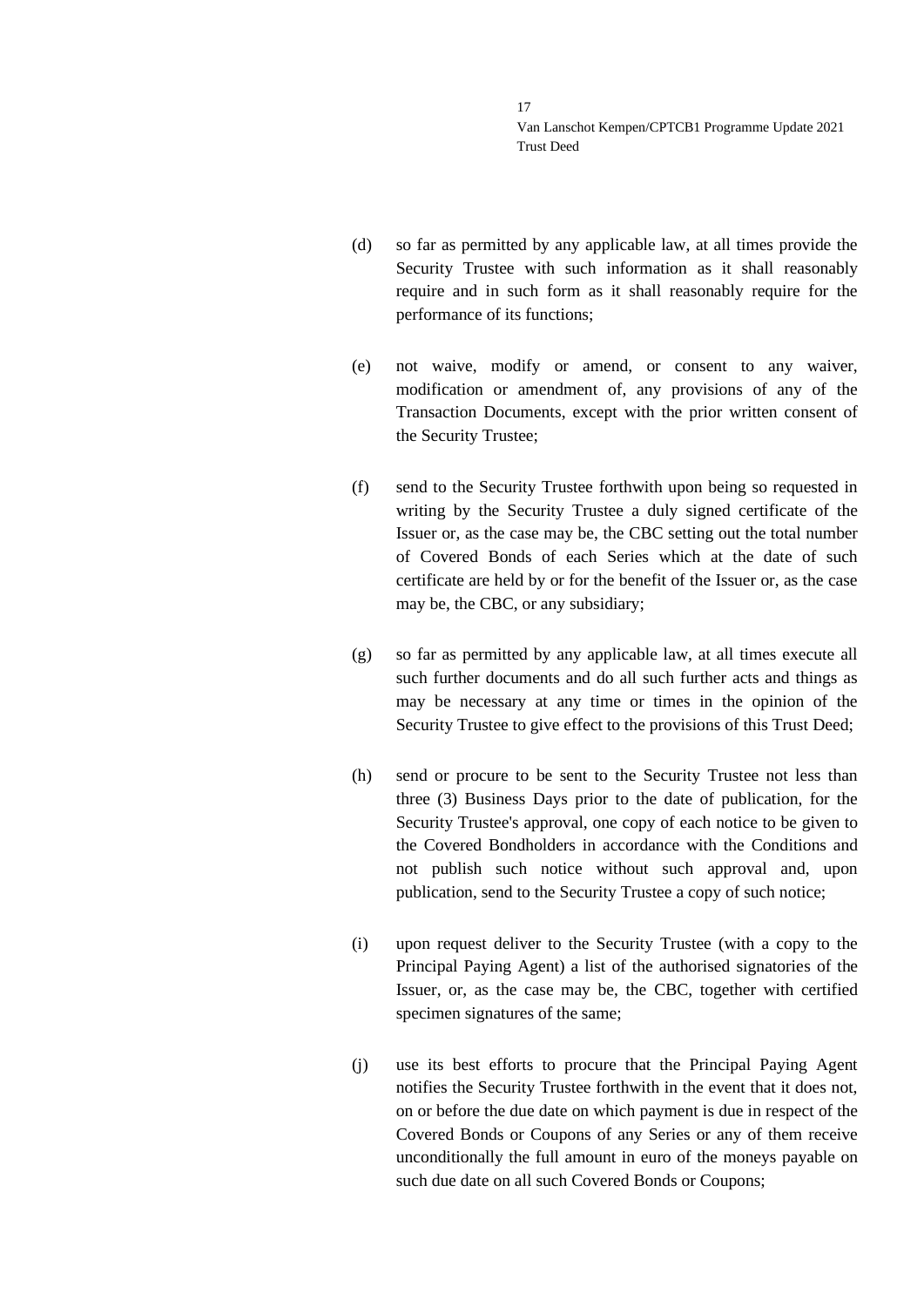(d) so far as permitted by any applicable law, at all times provide the Security Trustee with such information as it shall reasonably require and in such form as it shall reasonably require for the performance of its functions;

(e) not waive, modify or amend, or consent to any waiver, modification or amendment of, any provisions of any of the Transaction Documents, except with the prior written consent of the Security Trustee;

(f) send to the Security Trustee forthwith upon being so requested in writing by the Security Trustee a duly signed certificate of the Issuer or, as the case may be, the CBC setting out the total number of Covered Bonds of each Series which at the date of such certificate are held by or for the benefit of the Issuer or, as the case may be, the CBC, or any subsidiary;

(g) so far as permitted by any applicable law, at all times execute all such further documents and do all such further acts and things as may be necessary at any time or times in the opinion of the Security Trustee to give effect to the provisions of this Trust Deed;

(h) send or procure to be sent to the Security Trustee not less than three (3) Business Days prior to the date of publication, for the Security Trustee's approval, one copy of each notice to be given to the Covered Bondholders in accordance with the Conditions and not publish such notice without such approval and, upon publication, send to the Security Trustee a copy of such notice;

(i) upon request deliver to the Security Trustee (with a copy to the Principal Paying Agent) a list of the authorised signatories of the Issuer, or, as the case may be, the CBC, together with certified specimen signatures of the same;

(j) use its best efforts to procure that the Principal Paying Agent notifies the Security Trustee forthwith in the event that it does not, on or before the due date on which payment is due in respect of the Covered Bonds or Coupons of any Series or any of them receive unconditionally the full amount in euro of the moneys payable on such due date on all such Covered Bonds or Coupons;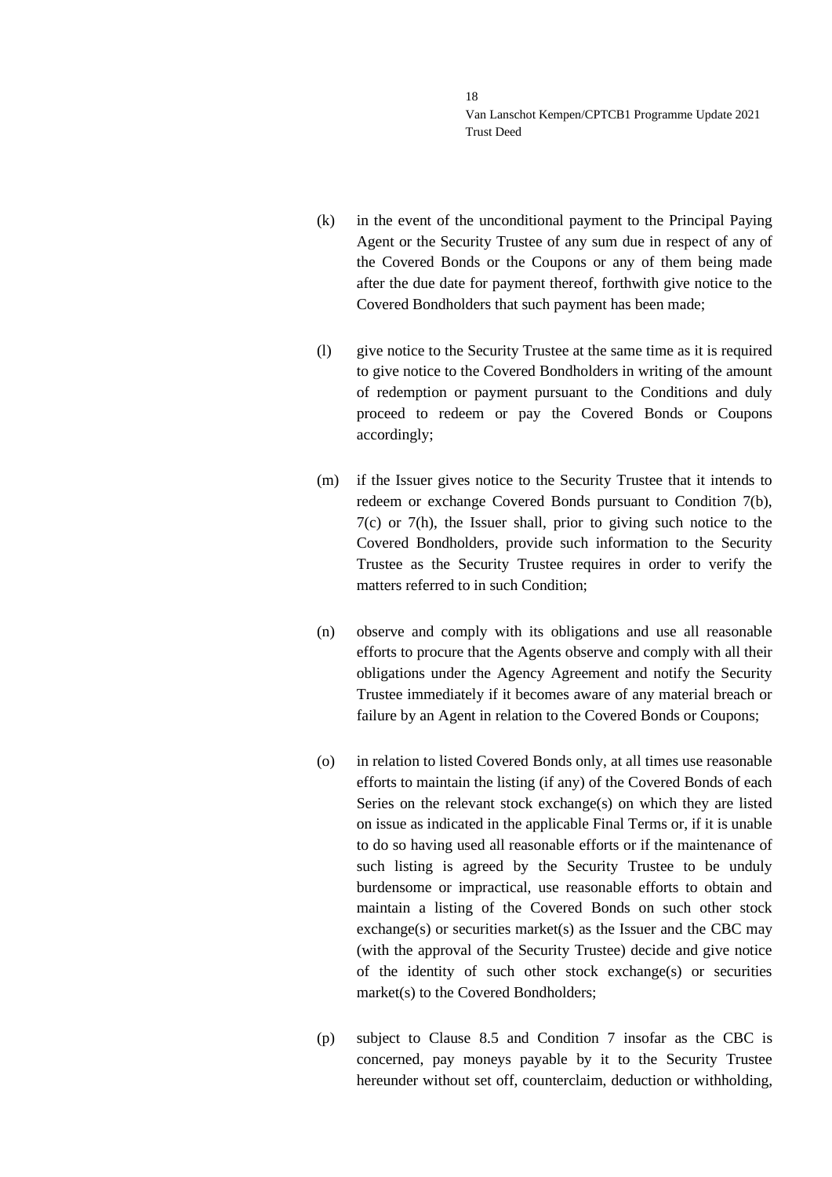(k) in the event of the unconditional payment to the Principal Paying Agent or the Security Trustee of any sum due in respect of any of the Covered Bonds or the Coupons or any of them being made after the due date for payment thereof, forthwith give notice to the Covered Bondholders that such payment has been made;

(l) give notice to the Security Trustee at the same time as it is required to give notice to the Covered Bondholders in writing of the amount of redemption or payment pursuant to the Conditions and duly proceed to redeem or pay the Covered Bonds or Coupons accordingly;

(m) if the Issuer gives notice to the Security Trustee that it intends to redeem or exchange Covered Bonds pursuant to Condition 7(b), 7(c) or 7(h), the Issuer shall, prior to giving such notice to the Covered Bondholders, provide such information to the Security Trustee as the Security Trustee requires in order to verify the matters referred to in such Condition;

(n) observe and comply with its obligations and use all reasonable efforts to procure that the Agents observe and comply with all their obligations under the Agency Agreement and notify the Security Trustee immediately if it becomes aware of any material breach or failure by an Agent in relation to the Covered Bonds or Coupons;

(o) in relation to listed Covered Bonds only, at all times use reasonable efforts to maintain the listing (if any) of the Covered Bonds of each Series on the relevant stock exchange(s) on which they are listed on issue as indicated in the applicable Final Terms or, if it is unable to do so having used all reasonable efforts or if the maintenance of such listing is agreed by the Security Trustee to be unduly burdensome or impractical, use reasonable efforts to obtain and maintain a listing of the Covered Bonds on such other stock exchange(s) or securities market(s) as the Issuer and the CBC may (with the approval of the Security Trustee) decide and give notice of the identity of such other stock exchange(s) or securities market(s) to the Covered Bondholders;

(p) subject to Clause 8.5 and Condition 7 insofar as the CBC is concerned, pay moneys payable by it to the Security Trustee hereunder without set off, counterclaim, deduction or withholding,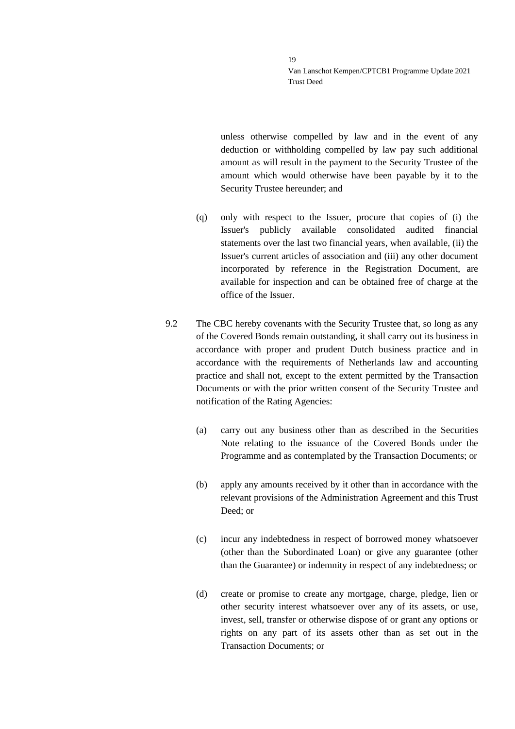unless otherwise compelled by law and in the event of any deduction or withholding compelled by law pay such additional amount as will result in the payment to the Security Trustee of the amount which would otherwise have been payable by it to the Security Trustee hereunder; and

(q) only with respect to the Issuer, procure that copies of (i) the Issuer's publicly available consolidated audited financial statements over the last two financial years, when available, (ii) the Issuer's current articles of association and (iii) any other document incorporated by reference in the Registration Document, are available for inspection and can be obtained free of charge at the office of the Issuer.

9.2 The CBC hereby covenants with the Security Trustee that, so long as any of the Covered Bonds remain outstanding, it shall carry out its business in accordance with proper and prudent Dutch business practice and in accordance with the requirements of Netherlands law and accounting practice and shall not, except to the extent permitted by the Transaction Documents or with the prior written consent of the Security Trustee and notification of the Rating Agencies:

(a) carry out any business other than as described in the Securities Note relating to the issuance of the Covered Bonds under the Programme and as contemplated by the Transaction Documents; or

(b) apply any amounts received by it other than in accordance with the relevant provisions of the Administration Agreement and this Trust Deed; or

(c) incur any indebtedness in respect of borrowed money whatsoever (other than the Subordinated Loan) or give any guarantee (other than the Guarantee) or indemnity in respect of any indebtedness; or

(d) create or promise to create any mortgage, charge, pledge, lien or other security interest whatsoever over any of its assets, or use, invest, sell, transfer or otherwise dispose of or grant any options or rights on any part of its assets other than as set out in the Transaction Documents; or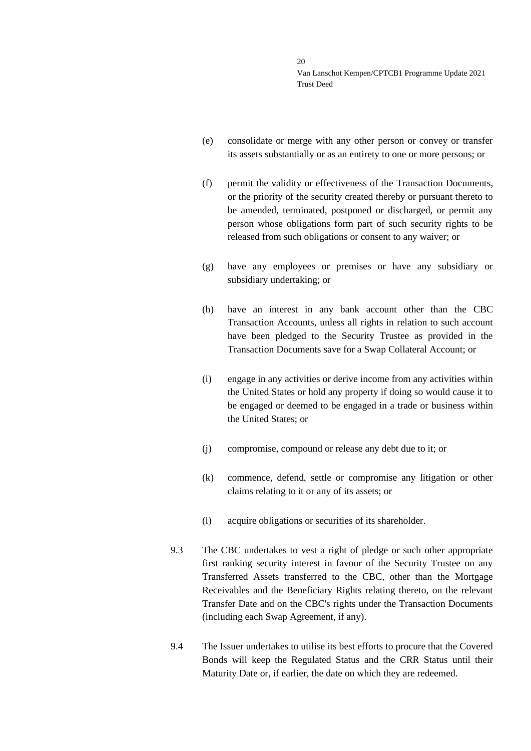(e) consolidate or merge with any other person or convey or transfer its assets substantially or as an entirety to one or more persons; or

(f) permit the validity or effectiveness of the Transaction Documents, or the priority of the security created thereby or pursuant thereto to be amended, terminated, postponed or discharged, or permit any person whose obligations form part of such security rights to be released from such obligations or consent to any waiver; or

(g) have any employees or premises or have any subsidiary or subsidiary undertaking; or

(h) have an interest in any bank account other than the CBC Transaction Accounts, unless all rights in relation to such account have been pledged to the Security Trustee as provided in the Transaction Documents save for a Swap Collateral Account; or

(i) engage in any activities or derive income from any activities within the United States or hold any property if doing so would cause it to be engaged or deemed to be engaged in a trade or business within the United States; or

(j) compromise, compound or release any debt due to it; or

(k) commence, defend, settle or compromise any litigation or other claims relating to it or any of its assets; or

(l) acquire obligations or securities of its shareholder.

9.3 The CBC undertakes to vest a right of pledge or such other appropriate first ranking security interest in favour of the Security Trustee on any Transferred Assets transferred to the CBC, other than the Mortgage Receivables and the Beneficiary Rights relating thereto, on the relevant Transfer Date and on the CBC's rights under the Transaction Documents (including each Swap Agreement, if any).

9.4 The Issuer undertakes to utilise its best efforts to procure that the Covered Bonds will keep the Regulated Status and the CRR Status until their Maturity Date or, if earlier, the date on which they are redeemed.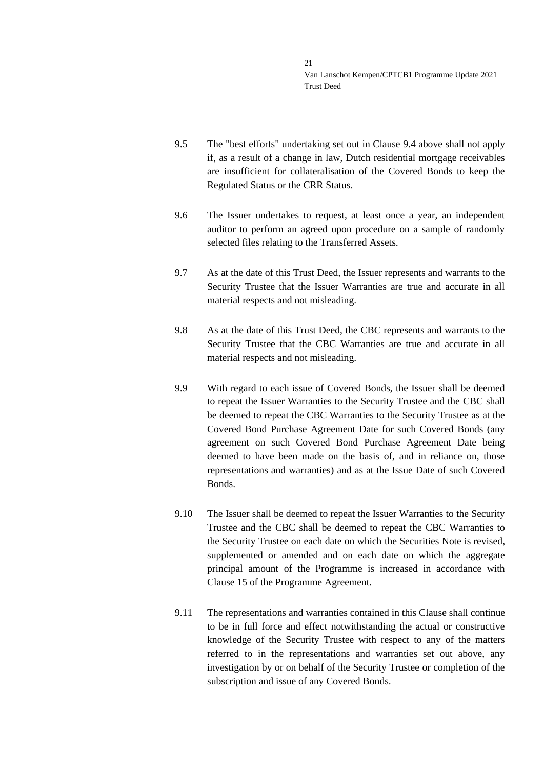9.5 The "best efforts" undertaking set out in Clause 9.4 above shall not apply if, as a result of a change in law, Dutch residential mortgage receivables are insufficient for collateralisation of the Covered Bonds to keep the Regulated Status or the CRR Status.

9.6 The Issuer undertakes to request, at least once a year, an independent auditor to perform an agreed upon procedure on a sample of randomly selected files relating to the Transferred Assets.

9.7 As at the date of this Trust Deed, the Issuer represents and warrants to the Security Trustee that the Issuer Warranties are true and accurate in all material respects and not misleading.

9.8 As at the date of this Trust Deed, the CBC represents and warrants to the Security Trustee that the CBC Warranties are true and accurate in all material respects and not misleading.

9.9 With regard to each issue of Covered Bonds, the Issuer shall be deemed to repeat the Issuer Warranties to the Security Trustee and the CBC shall be deemed to repeat the CBC Warranties to the Security Trustee as at the Covered Bond Purchase Agreement Date for such Covered Bonds (any agreement on such Covered Bond Purchase Agreement Date being deemed to have been made on the basis of, and in reliance on, those representations and warranties) and as at the Issue Date of such Covered Bonds.

9.10 The Issuer shall be deemed to repeat the Issuer Warranties to the Security Trustee and the CBC shall be deemed to repeat the CBC Warranties to the Security Trustee on each date on which the Securities Note is revised, supplemented or amended and on each date on which the aggregate principal amount of the Programme is increased in accordance with Clause 15 of the Programme Agreement.

9.11 The representations and warranties contained in this Clause shall continue to be in full force and effect notwithstanding the actual or constructive knowledge of the Security Trustee with respect to any of the matters referred to in the representations and warranties set out above, any investigation by or on behalf of the Security Trustee or completion of the subscription and issue of any Covered Bonds.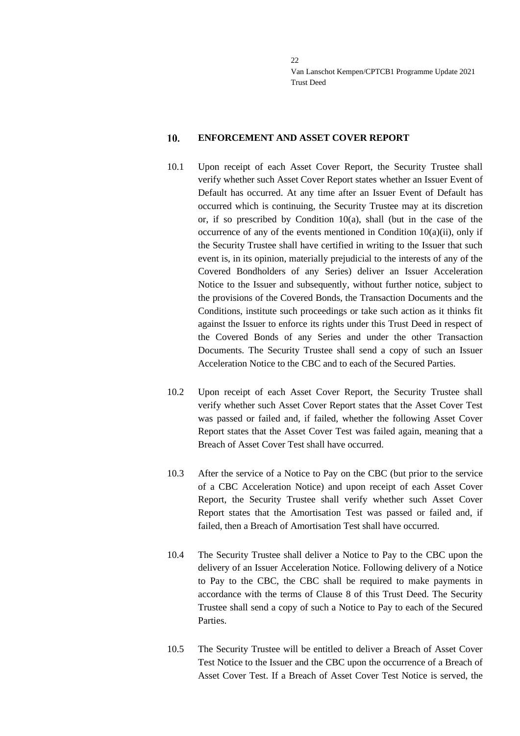## 10. ENFORCEMENT AND ASSET COVER REPORT

10.1 Upon receipt of each Asset Cover Report, the Security Trustee shall verify whether such Asset Cover Report states whether an Issuer Event of Default has occurred. At any time after an Issuer Event of Default has occurred which is continuing, the Security Trustee may at its discretion or, if so prescribed by Condition 10(a), shall (but in the case of the occurrence of any of the events mentioned in Condition 10(a)(ii), only if the Security Trustee shall have certified in writing to the Issuer that such event is, in its opinion, materially prejudicial to the interests of any of the Covered Bondholders of any Series) deliver an Issuer Acceleration Notice to the Issuer and subsequently, without further notice, subject to the provisions of the Covered Bonds, the Transaction Documents and the Conditions, institute such proceedings or take such action as it thinks fit against the Issuer to enforce its rights under this Trust Deed in respect of the Covered Bonds of any Series and under the other Transaction Documents. The Security Trustee shall send a copy of such an Issuer Acceleration Notice to the CBC and to each of the Secured Parties.

10.2 Upon receipt of each Asset Cover Report, the Security Trustee shall verify whether such Asset Cover Report states that the Asset Cover Test was passed or failed and, if failed, whether the following Asset Cover Report states that the Asset Cover Test was failed again, meaning that a Breach of Asset Cover Test shall have occurred.

10.3 After the service of a Notice to Pay on the CBC (but prior to the service of a CBC Acceleration Notice) and upon receipt of each Asset Cover Report, the Security Trustee shall verify whether such Asset Cover Report states that the Amortisation Test was passed or failed and, if failed, then a Breach of Amortisation Test shall have occurred.

10.4 The Security Trustee shall deliver a Notice to Pay to the CBC upon the delivery of an Issuer Acceleration Notice. Following delivery of a Notice to Pay to the CBC, the CBC shall be required to make payments in accordance with the terms of Clause 8 of this Trust Deed. The Security Trustee shall send a copy of such a Notice to Pay to each of the Secured Parties.

10.5 The Security Trustee will be entitled to deliver a Breach of Asset Cover Test Notice to the Issuer and the CBC upon the occurrence of a Breach of Asset Cover Test. If a Breach of Asset Cover Test Notice is served, the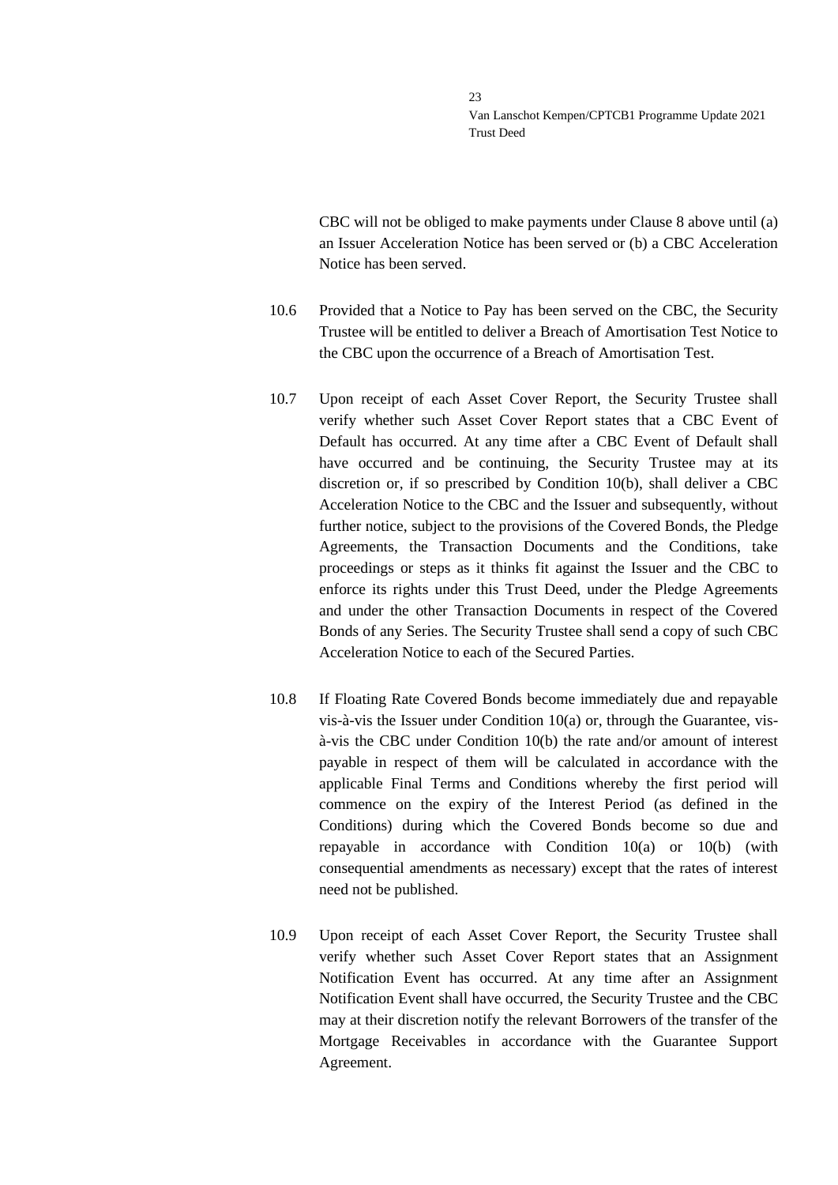CBC will not be obliged to make payments under Clause 8 above until (a) an Issuer Acceleration Notice has been served or (b) a CBC Acceleration Notice has been served.

10.6 Provided that a Notice to Pay has been served on the CBC, the Security Trustee will be entitled to deliver a Breach of Amortisation Test Notice to the CBC upon the occurrence of a Breach of Amortisation Test.

10.7 Upon receipt of each Asset Cover Report, the Security Trustee shall verify whether such Asset Cover Report states that a CBC Event of Default has occurred. At any time after a CBC Event of Default shall have occurred and be continuing, the Security Trustee may at its discretion or, if so prescribed by Condition 10(b), shall deliver a CBC Acceleration Notice to the CBC and the Issuer and subsequently, without further notice, subject to the provisions of the Covered Bonds, the Pledge Agreements, the Transaction Documents and the Conditions, take proceedings or steps as it thinks fit against the Issuer and the CBC to enforce its rights under this Trust Deed, under the Pledge Agreements and under the other Transaction Documents in respect of the Covered Bonds of any Series. The Security Trustee shall send a copy of such CBC Acceleration Notice to each of the Secured Parties.

10.8 If Floating Rate Covered Bonds become immediately due and repayable vis-à-vis the Issuer under Condition 10(a) or, through the Guarantee, vis-à-vis the CBC under Condition 10(b) the rate and/or amount of interest payable in respect of them will be calculated in accordance with the applicable Final Terms and Conditions whereby the first period will commence on the expiry of the Interest Period (as defined in the Conditions) during which the Covered Bonds become so due and repayable in accordance with Condition 10(a) or 10(b) (with consequential amendments as necessary) except that the rates of interest need not be published.

10.9 Upon receipt of each Asset Cover Report, the Security Trustee shall verify whether such Asset Cover Report states that an Assignment Notification Event has occurred. At any time after an Assignment Notification Event shall have occurred, the Security Trustee and the CBC may at their discretion notify the relevant Borrowers of the transfer of the Mortgage Receivables in accordance with the Guarantee Support Agreement.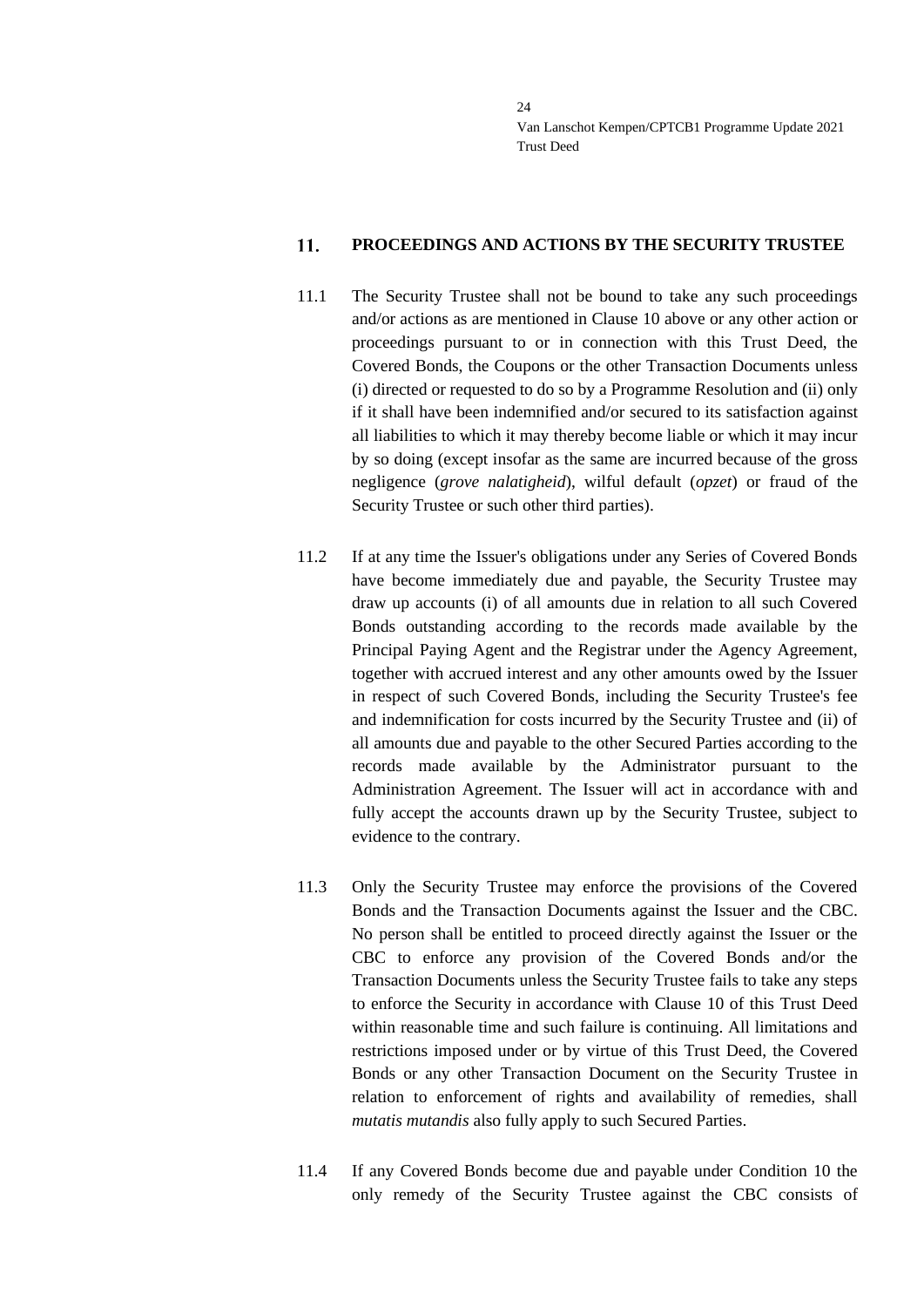## 11. PROCEEDINGS AND ACTIONS BY THE SECURITY TRUSTEE

11.1 The Security Trustee shall not be bound to take any such proceedings and/or actions as are mentioned in Clause 10 above or any other action or proceedings pursuant to or in connection with this Trust Deed, the Covered Bonds, the Coupons or the other Transaction Documents unless (i) directed or requested to do so by a Programme Resolution and (ii) only if it shall have been indemnified and/or secured to its satisfaction against all liabilities to which it may thereby become liable or which it may incur by so doing (except insofar as the same are incurred because of the gross negligence (*grove nalatigheid*), wilful default (*opzet*) or fraud of the Security Trustee or such other third parties).

11.2 If at any time the Issuer's obligations under any Series of Covered Bonds have become immediately due and payable, the Security Trustee may draw up accounts (i) of all amounts due in relation to all such Covered Bonds outstanding according to the records made available by the Principal Paying Agent and the Registrar under the Agency Agreement, together with accrued interest and any other amounts owed by the Issuer in respect of such Covered Bonds, including the Security Trustee's fee and indemnification for costs incurred by the Security Trustee and (ii) of all amounts due and payable to the other Secured Parties according to the records made available by the Administrator pursuant to the Administration Agreement. The Issuer will act in accordance with and fully accept the accounts drawn up by the Security Trustee, subject to evidence to the contrary.

11.3 Only the Security Trustee may enforce the provisions of the Covered Bonds and the Transaction Documents against the Issuer and the CBC. No person shall be entitled to proceed directly against the Issuer or the CBC to enforce any provision of the Covered Bonds and/or the Transaction Documents unless the Security Trustee fails to take any steps to enforce the Security in accordance with Clause 10 of this Trust Deed within reasonable time and such failure is continuing. All limitations and restrictions imposed under or by virtue of this Trust Deed, the Covered Bonds or any other Transaction Document on the Security Trustee in relation to enforcement of rights and availability of remedies, shall *mutatis mutandis* also fully apply to such Secured Parties.

11.4 If any Covered Bonds become due and payable under Condition 10 the only remedy of the Security Trustee against the CBC consists of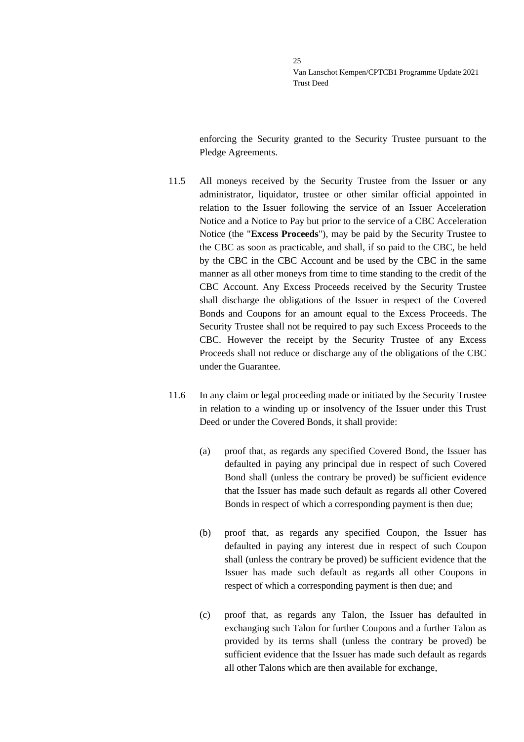enforcing the Security granted to the Security Trustee pursuant to the Pledge Agreements.

11.5 All moneys received by the Security Trustee from the Issuer or any administrator, liquidator, trustee or other similar official appointed in relation to the Issuer following the service of an Issuer Acceleration Notice and a Notice to Pay but prior to the service of a CBC Acceleration Notice (the "**Excess Proceeds**"), may be paid by the Security Trustee to the CBC as soon as practicable, and shall, if so paid to the CBC, be held by the CBC in the CBC Account and be used by the CBC in the same manner as all other moneys from time to time standing to the credit of the CBC Account. Any Excess Proceeds received by the Security Trustee shall discharge the obligations of the Issuer in respect of the Covered Bonds and Coupons for an amount equal to the Excess Proceeds. The Security Trustee shall not be required to pay such Excess Proceeds to the CBC. However the receipt by the Security Trustee of any Excess Proceeds shall not reduce or discharge any of the obligations of the CBC under the Guarantee.

11.6 In any claim or legal proceeding made or initiated by the Security Trustee in relation to a winding up or insolvency of the Issuer under this Trust Deed or under the Covered Bonds, it shall provide:

(a) proof that, as regards any specified Covered Bond, the Issuer has defaulted in paying any principal due in respect of such Covered Bond shall (unless the contrary be proved) be sufficient evidence that the Issuer has made such default as regards all other Covered Bonds in respect of which a corresponding payment is then due;

(b) proof that, as regards any specified Coupon, the Issuer has defaulted in paying any interest due in respect of such Coupon shall (unless the contrary be proved) be sufficient evidence that the Issuer has made such default as regards all other Coupons in respect of which a corresponding payment is then due; and

(c) proof that, as regards any Talon, the Issuer has defaulted in exchanging such Talon for further Coupons and a further Talon as provided by its terms shall (unless the contrary be proved) be sufficient evidence that the Issuer has made such default as regards all other Talons which are then available for exchange,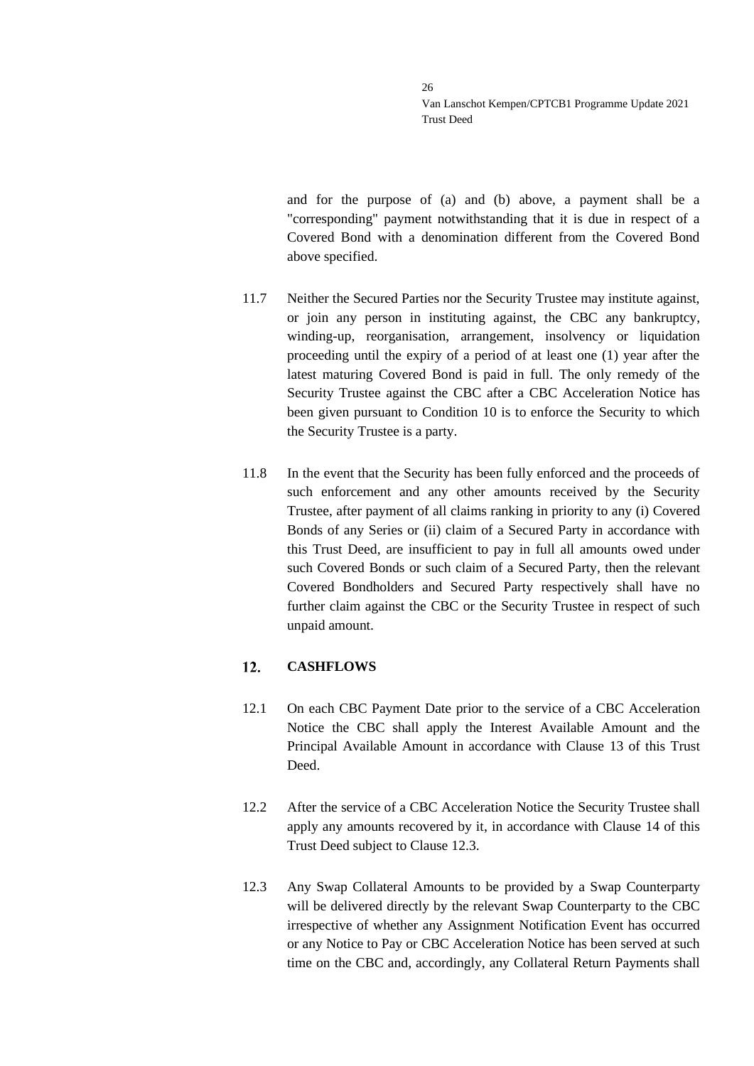and for the purpose of (a) and (b) above, a payment shall be a "corresponding" payment notwithstanding that it is due in respect of a Covered Bond with a denomination different from the Covered Bond above specified.

11.7 Neither the Secured Parties nor the Security Trustee may institute against, or join any person in instituting against, the CBC any bankruptcy, winding-up, reorganisation, arrangement, insolvency or liquidation proceeding until the expiry of a period of at least one (1) year after the latest maturing Covered Bond is paid in full. The only remedy of the Security Trustee against the CBC after a CBC Acceleration Notice has been given pursuant to Condition 10 is to enforce the Security to which the Security Trustee is a party.

11.8 In the event that the Security has been fully enforced and the proceeds of such enforcement and any other amounts received by the Security Trustee, after payment of all claims ranking in priority to any (i) Covered Bonds of any Series or (ii) claim of a Secured Party in accordance with this Trust Deed, are insufficient to pay in full all amounts owed under such Covered Bonds or such claim of a Secured Party, then the relevant Covered Bondholders and Secured Party respectively shall have no further claim against the CBC or the Security Trustee in respect of such unpaid amount.

## 12. CASHFLOWS

12.1 On each CBC Payment Date prior to the service of a CBC Acceleration Notice the CBC shall apply the Interest Available Amount and the Principal Available Amount in accordance with Clause 13 of this Trust Deed.

12.2 After the service of a CBC Acceleration Notice the Security Trustee shall apply any amounts recovered by it, in accordance with Clause 14 of this Trust Deed subject to Clause 12.3.

12.3 Any Swap Collateral Amounts to be provided by a Swap Counterparty will be delivered directly by the relevant Swap Counterparty to the CBC irrespective of whether any Assignment Notification Event has occurred or any Notice to Pay or CBC Acceleration Notice has been served at such time on the CBC and, accordingly, any Collateral Return Payments shall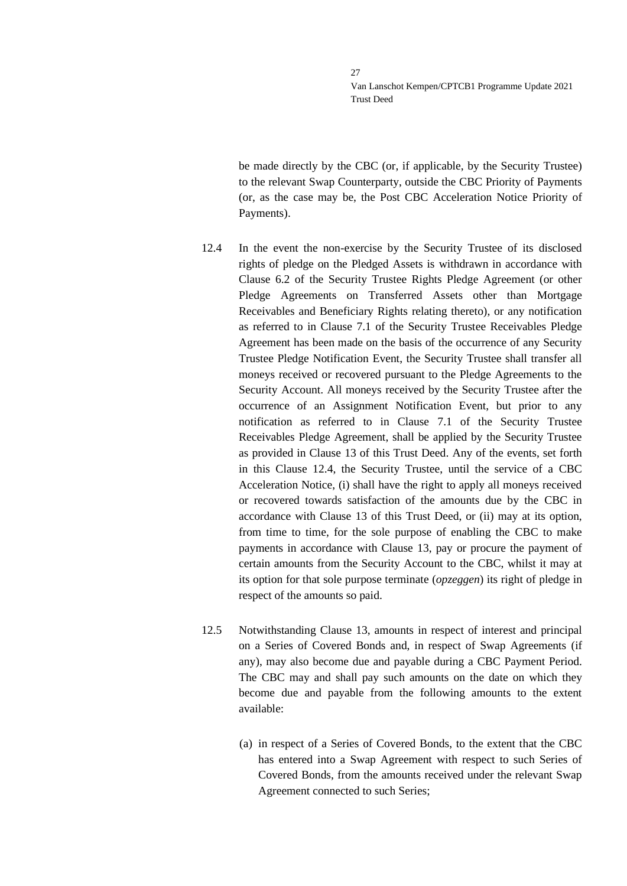be made directly by the CBC (or, if applicable, by the Security Trustee) to the relevant Swap Counterparty, outside the CBC Priority of Payments (or, as the case may be, the Post CBC Acceleration Notice Priority of Payments).

12.4 In the event the non-exercise by the Security Trustee of its disclosed rights of pledge on the Pledged Assets is withdrawn in accordance with Clause 6.2 of the Security Trustee Rights Pledge Agreement (or other Pledge Agreements on Transferred Assets other than Mortgage Receivables and Beneficiary Rights relating thereto), or any notification as referred to in Clause 7.1 of the Security Trustee Receivables Pledge Agreement has been made on the basis of the occurrence of any Security Trustee Pledge Notification Event, the Security Trustee shall transfer all moneys received or recovered pursuant to the Pledge Agreements to the Security Account. All moneys received by the Security Trustee after the occurrence of an Assignment Notification Event, but prior to any notification as referred to in Clause 7.1 of the Security Trustee Receivables Pledge Agreement, shall be applied by the Security Trustee as provided in Clause 13 of this Trust Deed. Any of the events, set forth in this Clause 12.4, the Security Trustee, until the service of a CBC Acceleration Notice, (i) shall have the right to apply all moneys received or recovered towards satisfaction of the amounts due by the CBC in accordance with Clause 13 of this Trust Deed, or (ii) may at its option, from time to time, for the sole purpose of enabling the CBC to make payments in accordance with Clause 13, pay or procure the payment of certain amounts from the Security Account to the CBC, whilst it may at its option for that sole purpose terminate (*opzeggen*) its right of pledge in respect of the amounts so paid.

12.5 Notwithstanding Clause 13, amounts in respect of interest and principal on a Series of Covered Bonds and, in respect of Swap Agreements (if any), may also become due and payable during a CBC Payment Period. The CBC may and shall pay such amounts on the date on which they become due and payable from the following amounts to the extent available:

(a) in respect of a Series of Covered Bonds, to the extent that the CBC has entered into a Swap Agreement with respect to such Series of Covered Bonds, from the amounts received under the relevant Swap Agreement connected to such Series;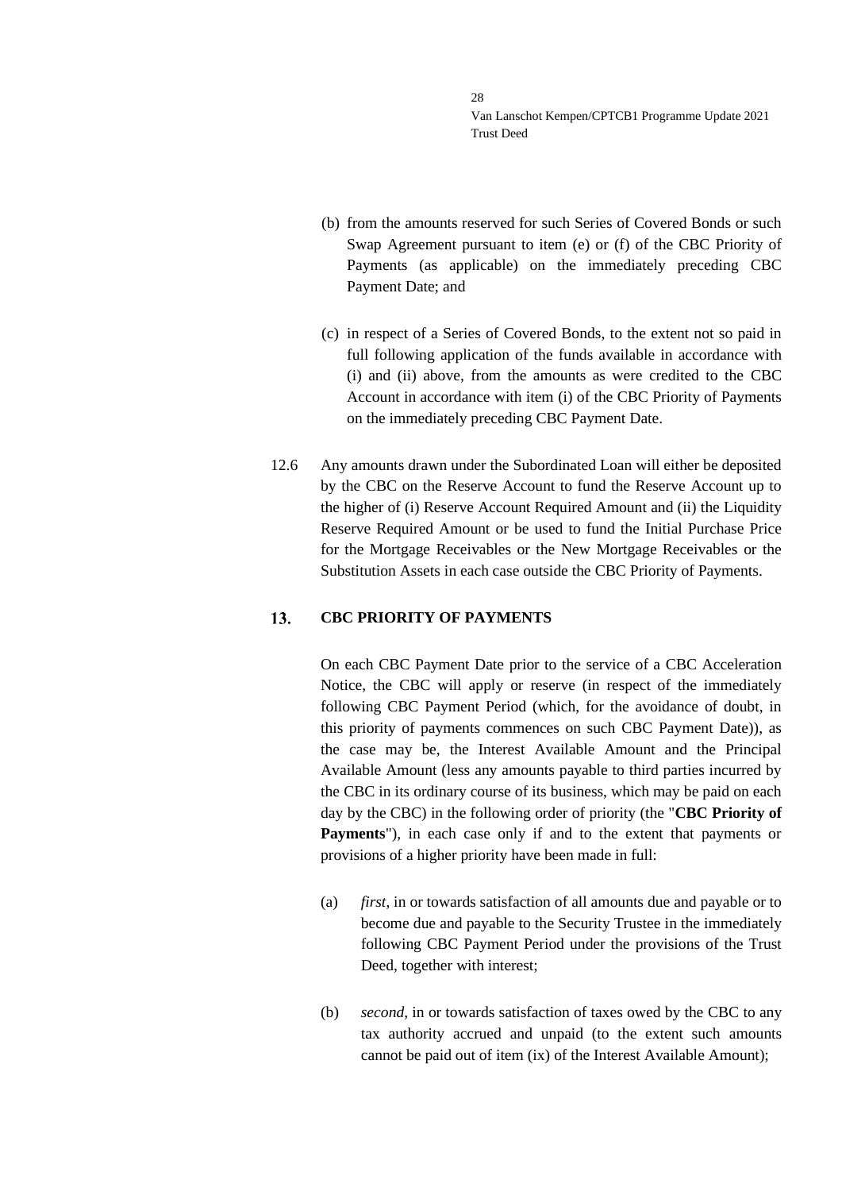(b) from the amounts reserved for such Series of Covered Bonds or such Swap Agreement pursuant to item (e) or (f) of the CBC Priority of Payments (as applicable) on the immediately preceding CBC Payment Date; and

(c) in respect of a Series of Covered Bonds, to the extent not so paid in full following application of the funds available in accordance with (i) and (ii) above, from the amounts as were credited to the CBC Account in accordance with item (i) of the CBC Priority of Payments on the immediately preceding CBC Payment Date.

12.6 Any amounts drawn under the Subordinated Loan will either be deposited by the CBC on the Reserve Account to fund the Reserve Account up to the higher of (i) Reserve Account Required Amount and (ii) the Liquidity Reserve Required Amount or be used to fund the Initial Purchase Price for the Mortgage Receivables or the New Mortgage Receivables or the Substitution Assets in each case outside the CBC Priority of Payments.

## 13. CBC PRIORITY OF PAYMENTS

On each CBC Payment Date prior to the service of a CBC Acceleration Notice, the CBC will apply or reserve (in respect of the immediately following CBC Payment Period (which, for the avoidance of doubt, in this priority of payments commences on such CBC Payment Date)), as the case may be, the Interest Available Amount and the Principal Available Amount (less any amounts payable to third parties incurred by the CBC in its ordinary course of its business, which may be paid on each day by the CBC) in the following order of priority (the "**CBC Priority of Payments**"), in each case only if and to the extent that payments or provisions of a higher priority have been made in full:

(a) *first*, in or towards satisfaction of all amounts due and payable or to become due and payable to the Security Trustee in the immediately following CBC Payment Period under the provisions of the Trust Deed, together with interest;

(b) *second*, in or towards satisfaction of taxes owed by the CBC to any tax authority accrued and unpaid (to the extent such amounts cannot be paid out of item (ix) of the Interest Available Amount);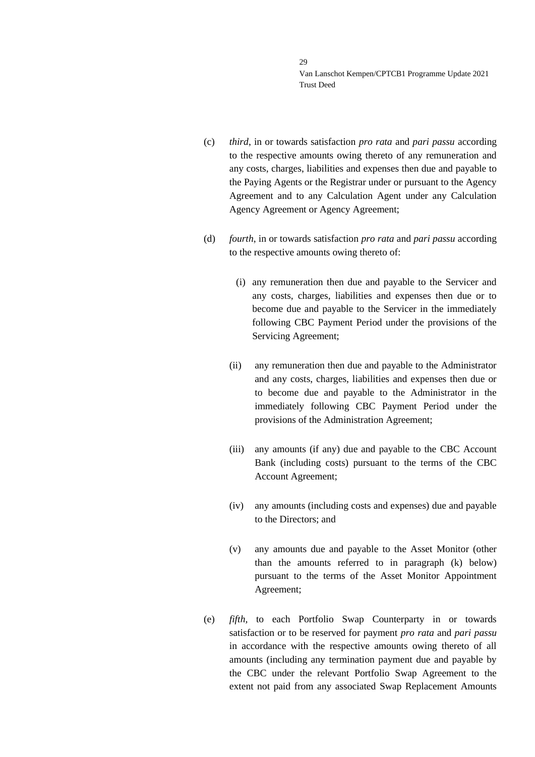(c) *third*, in or towards satisfaction *pro rata* and *pari passu* according to the respective amounts owing thereto of any remuneration and any costs, charges, liabilities and expenses then due and payable to the Paying Agents or the Registrar under or pursuant to the Agency Agreement and to any Calculation Agent under any Calculation Agency Agreement or Agency Agreement;

(d) *fourth*, in or towards satisfaction *pro rata* and *pari passu* according to the respective amounts owing thereto of:

(i) any remuneration then due and payable to the Servicer and any costs, charges, liabilities and expenses then due or to become due and payable to the Servicer in the immediately following CBC Payment Period under the provisions of the Servicing Agreement;

(ii) any remuneration then due and payable to the Administrator and any costs, charges, liabilities and expenses then due or to become due and payable to the Administrator in the immediately following CBC Payment Period under the provisions of the Administration Agreement;

(iii) any amounts (if any) due and payable to the CBC Account Bank (including costs) pursuant to the terms of the CBC Account Agreement;

(iv) any amounts (including costs and expenses) due and payable to the Directors; and

(v) any amounts due and payable to the Asset Monitor (other than the amounts referred to in paragraph (k) below) pursuant to the terms of the Asset Monitor Appointment Agreement;

(e) *fifth*, to each Portfolio Swap Counterparty in or towards satisfaction or to be reserved for payment *pro rata* and *pari passu* in accordance with the respective amounts owing thereto of all amounts (including any termination payment due and payable by the CBC under the relevant Portfolio Swap Agreement to the extent not paid from any associated Swap Replacement Amounts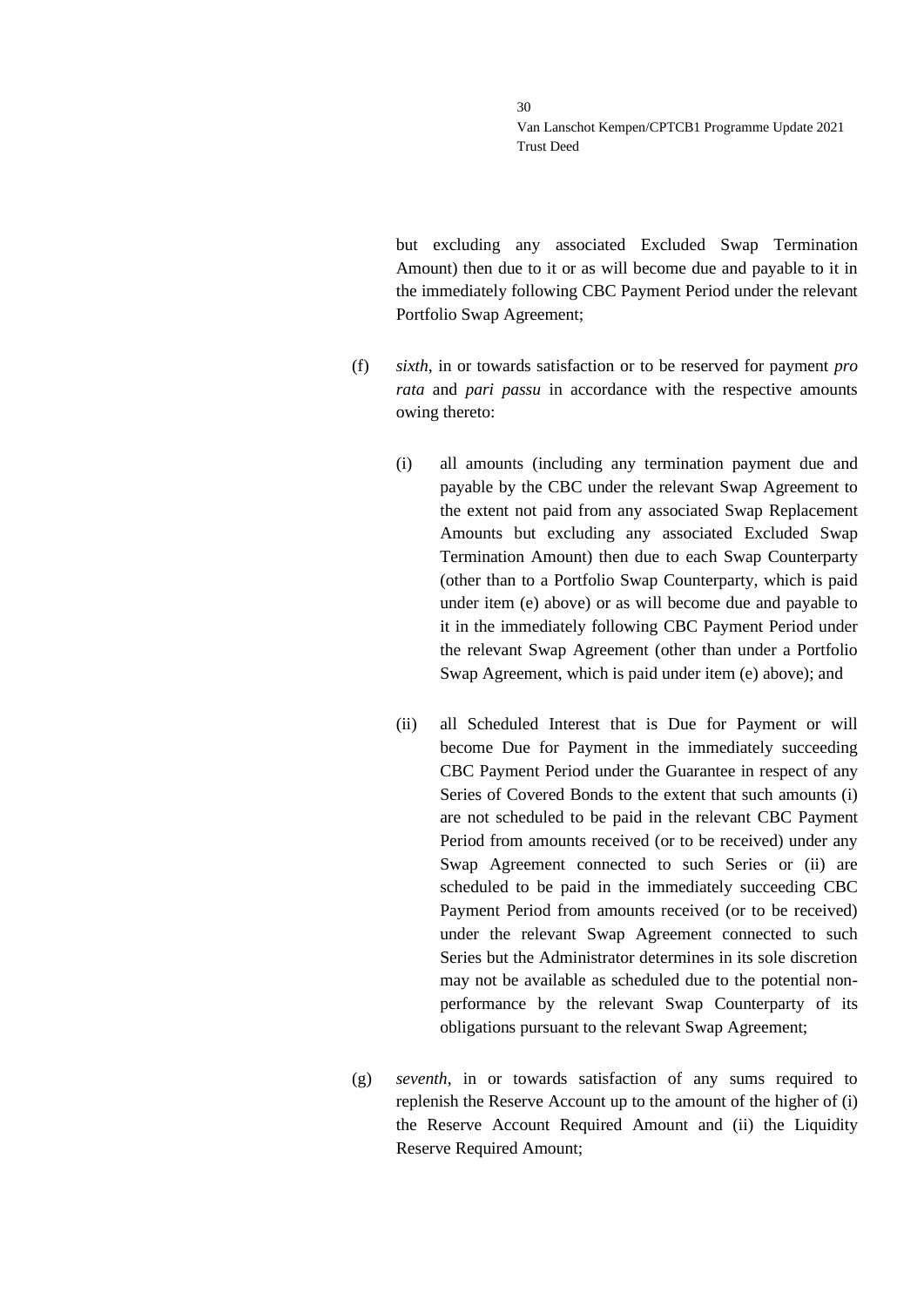but excluding any associated Excluded Swap Termination Amount) then due to it or as will become due and payable to it in the immediately following CBC Payment Period under the relevant Portfolio Swap Agreement;

(f) *sixth*, in or towards satisfaction or to be reserved for payment *pro rata* and *pari passu* in accordance with the respective amounts owing thereto:

(i) all amounts (including any termination payment due and payable by the CBC under the relevant Swap Agreement to the extent not paid from any associated Swap Replacement Amounts but excluding any associated Excluded Swap Termination Amount) then due to each Swap Counterparty (other than to a Portfolio Swap Counterparty, which is paid under item (e) above) or as will become due and payable to it in the immediately following CBC Payment Period under the relevant Swap Agreement (other than under a Portfolio Swap Agreement, which is paid under item (e) above); and

(ii) all Scheduled Interest that is Due for Payment or will become Due for Payment in the immediately succeeding CBC Payment Period under the Guarantee in respect of any Series of Covered Bonds to the extent that such amounts (i) are not scheduled to be paid in the relevant CBC Payment Period from amounts received (or to be received) under any Swap Agreement connected to such Series or (ii) are scheduled to be paid in the immediately succeeding CBC Payment Period from amounts received (or to be received) under the relevant Swap Agreement connected to such Series but the Administrator determines in its sole discretion may not be available as scheduled due to the potential non-performance by the relevant Swap Counterparty of its obligations pursuant to the relevant Swap Agreement;

(g) *seventh*, in or towards satisfaction of any sums required to replenish the Reserve Account up to the amount of the higher of (i) the Reserve Account Required Amount and (ii) the Liquidity Reserve Required Amount;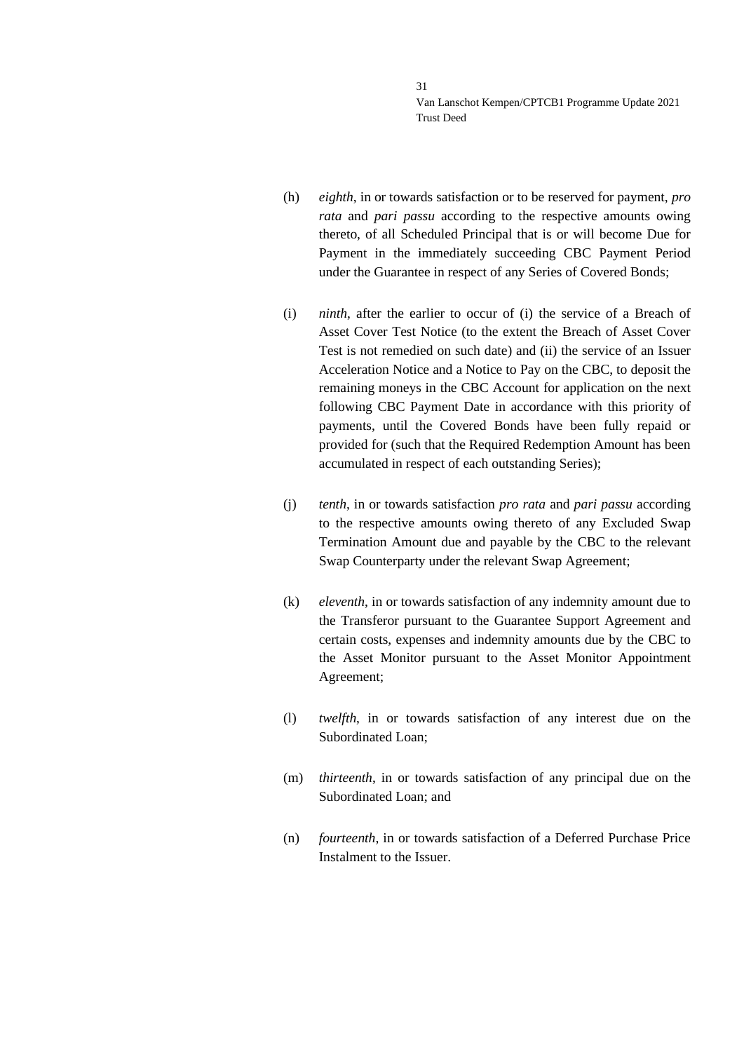(h) *eighth*, in or towards satisfaction or to be reserved for payment, *pro rata* and *pari passu* according to the respective amounts owing thereto, of all Scheduled Principal that is or will become Due for Payment in the immediately succeeding CBC Payment Period under the Guarantee in respect of any Series of Covered Bonds;

(i) *ninth*, after the earlier to occur of (i) the service of a Breach of Asset Cover Test Notice (to the extent the Breach of Asset Cover Test is not remedied on such date) and (ii) the service of an Issuer Acceleration Notice and a Notice to Pay on the CBC, to deposit the remaining moneys in the CBC Account for application on the next following CBC Payment Date in accordance with this priority of payments, until the Covered Bonds have been fully repaid or provided for (such that the Required Redemption Amount has been accumulated in respect of each outstanding Series);

(j) *tenth*, in or towards satisfaction *pro rata* and *pari passu* according to the respective amounts owing thereto of any Excluded Swap Termination Amount due and payable by the CBC to the relevant Swap Counterparty under the relevant Swap Agreement;

(k) *eleventh*, in or towards satisfaction of any indemnity amount due to the Transferor pursuant to the Guarantee Support Agreement and certain costs, expenses and indemnity amounts due by the CBC to the Asset Monitor pursuant to the Asset Monitor Appointment Agreement;

(l) *twelfth*, in or towards satisfaction of any interest due on the Subordinated Loan;

(m) *thirteenth*, in or towards satisfaction of any principal due on the Subordinated Loan; and

(n) *fourteenth*, in or towards satisfaction of a Deferred Purchase Price Instalment to the Issuer.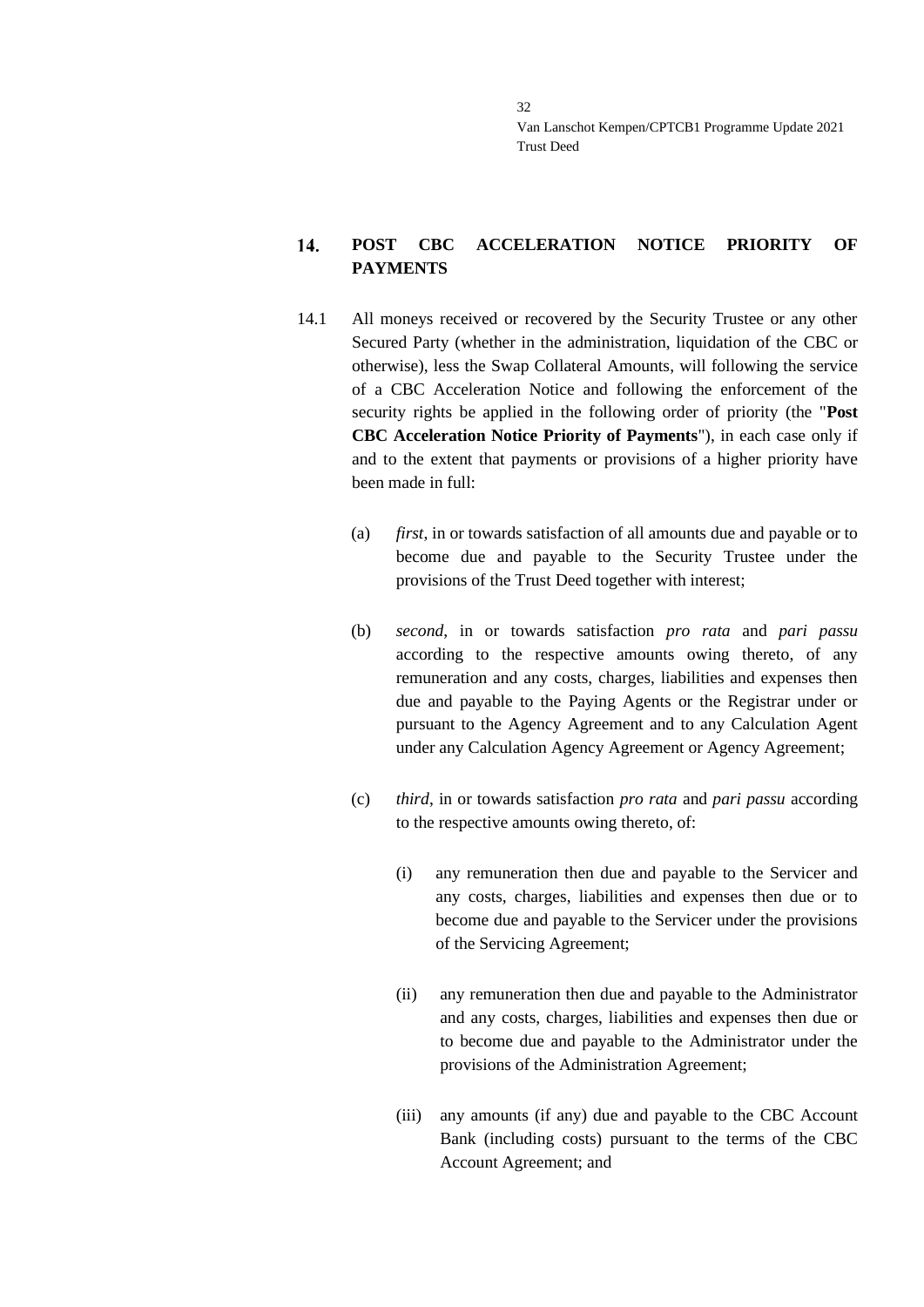## 14. POST CBC ACCELERATION NOTICE PRIORITY OF PAYMENTS

14.1 All moneys received or recovered by the Security Trustee or any other Secured Party (whether in the administration, liquidation of the CBC or otherwise), less the Swap Collateral Amounts, will following the service of a CBC Acceleration Notice and following the enforcement of the security rights be applied in the following order of priority (the "**Post CBC Acceleration Notice Priority of Payments**"), in each case only if and to the extent that payments or provisions of a higher priority have been made in full:

(a) *first*, in or towards satisfaction of all amounts due and payable or to become due and payable to the Security Trustee under the provisions of the Trust Deed together with interest;

(b) *second*, in or towards satisfaction *pro rata* and *pari passu* according to the respective amounts owing thereto, of any remuneration and any costs, charges, liabilities and expenses then due and payable to the Paying Agents or the Registrar under or pursuant to the Agency Agreement and to any Calculation Agent under any Calculation Agency Agreement or Agency Agreement;

(c) *third*, in or towards satisfaction *pro rata* and *pari passu* according to the respective amounts owing thereto, of:

(i) any remuneration then due and payable to the Servicer and any costs, charges, liabilities and expenses then due or to become due and payable to the Servicer under the provisions of the Servicing Agreement;

(ii) any remuneration then due and payable to the Administrator and any costs, charges, liabilities and expenses then due or to become due and payable to the Administrator under the provisions of the Administration Agreement;

(iii) any amounts (if any) due and payable to the CBC Account Bank (including costs) pursuant to the terms of the CBC Account Agreement; and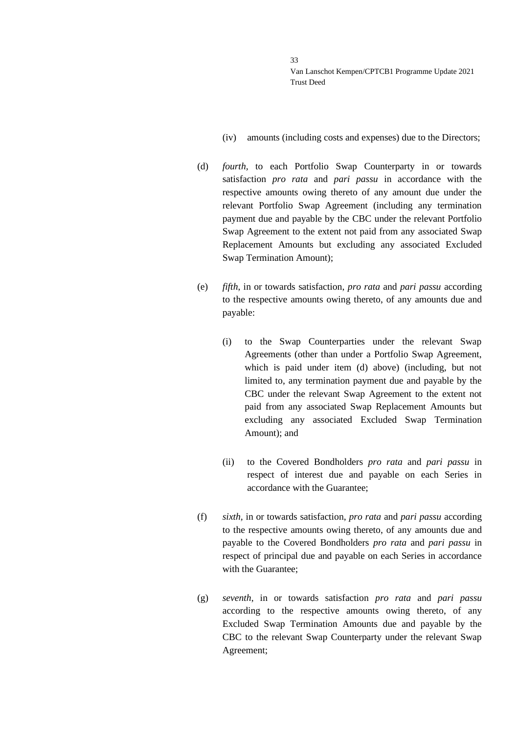(iv) amounts (including costs and expenses) due to the Directors;

(d) *fourth*, to each Portfolio Swap Counterparty in or towards satisfaction *pro rata* and *pari passu* in accordance with the respective amounts owing thereto of any amount due under the relevant Portfolio Swap Agreement (including any termination payment due and payable by the CBC under the relevant Portfolio Swap Agreement to the extent not paid from any associated Swap Replacement Amounts but excluding any associated Excluded Swap Termination Amount);

(e) *fifth*, in or towards satisfaction, *pro rata* and *pari passu* according to the respective amounts owing thereto, of any amounts due and payable:

   (i) to the Swap Counterparties under the relevant Swap Agreements (other than under a Portfolio Swap Agreement, which is paid under item (d) above) (including, but not limited to, any termination payment due and payable by the CBC under the relevant Swap Agreement to the extent not paid from any associated Swap Replacement Amounts but excluding any associated Excluded Swap Termination Amount); and

   (ii) to the Covered Bondholders *pro rata* and *pari passu* in respect of interest due and payable on each Series in accordance with the Guarantee;

(f) *sixth*, in or towards satisfaction, *pro rata* and *pari passu* according to the respective amounts owing thereto, of any amounts due and payable to the Covered Bondholders *pro rata* and *pari passu* in respect of principal due and payable on each Series in accordance with the Guarantee;

(g) *seventh*, in or towards satisfaction *pro rata* and *pari passu* according to the respective amounts owing thereto, of any Excluded Swap Termination Amounts due and payable by the CBC to the relevant Swap Counterparty under the relevant Swap Agreement;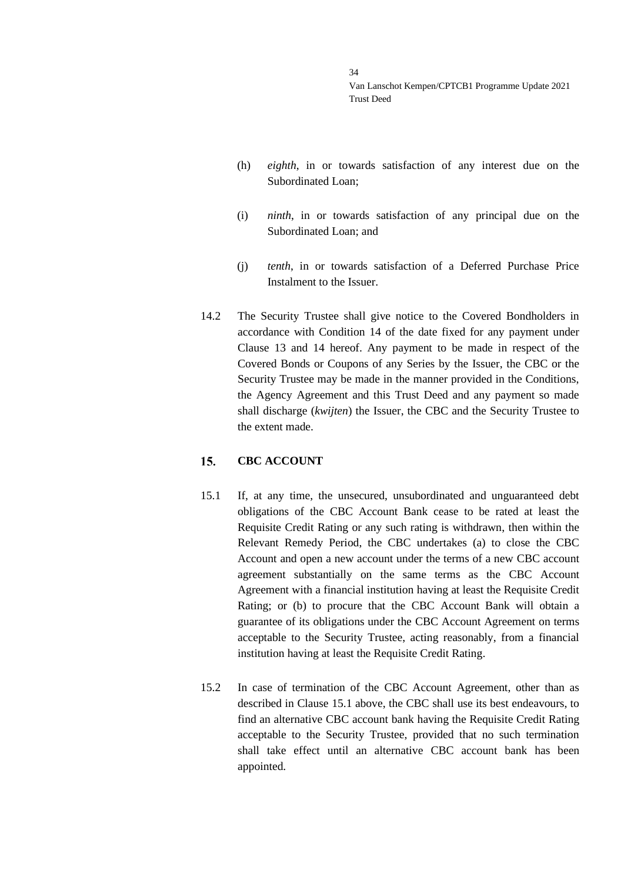(h) *eighth*, in or towards satisfaction of any interest due on the Subordinated Loan;

(i) *ninth*, in or towards satisfaction of any principal due on the Subordinated Loan; and

(j) *tenth*, in or towards satisfaction of a Deferred Purchase Price Instalment to the Issuer.

14.2 The Security Trustee shall give notice to the Covered Bondholders in accordance with Condition 14 of the date fixed for any payment under Clause 13 and 14 hereof. Any payment to be made in respect of the Covered Bonds or Coupons of any Series by the Issuer, the CBC or the Security Trustee may be made in the manner provided in the Conditions, the Agency Agreement and this Trust Deed and any payment so made shall discharge (*kwijten*) the Issuer, the CBC and the Security Trustee to the extent made.

## 15. CBC ACCOUNT

15.1 If, at any time, the unsecured, unsubordinated and unguaranteed debt obligations of the CBC Account Bank cease to be rated at least the Requisite Credit Rating or any such rating is withdrawn, then within the Relevant Remedy Period, the CBC undertakes (a) to close the CBC Account and open a new account under the terms of a new CBC account agreement substantially on the same terms as the CBC Account Agreement with a financial institution having at least the Requisite Credit Rating; or (b) to procure that the CBC Account Bank will obtain a guarantee of its obligations under the CBC Account Agreement on terms acceptable to the Security Trustee, acting reasonably, from a financial institution having at least the Requisite Credit Rating.

15.2 In case of termination of the CBC Account Agreement, other than as described in Clause 15.1 above, the CBC shall use its best endeavours, to find an alternative CBC account bank having the Requisite Credit Rating acceptable to the Security Trustee, provided that no such termination shall take effect until an alternative CBC account bank has been appointed.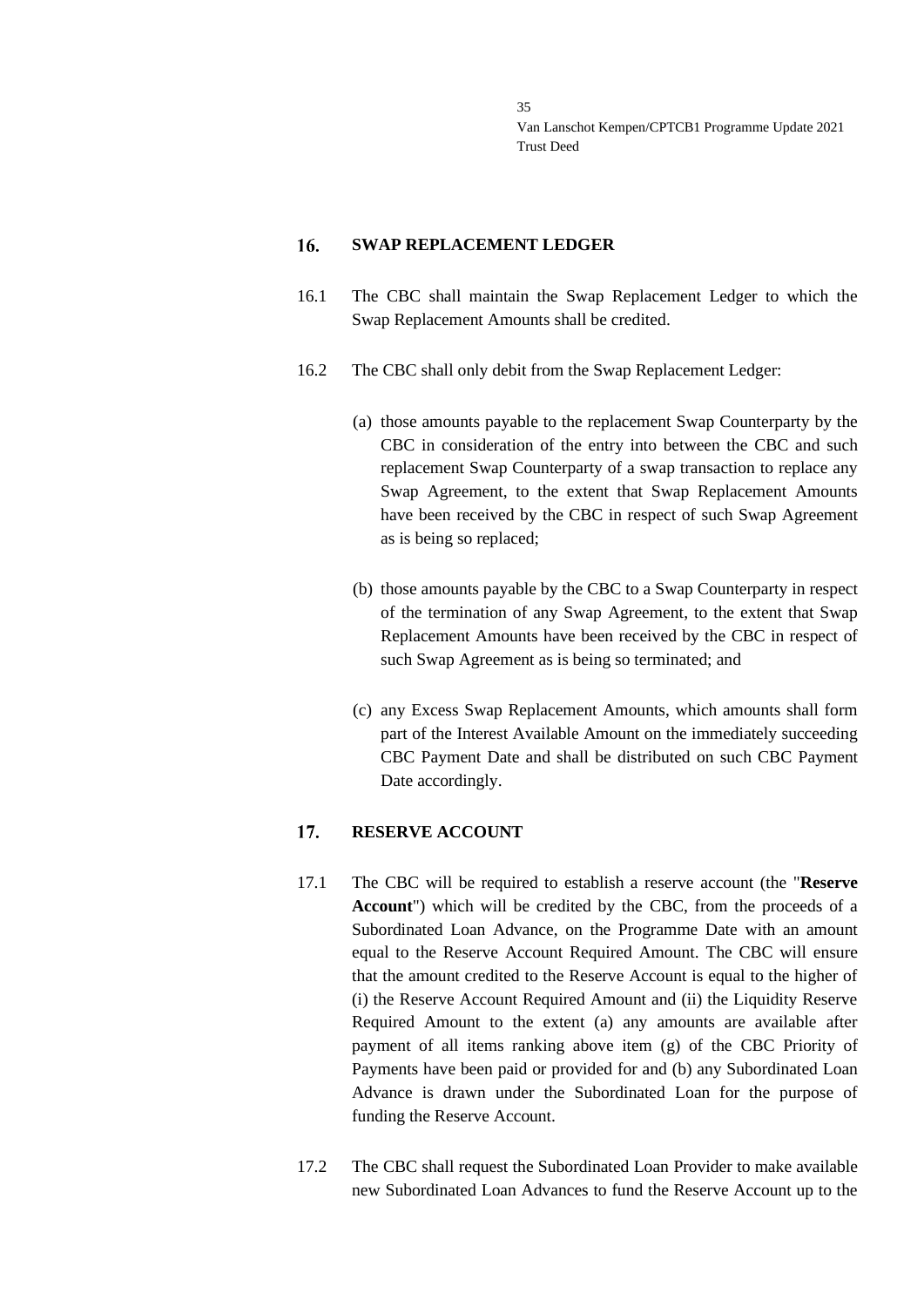## 16. SWAP REPLACEMENT LEDGER

16.1 The CBC shall maintain the Swap Replacement Ledger to which the Swap Replacement Amounts shall be credited.

16.2 The CBC shall only debit from the Swap Replacement Ledger:

(a) those amounts payable to the replacement Swap Counterparty by the CBC in consideration of the entry into between the CBC and such replacement Swap Counterparty of a swap transaction to replace any Swap Agreement, to the extent that Swap Replacement Amounts have been received by the CBC in respect of such Swap Agreement as is being so replaced;

(b) those amounts payable by the CBC to a Swap Counterparty in respect of the termination of any Swap Agreement, to the extent that Swap Replacement Amounts have been received by the CBC in respect of such Swap Agreement as is being so terminated; and

(c) any Excess Swap Replacement Amounts, which amounts shall form part of the Interest Available Amount on the immediately succeeding CBC Payment Date and shall be distributed on such CBC Payment Date accordingly.

## 17. RESERVE ACCOUNT

17.1 The CBC will be required to establish a reserve account (the "**Reserve Account**") which will be credited by the CBC, from the proceeds of a Subordinated Loan Advance, on the Programme Date with an amount equal to the Reserve Account Required Amount. The CBC will ensure that the amount credited to the Reserve Account is equal to the higher of (i) the Reserve Account Required Amount and (ii) the Liquidity Reserve Required Amount to the extent (a) any amounts are available after payment of all items ranking above item (g) of the CBC Priority of Payments have been paid or provided for and (b) any Subordinated Loan Advance is drawn under the Subordinated Loan for the purpose of funding the Reserve Account.

17.2 The CBC shall request the Subordinated Loan Provider to make available new Subordinated Loan Advances to fund the Reserve Account up to the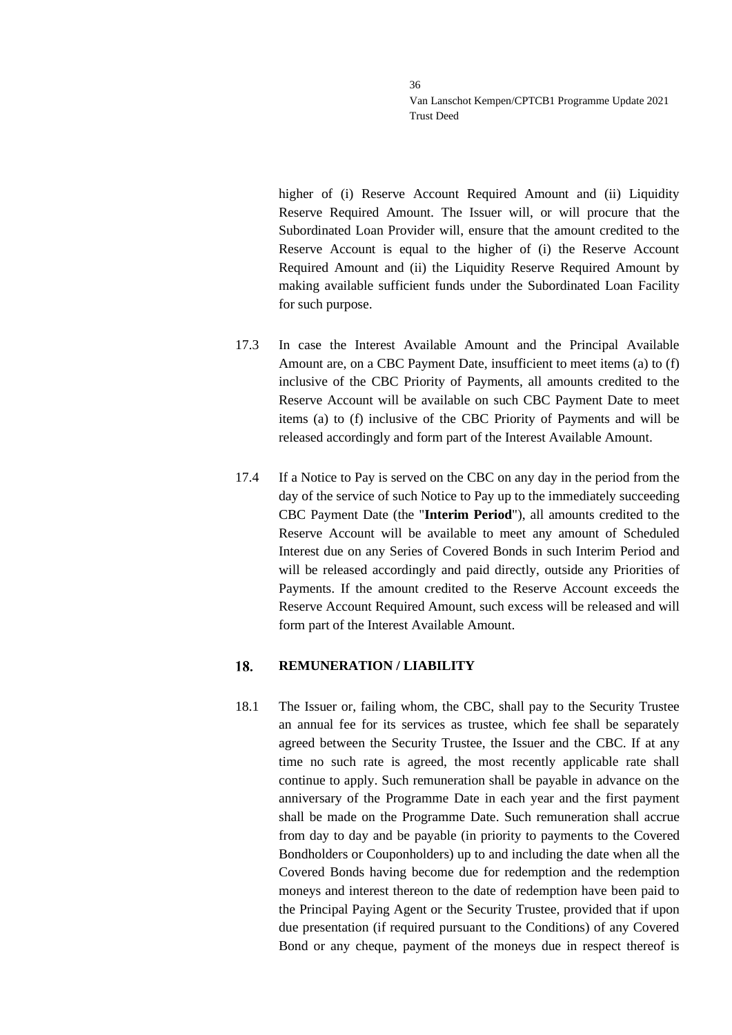higher of (i) Reserve Account Required Amount and (ii) Liquidity Reserve Required Amount. The Issuer will, or will procure that the Subordinated Loan Provider will, ensure that the amount credited to the Reserve Account is equal to the higher of (i) the Reserve Account Required Amount and (ii) the Liquidity Reserve Required Amount by making available sufficient funds under the Subordinated Loan Facility for such purpose.

17.3 In case the Interest Available Amount and the Principal Available Amount are, on a CBC Payment Date, insufficient to meet items (a) to (f) inclusive of the CBC Priority of Payments, all amounts credited to the Reserve Account will be available on such CBC Payment Date to meet items (a) to (f) inclusive of the CBC Priority of Payments and will be released accordingly and form part of the Interest Available Amount.

17.4 If a Notice to Pay is served on the CBC on any day in the period from the day of the service of such Notice to Pay up to the immediately succeeding CBC Payment Date (the "**Interim Period**"), all amounts credited to the Reserve Account will be available to meet any amount of Scheduled Interest due on any Series of Covered Bonds in such Interim Period and will be released accordingly and paid directly, outside any Priorities of Payments. If the amount credited to the Reserve Account exceeds the Reserve Account Required Amount, such excess will be released and will form part of the Interest Available Amount.

## 18. REMUNERATION / LIABILITY

18.1 The Issuer or, failing whom, the CBC, shall pay to the Security Trustee an annual fee for its services as trustee, which fee shall be separately agreed between the Security Trustee, the Issuer and the CBC. If at any time no such rate is agreed, the most recently applicable rate shall continue to apply. Such remuneration shall be payable in advance on the anniversary of the Programme Date in each year and the first payment shall be made on the Programme Date. Such remuneration shall accrue from day to day and be payable (in priority to payments to the Covered Bondholders or Couponholders) up to and including the date when all the Covered Bonds having become due for redemption and the redemption moneys and interest thereon to the date of redemption have been paid to the Principal Paying Agent or the Security Trustee, provided that if upon due presentation (if required pursuant to the Conditions) of any Covered Bond or any cheque, payment of the moneys due in respect thereof is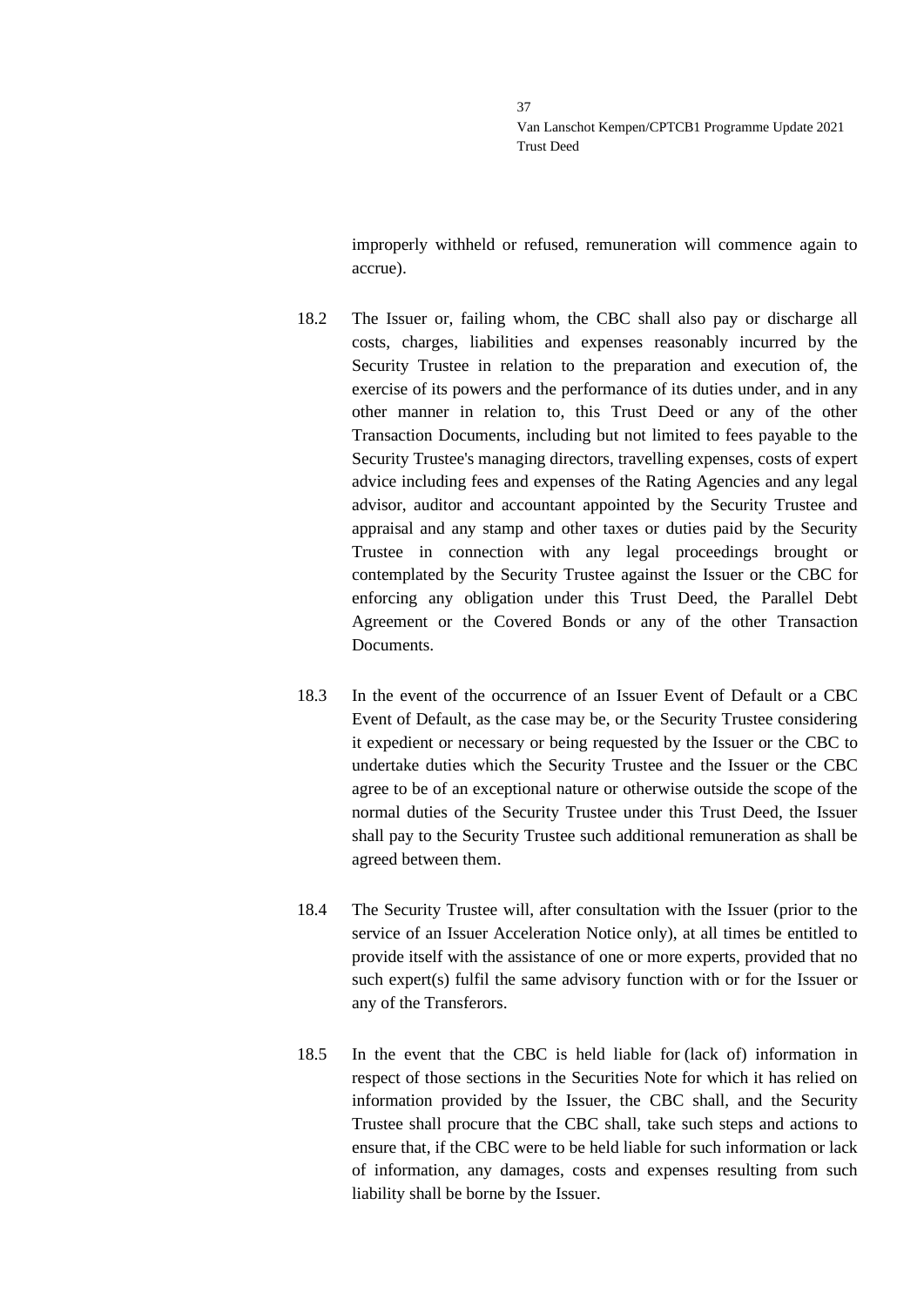improperly withheld or refused, remuneration will commence again to accrue).

18.2 The Issuer or, failing whom, the CBC shall also pay or discharge all costs, charges, liabilities and expenses reasonably incurred by the Security Trustee in relation to the preparation and execution of, the exercise of its powers and the performance of its duties under, and in any other manner in relation to, this Trust Deed or any of the other Transaction Documents, including but not limited to fees payable to the Security Trustee's managing directors, travelling expenses, costs of expert advice including fees and expenses of the Rating Agencies and any legal advisor, auditor and accountant appointed by the Security Trustee and appraisal and any stamp and other taxes or duties paid by the Security Trustee in connection with any legal proceedings brought or contemplated by the Security Trustee against the Issuer or the CBC for enforcing any obligation under this Trust Deed, the Parallel Debt Agreement or the Covered Bonds or any of the other Transaction Documents.

18.3 In the event of the occurrence of an Issuer Event of Default or a CBC Event of Default, as the case may be, or the Security Trustee considering it expedient or necessary or being requested by the Issuer or the CBC to undertake duties which the Security Trustee and the Issuer or the CBC agree to be of an exceptional nature or otherwise outside the scope of the normal duties of the Security Trustee under this Trust Deed, the Issuer shall pay to the Security Trustee such additional remuneration as shall be agreed between them.

18.4 The Security Trustee will, after consultation with the Issuer (prior to the service of an Issuer Acceleration Notice only), at all times be entitled to provide itself with the assistance of one or more experts, provided that no such expert(s) fulfil the same advisory function with or for the Issuer or any of the Transferors.

18.5 In the event that the CBC is held liable for (lack of) information in respect of those sections in the Securities Note for which it has relied on information provided by the Issuer, the CBC shall, and the Security Trustee shall procure that the CBC shall, take such steps and actions to ensure that, if the CBC were to be held liable for such information or lack of information, any damages, costs and expenses resulting from such liability shall be borne by the Issuer.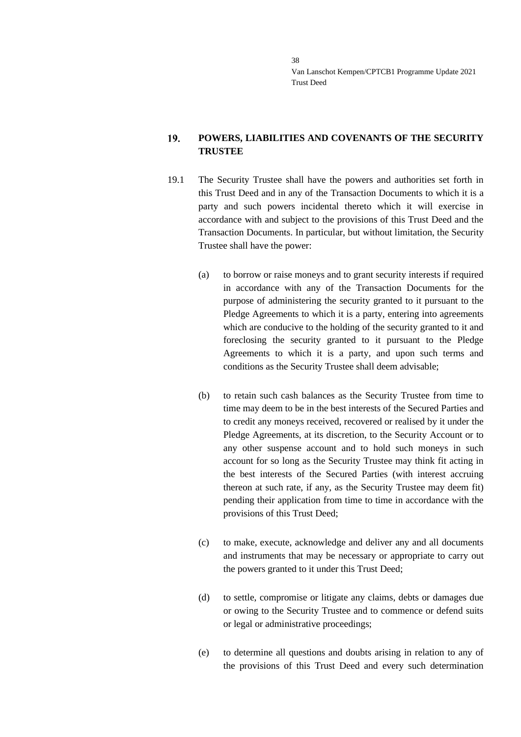## 19. POWERS, LIABILITIES AND COVENANTS OF THE SECURITY TRUSTEE

19.1 The Security Trustee shall have the powers and authorities set forth in this Trust Deed and in any of the Transaction Documents to which it is a party and such powers incidental thereto which it will exercise in accordance with and subject to the provisions of this Trust Deed and the Transaction Documents. In particular, but without limitation, the Security Trustee shall have the power:

(a) to borrow or raise moneys and to grant security interests if required in accordance with any of the Transaction Documents for the purpose of administering the security granted to it pursuant to the Pledge Agreements to which it is a party, entering into agreements which are conducive to the holding of the security granted to it and foreclosing the security granted to it pursuant to the Pledge Agreements to which it is a party, and upon such terms and conditions as the Security Trustee shall deem advisable;

(b) to retain such cash balances as the Security Trustee from time to time may deem to be in the best interests of the Secured Parties and to credit any moneys received, recovered or realised by it under the Pledge Agreements, at its discretion, to the Security Account or to any other suspense account and to hold such moneys in such account for so long as the Security Trustee may think fit acting in the best interests of the Secured Parties (with interest accruing thereon at such rate, if any, as the Security Trustee may deem fit) pending their application from time to time in accordance with the provisions of this Trust Deed;

(c) to make, execute, acknowledge and deliver any and all documents and instruments that may be necessary or appropriate to carry out the powers granted to it under this Trust Deed;

(d) to settle, compromise or litigate any claims, debts or damages due or owing to the Security Trustee and to commence or defend suits or legal or administrative proceedings;

(e) to determine all questions and doubts arising in relation to any of the provisions of this Trust Deed and every such determination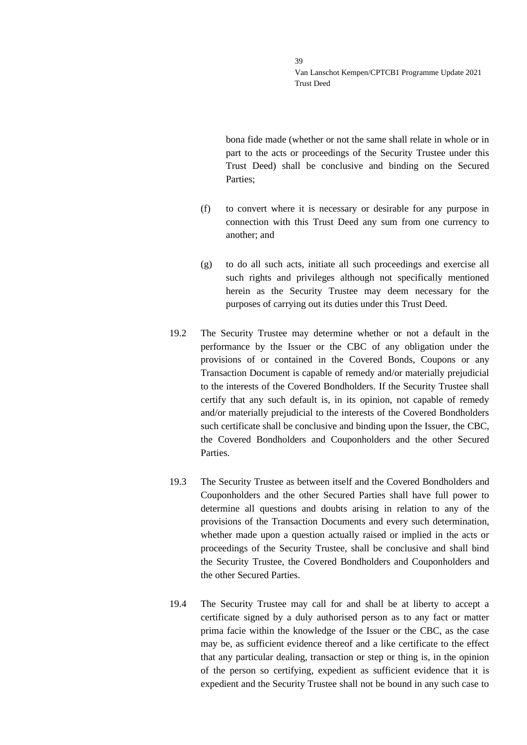bona fide made (whether or not the same shall relate in whole or in part to the acts or proceedings of the Security Trustee under this Trust Deed) shall be conclusive and binding on the Secured Parties;

(f) to convert where it is necessary or desirable for any purpose in connection with this Trust Deed any sum from one currency to another; and

(g) to do all such acts, initiate all such proceedings and exercise all such rights and privileges although not specifically mentioned herein as the Security Trustee may deem necessary for the purposes of carrying out its duties under this Trust Deed.

19.2 The Security Trustee may determine whether or not a default in the performance by the Issuer or the CBC of any obligation under the provisions of or contained in the Covered Bonds, Coupons or any Transaction Document is capable of remedy and/or materially prejudicial to the interests of the Covered Bondholders. If the Security Trustee shall certify that any such default is, in its opinion, not capable of remedy and/or materially prejudicial to the interests of the Covered Bondholders such certificate shall be conclusive and binding upon the Issuer, the CBC, the Covered Bondholders and Couponholders and the other Secured Parties.

19.3 The Security Trustee as between itself and the Covered Bondholders and Couponholders and the other Secured Parties shall have full power to determine all questions and doubts arising in relation to any of the provisions of the Transaction Documents and every such determination, whether made upon a question actually raised or implied in the acts or proceedings of the Security Trustee, shall be conclusive and shall bind the Security Trustee, the Covered Bondholders and Couponholders and the other Secured Parties.

19.4 The Security Trustee may call for and shall be at liberty to accept a certificate signed by a duly authorised person as to any fact or matter prima facie within the knowledge of the Issuer or the CBC, as the case may be, as sufficient evidence thereof and a like certificate to the effect that any particular dealing, transaction or step or thing is, in the opinion of the person so certifying, expedient as sufficient evidence that it is expedient and the Security Trustee shall not be bound in any such case to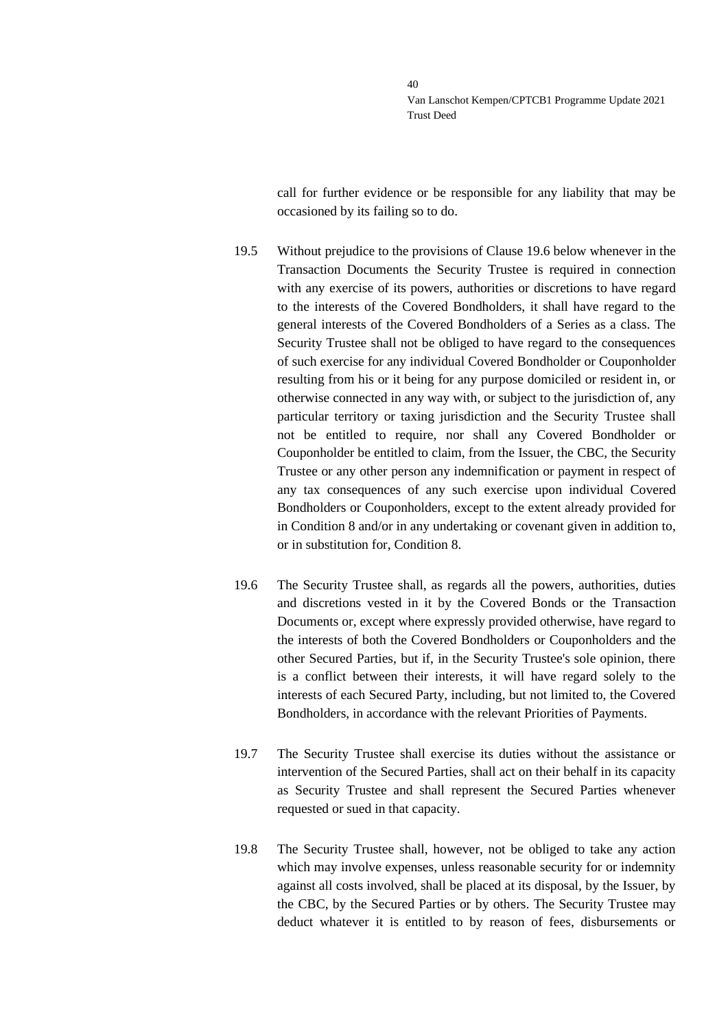call for further evidence or be responsible for any liability that may be occasioned by its failing so to do.

19.5 Without prejudice to the provisions of Clause 19.6 below whenever in the Transaction Documents the Security Trustee is required in connection with any exercise of its powers, authorities or discretions to have regard to the interests of the Covered Bondholders, it shall have regard to the general interests of the Covered Bondholders of a Series as a class. The Security Trustee shall not be obliged to have regard to the consequences of such exercise for any individual Covered Bondholder or Couponholder resulting from his or it being for any purpose domiciled or resident in, or otherwise connected in any way with, or subject to the jurisdiction of, any particular territory or taxing jurisdiction and the Security Trustee shall not be entitled to require, nor shall any Covered Bondholder or Couponholder be entitled to claim, from the Issuer, the CBC, the Security Trustee or any other person any indemnification or payment in respect of any tax consequences of any such exercise upon individual Covered Bondholders or Couponholders, except to the extent already provided for in Condition 8 and/or in any undertaking or covenant given in addition to, or in substitution for, Condition 8.

19.6 The Security Trustee shall, as regards all the powers, authorities, duties and discretions vested in it by the Covered Bonds or the Transaction Documents or, except where expressly provided otherwise, have regard to the interests of both the Covered Bondholders or Couponholders and the other Secured Parties, but if, in the Security Trustee's sole opinion, there is a conflict between their interests, it will have regard solely to the interests of each Secured Party, including, but not limited to, the Covered Bondholders, in accordance with the relevant Priorities of Payments.

19.7 The Security Trustee shall exercise its duties without the assistance or intervention of the Secured Parties, shall act on their behalf in its capacity as Security Trustee and shall represent the Secured Parties whenever requested or sued in that capacity.

19.8 The Security Trustee shall, however, not be obliged to take any action which may involve expenses, unless reasonable security for or indemnity against all costs involved, shall be placed at its disposal, by the Issuer, by the CBC, by the Secured Parties or by others. The Security Trustee may deduct whatever it is entitled to by reason of fees, disbursements or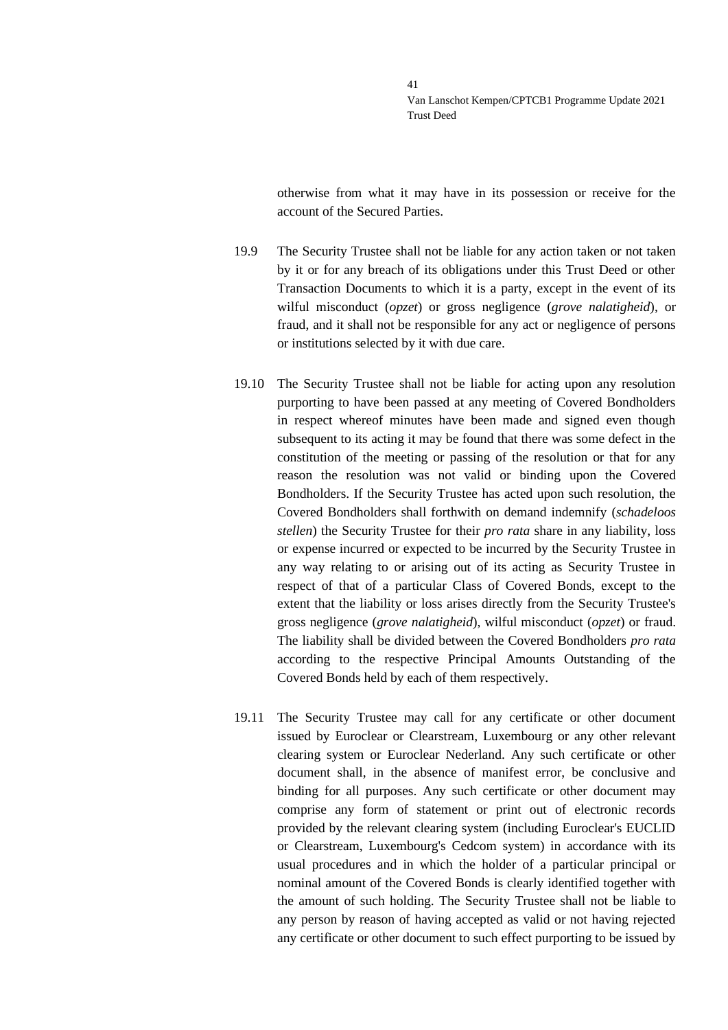otherwise from what it may have in its possession or receive for the account of the Secured Parties.

19.9 The Security Trustee shall not be liable for any action taken or not taken by it or for any breach of its obligations under this Trust Deed or other Transaction Documents to which it is a party, except in the event of its wilful misconduct (*opzet*) or gross negligence (*grove nalatigheid*), or fraud, and it shall not be responsible for any act or negligence of persons or institutions selected by it with due care.

19.10 The Security Trustee shall not be liable for acting upon any resolution purporting to have been passed at any meeting of Covered Bondholders in respect whereof minutes have been made and signed even though subsequent to its acting it may be found that there was some defect in the constitution of the meeting or passing of the resolution or that for any reason the resolution was not valid or binding upon the Covered Bondholders. If the Security Trustee has acted upon such resolution, the Covered Bondholders shall forthwith on demand indemnify (*schadeloos stellen*) the Security Trustee for their *pro rata* share in any liability, loss or expense incurred or expected to be incurred by the Security Trustee in any way relating to or arising out of its acting as Security Trustee in respect of that of a particular Class of Covered Bonds, except to the extent that the liability or loss arises directly from the Security Trustee's gross negligence (*grove nalatigheid*), wilful misconduct (*opzet*) or fraud. The liability shall be divided between the Covered Bondholders *pro rata* according to the respective Principal Amounts Outstanding of the Covered Bonds held by each of them respectively.

19.11 The Security Trustee may call for any certificate or other document issued by Euroclear or Clearstream, Luxembourg or any other relevant clearing system or Euroclear Nederland. Any such certificate or other document shall, in the absence of manifest error, be conclusive and binding for all purposes. Any such certificate or other document may comprise any form of statement or print out of electronic records provided by the relevant clearing system (including Euroclear's EUCLID or Clearstream, Luxembourg's Cedcom system) in accordance with its usual procedures and in which the holder of a particular principal or nominal amount of the Covered Bonds is clearly identified together with the amount of such holding. The Security Trustee shall not be liable to any person by reason of having accepted as valid or not having rejected any certificate or other document to such effect purporting to be issued by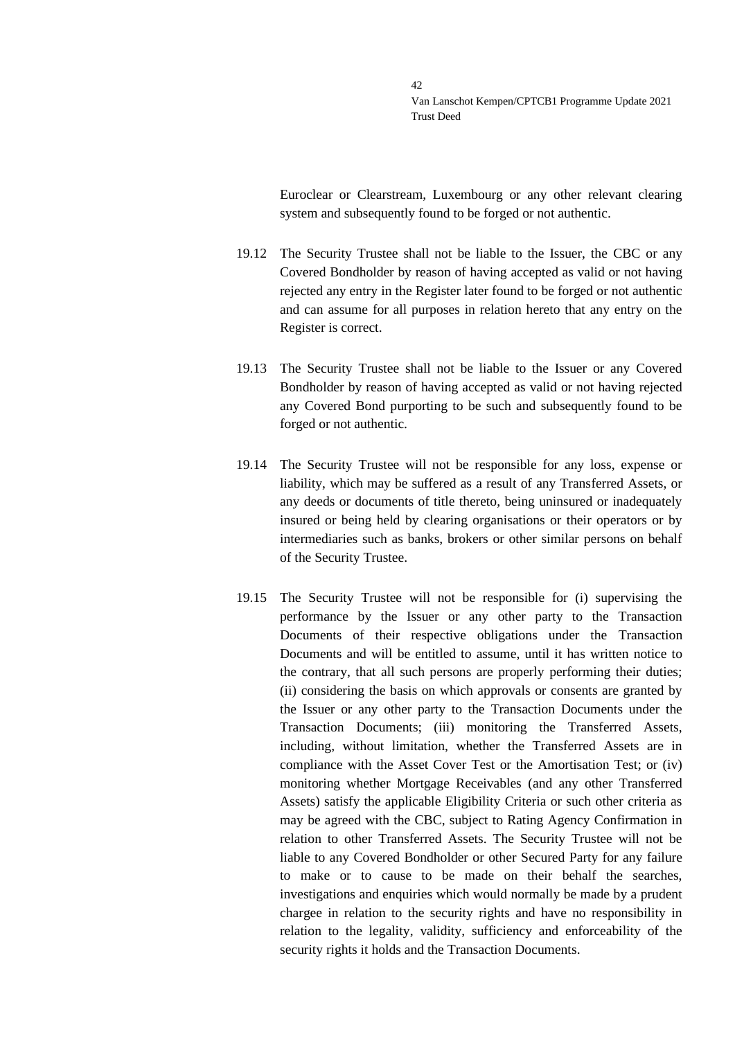Euroclear or Clearstream, Luxembourg or any other relevant clearing system and subsequently found to be forged or not authentic.

19.12 The Security Trustee shall not be liable to the Issuer, the CBC or any Covered Bondholder by reason of having accepted as valid or not having rejected any entry in the Register later found to be forged or not authentic and can assume for all purposes in relation hereto that any entry on the Register is correct.

19.13 The Security Trustee shall not be liable to the Issuer or any Covered Bondholder by reason of having accepted as valid or not having rejected any Covered Bond purporting to be such and subsequently found to be forged or not authentic.

19.14 The Security Trustee will not be responsible for any loss, expense or liability, which may be suffered as a result of any Transferred Assets, or any deeds or documents of title thereto, being uninsured or inadequately insured or being held by clearing organisations or their operators or by intermediaries such as banks, brokers or other similar persons on behalf of the Security Trustee.

19.15 The Security Trustee will not be responsible for (i) supervising the performance by the Issuer or any other party to the Transaction Documents of their respective obligations under the Transaction Documents and will be entitled to assume, until it has written notice to the contrary, that all such persons are properly performing their duties; (ii) considering the basis on which approvals or consents are granted by the Issuer or any other party to the Transaction Documents under the Transaction Documents; (iii) monitoring the Transferred Assets, including, without limitation, whether the Transferred Assets are in compliance with the Asset Cover Test or the Amortisation Test; or (iv) monitoring whether Mortgage Receivables (and any other Transferred Assets) satisfy the applicable Eligibility Criteria or such other criteria as may be agreed with the CBC, subject to Rating Agency Confirmation in relation to other Transferred Assets. The Security Trustee will not be liable to any Covered Bondholder or other Secured Party for any failure to make or to cause to be made on their behalf the searches, investigations and enquiries which would normally be made by a prudent chargee in relation to the security rights and have no responsibility in relation to the legality, validity, sufficiency and enforceability of the security rights it holds and the Transaction Documents.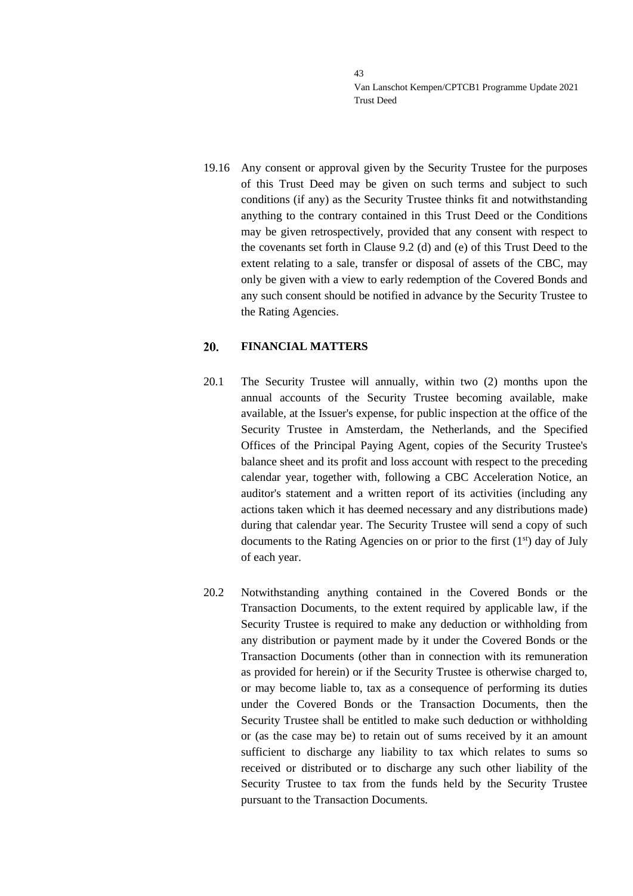19.16 Any consent or approval given by the Security Trustee for the purposes of this Trust Deed may be given on such terms and subject to such conditions (if any) as the Security Trustee thinks fit and notwithstanding anything to the contrary contained in this Trust Deed or the Conditions may be given retrospectively, provided that any consent with respect to the covenants set forth in Clause 9.2 (d) and (e) of this Trust Deed to the extent relating to a sale, transfer or disposal of assets of the CBC, may only be given with a view to early redemption of the Covered Bonds and any such consent should be notified in advance by the Security Trustee to the Rating Agencies.

## 20. FINANCIAL MATTERS

20.1 The Security Trustee will annually, within two (2) months upon the annual accounts of the Security Trustee becoming available, make available, at the Issuer's expense, for public inspection at the office of the Security Trustee in Amsterdam, the Netherlands, and the Specified Offices of the Principal Paying Agent, copies of the Security Trustee's balance sheet and its profit and loss account with respect to the preceding calendar year, together with, following a CBC Acceleration Notice, an auditor's statement and a written report of its activities (including any actions taken which it has deemed necessary and any distributions made) during that calendar year. The Security Trustee will send a copy of such documents to the Rating Agencies on or prior to the first (1st) day of July of each year.

20.2 Notwithstanding anything contained in the Covered Bonds or the Transaction Documents, to the extent required by applicable law, if the Security Trustee is required to make any deduction or withholding from any distribution or payment made by it under the Covered Bonds or the Transaction Documents (other than in connection with its remuneration as provided for herein) or if the Security Trustee is otherwise charged to, or may become liable to, tax as a consequence of performing its duties under the Covered Bonds or the Transaction Documents, then the Security Trustee shall be entitled to make such deduction or withholding or (as the case may be) to retain out of sums received by it an amount sufficient to discharge any liability to tax which relates to sums so received or distributed or to discharge any such other liability of the Security Trustee to tax from the funds held by the Security Trustee pursuant to the Transaction Documents.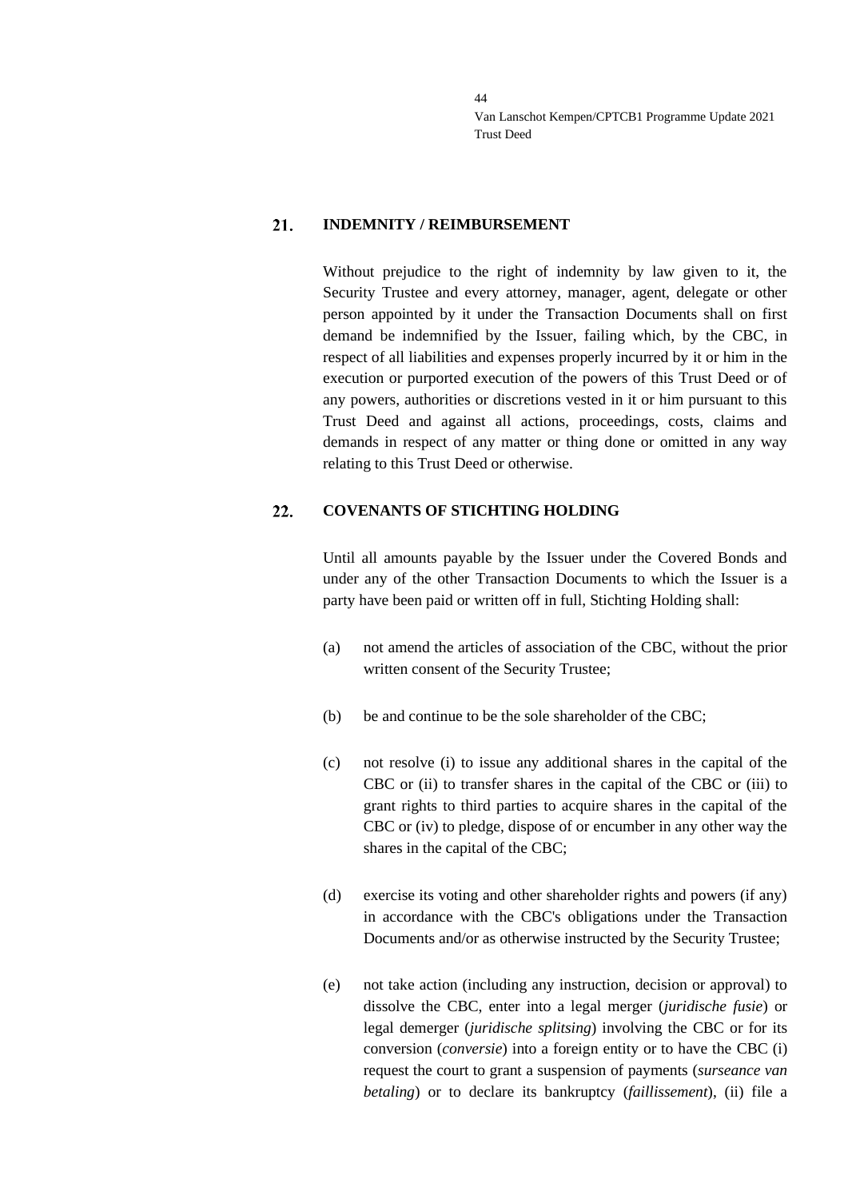## 21. INDEMNITY / REIMBURSEMENT

Without prejudice to the right of indemnity by law given to it, the Security Trustee and every attorney, manager, agent, delegate or other person appointed by it under the Transaction Documents shall on first demand be indemnified by the Issuer, failing which, by the CBC, in respect of all liabilities and expenses properly incurred by it or him in the execution or purported execution of the powers of this Trust Deed or of any powers, authorities or discretions vested in it or him pursuant to this Trust Deed and against all actions, proceedings, costs, claims and demands in respect of any matter or thing done or omitted in any way relating to this Trust Deed or otherwise.

## 22. COVENANTS OF STICHTING HOLDING

Until all amounts payable by the Issuer under the Covered Bonds and under any of the other Transaction Documents to which the Issuer is a party have been paid or written off in full, Stichting Holding shall:

(a) not amend the articles of association of the CBC, without the prior written consent of the Security Trustee;

(b) be and continue to be the sole shareholder of the CBC;

(c) not resolve (i) to issue any additional shares in the capital of the CBC or (ii) to transfer shares in the capital of the CBC or (iii) to grant rights to third parties to acquire shares in the capital of the CBC or (iv) to pledge, dispose of or encumber in any other way the shares in the capital of the CBC;

(d) exercise its voting and other shareholder rights and powers (if any) in accordance with the CBC's obligations under the Transaction Documents and/or as otherwise instructed by the Security Trustee;

(e) not take action (including any instruction, decision or approval) to dissolve the CBC, enter into a legal merger (*juridische fusie*) or legal demerger (*juridische splitsing*) involving the CBC or for its conversion (*conversie*) into a foreign entity or to have the CBC (i) request the court to grant a suspension of payments (*surseance van betaling*) or to declare its bankruptcy (*faillissement*), (ii) file a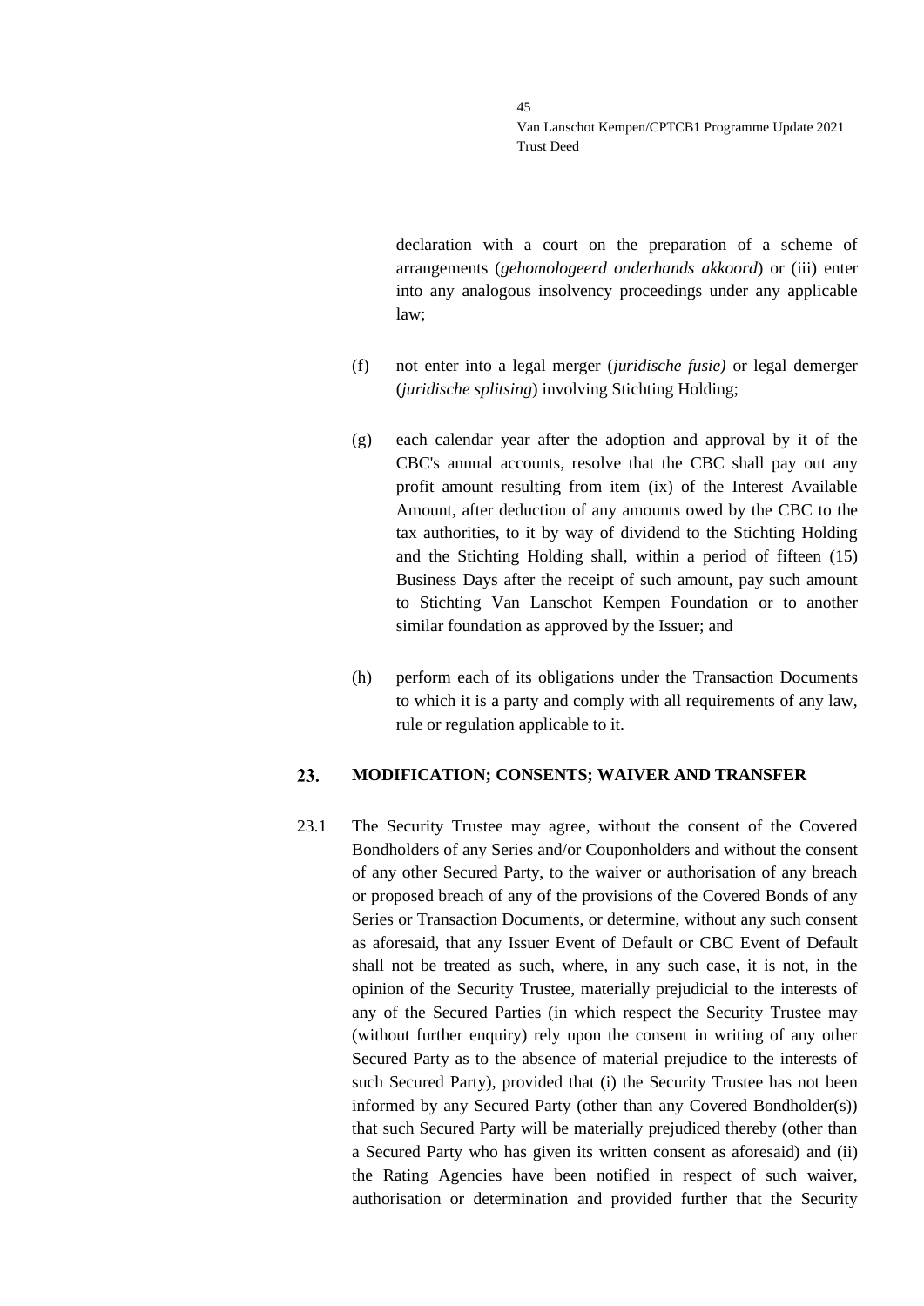declaration with a court on the preparation of a scheme of arrangements (*gehomologeerd onderhands akkoord*) or (iii) enter into any analogous insolvency proceedings under any applicable law;

(f) not enter into a legal merger (*juridische fusie)* or legal demerger (*juridische splitsing*) involving Stichting Holding;

(g) each calendar year after the adoption and approval by it of the CBC's annual accounts, resolve that the CBC shall pay out any profit amount resulting from item (ix) of the Interest Available Amount, after deduction of any amounts owed by the CBC to the tax authorities, to it by way of dividend to the Stichting Holding and the Stichting Holding shall, within a period of fifteen (15) Business Days after the receipt of such amount, pay such amount to Stichting Van Lanschot Kempen Foundation or to another similar foundation as approved by the Issuer; and

(h) perform each of its obligations under the Transaction Documents to which it is a party and comply with all requirements of any law, rule or regulation applicable to it.

## 23. MODIFICATION; CONSENTS; WAIVER AND TRANSFER

23.1 The Security Trustee may agree, without the consent of the Covered Bondholders of any Series and/or Couponholders and without the consent of any other Secured Party, to the waiver or authorisation of any breach or proposed breach of any of the provisions of the Covered Bonds of any Series or Transaction Documents, or determine, without any such consent as aforesaid, that any Issuer Event of Default or CBC Event of Default shall not be treated as such, where, in any such case, it is not, in the opinion of the Security Trustee, materially prejudicial to the interests of any of the Secured Parties (in which respect the Security Trustee may (without further enquiry) rely upon the consent in writing of any other Secured Party as to the absence of material prejudice to the interests of such Secured Party), provided that (i) the Security Trustee has not been informed by any Secured Party (other than any Covered Bondholder(s)) that such Secured Party will be materially prejudiced thereby (other than a Secured Party who has given its written consent as aforesaid) and (ii) the Rating Agencies have been notified in respect of such waiver, authorisation or determination and provided further that the Security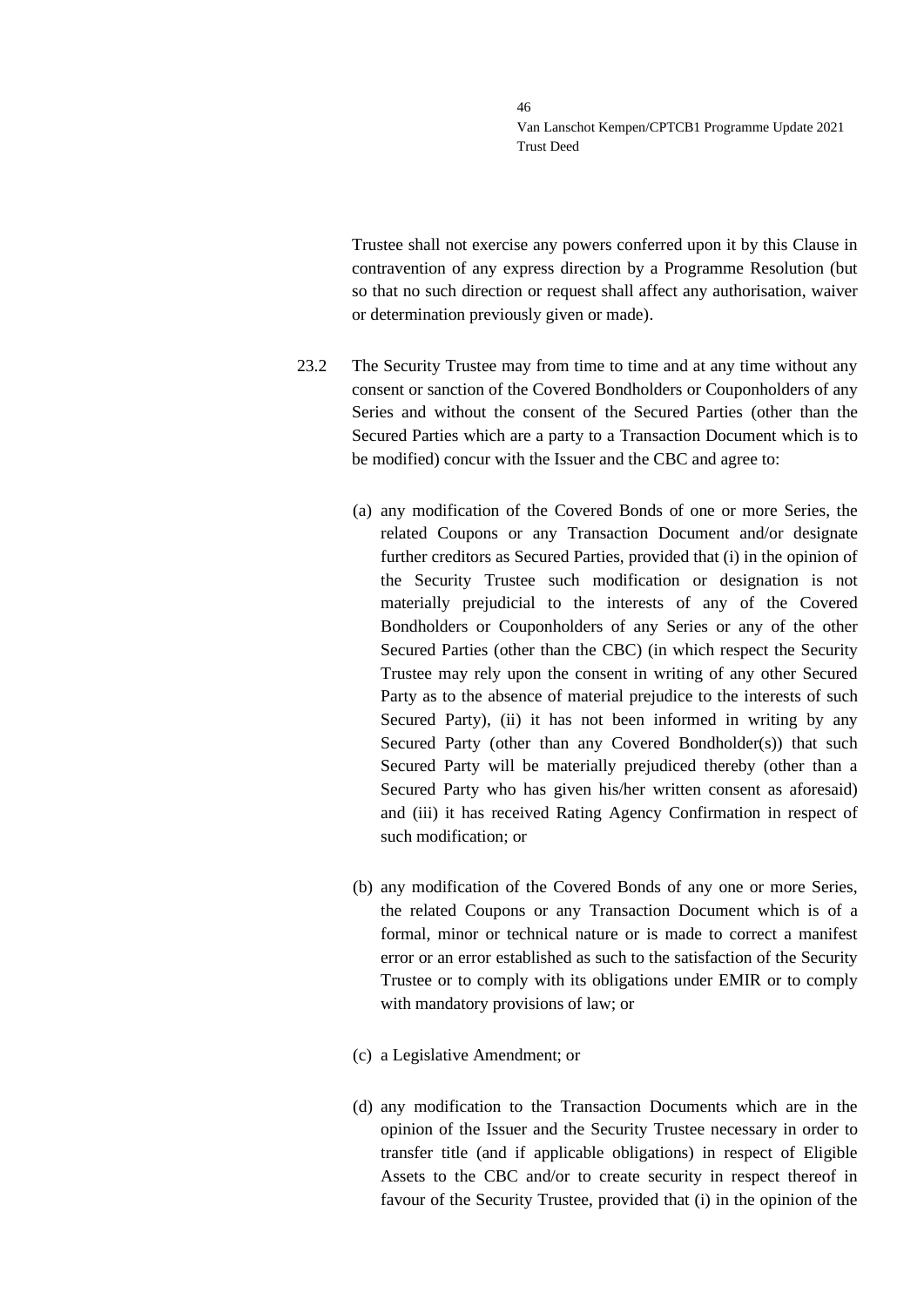Trustee shall not exercise any powers conferred upon it by this Clause in contravention of any express direction by a Programme Resolution (but so that no such direction or request shall affect any authorisation, waiver or determination previously given or made).

23.2 The Security Trustee may from time to time and at any time without any consent or sanction of the Covered Bondholders or Couponholders of any Series and without the consent of the Secured Parties (other than the Secured Parties which are a party to a Transaction Document which is to be modified) concur with the Issuer and the CBC and agree to:

(a) any modification of the Covered Bonds of one or more Series, the related Coupons or any Transaction Document and/or designate further creditors as Secured Parties, provided that (i) in the opinion of the Security Trustee such modification or designation is not materially prejudicial to the interests of any of the Covered Bondholders or Couponholders of any Series or any of the other Secured Parties (other than the CBC) (in which respect the Security Trustee may rely upon the consent in writing of any other Secured Party as to the absence of material prejudice to the interests of such Secured Party), (ii) it has not been informed in writing by any Secured Party (other than any Covered Bondholder(s)) that such Secured Party will be materially prejudiced thereby (other than a Secured Party who has given his/her written consent as aforesaid) and (iii) it has received Rating Agency Confirmation in respect of such modification; or

(b) any modification of the Covered Bonds of any one or more Series, the related Coupons or any Transaction Document which is of a formal, minor or technical nature or is made to correct a manifest error or an error established as such to the satisfaction of the Security Trustee or to comply with its obligations under EMIR or to comply with mandatory provisions of law; or

(c) a Legislative Amendment; or

(d) any modification to the Transaction Documents which are in the opinion of the Issuer and the Security Trustee necessary in order to transfer title (and if applicable obligations) in respect of Eligible Assets to the CBC and/or to create security in respect thereof in favour of the Security Trustee, provided that (i) in the opinion of the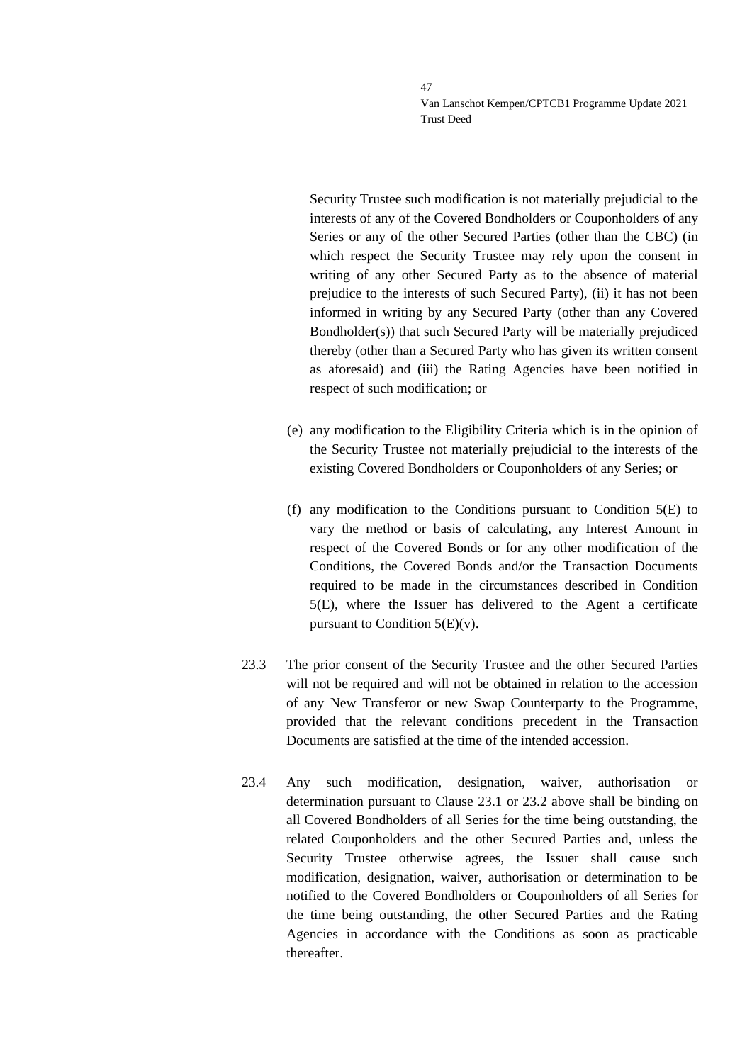Security Trustee such modification is not materially prejudicial to the interests of any of the Covered Bondholders or Couponholders of any Series or any of the other Secured Parties (other than the CBC) (in which respect the Security Trustee may rely upon the consent in writing of any other Secured Party as to the absence of material prejudice to the interests of such Secured Party), (ii) it has not been informed in writing by any Secured Party (other than any Covered Bondholder(s)) that such Secured Party will be materially prejudiced thereby (other than a Secured Party who has given its written consent as aforesaid) and (iii) the Rating Agencies have been notified in respect of such modification; or

(e) any modification to the Eligibility Criteria which is in the opinion of the Security Trustee not materially prejudicial to the interests of the existing Covered Bondholders or Couponholders of any Series; or

(f) any modification to the Conditions pursuant to Condition 5(E) to vary the method or basis of calculating, any Interest Amount in respect of the Covered Bonds or for any other modification of the Conditions, the Covered Bonds and/or the Transaction Documents required to be made in the circumstances described in Condition 5(E), where the Issuer has delivered to the Agent a certificate pursuant to Condition 5(E)(v).

23.3 The prior consent of the Security Trustee and the other Secured Parties will not be required and will not be obtained in relation to the accession of any New Transferor or new Swap Counterparty to the Programme, provided that the relevant conditions precedent in the Transaction Documents are satisfied at the time of the intended accession.

23.4 Any such modification, designation, waiver, authorisation or determination pursuant to Clause 23.1 or 23.2 above shall be binding on all Covered Bondholders of all Series for the time being outstanding, the related Couponholders and the other Secured Parties and, unless the Security Trustee otherwise agrees, the Issuer shall cause such modification, designation, waiver, authorisation or determination to be notified to the Covered Bondholders or Couponholders of all Series for the time being outstanding, the other Secured Parties and the Rating Agencies in accordance with the Conditions as soon as practicable thereafter.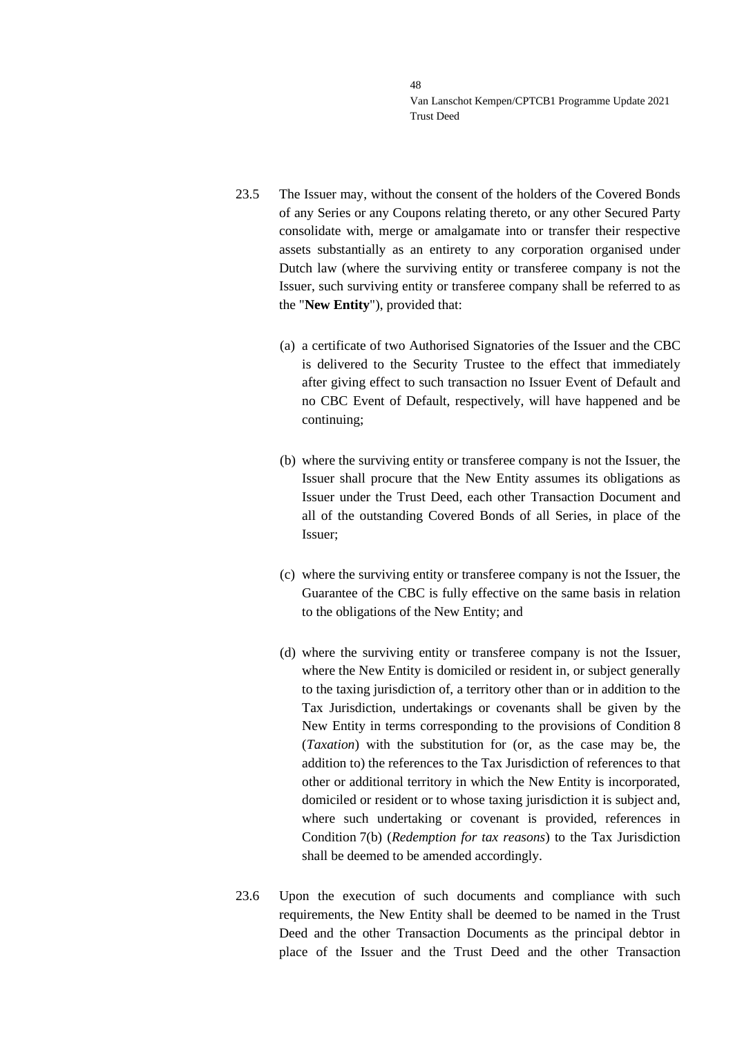23.5 The Issuer may, without the consent of the holders of the Covered Bonds of any Series or any Coupons relating thereto, or any other Secured Party consolidate with, merge or amalgamate into or transfer their respective assets substantially as an entirety to any corporation organised under Dutch law (where the surviving entity or transferee company is not the Issuer, such surviving entity or transferee company shall be referred to as the "**New Entity**"), provided that:

(a) a certificate of two Authorised Signatories of the Issuer and the CBC is delivered to the Security Trustee to the effect that immediately after giving effect to such transaction no Issuer Event of Default and no CBC Event of Default, respectively, will have happened and be continuing;

(b) where the surviving entity or transferee company is not the Issuer, the Issuer shall procure that the New Entity assumes its obligations as Issuer under the Trust Deed, each other Transaction Document and all of the outstanding Covered Bonds of all Series, in place of the Issuer;

(c) where the surviving entity or transferee company is not the Issuer, the Guarantee of the CBC is fully effective on the same basis in relation to the obligations of the New Entity; and

(d) where the surviving entity or transferee company is not the Issuer, where the New Entity is domiciled or resident in, or subject generally to the taxing jurisdiction of, a territory other than or in addition to the Tax Jurisdiction, undertakings or covenants shall be given by the New Entity in terms corresponding to the provisions of Condition 8 (*Taxation*) with the substitution for (or, as the case may be, the addition to) the references to the Tax Jurisdiction of references to that other or additional territory in which the New Entity is incorporated, domiciled or resident or to whose taxing jurisdiction it is subject and, where such undertaking or covenant is provided, references in Condition 7(b) (*Redemption for tax reasons*) to the Tax Jurisdiction shall be deemed to be amended accordingly.

23.6 Upon the execution of such documents and compliance with such requirements, the New Entity shall be deemed to be named in the Trust Deed and the other Transaction Documents as the principal debtor in place of the Issuer and the Trust Deed and the other Transaction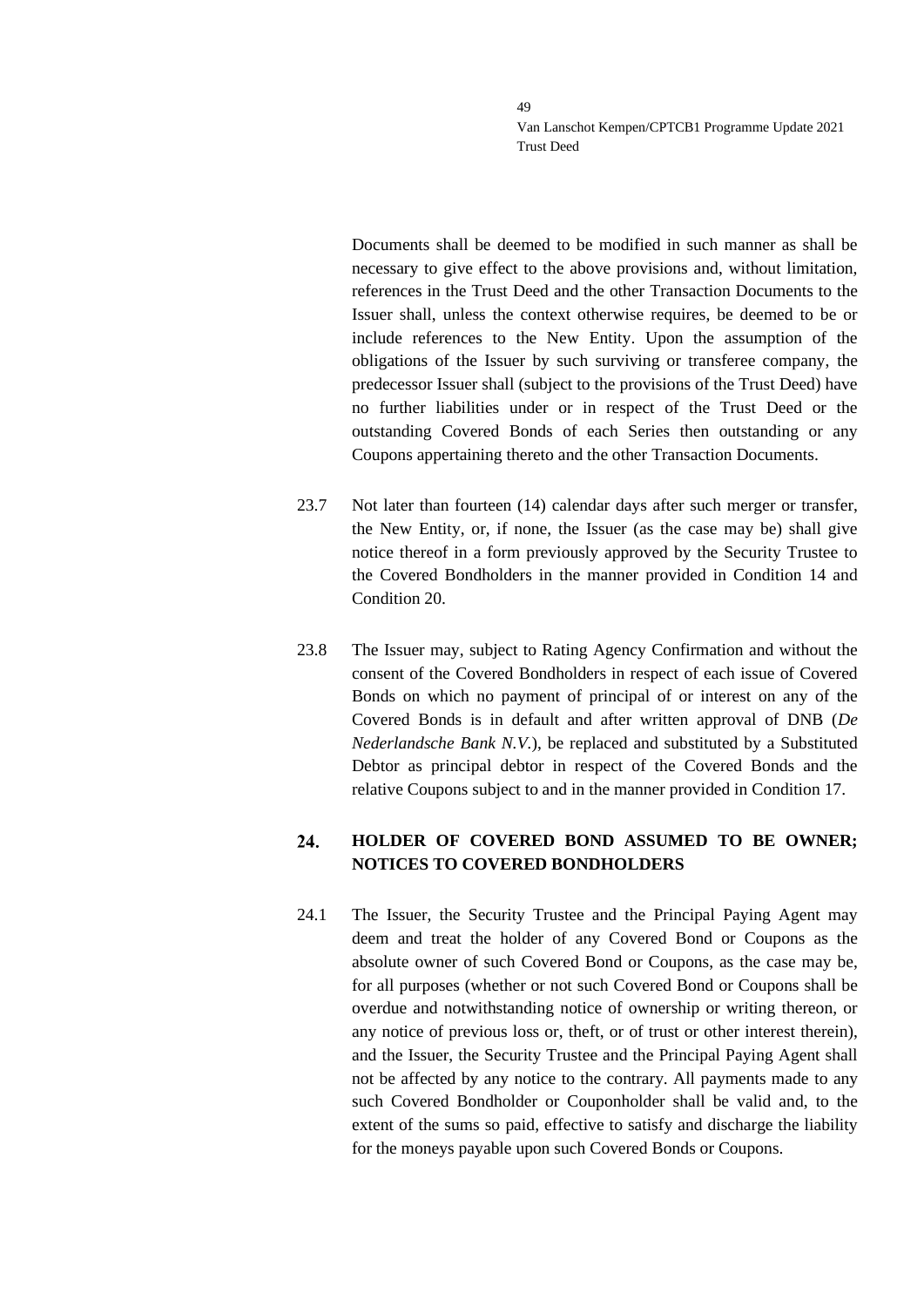Documents shall be deemed to be modified in such manner as shall be necessary to give effect to the above provisions and, without limitation, references in the Trust Deed and the other Transaction Documents to the Issuer shall, unless the context otherwise requires, be deemed to be or include references to the New Entity. Upon the assumption of the obligations of the Issuer by such surviving or transferee company, the predecessor Issuer shall (subject to the provisions of the Trust Deed) have no further liabilities under or in respect of the Trust Deed or the outstanding Covered Bonds of each Series then outstanding or any Coupons appertaining thereto and the other Transaction Documents.

23.7 Not later than fourteen (14) calendar days after such merger or transfer, the New Entity, or, if none, the Issuer (as the case may be) shall give notice thereof in a form previously approved by the Security Trustee to the Covered Bondholders in the manner provided in Condition 14 and Condition 20.

23.8 The Issuer may, subject to Rating Agency Confirmation and without the consent of the Covered Bondholders in respect of each issue of Covered Bonds on which no payment of principal of or interest on any of the Covered Bonds is in default and after written approval of DNB (*De Nederlandsche Bank N.V.*), be replaced and substituted by a Substituted Debtor as principal debtor in respect of the Covered Bonds and the relative Coupons subject to and in the manner provided in Condition 17.

## 24. HOLDER OF COVERED BOND ASSUMED TO BE OWNER; NOTICES TO COVERED BONDHOLDERS

24.1 The Issuer, the Security Trustee and the Principal Paying Agent may deem and treat the holder of any Covered Bond or Coupons as the absolute owner of such Covered Bond or Coupons, as the case may be, for all purposes (whether or not such Covered Bond or Coupons shall be overdue and notwithstanding notice of ownership or writing thereon, or any notice of previous loss or, theft, or of trust or other interest therein), and the Issuer, the Security Trustee and the Principal Paying Agent shall not be affected by any notice to the contrary. All payments made to any such Covered Bondholder or Couponholder shall be valid and, to the extent of the sums so paid, effective to satisfy and discharge the liability for the moneys payable upon such Covered Bonds or Coupons.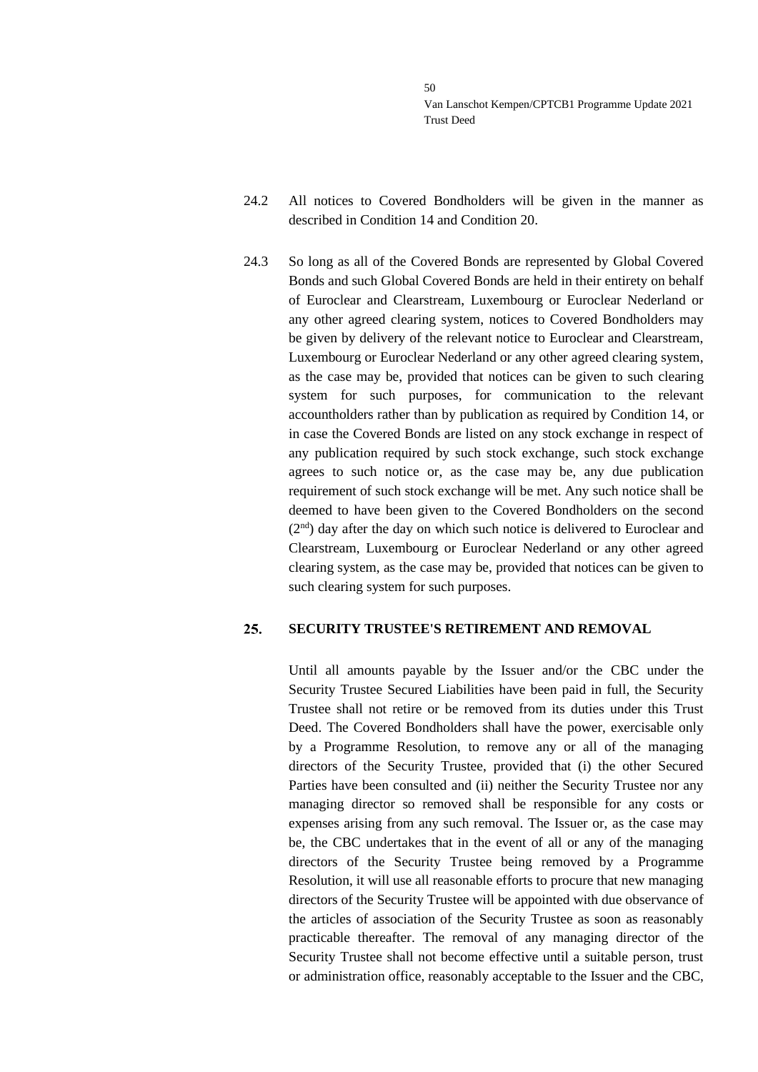24.2 All notices to Covered Bondholders will be given in the manner as described in Condition 14 and Condition 20.

24.3 So long as all of the Covered Bonds are represented by Global Covered Bonds and such Global Covered Bonds are held in their entirety on behalf of Euroclear and Clearstream, Luxembourg or Euroclear Nederland or any other agreed clearing system, notices to Covered Bondholders may be given by delivery of the relevant notice to Euroclear and Clearstream, Luxembourg or Euroclear Nederland or any other agreed clearing system, as the case may be, provided that notices can be given to such clearing system for such purposes, for communication to the relevant accountholders rather than by publication as required by Condition 14, or in case the Covered Bonds are listed on any stock exchange in respect of any publication required by such stock exchange, such stock exchange agrees to such notice or, as the case may be, any due publication requirement of such stock exchange will be met. Any such notice shall be deemed to have been given to the Covered Bondholders on the second (2nd) day after the day on which such notice is delivered to Euroclear and Clearstream, Luxembourg or Euroclear Nederland or any other agreed clearing system, as the case may be, provided that notices can be given to such clearing system for such purposes.

## 25. SECURITY TRUSTEE'S RETIREMENT AND REMOVAL

Until all amounts payable by the Issuer and/or the CBC under the Security Trustee Secured Liabilities have been paid in full, the Security Trustee shall not retire or be removed from its duties under this Trust Deed. The Covered Bondholders shall have the power, exercisable only by a Programme Resolution, to remove any or all of the managing directors of the Security Trustee, provided that (i) the other Secured Parties have been consulted and (ii) neither the Security Trustee nor any managing director so removed shall be responsible for any costs or expenses arising from any such removal. The Issuer or, as the case may be, the CBC undertakes that in the event of all or any of the managing directors of the Security Trustee being removed by a Programme Resolution, it will use all reasonable efforts to procure that new managing directors of the Security Trustee will be appointed with due observance of the articles of association of the Security Trustee as soon as reasonably practicable thereafter. The removal of any managing director of the Security Trustee shall not become effective until a suitable person, trust or administration office, reasonably acceptable to the Issuer and the CBC,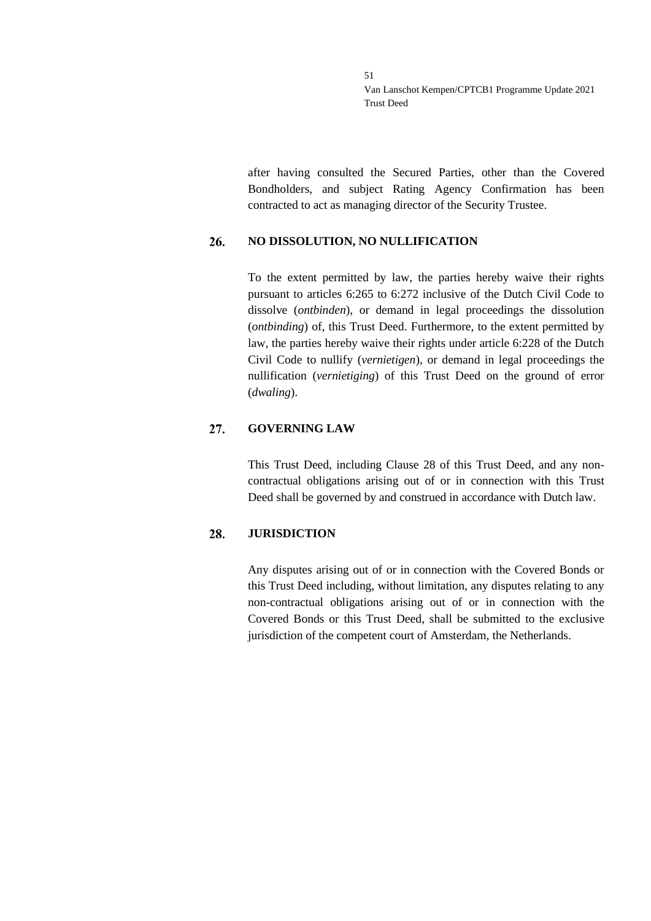after having consulted the Secured Parties, other than the Covered Bondholders, and subject Rating Agency Confirmation has been contracted to act as managing director of the Security Trustee.

## 26. NO DISSOLUTION, NO NULLIFICATION

To the extent permitted by law, the parties hereby waive their rights pursuant to articles 6:265 to 6:272 inclusive of the Dutch Civil Code to dissolve (*ontbinden*), or demand in legal proceedings the dissolution (*ontbinding*) of, this Trust Deed. Furthermore, to the extent permitted by law, the parties hereby waive their rights under article 6:228 of the Dutch Civil Code to nullify (*vernietigen*), or demand in legal proceedings the nullification (*vernietiging*) of this Trust Deed on the ground of error (*dwaling*).

## 27. GOVERNING LAW

This Trust Deed, including Clause 28 of this Trust Deed, and any non-contractual obligations arising out of or in connection with this Trust Deed shall be governed by and construed in accordance with Dutch law.

## 28. JURISDICTION

Any disputes arising out of or in connection with the Covered Bonds or this Trust Deed including, without limitation, any disputes relating to any non-contractual obligations arising out of or in connection with the Covered Bonds or this Trust Deed, shall be submitted to the exclusive jurisdiction of the competent court of Amsterdam, the Netherlands.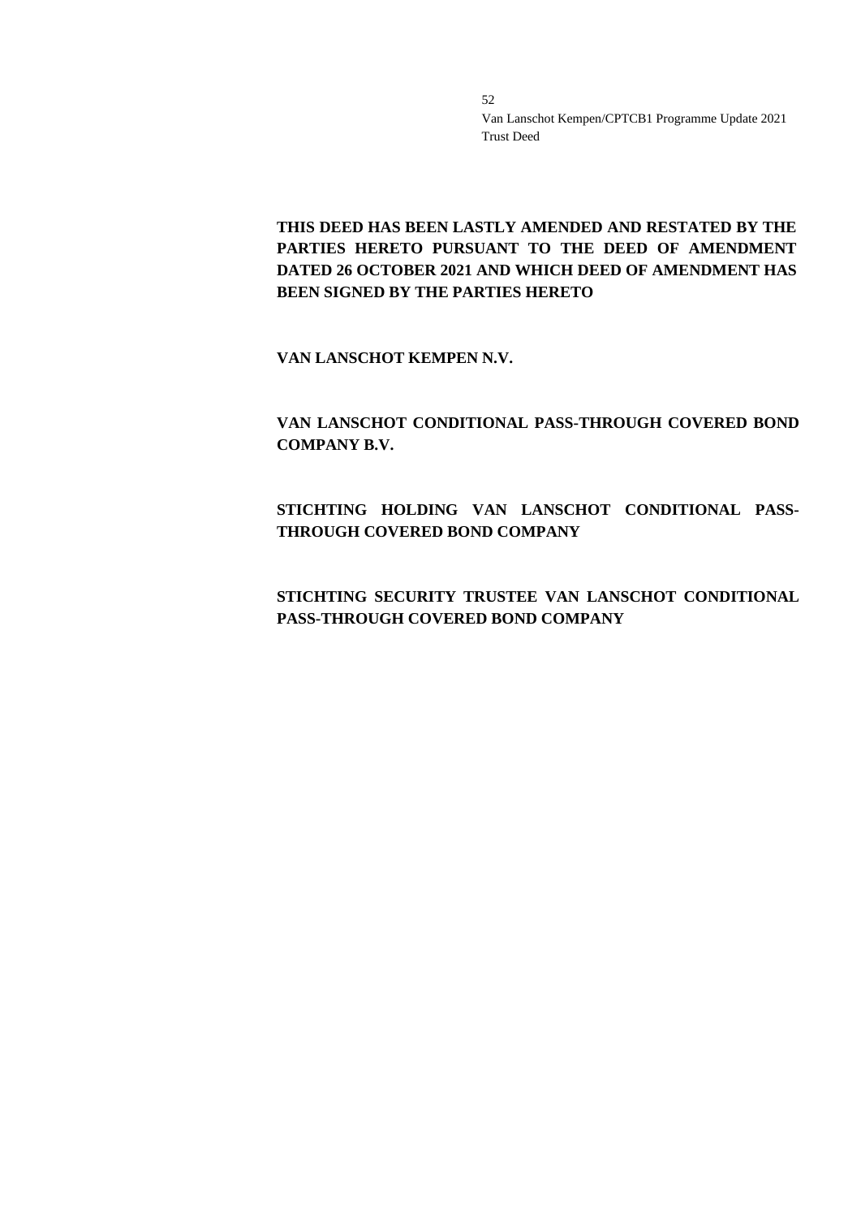**THIS DEED HAS BEEN LASTLY AMENDED AND RESTATED BY THE PARTIES HERETO PURSUANT TO THE DEED OF AMENDMENT DATED 26 OCTOBER 2021 AND WHICH DEED OF AMENDMENT HAS BEEN SIGNED BY THE PARTIES HERETO**

**VAN LANSCHOT KEMPEN N.V.**

**VAN LANSCHOT CONDITIONAL PASS-THROUGH COVERED BOND COMPANY B.V.**

**STICHTING HOLDING VAN LANSCHOT CONDITIONAL PASS-THROUGH COVERED BOND COMPANY**

**STICHTING SECURITY TRUSTEE VAN LANSCHOT CONDITIONAL PASS-THROUGH COVERED BOND COMPANY**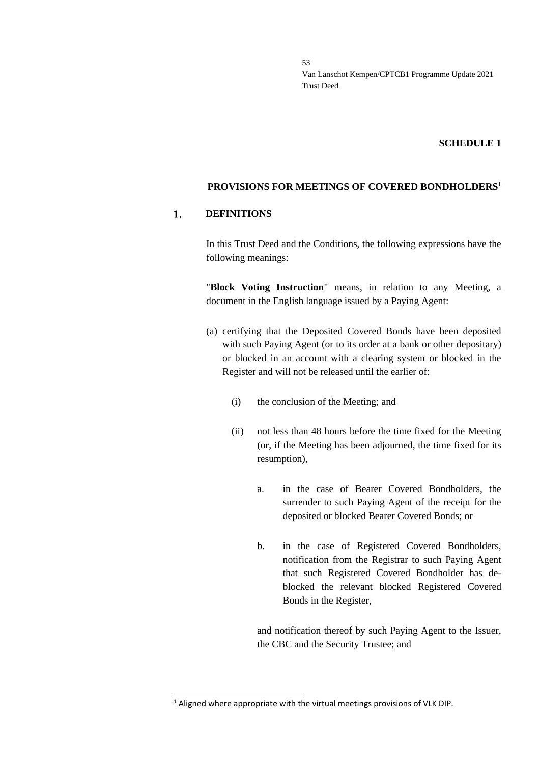**SCHEDULE 1**

**PROVISIONS FOR MEETINGS OF COVERED BONDHOLDERS[1]**

## 1. DEFINITIONS

In this Trust Deed and the Conditions, the following expressions have the following meanings:

"**Block Voting Instruction**" means, in relation to any Meeting, a document in the English language issued by a Paying Agent:

(a) certifying that the Deposited Covered Bonds have been deposited with such Paying Agent (or to its order at a bank or other depositary) or blocked in an account with a clearing system or blocked in the Register and will not be released until the earlier of:

  (i) the conclusion of the Meeting; and

  (ii) not less than 48 hours before the time fixed for the Meeting (or, if the Meeting has been adjourned, the time fixed for its resumption),

    a. in the case of Bearer Covered Bondholders, the surrender to such Paying Agent of the receipt for the deposited or blocked Bearer Covered Bonds; or

    b. in the case of Registered Covered Bondholders, notification from the Registrar to such Paying Agent that such Registered Covered Bondholder has de-blocked the relevant blocked Registered Covered Bonds in the Register,

  and notification thereof by such Paying Agent to the Issuer, the CBC and the Security Trustee; and

---

[1] Aligned where appropriate with the virtual meetings provisions of VLK DIP.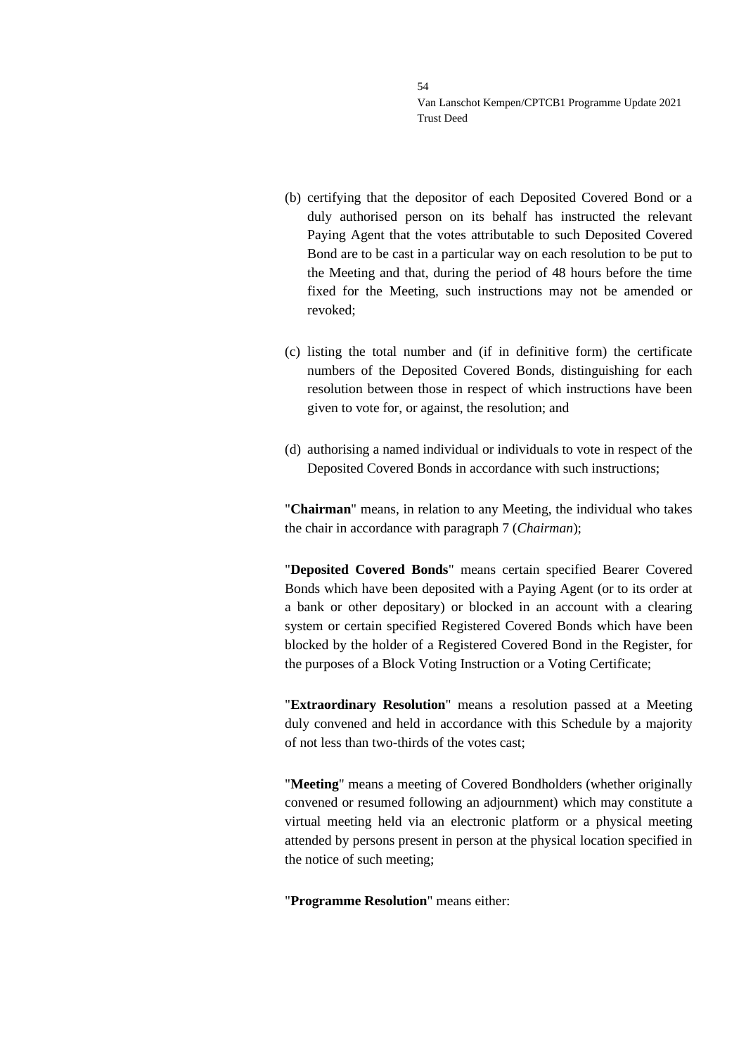(b) certifying that the depositor of each Deposited Covered Bond or a duly authorised person on its behalf has instructed the relevant Paying Agent that the votes attributable to such Deposited Covered Bond are to be cast in a particular way on each resolution to be put to the Meeting and that, during the period of 48 hours before the time fixed for the Meeting, such instructions may not be amended or revoked;

(c) listing the total number and (if in definitive form) the certificate numbers of the Deposited Covered Bonds, distinguishing for each resolution between those in respect of which instructions have been given to vote for, or against, the resolution; and

(d) authorising a named individual or individuals to vote in respect of the Deposited Covered Bonds in accordance with such instructions;

"**Chairman**" means, in relation to any Meeting, the individual who takes the chair in accordance with paragraph 7 (*Chairman*);

"**Deposited Covered Bonds**" means certain specified Bearer Covered Bonds which have been deposited with a Paying Agent (or to its order at a bank or other depositary) or blocked in an account with a clearing system or certain specified Registered Covered Bonds which have been blocked by the holder of a Registered Covered Bond in the Register, for the purposes of a Block Voting Instruction or a Voting Certificate;

"**Extraordinary Resolution**" means a resolution passed at a Meeting duly convened and held in accordance with this Schedule by a majority of not less than two-thirds of the votes cast;

"**Meeting**" means a meeting of Covered Bondholders (whether originally convened or resumed following an adjournment) which may constitute a virtual meeting held via an electronic platform or a physical meeting attended by persons present in person at the physical location specified in the notice of such meeting;

"**Programme Resolution**" means either: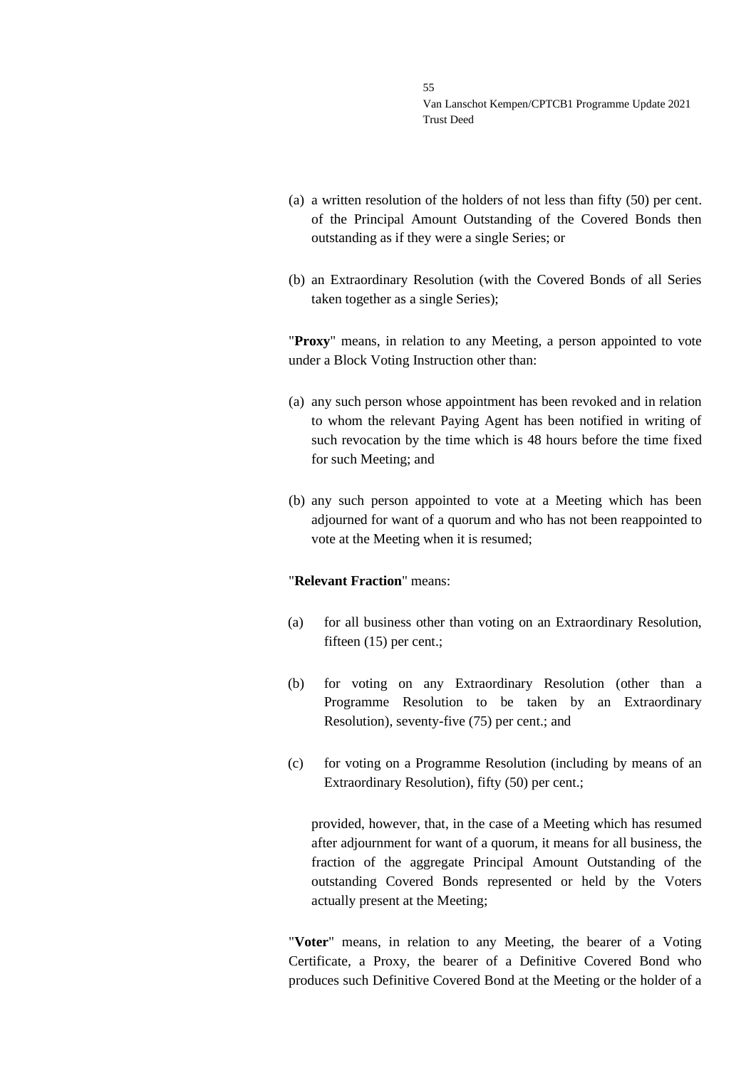(a) a written resolution of the holders of not less than fifty (50) per cent. of the Principal Amount Outstanding of the Covered Bonds then outstanding as if they were a single Series; or

(b) an Extraordinary Resolution (with the Covered Bonds of all Series taken together as a single Series);

"**Proxy**" means, in relation to any Meeting, a person appointed to vote under a Block Voting Instruction other than:

(a) any such person whose appointment has been revoked and in relation to whom the relevant Paying Agent has been notified in writing of such revocation by the time which is 48 hours before the time fixed for such Meeting; and

(b) any such person appointed to vote at a Meeting which has been adjourned for want of a quorum and who has not been reappointed to vote at the Meeting when it is resumed;

"**Relevant Fraction**" means:

(a) for all business other than voting on an Extraordinary Resolution, fifteen (15) per cent.;

(b) for voting on any Extraordinary Resolution (other than a Programme Resolution to be taken by an Extraordinary Resolution), seventy-five (75) per cent.; and

(c) for voting on a Programme Resolution (including by means of an Extraordinary Resolution), fifty (50) per cent.;

provided, however, that, in the case of a Meeting which has resumed after adjournment for want of a quorum, it means for all business, the fraction of the aggregate Principal Amount Outstanding of the outstanding Covered Bonds represented or held by the Voters actually present at the Meeting;

"**Voter**" means, in relation to any Meeting, the bearer of a Voting Certificate, a Proxy, the bearer of a Definitive Covered Bond who produces such Definitive Covered Bond at the Meeting or the holder of a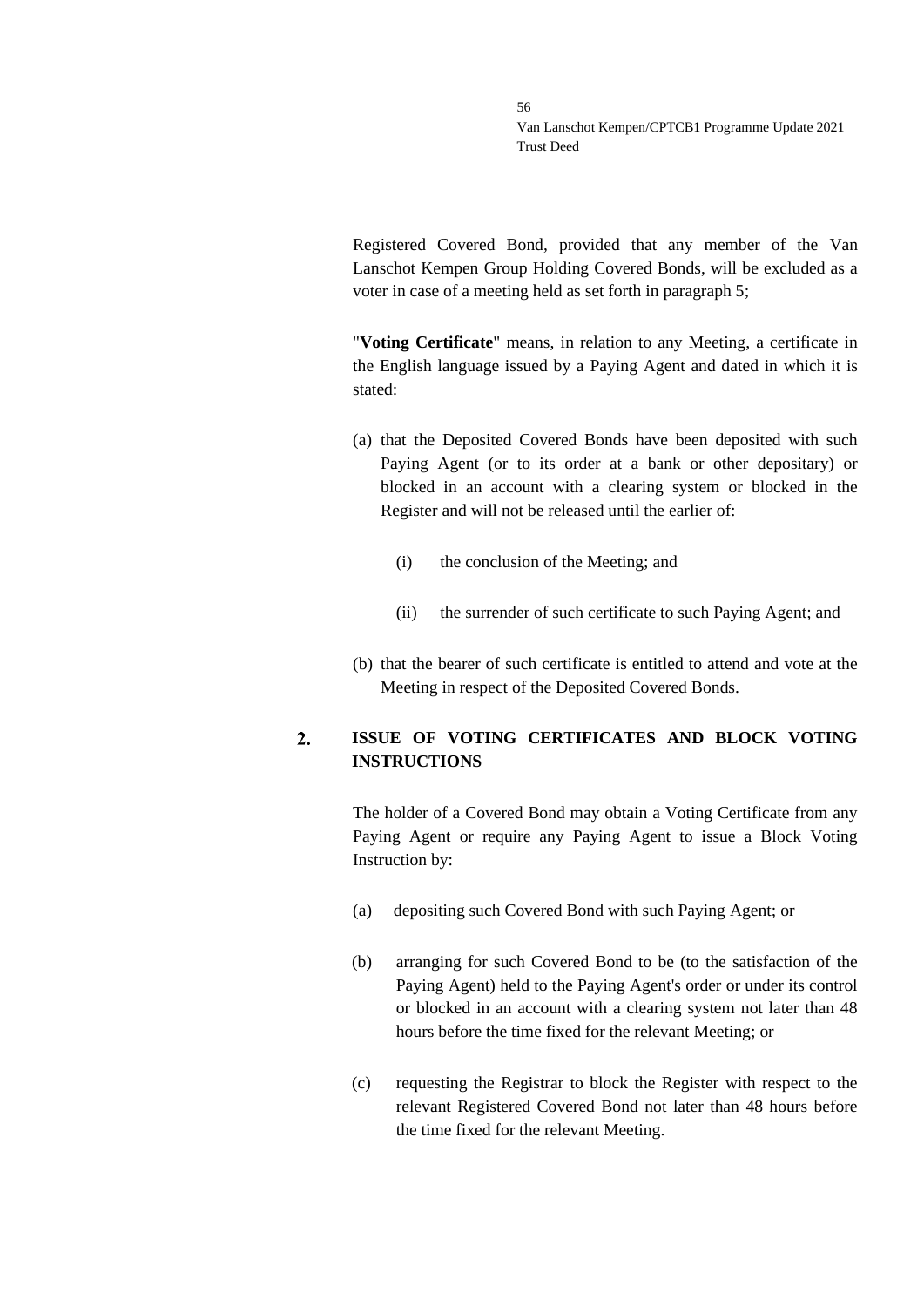Registered Covered Bond, provided that any member of the Van Lanschot Kempen Group Holding Covered Bonds, will be excluded as a voter in case of a meeting held as set forth in paragraph 5;

"**Voting Certificate**" means, in relation to any Meeting, a certificate in the English language issued by a Paying Agent and dated in which it is stated:

(a) that the Deposited Covered Bonds have been deposited with such Paying Agent (or to its order at a bank or other depositary) or blocked in an account with a clearing system or blocked in the Register and will not be released until the earlier of:

   (i) the conclusion of the Meeting; and

   (ii) the surrender of such certificate to such Paying Agent; and

(b) that the bearer of such certificate is entitled to attend and vote at the Meeting in respect of the Deposited Covered Bonds.

## 2. ISSUE OF VOTING CERTIFICATES AND BLOCK VOTING INSTRUCTIONS

The holder of a Covered Bond may obtain a Voting Certificate from any Paying Agent or require any Paying Agent to issue a Block Voting Instruction by:

(a) depositing such Covered Bond with such Paying Agent; or

(b) arranging for such Covered Bond to be (to the satisfaction of the Paying Agent) held to the Paying Agent's order or under its control or blocked in an account with a clearing system not later than 48 hours before the time fixed for the relevant Meeting; or

(c) requesting the Registrar to block the Register with respect to the relevant Registered Covered Bond not later than 48 hours before the time fixed for the relevant Meeting.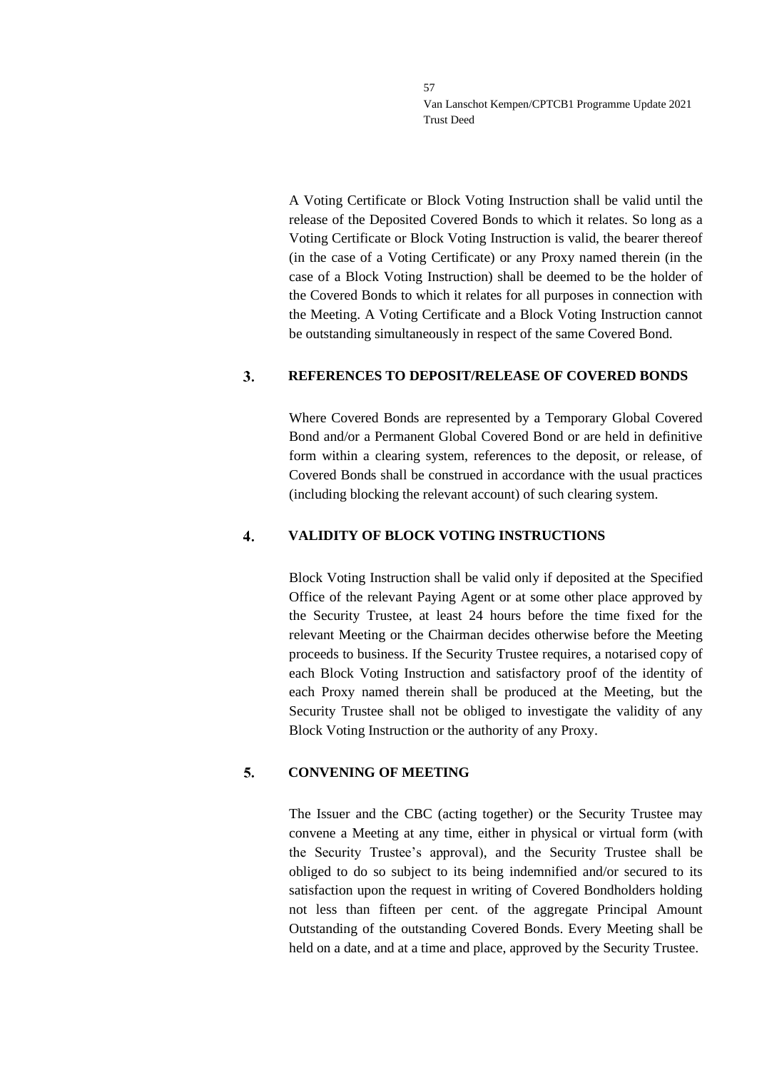A Voting Certificate or Block Voting Instruction shall be valid until the release of the Deposited Covered Bonds to which it relates. So long as a Voting Certificate or Block Voting Instruction is valid, the bearer thereof (in the case of a Voting Certificate) or any Proxy named therein (in the case of a Block Voting Instruction) shall be deemed to be the holder of the Covered Bonds to which it relates for all purposes in connection with the Meeting. A Voting Certificate and a Block Voting Instruction cannot be outstanding simultaneously in respect of the same Covered Bond.

## 3. REFERENCES TO DEPOSIT/RELEASE OF COVERED BONDS

Where Covered Bonds are represented by a Temporary Global Covered Bond and/or a Permanent Global Covered Bond or are held in definitive form within a clearing system, references to the deposit, or release, of Covered Bonds shall be construed in accordance with the usual practices (including blocking the relevant account) of such clearing system.

## 4. VALIDITY OF BLOCK VOTING INSTRUCTIONS

Block Voting Instruction shall be valid only if deposited at the Specified Office of the relevant Paying Agent or at some other place approved by the Security Trustee, at least 24 hours before the time fixed for the relevant Meeting or the Chairman decides otherwise before the Meeting proceeds to business. If the Security Trustee requires, a notarised copy of each Block Voting Instruction and satisfactory proof of the identity of each Proxy named therein shall be produced at the Meeting, but the Security Trustee shall not be obliged to investigate the validity of any Block Voting Instruction or the authority of any Proxy.

## 5. CONVENING OF MEETING

The Issuer and the CBC (acting together) or the Security Trustee may convene a Meeting at any time, either in physical or virtual form (with the Security Trustee's approval), and the Security Trustee shall be obliged to do so subject to its being indemnified and/or secured to its satisfaction upon the request in writing of Covered Bondholders holding not less than fifteen per cent. of the aggregate Principal Amount Outstanding of the outstanding Covered Bonds. Every Meeting shall be held on a date, and at a time and place, approved by the Security Trustee.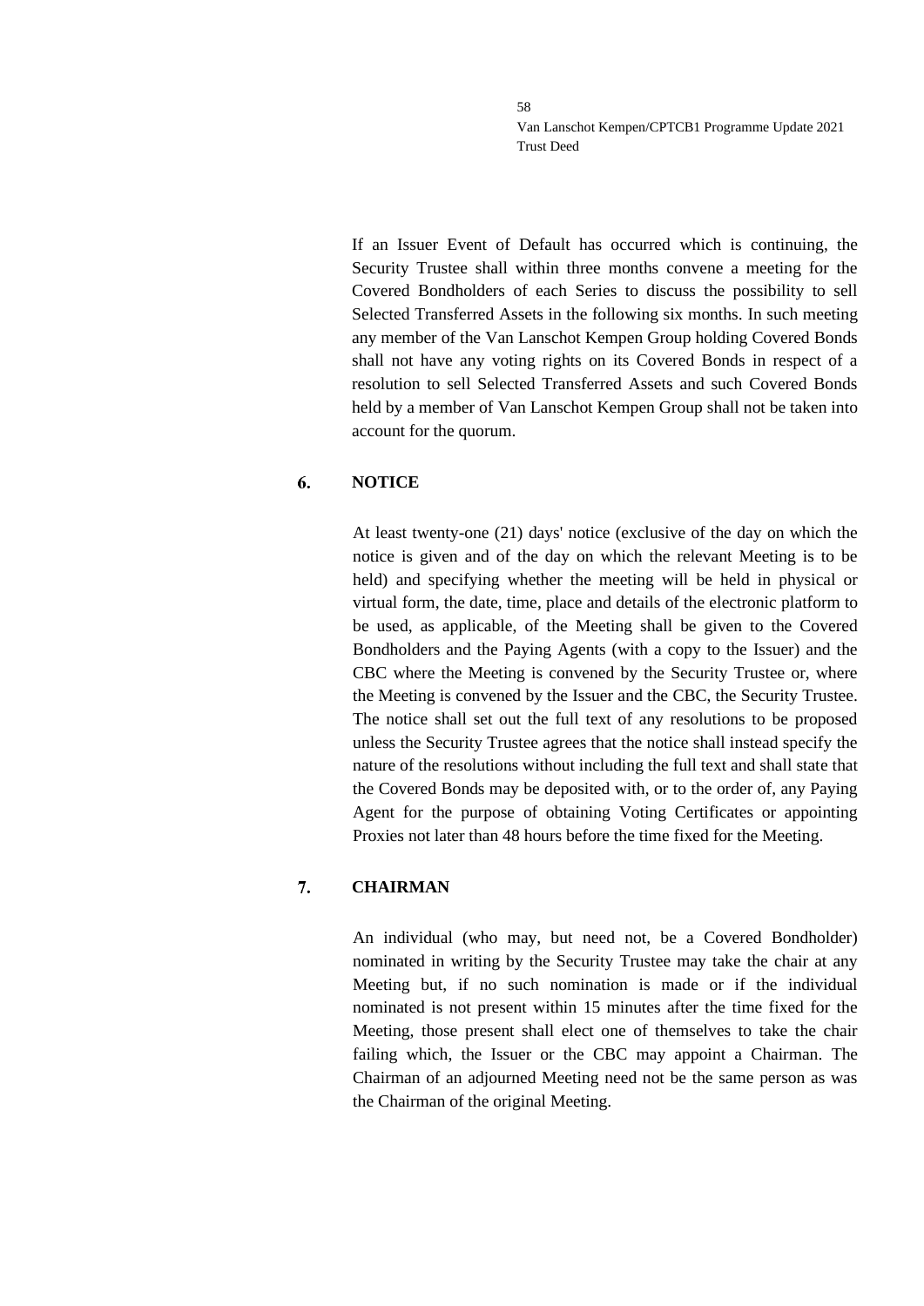If an Issuer Event of Default has occurred which is continuing, the Security Trustee shall within three months convene a meeting for the Covered Bondholders of each Series to discuss the possibility to sell Selected Transferred Assets in the following six months. In such meeting any member of the Van Lanschot Kempen Group holding Covered Bonds shall not have any voting rights on its Covered Bonds in respect of a resolution to sell Selected Transferred Assets and such Covered Bonds held by a member of Van Lanschot Kempen Group shall not be taken into account for the quorum.

## 6. NOTICE

At least twenty-one (21) days' notice (exclusive of the day on which the notice is given and of the day on which the relevant Meeting is to be held) and specifying whether the meeting will be held in physical or virtual form, the date, time, place and details of the electronic platform to be used, as applicable, of the Meeting shall be given to the Covered Bondholders and the Paying Agents (with a copy to the Issuer) and the CBC where the Meeting is convened by the Security Trustee or, where the Meeting is convened by the Issuer and the CBC, the Security Trustee. The notice shall set out the full text of any resolutions to be proposed unless the Security Trustee agrees that the notice shall instead specify the nature of the resolutions without including the full text and shall state that the Covered Bonds may be deposited with, or to the order of, any Paying Agent for the purpose of obtaining Voting Certificates or appointing Proxies not later than 48 hours before the time fixed for the Meeting.

## 7. CHAIRMAN

An individual (who may, but need not, be a Covered Bondholder) nominated in writing by the Security Trustee may take the chair at any Meeting but, if no such nomination is made or if the individual nominated is not present within 15 minutes after the time fixed for the Meeting, those present shall elect one of themselves to take the chair failing which, the Issuer or the CBC may appoint a Chairman. The Chairman of an adjourned Meeting need not be the same person as was the Chairman of the original Meeting.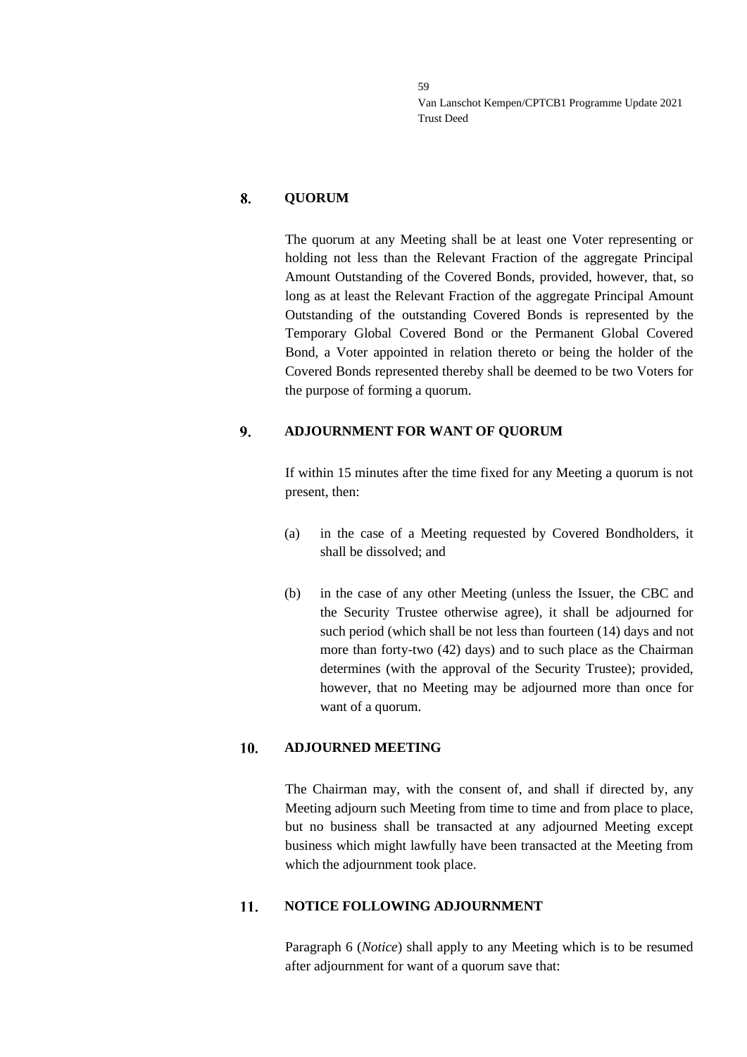## 8. QUORUM

The quorum at any Meeting shall be at least one Voter representing or holding not less than the Relevant Fraction of the aggregate Principal Amount Outstanding of the Covered Bonds, provided, however, that, so long as at least the Relevant Fraction of the aggregate Principal Amount Outstanding of the outstanding Covered Bonds is represented by the Temporary Global Covered Bond or the Permanent Global Covered Bond, a Voter appointed in relation thereto or being the holder of the Covered Bonds represented thereby shall be deemed to be two Voters for the purpose of forming a quorum.

## 9. ADJOURNMENT FOR WANT OF QUORUM

If within 15 minutes after the time fixed for any Meeting a quorum is not present, then:

(a) in the case of a Meeting requested by Covered Bondholders, it shall be dissolved; and

(b) in the case of any other Meeting (unless the Issuer, the CBC and the Security Trustee otherwise agree), it shall be adjourned for such period (which shall be not less than fourteen (14) days and not more than forty-two (42) days) and to such place as the Chairman determines (with the approval of the Security Trustee); provided, however, that no Meeting may be adjourned more than once for want of a quorum.

## 10. ADJOURNED MEETING

The Chairman may, with the consent of, and shall if directed by, any Meeting adjourn such Meeting from time to time and from place to place, but no business shall be transacted at any adjourned Meeting except business which might lawfully have been transacted at the Meeting from which the adjournment took place.

## 11. NOTICE FOLLOWING ADJOURNMENT

Paragraph 6 (*Notice*) shall apply to any Meeting which is to be resumed after adjournment for want of a quorum save that: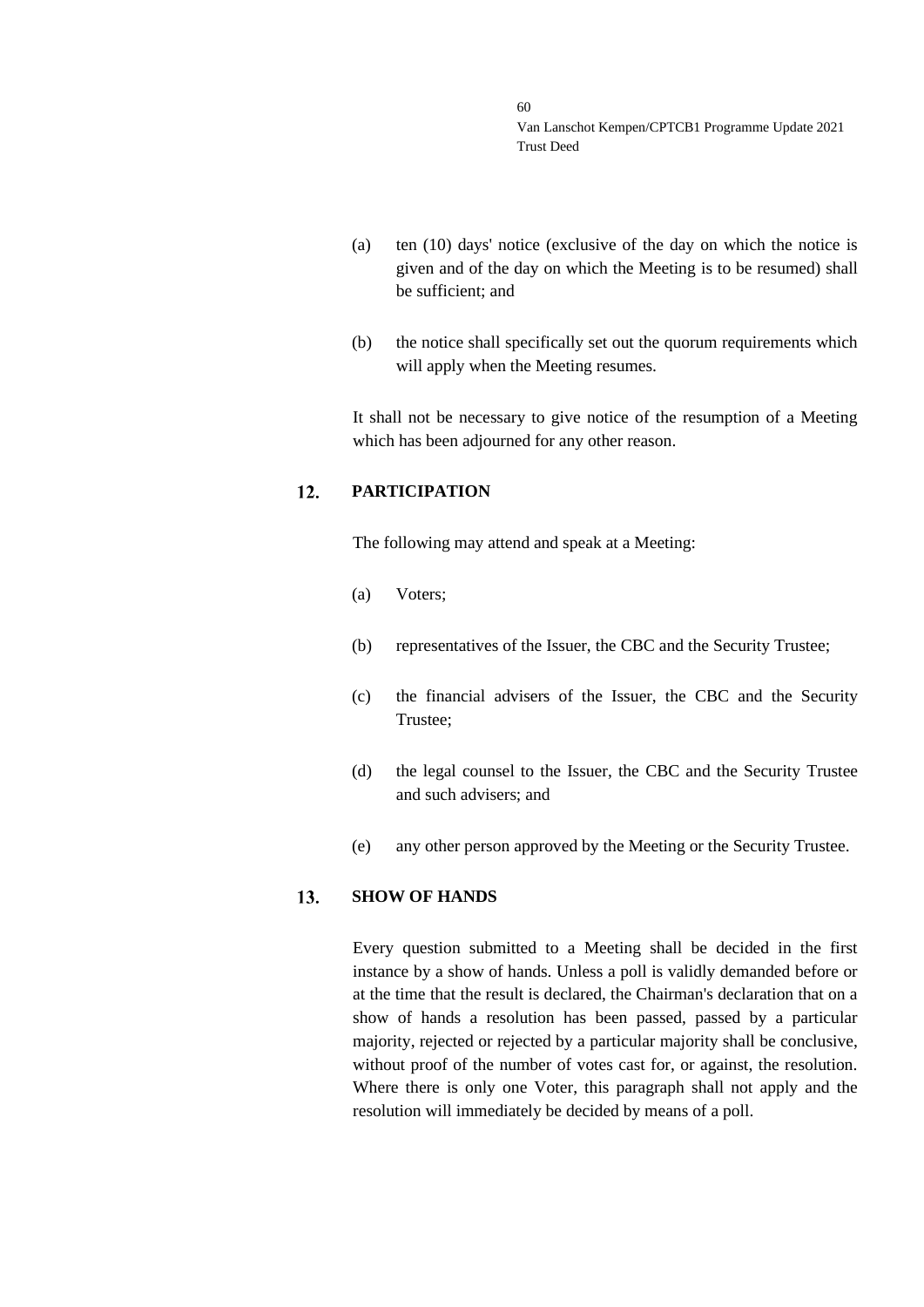(a) ten (10) days' notice (exclusive of the day on which the notice is given and of the day on which the Meeting is to be resumed) shall be sufficient; and

(b) the notice shall specifically set out the quorum requirements which will apply when the Meeting resumes.

It shall not be necessary to give notice of the resumption of a Meeting which has been adjourned for any other reason.

## 12. PARTICIPATION

The following may attend and speak at a Meeting:

(a) Voters;

(b) representatives of the Issuer, the CBC and the Security Trustee;

(c) the financial advisers of the Issuer, the CBC and the Security Trustee;

(d) the legal counsel to the Issuer, the CBC and the Security Trustee and such advisers; and

(e) any other person approved by the Meeting or the Security Trustee.

## 13. SHOW OF HANDS

Every question submitted to a Meeting shall be decided in the first instance by a show of hands. Unless a poll is validly demanded before or at the time that the result is declared, the Chairman's declaration that on a show of hands a resolution has been passed, passed by a particular majority, rejected or rejected by a particular majority shall be conclusive, without proof of the number of votes cast for, or against, the resolution. Where there is only one Voter, this paragraph shall not apply and the resolution will immediately be decided by means of a poll.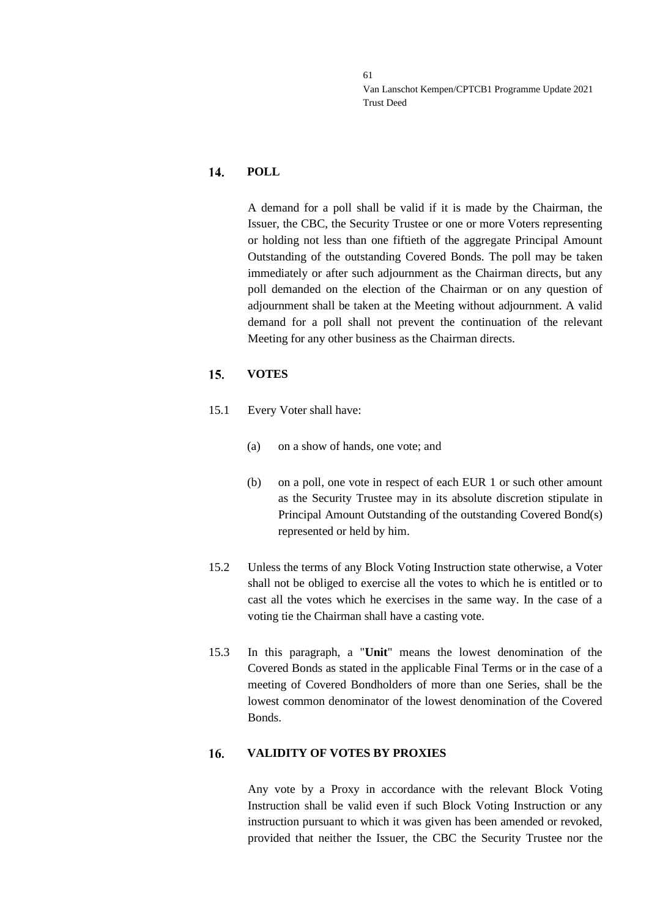## 14. POLL

A demand for a poll shall be valid if it is made by the Chairman, the Issuer, the CBC, the Security Trustee or one or more Voters representing or holding not less than one fiftieth of the aggregate Principal Amount Outstanding of the outstanding Covered Bonds. The poll may be taken immediately or after such adjournment as the Chairman directs, but any poll demanded on the election of the Chairman or on any question of adjournment shall be taken at the Meeting without adjournment. A valid demand for a poll shall not prevent the continuation of the relevant Meeting for any other business as the Chairman directs.

## 15. VOTES

15.1 Every Voter shall have:

(a) on a show of hands, one vote; and

(b) on a poll, one vote in respect of each EUR 1 or such other amount as the Security Trustee may in its absolute discretion stipulate in Principal Amount Outstanding of the outstanding Covered Bond(s) represented or held by him.

15.2 Unless the terms of any Block Voting Instruction state otherwise, a Voter shall not be obliged to exercise all the votes to which he is entitled or to cast all the votes which he exercises in the same way. In the case of a voting tie the Chairman shall have a casting vote.

15.3 In this paragraph, a "**Unit**" means the lowest denomination of the Covered Bonds as stated in the applicable Final Terms or in the case of a meeting of Covered Bondholders of more than one Series, shall be the lowest common denominator of the lowest denomination of the Covered Bonds.

## 16. VALIDITY OF VOTES BY PROXIES

Any vote by a Proxy in accordance with the relevant Block Voting Instruction shall be valid even if such Block Voting Instruction or any instruction pursuant to which it was given has been amended or revoked, provided that neither the Issuer, the CBC the Security Trustee nor the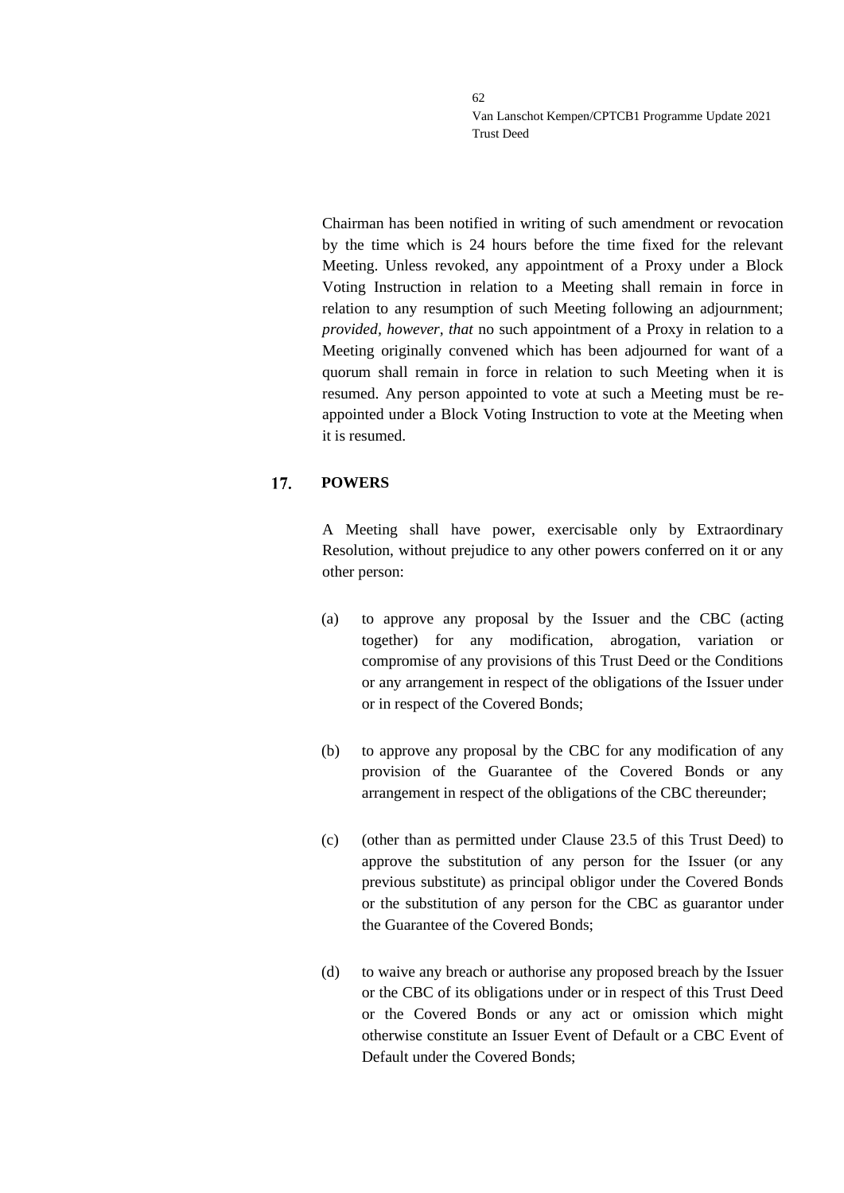Chairman has been notified in writing of such amendment or revocation by the time which is 24 hours before the time fixed for the relevant Meeting. Unless revoked, any appointment of a Proxy under a Block Voting Instruction in relation to a Meeting shall remain in force in relation to any resumption of such Meeting following an adjournment; *provided, however, that* no such appointment of a Proxy in relation to a Meeting originally convened which has been adjourned for want of a quorum shall remain in force in relation to such Meeting when it is resumed. Any person appointed to vote at such a Meeting must be re-appointed under a Block Voting Instruction to vote at the Meeting when it is resumed.

## 17. POWERS

A Meeting shall have power, exercisable only by Extraordinary Resolution, without prejudice to any other powers conferred on it or any other person:

(a) to approve any proposal by the Issuer and the CBC (acting together) for any modification, abrogation, variation or compromise of any provisions of this Trust Deed or the Conditions or any arrangement in respect of the obligations of the Issuer under or in respect of the Covered Bonds;

(b) to approve any proposal by the CBC for any modification of any provision of the Guarantee of the Covered Bonds or any arrangement in respect of the obligations of the CBC thereunder;

(c) (other than as permitted under Clause 23.5 of this Trust Deed) to approve the substitution of any person for the Issuer (or any previous substitute) as principal obligor under the Covered Bonds or the substitution of any person for the CBC as guarantor under the Guarantee of the Covered Bonds;

(d) to waive any breach or authorise any proposed breach by the Issuer or the CBC of its obligations under or in respect of this Trust Deed or the Covered Bonds or any act or omission which might otherwise constitute an Issuer Event of Default or a CBC Event of Default under the Covered Bonds;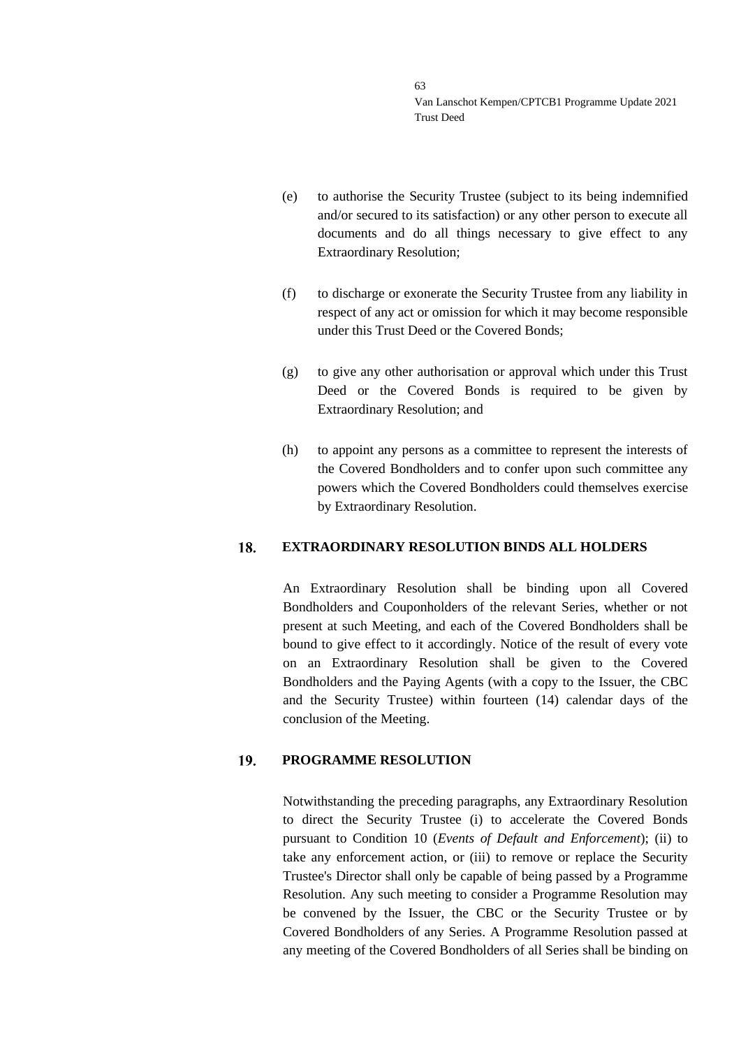(e) to authorise the Security Trustee (subject to its being indemnified and/or secured to its satisfaction) or any other person to execute all documents and do all things necessary to give effect to any Extraordinary Resolution;

(f) to discharge or exonerate the Security Trustee from any liability in respect of any act or omission for which it may become responsible under this Trust Deed or the Covered Bonds;

(g) to give any other authorisation or approval which under this Trust Deed or the Covered Bonds is required to be given by Extraordinary Resolution; and

(h) to appoint any persons as a committee to represent the interests of the Covered Bondholders and to confer upon such committee any powers which the Covered Bondholders could themselves exercise by Extraordinary Resolution.

## 18. EXTRAORDINARY RESOLUTION BINDS ALL HOLDERS

An Extraordinary Resolution shall be binding upon all Covered Bondholders and Couponholders of the relevant Series, whether or not present at such Meeting, and each of the Covered Bondholders shall be bound to give effect to it accordingly. Notice of the result of every vote on an Extraordinary Resolution shall be given to the Covered Bondholders and the Paying Agents (with a copy to the Issuer, the CBC and the Security Trustee) within fourteen (14) calendar days of the conclusion of the Meeting.

## 19. PROGRAMME RESOLUTION

Notwithstanding the preceding paragraphs, any Extraordinary Resolution to direct the Security Trustee (i) to accelerate the Covered Bonds pursuant to Condition 10 (*Events of Default and Enforcement*); (ii) to take any enforcement action, or (iii) to remove or replace the Security Trustee's Director shall only be capable of being passed by a Programme Resolution. Any such meeting to consider a Programme Resolution may be convened by the Issuer, the CBC or the Security Trustee or by Covered Bondholders of any Series. A Programme Resolution passed at any meeting of the Covered Bondholders of all Series shall be binding on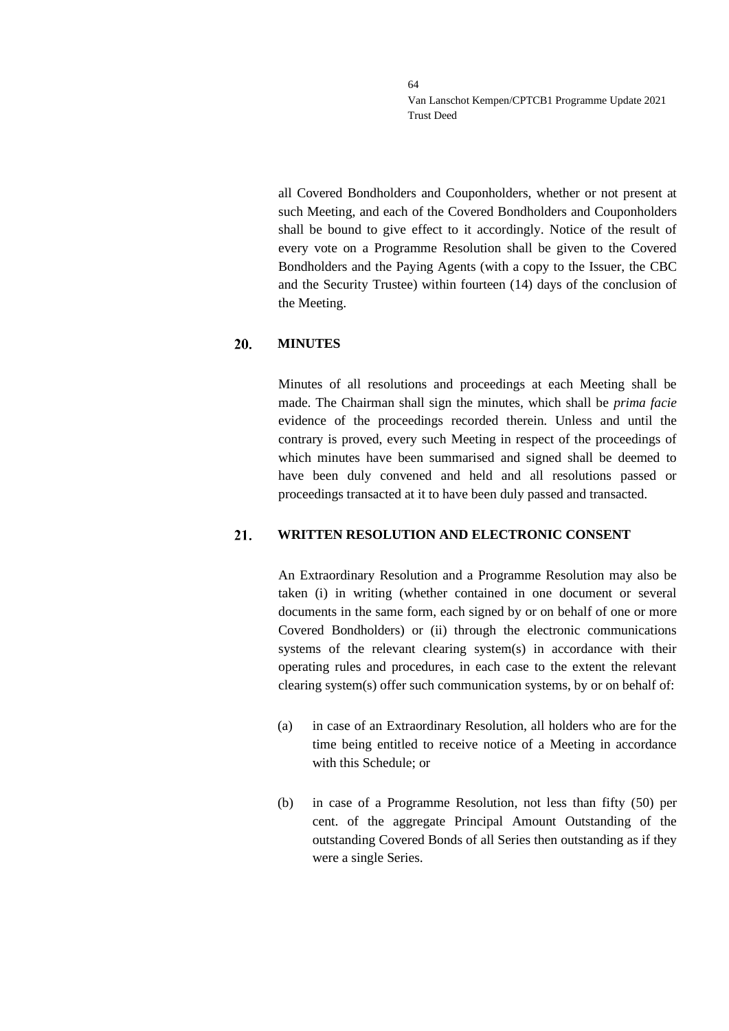all Covered Bondholders and Couponholders, whether or not present at such Meeting, and each of the Covered Bondholders and Couponholders shall be bound to give effect to it accordingly. Notice of the result of every vote on a Programme Resolution shall be given to the Covered Bondholders and the Paying Agents (with a copy to the Issuer, the CBC and the Security Trustee) within fourteen (14) days of the conclusion of the Meeting.

## 20. MINUTES

Minutes of all resolutions and proceedings at each Meeting shall be made. The Chairman shall sign the minutes, which shall be *prima facie* evidence of the proceedings recorded therein. Unless and until the contrary is proved, every such Meeting in respect of the proceedings of which minutes have been summarised and signed shall be deemed to have been duly convened and held and all resolutions passed or proceedings transacted at it to have been duly passed and transacted.

## 21. WRITTEN RESOLUTION AND ELECTRONIC CONSENT

An Extraordinary Resolution and a Programme Resolution may also be taken (i) in writing (whether contained in one document or several documents in the same form, each signed by or on behalf of one or more Covered Bondholders) or (ii) through the electronic communications systems of the relevant clearing system(s) in accordance with their operating rules and procedures, in each case to the extent the relevant clearing system(s) offer such communication systems, by or on behalf of:

(a) in case of an Extraordinary Resolution, all holders who are for the time being entitled to receive notice of a Meeting in accordance with this Schedule; or

(b) in case of a Programme Resolution, not less than fifty (50) per cent. of the aggregate Principal Amount Outstanding of the outstanding Covered Bonds of all Series then outstanding as if they were a single Series.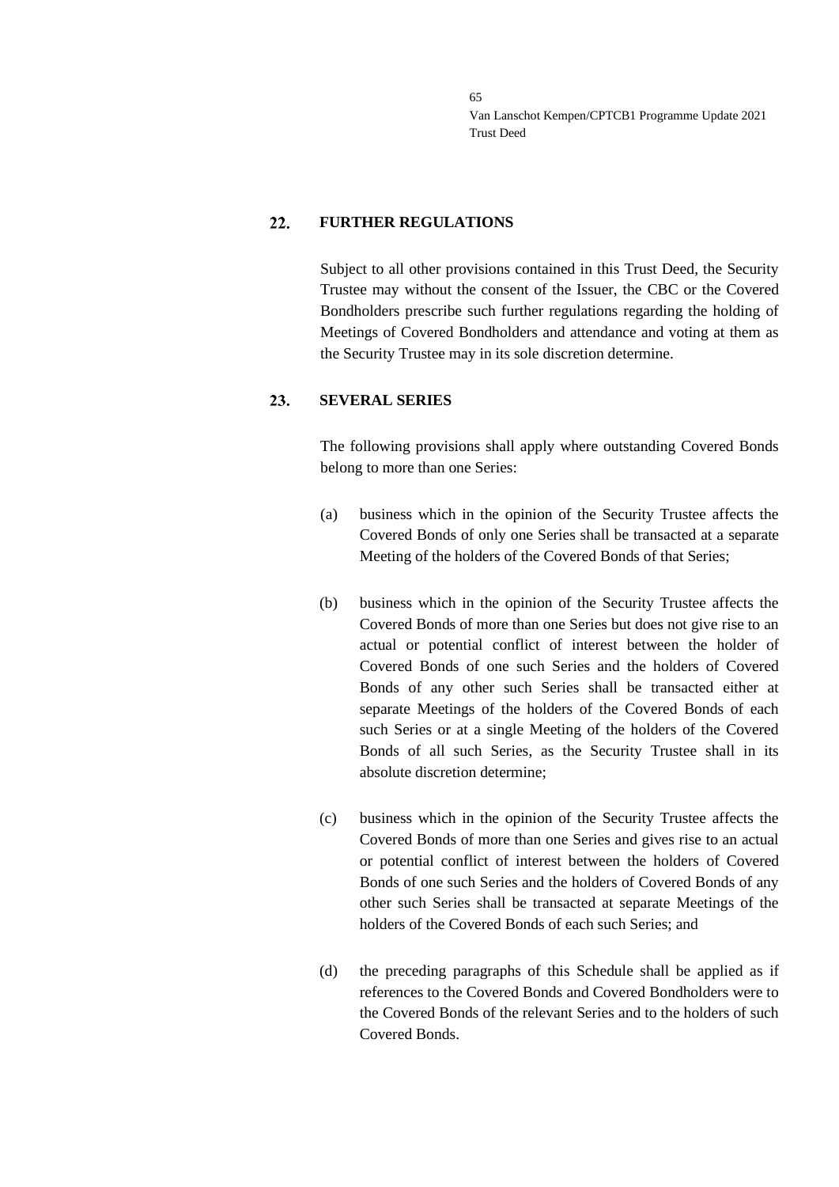## 22. FURTHER REGULATIONS

Subject to all other provisions contained in this Trust Deed, the Security Trustee may without the consent of the Issuer, the CBC or the Covered Bondholders prescribe such further regulations regarding the holding of Meetings of Covered Bondholders and attendance and voting at them as the Security Trustee may in its sole discretion determine.

## 23. SEVERAL SERIES

The following provisions shall apply where outstanding Covered Bonds belong to more than one Series:

(a) business which in the opinion of the Security Trustee affects the Covered Bonds of only one Series shall be transacted at a separate Meeting of the holders of the Covered Bonds of that Series;

(b) business which in the opinion of the Security Trustee affects the Covered Bonds of more than one Series but does not give rise to an actual or potential conflict of interest between the holder of Covered Bonds of one such Series and the holders of Covered Bonds of any other such Series shall be transacted either at separate Meetings of the holders of the Covered Bonds of each such Series or at a single Meeting of the holders of the Covered Bonds of all such Series, as the Security Trustee shall in its absolute discretion determine;

(c) business which in the opinion of the Security Trustee affects the Covered Bonds of more than one Series and gives rise to an actual or potential conflict of interest between the holders of Covered Bonds of one such Series and the holders of Covered Bonds of any other such Series shall be transacted at separate Meetings of the holders of the Covered Bonds of each such Series; and

(d) the preceding paragraphs of this Schedule shall be applied as if references to the Covered Bonds and Covered Bondholders were to the Covered Bonds of the relevant Series and to the holders of such Covered Bonds.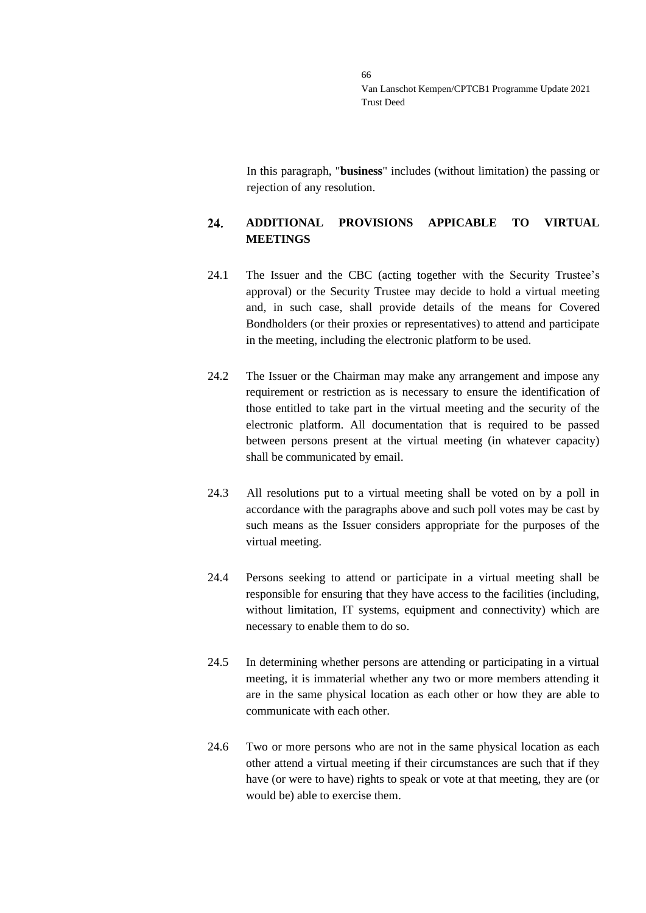In this paragraph, "**business**" includes (without limitation) the passing or rejection of any resolution.

## 24. ADDITIONAL PROVISIONS APPICABLE TO VIRTUAL MEETINGS

24.1 The Issuer and the CBC (acting together with the Security Trustee's approval) or the Security Trustee may decide to hold a virtual meeting and, in such case, shall provide details of the means for Covered Bondholders (or their proxies or representatives) to attend and participate in the meeting, including the electronic platform to be used.

24.2 The Issuer or the Chairman may make any arrangement and impose any requirement or restriction as is necessary to ensure the identification of those entitled to take part in the virtual meeting and the security of the electronic platform. All documentation that is required to be passed between persons present at the virtual meeting (in whatever capacity) shall be communicated by email.

24.3 All resolutions put to a virtual meeting shall be voted on by a poll in accordance with the paragraphs above and such poll votes may be cast by such means as the Issuer considers appropriate for the purposes of the virtual meeting.

24.4 Persons seeking to attend or participate in a virtual meeting shall be responsible for ensuring that they have access to the facilities (including, without limitation, IT systems, equipment and connectivity) which are necessary to enable them to do so.

24.5 In determining whether persons are attending or participating in a virtual meeting, it is immaterial whether any two or more members attending it are in the same physical location as each other or how they are able to communicate with each other.

24.6 Two or more persons who are not in the same physical location as each other attend a virtual meeting if their circumstances are such that if they have (or were to have) rights to speak or vote at that meeting, they are (or would be) able to exercise them.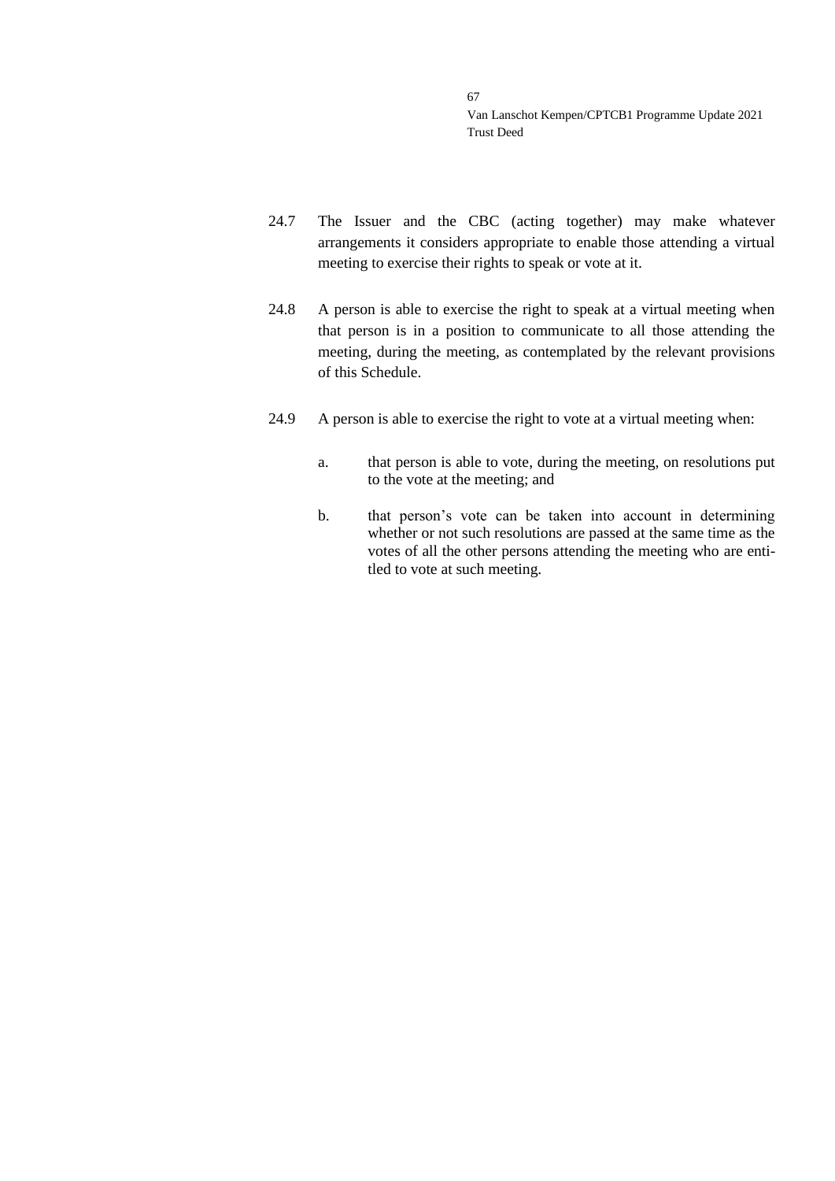24.7 The Issuer and the CBC (acting together) may make whatever arrangements it considers appropriate to enable those attending a virtual meeting to exercise their rights to speak or vote at it.

24.8 A person is able to exercise the right to speak at a virtual meeting when that person is in a position to communicate to all those attending the meeting, during the meeting, as contemplated by the relevant provisions of this Schedule.

24.9 A person is able to exercise the right to vote at a virtual meeting when:

a. that person is able to vote, during the meeting, on resolutions put to the vote at the meeting; and

b. that person's vote can be taken into account in determining whether or not such resolutions are passed at the same time as the votes of all the other persons attending the meeting who are entitled to vote at such meeting.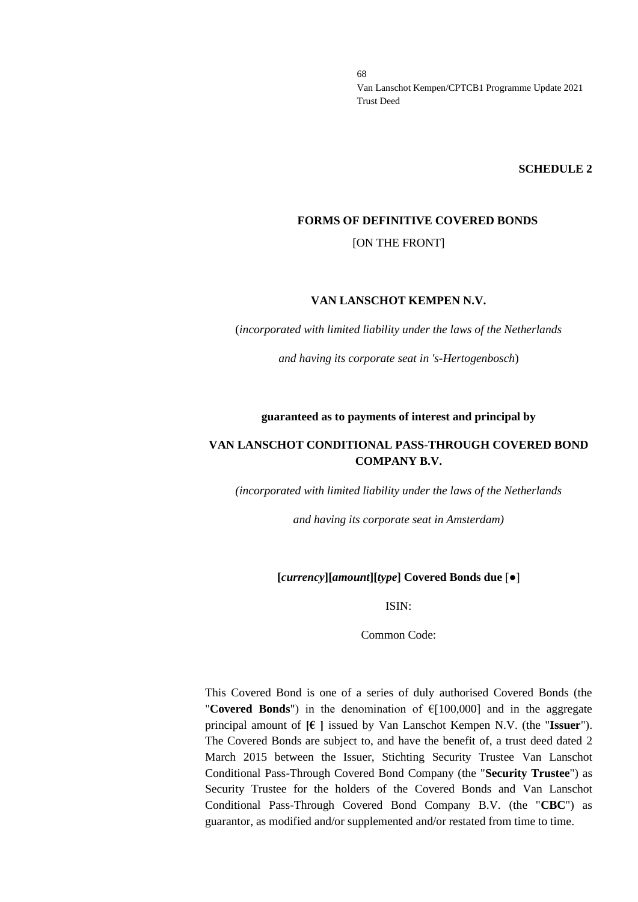**SCHEDULE 2**

**FORMS OF DEFINITIVE COVERED BONDS**

[ON THE FRONT]

**VAN LANSCHOT KEMPEN N.V.**

(*incorporated with limited liability under the laws of the Netherlands*

*and having its corporate seat in 's-Hertogenbosch*)

**guaranteed as to payments of interest and principal by**

**VAN LANSCHOT CONDITIONAL PASS-THROUGH COVERED BOND COMPANY B.V.**

*(incorporated with limited liability under the laws of the Netherlands*

*and having its corporate seat in Amsterdam)*

**[*currency*][*amount*][*type*] Covered Bonds due** [●]

ISIN:

Common Code:

This Covered Bond is one of a series of duly authorised Covered Bonds (the "**Covered Bonds**") in the denomination of €[100,000] and in the aggregate principal amount of **[€ ]** issued by Van Lanschot Kempen N.V. (the "**Issuer**"). The Covered Bonds are subject to, and have the benefit of, a trust deed dated 2 March 2015 between the Issuer, Stichting Security Trustee Van Lanschot Conditional Pass-Through Covered Bond Company (the "**Security Trustee**") as Security Trustee for the holders of the Covered Bonds and Van Lanschot Conditional Pass-Through Covered Bond Company B.V. (the "**CBC**") as guarantor, as modified and/or supplemented and/or restated from time to time.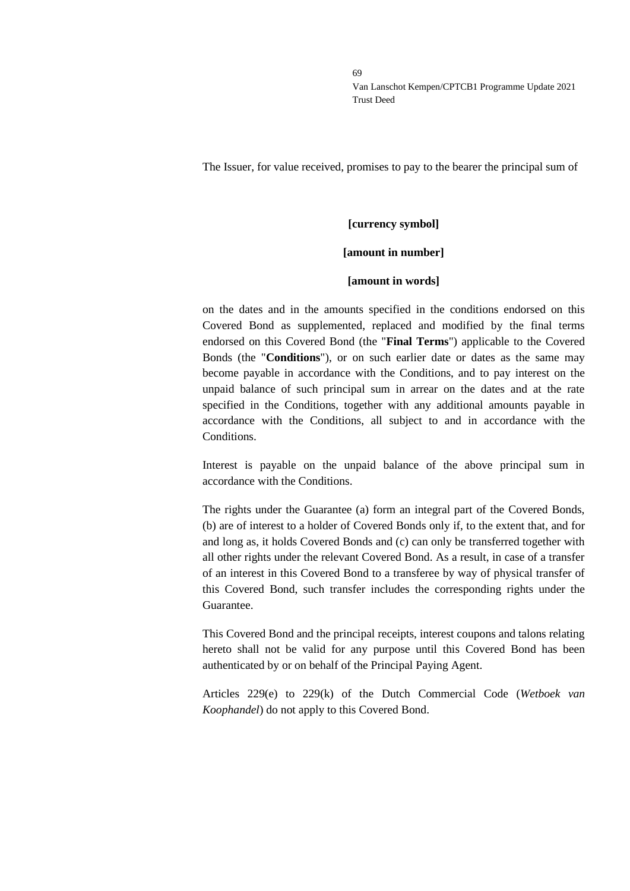The Issuer, for value received, promises to pay to the bearer the principal sum of

**[currency symbol]**

**[amount in number]**

**[amount in words]**

on the dates and in the amounts specified in the conditions endorsed on this Covered Bond as supplemented, replaced and modified by the final terms endorsed on this Covered Bond (the "**Final Terms**") applicable to the Covered Bonds (the "**Conditions**"), or on such earlier date or dates as the same may become payable in accordance with the Conditions, and to pay interest on the unpaid balance of such principal sum in arrear on the dates and at the rate specified in the Conditions, together with any additional amounts payable in accordance with the Conditions, all subject to and in accordance with the Conditions.

Interest is payable on the unpaid balance of the above principal sum in accordance with the Conditions.

The rights under the Guarantee (a) form an integral part of the Covered Bonds, (b) are of interest to a holder of Covered Bonds only if, to the extent that, and for and long as, it holds Covered Bonds and (c) can only be transferred together with all other rights under the relevant Covered Bond. As a result, in case of a transfer of an interest in this Covered Bond to a transferee by way of physical transfer of this Covered Bond, such transfer includes the corresponding rights under the Guarantee.

This Covered Bond and the principal receipts, interest coupons and talons relating hereto shall not be valid for any purpose until this Covered Bond has been authenticated by or on behalf of the Principal Paying Agent.

Articles 229(e) to 229(k) of the Dutch Commercial Code (*Wetboek van Koophandel*) do not apply to this Covered Bond.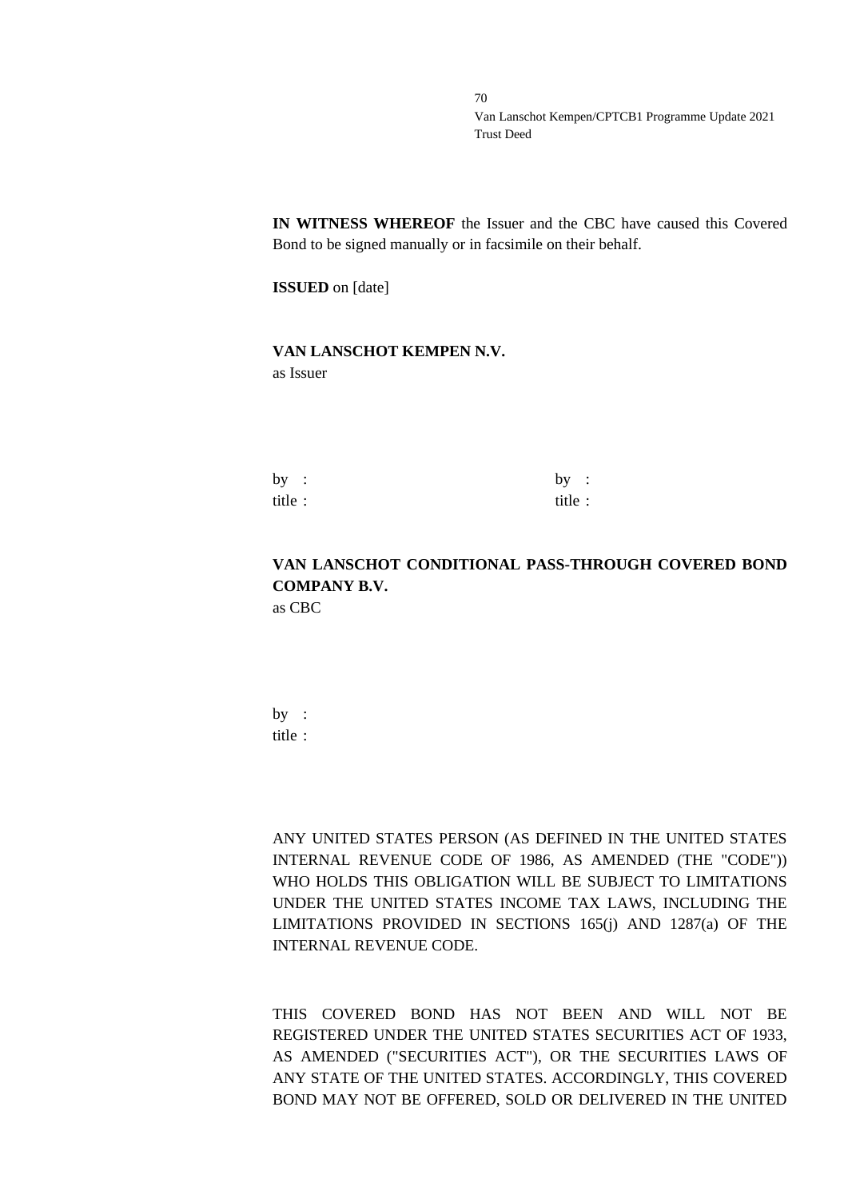**IN WITNESS WHEREOF** the Issuer and the CBC have caused this Covered Bond to be signed manually or in facsimile on their behalf.

**ISSUED** on [date]

**VAN LANSCHOT KEMPEN N.V.**
as Issuer

| | |
|---|---|
| by : | by : |
| title : | title : |

**VAN LANSCHOT CONDITIONAL PASS-THROUGH COVERED BOND COMPANY B.V.**
as CBC

by :
title :

ANY UNITED STATES PERSON (AS DEFINED IN THE UNITED STATES INTERNAL REVENUE CODE OF 1986, AS AMENDED (THE "CODE")) WHO HOLDS THIS OBLIGATION WILL BE SUBJECT TO LIMITATIONS UNDER THE UNITED STATES INCOME TAX LAWS, INCLUDING THE LIMITATIONS PROVIDED IN SECTIONS 165(j) AND 1287(a) OF THE INTERNAL REVENUE CODE.

THIS COVERED BOND HAS NOT BEEN AND WILL NOT BE REGISTERED UNDER THE UNITED STATES SECURITIES ACT OF 1933, AS AMENDED ("SECURITIES ACT"), OR THE SECURITIES LAWS OF ANY STATE OF THE UNITED STATES. ACCORDINGLY, THIS COVERED BOND MAY NOT BE OFFERED, SOLD OR DELIVERED IN THE UNITED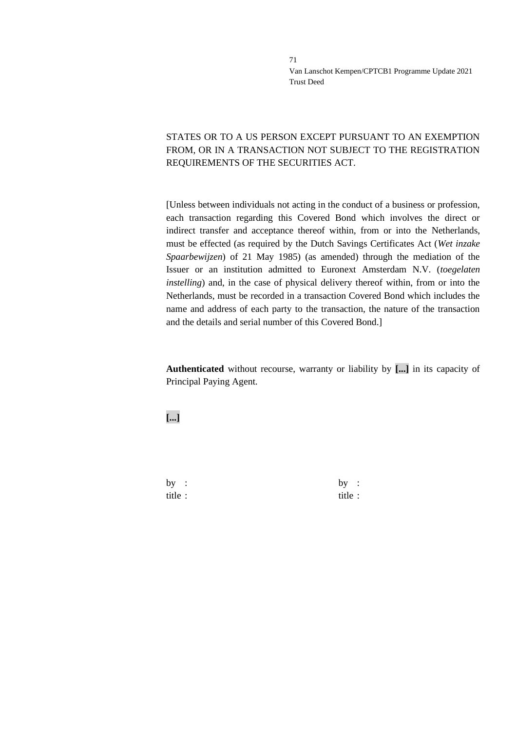STATES OR TO A US PERSON EXCEPT PURSUANT TO AN EXEMPTION FROM, OR IN A TRANSACTION NOT SUBJECT TO THE REGISTRATION REQUIREMENTS OF THE SECURITIES ACT.

[Unless between individuals not acting in the conduct of a business or profession, each transaction regarding this Covered Bond which involves the direct or indirect transfer and acceptance thereof within, from or into the Netherlands, must be effected (as required by the Dutch Savings Certificates Act (*Wet inzake Spaarbewijzen*) of 21 May 1985) (as amended) through the mediation of the Issuer or an institution admitted to Euronext Amsterdam N.V. (*toegelaten instelling*) and, in the case of physical delivery thereof within, from or into the Netherlands, must be recorded in a transaction Covered Bond which includes the name and address of each party to the transaction, the nature of the transaction and the details and serial number of this Covered Bond.]

**Authenticated** without recourse, warranty or liability by **[...]** in its capacity of Principal Paying Agent.

**[...]**

by :
title :

by :
title :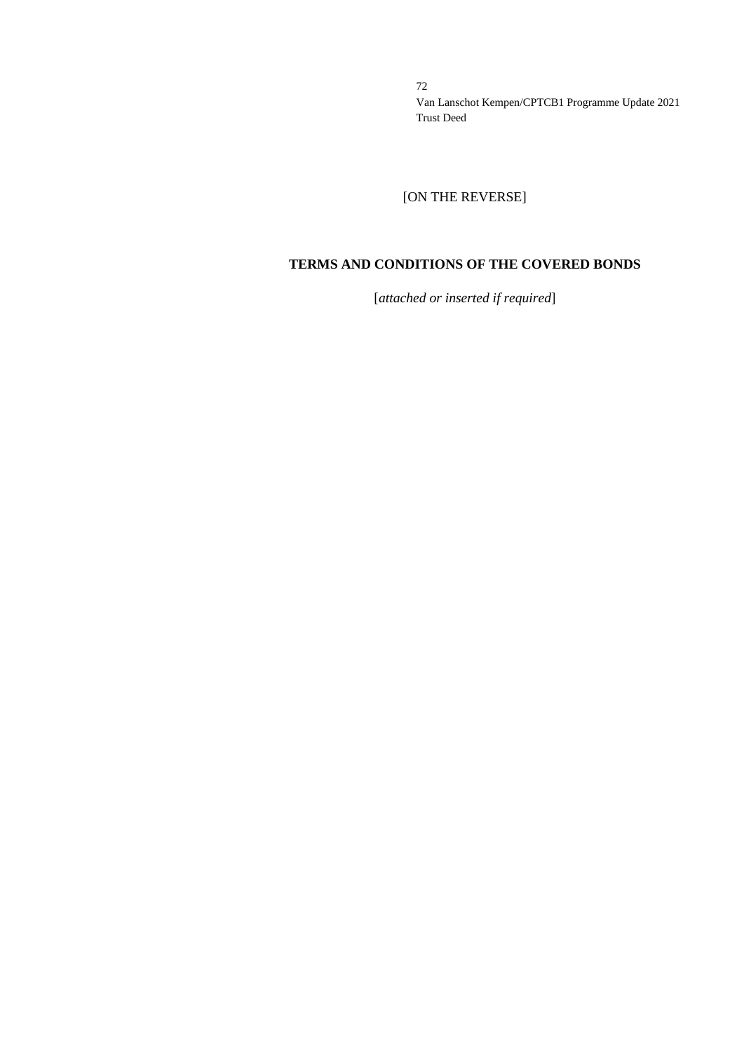[ON THE REVERSE]

## TERMS AND CONDITIONS OF THE COVERED BONDS

[*attached or inserted if required*]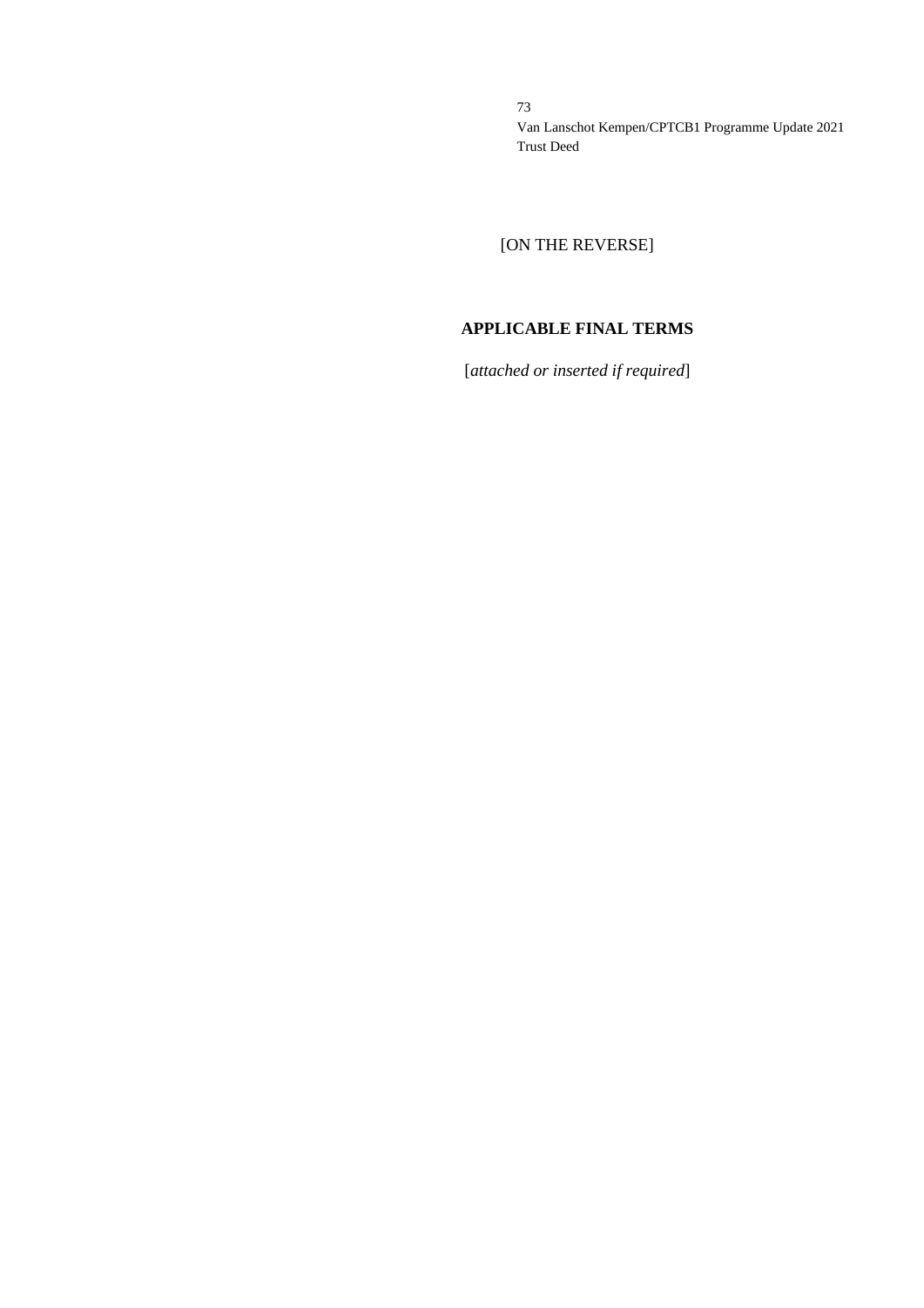[ON THE REVERSE]

**APPLICABLE FINAL TERMS**

[*attached or inserted if required*]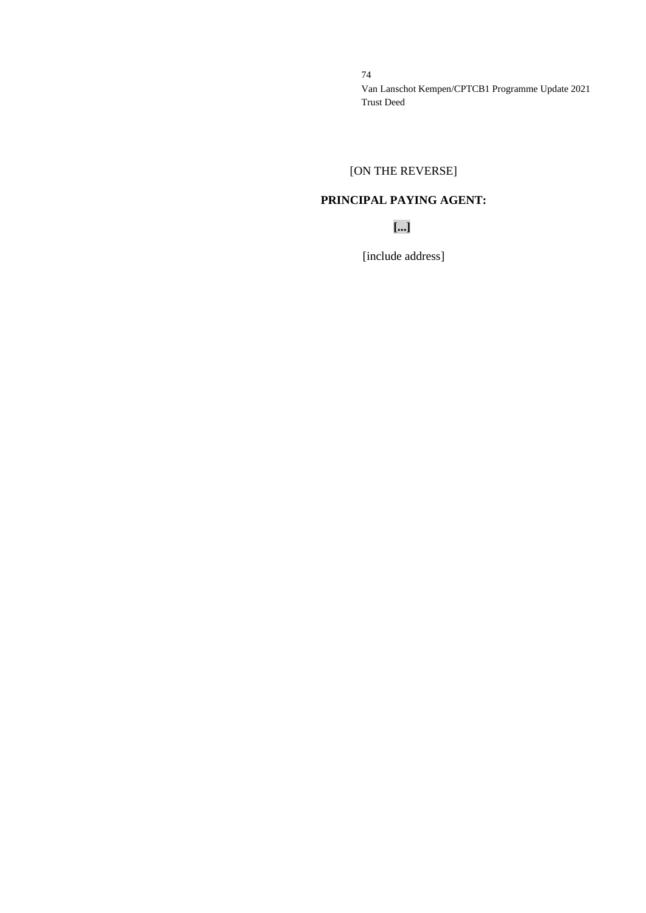[ON THE REVERSE]

**PRINCIPAL PAYING AGENT:**

**[...]**

[include address]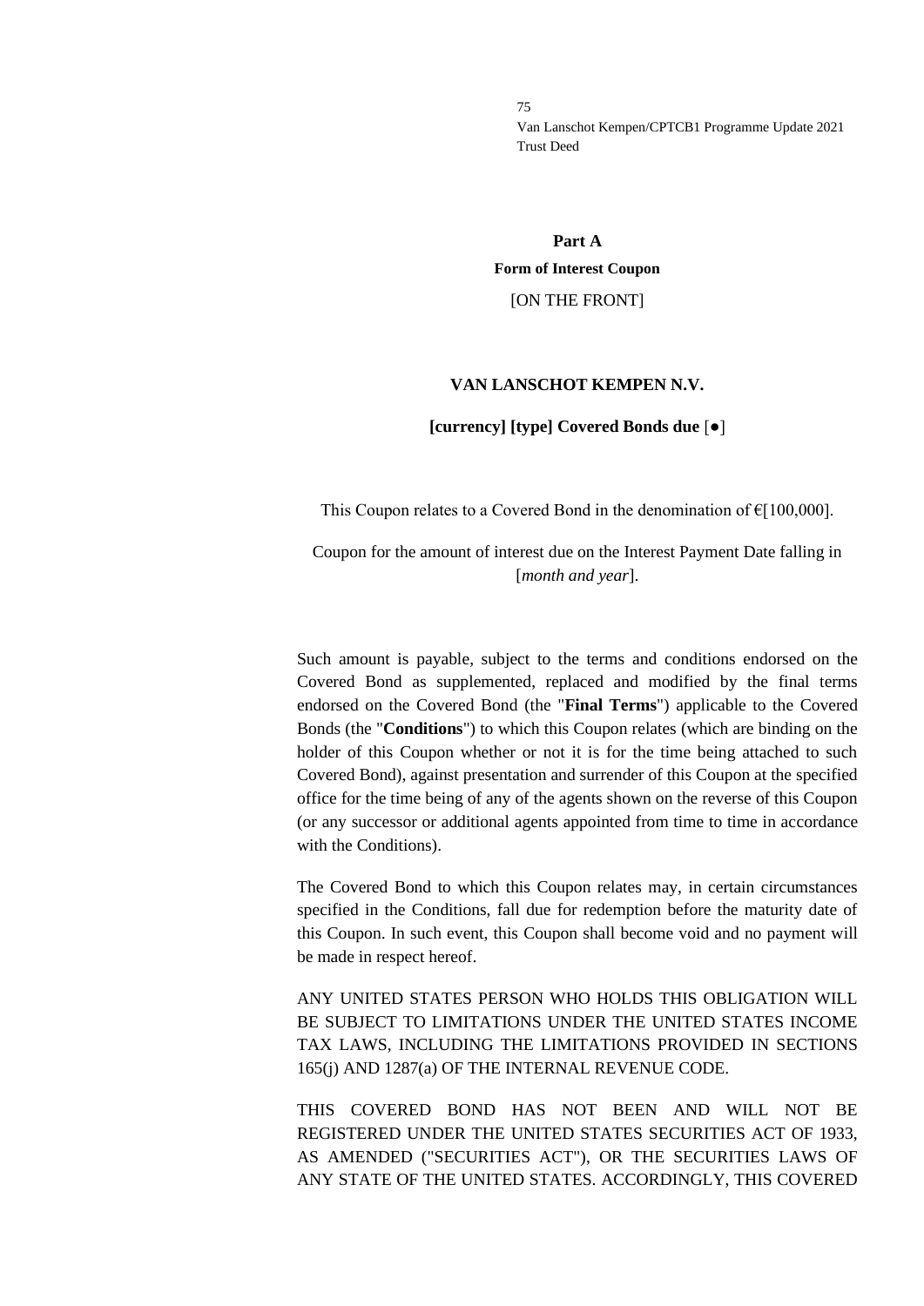## Part A

### Form of Interest Coupon

[ON THE FRONT]

**VAN LANSCHOT KEMPEN N.V.**

**[currency] [type] Covered Bonds due** [●]

This Coupon relates to a Covered Bond in the denomination of €[100,000].

Coupon for the amount of interest due on the Interest Payment Date falling in [*month and year*].

Such amount is payable, subject to the terms and conditions endorsed on the Covered Bond as supplemented, replaced and modified by the final terms endorsed on the Covered Bond (the "**Final Terms**") applicable to the Covered Bonds (the "**Conditions**") to which this Coupon relates (which are binding on the holder of this Coupon whether or not it is for the time being attached to such Covered Bond), against presentation and surrender of this Coupon at the specified office for the time being of any of the agents shown on the reverse of this Coupon (or any successor or additional agents appointed from time to time in accordance with the Conditions).

The Covered Bond to which this Coupon relates may, in certain circumstances specified in the Conditions, fall due for redemption before the maturity date of this Coupon. In such event, this Coupon shall become void and no payment will be made in respect hereof.

ANY UNITED STATES PERSON WHO HOLDS THIS OBLIGATION WILL BE SUBJECT TO LIMITATIONS UNDER THE UNITED STATES INCOME TAX LAWS, INCLUDING THE LIMITATIONS PROVIDED IN SECTIONS 165(j) AND 1287(a) OF THE INTERNAL REVENUE CODE.

THIS COVERED BOND HAS NOT BEEN AND WILL NOT BE REGISTERED UNDER THE UNITED STATES SECURITIES ACT OF 1933, AS AMENDED ("SECURITIES ACT"), OR THE SECURITIES LAWS OF ANY STATE OF THE UNITED STATES. ACCORDINGLY, THIS COVERED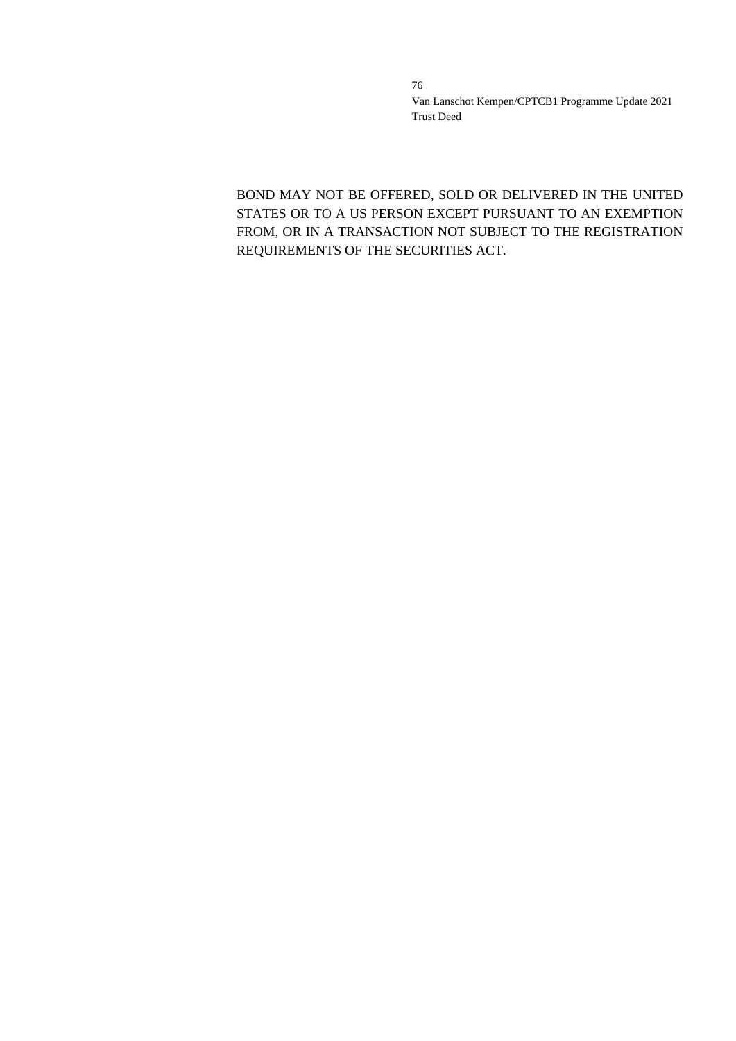BOND MAY NOT BE OFFERED, SOLD OR DELIVERED IN THE UNITED STATES OR TO A US PERSON EXCEPT PURSUANT TO AN EXEMPTION FROM, OR IN A TRANSACTION NOT SUBJECT TO THE REGISTRATION REQUIREMENTS OF THE SECURITIES ACT.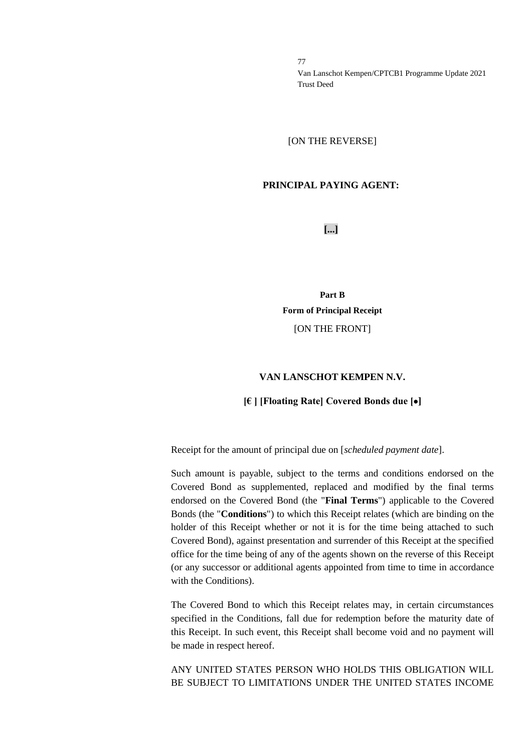[ON THE REVERSE]

**PRINCIPAL PAYING AGENT:**

**[...]**

**Part B**

**Form of Principal Receipt**

[ON THE FRONT]

**VAN LANSCHOT KEMPEN N.V.**

**[€ ] [Floating Rate] Covered Bonds due [•]**

Receipt for the amount of principal due on [*scheduled payment date*].

Such amount is payable, subject to the terms and conditions endorsed on the Covered Bond as supplemented, replaced and modified by the final terms endorsed on the Covered Bond (the "**Final Terms**") applicable to the Covered Bonds (the "**Conditions**") to which this Receipt relates (which are binding on the holder of this Receipt whether or not it is for the time being attached to such Covered Bond), against presentation and surrender of this Receipt at the specified office for the time being of any of the agents shown on the reverse of this Receipt (or any successor or additional agents appointed from time to time in accordance with the Conditions).

The Covered Bond to which this Receipt relates may, in certain circumstances specified in the Conditions, fall due for redemption before the maturity date of this Receipt. In such event, this Receipt shall become void and no payment will be made in respect hereof.

ANY UNITED STATES PERSON WHO HOLDS THIS OBLIGATION WILL BE SUBJECT TO LIMITATIONS UNDER THE UNITED STATES INCOME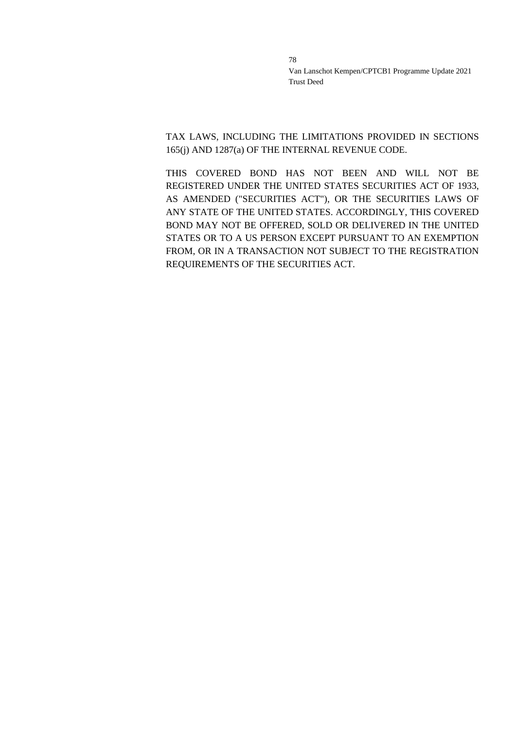TAX LAWS, INCLUDING THE LIMITATIONS PROVIDED IN SECTIONS 165(j) AND 1287(a) OF THE INTERNAL REVENUE CODE.

THIS COVERED BOND HAS NOT BEEN AND WILL NOT BE REGISTERED UNDER THE UNITED STATES SECURITIES ACT OF 1933, AS AMENDED ("SECURITIES ACT"), OR THE SECURITIES LAWS OF ANY STATE OF THE UNITED STATES. ACCORDINGLY, THIS COVERED BOND MAY NOT BE OFFERED, SOLD OR DELIVERED IN THE UNITED STATES OR TO A US PERSON EXCEPT PURSUANT TO AN EXEMPTION FROM, OR IN A TRANSACTION NOT SUBJECT TO THE REGISTRATION REQUIREMENTS OF THE SECURITIES ACT.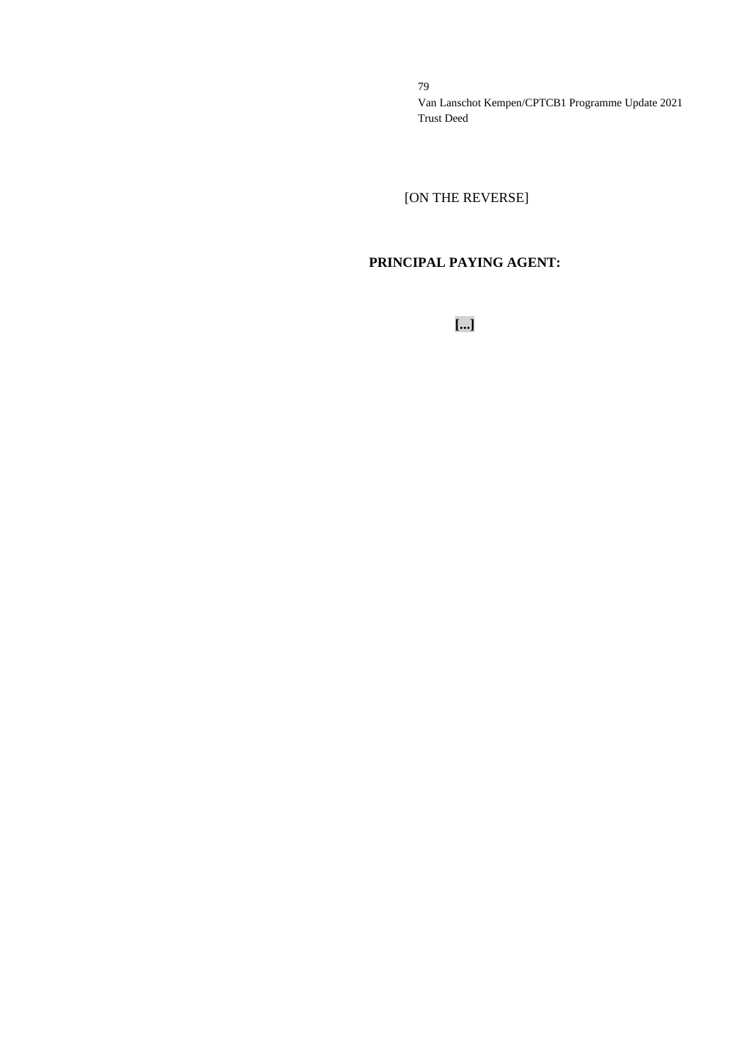[ON THE REVERSE]

**PRINCIPAL PAYING AGENT:**

**[...]**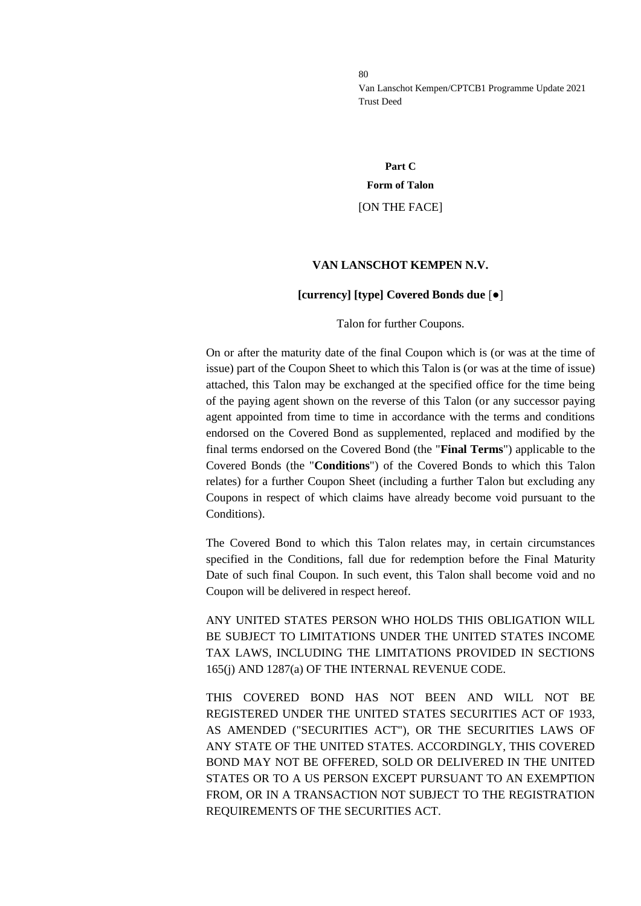**Part C**

**Form of Talon**

[ON THE FACE]

**VAN LANSCHOT KEMPEN N.V.**

**[currency] [type] Covered Bonds due** [●]

Talon for further Coupons.

On or after the maturity date of the final Coupon which is (or was at the time of issue) part of the Coupon Sheet to which this Talon is (or was at the time of issue) attached, this Talon may be exchanged at the specified office for the time being of the paying agent shown on the reverse of this Talon (or any successor paying agent appointed from time to time in accordance with the terms and conditions endorsed on the Covered Bond as supplemented, replaced and modified by the final terms endorsed on the Covered Bond (the "**Final Terms**") applicable to the Covered Bonds (the "**Conditions**") of the Covered Bonds to which this Talon relates) for a further Coupon Sheet (including a further Talon but excluding any Coupons in respect of which claims have already become void pursuant to the Conditions).

The Covered Bond to which this Talon relates may, in certain circumstances specified in the Conditions, fall due for redemption before the Final Maturity Date of such final Coupon. In such event, this Talon shall become void and no Coupon will be delivered in respect hereof.

ANY UNITED STATES PERSON WHO HOLDS THIS OBLIGATION WILL BE SUBJECT TO LIMITATIONS UNDER THE UNITED STATES INCOME TAX LAWS, INCLUDING THE LIMITATIONS PROVIDED IN SECTIONS 165(j) AND 1287(a) OF THE INTERNAL REVENUE CODE.

THIS COVERED BOND HAS NOT BEEN AND WILL NOT BE REGISTERED UNDER THE UNITED STATES SECURITIES ACT OF 1933, AS AMENDED ("SECURITIES ACT"), OR THE SECURITIES LAWS OF ANY STATE OF THE UNITED STATES. ACCORDINGLY, THIS COVERED BOND MAY NOT BE OFFERED, SOLD OR DELIVERED IN THE UNITED STATES OR TO A US PERSON EXCEPT PURSUANT TO AN EXEMPTION FROM, OR IN A TRANSACTION NOT SUBJECT TO THE REGISTRATION REQUIREMENTS OF THE SECURITIES ACT.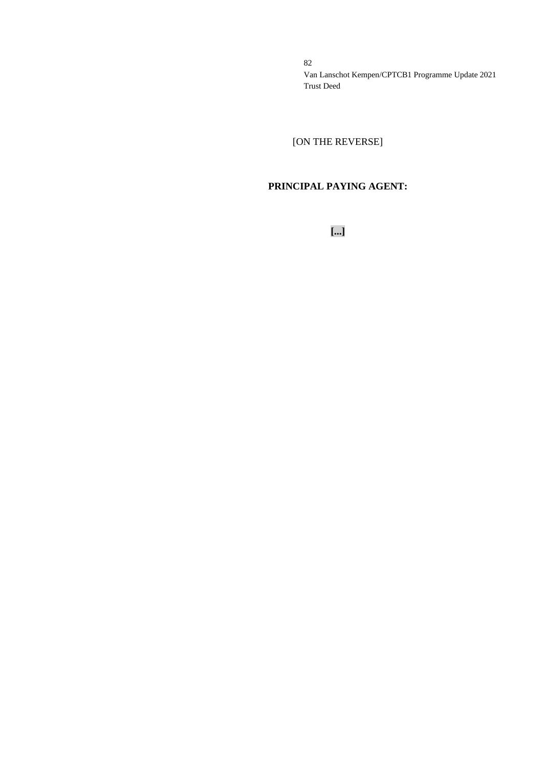[ON THE REVERSE]

**PRINCIPAL PAYING AGENT:**

**[...]**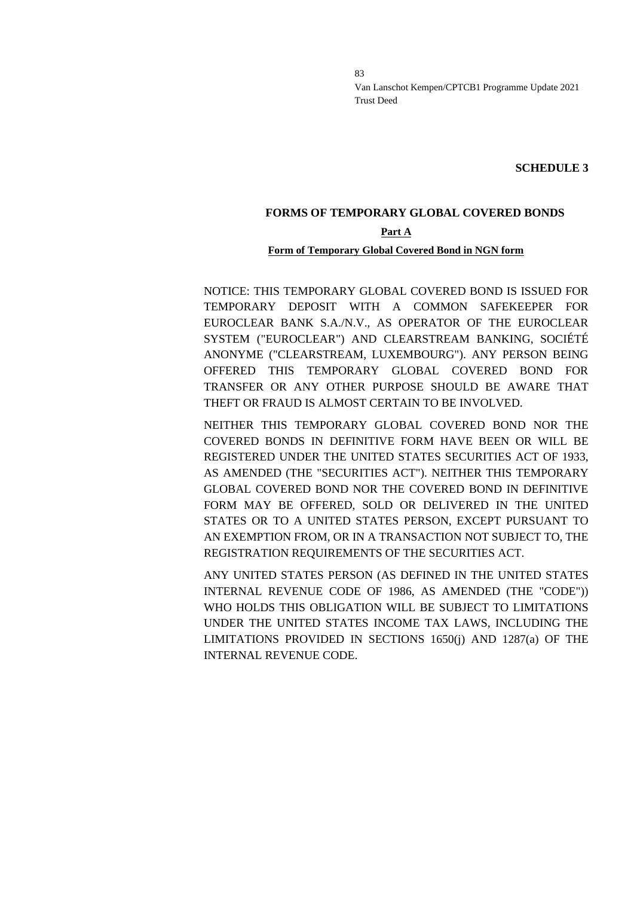**SCHEDULE 3**

## FORMS OF TEMPORARY GLOBAL COVERED BONDS

**Part A**

**Form of Temporary Global Covered Bond in NGN form**

NOTICE: THIS TEMPORARY GLOBAL COVERED BOND IS ISSUED FOR TEMPORARY DEPOSIT WITH A COMMON SAFEKEEPER FOR EUROCLEAR BANK S.A./N.V., AS OPERATOR OF THE EUROCLEAR SYSTEM ("EUROCLEAR") AND CLEARSTREAM BANKING, SOCIÉTÉ ANONYME ("CLEARSTREAM, LUXEMBOURG"). ANY PERSON BEING OFFERED THIS TEMPORARY GLOBAL COVERED BOND FOR TRANSFER OR ANY OTHER PURPOSE SHOULD BE AWARE THAT THEFT OR FRAUD IS ALMOST CERTAIN TO BE INVOLVED.

NEITHER THIS TEMPORARY GLOBAL COVERED BOND NOR THE COVERED BONDS IN DEFINITIVE FORM HAVE BEEN OR WILL BE REGISTERED UNDER THE UNITED STATES SECURITIES ACT OF 1933, AS AMENDED (THE "SECURITIES ACT"). NEITHER THIS TEMPORARY GLOBAL COVERED BOND NOR THE COVERED BOND IN DEFINITIVE FORM MAY BE OFFERED, SOLD OR DELIVERED IN THE UNITED STATES OR TO A UNITED STATES PERSON, EXCEPT PURSUANT TO AN EXEMPTION FROM, OR IN A TRANSACTION NOT SUBJECT TO, THE REGISTRATION REQUIREMENTS OF THE SECURITIES ACT.

ANY UNITED STATES PERSON (AS DEFINED IN THE UNITED STATES INTERNAL REVENUE CODE OF 1986, AS AMENDED (THE "CODE")) WHO HOLDS THIS OBLIGATION WILL BE SUBJECT TO LIMITATIONS UNDER THE UNITED STATES INCOME TAX LAWS, INCLUDING THE LIMITATIONS PROVIDED IN SECTIONS 1650(j) AND 1287(a) OF THE INTERNAL REVENUE CODE.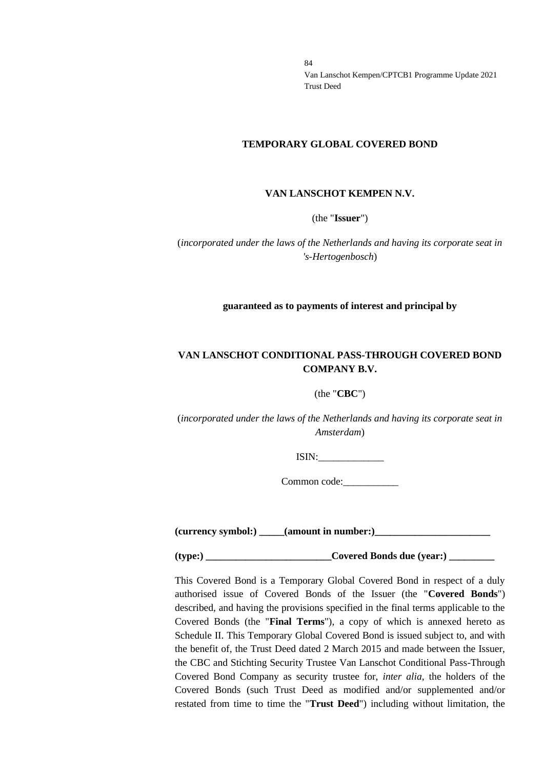**TEMPORARY GLOBAL COVERED BOND**

**VAN LANSCHOT KEMPEN N.V.**

(the "**Issuer**")

(*incorporated under the laws of the Netherlands and having its corporate seat in 's-Hertogenbosch*)

**guaranteed as to payments of interest and principal by**

**VAN LANSCHOT CONDITIONAL PASS-THROUGH COVERED BOND COMPANY B.V.**

(the "**CBC**")

(*incorporated under the laws of the Netherlands and having its corporate seat in Amsterdam*)

ISIN:_____________

Common code:___________

**(currency symbol:) _____(amount in number:)_______________________**

**(type:) _________________________Covered Bonds due (year:) _________**

This Covered Bond is a Temporary Global Covered Bond in respect of a duly authorised issue of Covered Bonds of the Issuer (the "**Covered Bonds**") described, and having the provisions specified in the final terms applicable to the Covered Bonds (the "**Final Terms**"), a copy of which is annexed hereto as Schedule II. This Temporary Global Covered Bond is issued subject to, and with the benefit of, the Trust Deed dated 2 March 2015 and made between the Issuer, the CBC and Stichting Security Trustee Van Lanschot Conditional Pass-Through Covered Bond Company as security trustee for, *inter alia*, the holders of the Covered Bonds (such Trust Deed as modified and/or supplemented and/or restated from time to time the "**Trust Deed**") including without limitation, the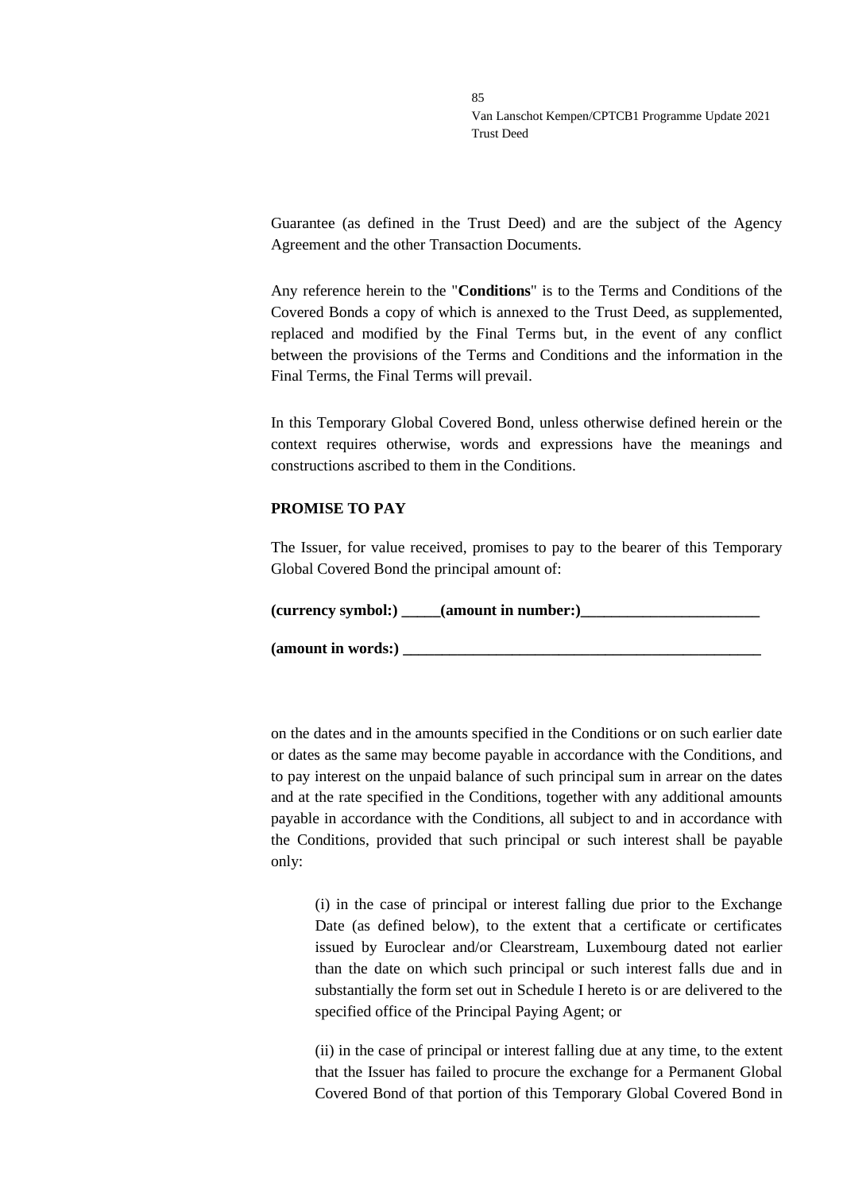Guarantee (as defined in the Trust Deed) and are the subject of the Agency Agreement and the other Transaction Documents.

Any reference herein to the "**Conditions**" is to the Terms and Conditions of the Covered Bonds a copy of which is annexed to the Trust Deed, as supplemented, replaced and modified by the Final Terms but, in the event of any conflict between the provisions of the Terms and Conditions and the information in the Final Terms, the Final Terms will prevail.

In this Temporary Global Covered Bond, unless otherwise defined herein or the context requires otherwise, words and expressions have the meanings and constructions ascribed to them in the Conditions.

**PROMISE TO PAY**

The Issuer, for value received, promises to pay to the bearer of this Temporary Global Covered Bond the principal amount of:

**(currency symbol:) _____(amount in number:)_______________________**

**(amount in words:) _______________________________________________**

on the dates and in the amounts specified in the Conditions or on such earlier date or dates as the same may become payable in accordance with the Conditions, and to pay interest on the unpaid balance of such principal sum in arrear on the dates and at the rate specified in the Conditions, together with any additional amounts payable in accordance with the Conditions, all subject to and in accordance with the Conditions, provided that such principal or such interest shall be payable only:

(i) in the case of principal or interest falling due prior to the Exchange Date (as defined below), to the extent that a certificate or certificates issued by Euroclear and/or Clearstream, Luxembourg dated not earlier than the date on which such principal or such interest falls due and in substantially the form set out in Schedule I hereto is or are delivered to the specified office of the Principal Paying Agent; or

(ii) in the case of principal or interest falling due at any time, to the extent that the Issuer has failed to procure the exchange for a Permanent Global Covered Bond of that portion of this Temporary Global Covered Bond in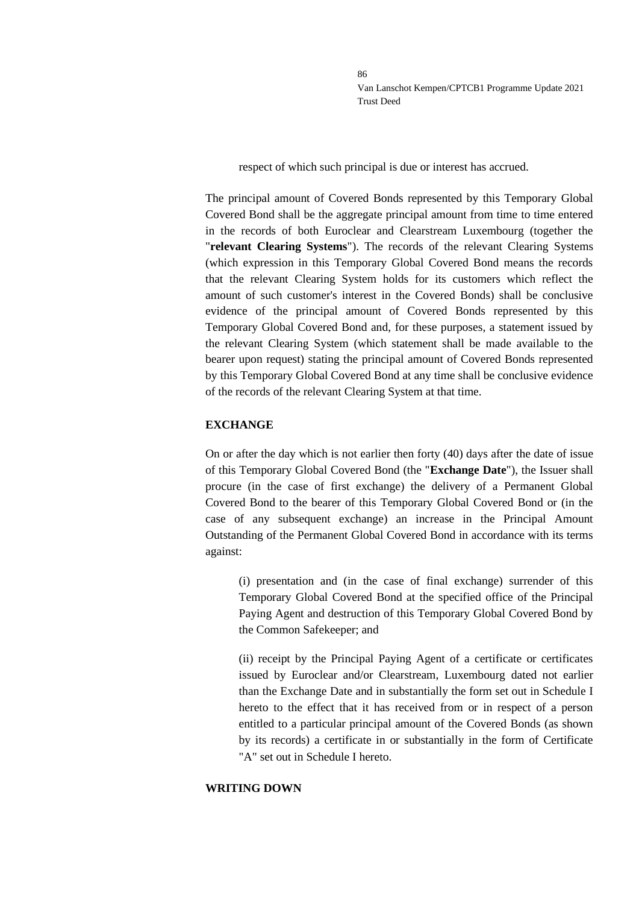respect of which such principal is due or interest has accrued.

The principal amount of Covered Bonds represented by this Temporary Global Covered Bond shall be the aggregate principal amount from time to time entered in the records of both Euroclear and Clearstream Luxembourg (together the "**relevant Clearing Systems**"). The records of the relevant Clearing Systems (which expression in this Temporary Global Covered Bond means the records that the relevant Clearing System holds for its customers which reflect the amount of such customer's interest in the Covered Bonds) shall be conclusive evidence of the principal amount of Covered Bonds represented by this Temporary Global Covered Bond and, for these purposes, a statement issued by the relevant Clearing System (which statement shall be made available to the bearer upon request) stating the principal amount of Covered Bonds represented by this Temporary Global Covered Bond at any time shall be conclusive evidence of the records of the relevant Clearing System at that time.

**EXCHANGE**

On or after the day which is not earlier then forty (40) days after the date of issue of this Temporary Global Covered Bond (the "**Exchange Date**"), the Issuer shall procure (in the case of first exchange) the delivery of a Permanent Global Covered Bond to the bearer of this Temporary Global Covered Bond or (in the case of any subsequent exchange) an increase in the Principal Amount Outstanding of the Permanent Global Covered Bond in accordance with its terms against:

(i) presentation and (in the case of final exchange) surrender of this Temporary Global Covered Bond at the specified office of the Principal Paying Agent and destruction of this Temporary Global Covered Bond by the Common Safekeeper; and

(ii) receipt by the Principal Paying Agent of a certificate or certificates issued by Euroclear and/or Clearstream, Luxembourg dated not earlier than the Exchange Date and in substantially the form set out in Schedule I hereto to the effect that it has received from or in respect of a person entitled to a particular principal amount of the Covered Bonds (as shown by its records) a certificate in or substantially in the form of Certificate "A" set out in Schedule I hereto.

**WRITING DOWN**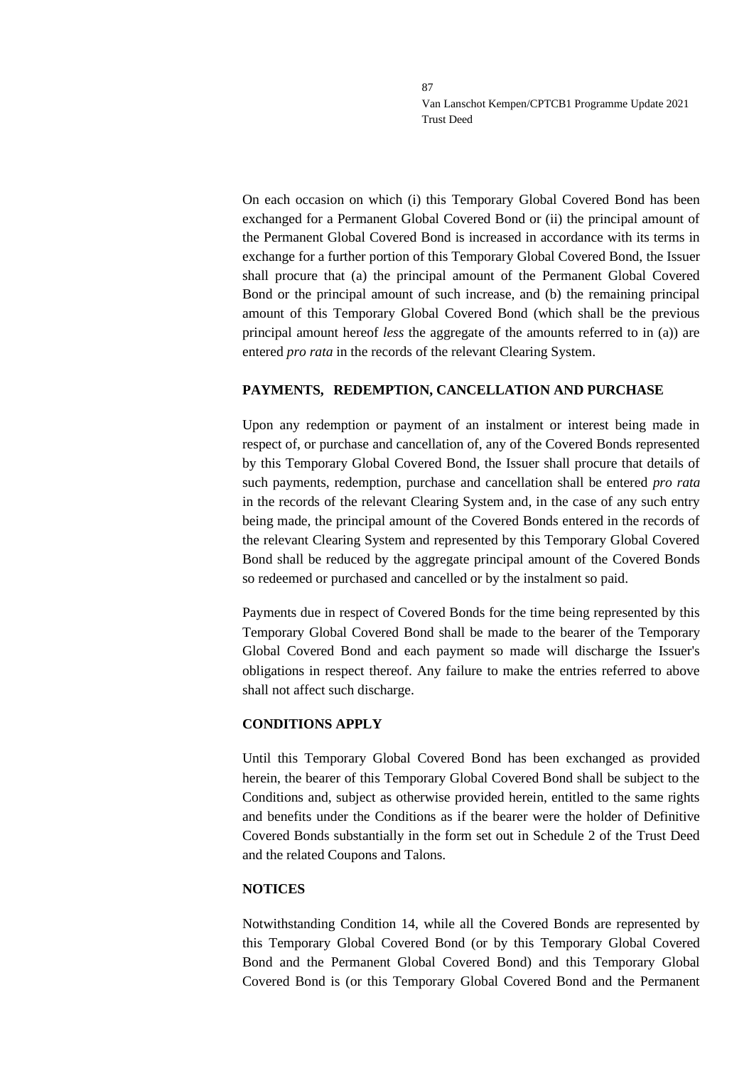On each occasion on which (i) this Temporary Global Covered Bond has been exchanged for a Permanent Global Covered Bond or (ii) the principal amount of the Permanent Global Covered Bond is increased in accordance with its terms in exchange for a further portion of this Temporary Global Covered Bond, the Issuer shall procure that (a) the principal amount of the Permanent Global Covered Bond or the principal amount of such increase, and (b) the remaining principal amount of this Temporary Global Covered Bond (which shall be the previous principal amount hereof *less* the aggregate of the amounts referred to in (a)) are entered *pro rata* in the records of the relevant Clearing System.

**PAYMENTS, REDEMPTION, CANCELLATION AND PURCHASE**

Upon any redemption or payment of an instalment or interest being made in respect of, or purchase and cancellation of, any of the Covered Bonds represented by this Temporary Global Covered Bond, the Issuer shall procure that details of such payments, redemption, purchase and cancellation shall be entered *pro rata* in the records of the relevant Clearing System and, in the case of any such entry being made, the principal amount of the Covered Bonds entered in the records of the relevant Clearing System and represented by this Temporary Global Covered Bond shall be reduced by the aggregate principal amount of the Covered Bonds so redeemed or purchased and cancelled or by the instalment so paid.

Payments due in respect of Covered Bonds for the time being represented by this Temporary Global Covered Bond shall be made to the bearer of the Temporary Global Covered Bond and each payment so made will discharge the Issuer's obligations in respect thereof. Any failure to make the entries referred to above shall not affect such discharge.

**CONDITIONS APPLY**

Until this Temporary Global Covered Bond has been exchanged as provided herein, the bearer of this Temporary Global Covered Bond shall be subject to the Conditions and, subject as otherwise provided herein, entitled to the same rights and benefits under the Conditions as if the bearer were the holder of Definitive Covered Bonds substantially in the form set out in Schedule 2 of the Trust Deed and the related Coupons and Talons.

**NOTICES**

Notwithstanding Condition 14, while all the Covered Bonds are represented by this Temporary Global Covered Bond (or by this Temporary Global Covered Bond and the Permanent Global Covered Bond) and this Temporary Global Covered Bond is (or this Temporary Global Covered Bond and the Permanent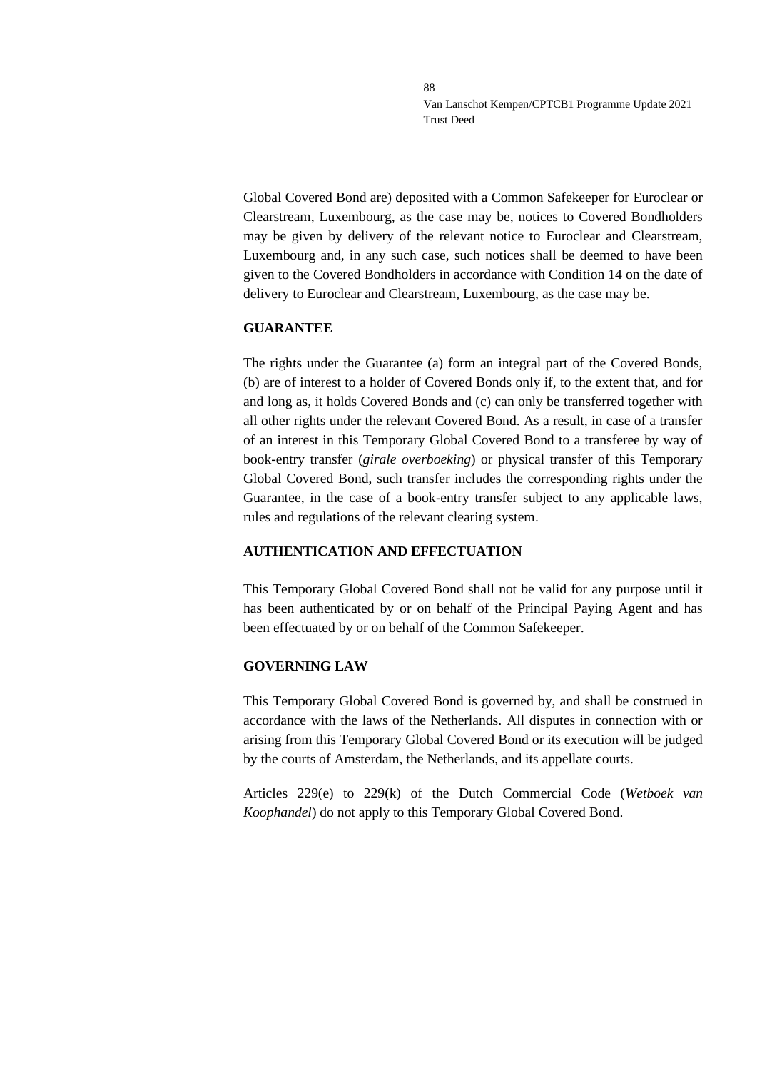Global Covered Bond are) deposited with a Common Safekeeper for Euroclear or Clearstream, Luxembourg, as the case may be, notices to Covered Bondholders may be given by delivery of the relevant notice to Euroclear and Clearstream, Luxembourg and, in any such case, such notices shall be deemed to have been given to the Covered Bondholders in accordance with Condition 14 on the date of delivery to Euroclear and Clearstream, Luxembourg, as the case may be.

**GUARANTEE**

The rights under the Guarantee (a) form an integral part of the Covered Bonds, (b) are of interest to a holder of Covered Bonds only if, to the extent that, and for and long as, it holds Covered Bonds and (c) can only be transferred together with all other rights under the relevant Covered Bond. As a result, in case of a transfer of an interest in this Temporary Global Covered Bond to a transferee by way of book-entry transfer (*girale overboeking*) or physical transfer of this Temporary Global Covered Bond, such transfer includes the corresponding rights under the Guarantee, in the case of a book-entry transfer subject to any applicable laws, rules and regulations of the relevant clearing system.

**AUTHENTICATION AND EFFECTUATION**

This Temporary Global Covered Bond shall not be valid for any purpose until it has been authenticated by or on behalf of the Principal Paying Agent and has been effectuated by or on behalf of the Common Safekeeper.

**GOVERNING LAW**

This Temporary Global Covered Bond is governed by, and shall be construed in accordance with the laws of the Netherlands. All disputes in connection with or arising from this Temporary Global Covered Bond or its execution will be judged by the courts of Amsterdam, the Netherlands, and its appellate courts.

Articles 229(e) to 229(k) of the Dutch Commercial Code (*Wetboek van Koophandel*) do not apply to this Temporary Global Covered Bond.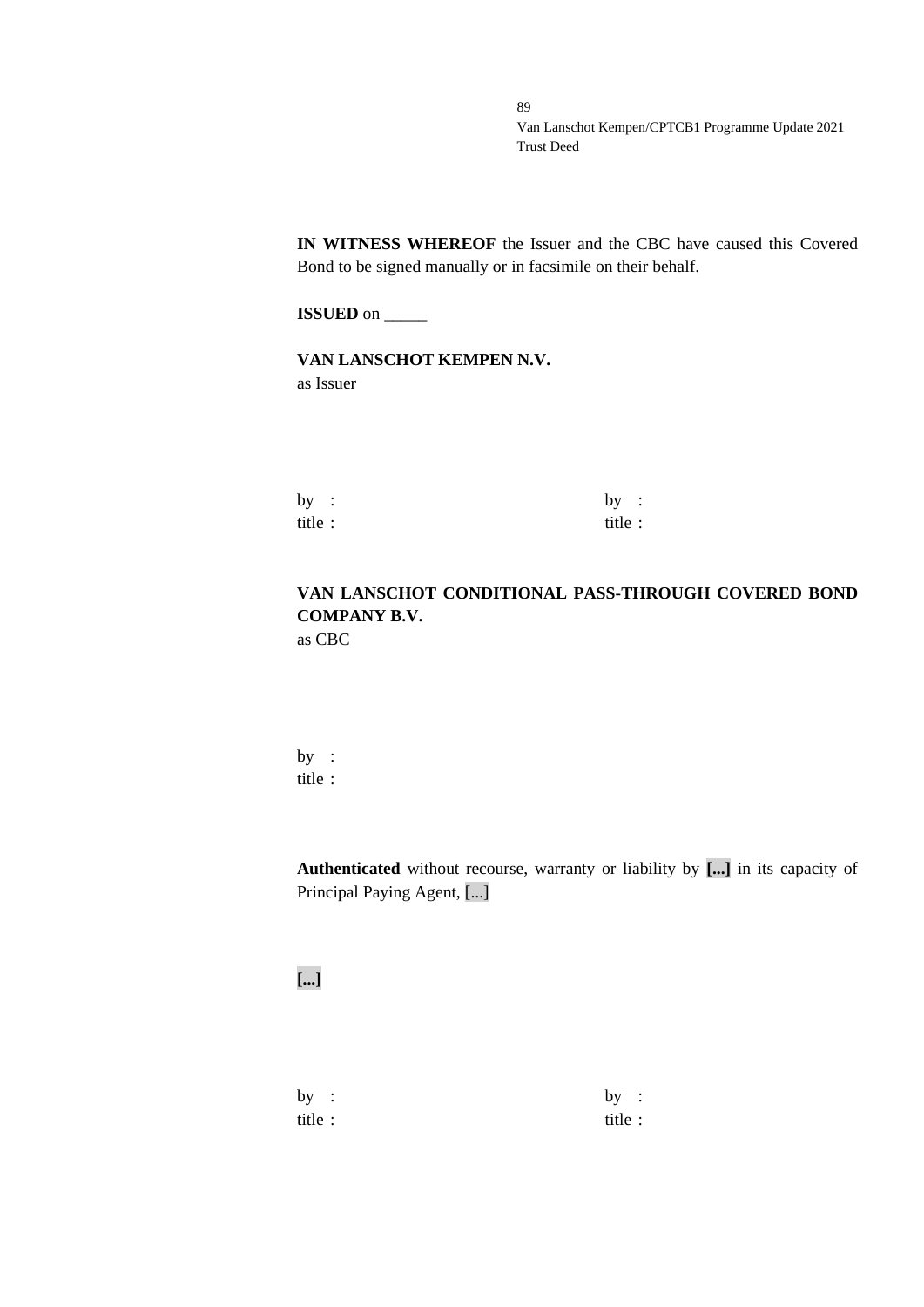**IN WITNESS WHEREOF** the Issuer and the CBC have caused this Covered Bond to be signed manually or in facsimile on their behalf.

**ISSUED** on _____

**VAN LANSCHOT KEMPEN N.V.**
as Issuer

by :
title :

by :
title :

**VAN LANSCHOT CONDITIONAL PASS-THROUGH COVERED BOND COMPANY B.V.**
as CBC

by :
title :

**Authenticated** without recourse, warranty or liability by **[...]** in its capacity of Principal Paying Agent, [...]

**[...]**

by :
title :

by :
title :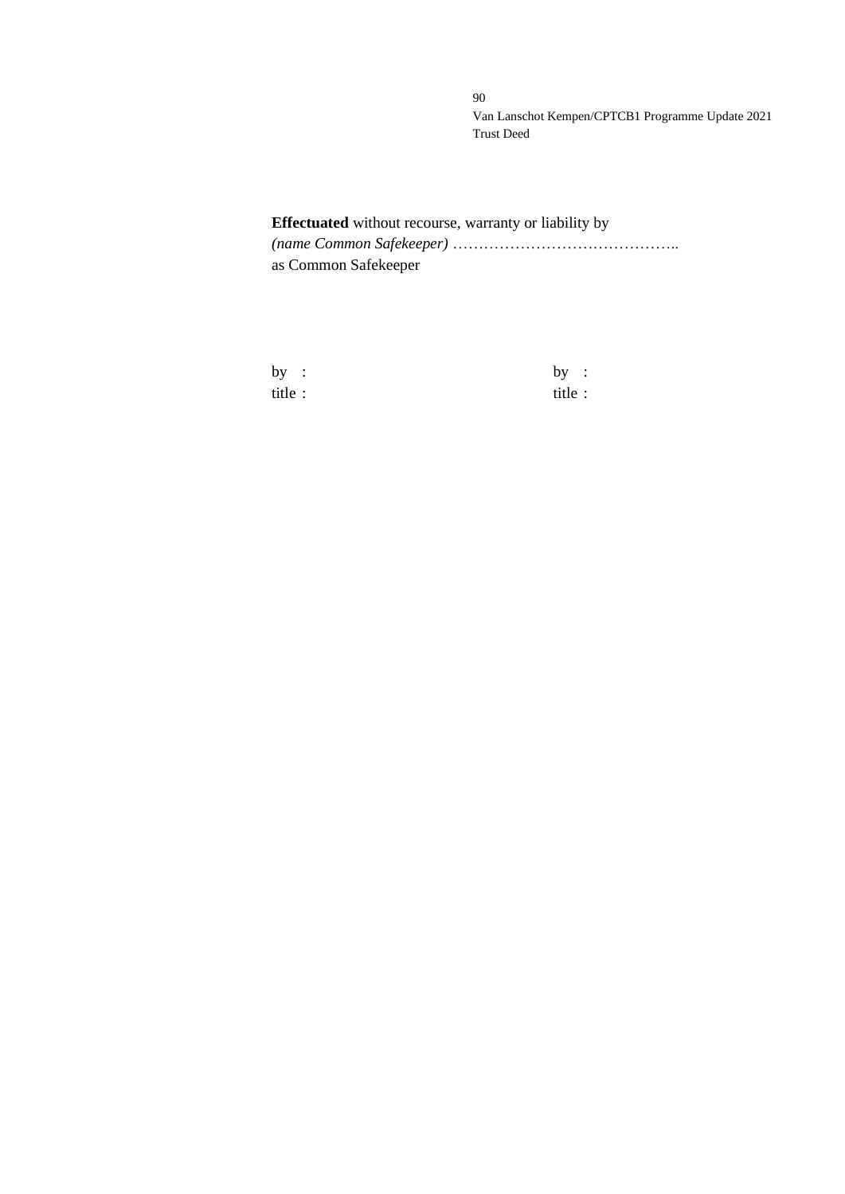**Effectuated** without recourse, warranty or liability by
*(name Common Safekeeper)* ……………………………………..
as Common Safekeeper

| by : | by : |
|---|---|
| title : | title : |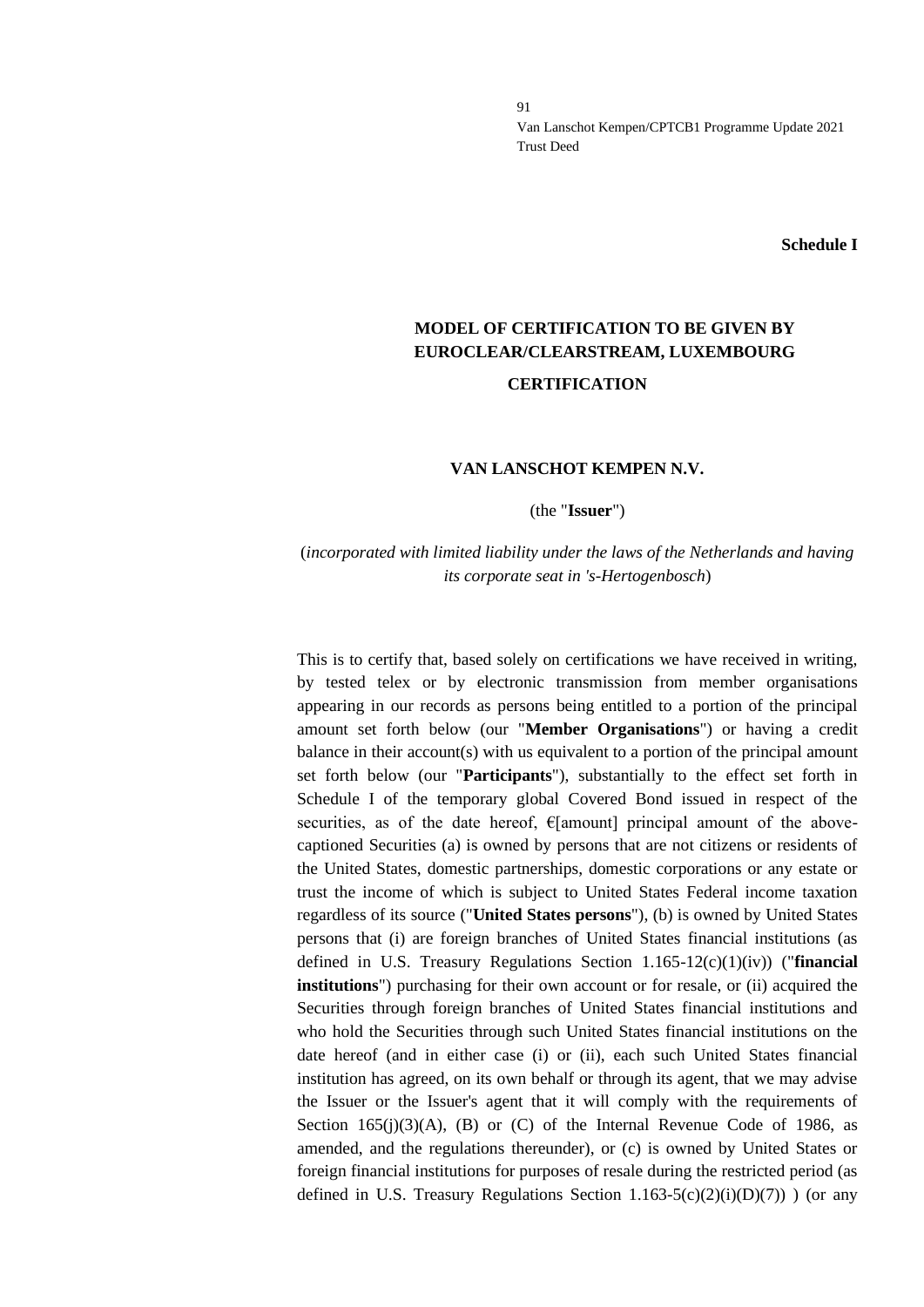**Schedule I**

## MODEL OF CERTIFICATION TO BE GIVEN BY EUROCLEAR/CLEARSTREAM, LUXEMBOURG

### CERTIFICATION

### VAN LANSCHOT KEMPEN N.V.

(the "**Issuer**")

(*incorporated with limited liability under the laws of the Netherlands and having its corporate seat in 's-Hertogenbosch*)

This is to certify that, based solely on certifications we have received in writing, by tested telex or by electronic transmission from member organisations appearing in our records as persons being entitled to a portion of the principal amount set forth below (our "**Member Organisations**") or having a credit balance in their account(s) with us equivalent to a portion of the principal amount set forth below (our "**Participants**"), substantially to the effect set forth in Schedule I of the temporary global Covered Bond issued in respect of the securities, as of the date hereof, €[amount] principal amount of the above-captioned Securities (a) is owned by persons that are not citizens or residents of the United States, domestic partnerships, domestic corporations or any estate or trust the income of which is subject to United States Federal income taxation regardless of its source ("**United States persons**"), (b) is owned by United States persons that (i) are foreign branches of United States financial institutions (as defined in U.S. Treasury Regulations Section 1.165-12(c)(1)(iv)) ("**financial institutions**") purchasing for their own account or for resale, or (ii) acquired the Securities through foreign branches of United States financial institutions and who hold the Securities through such United States financial institutions on the date hereof (and in either case (i) or (ii), each such United States financial institution has agreed, on its own behalf or through its agent, that we may advise the Issuer or the Issuer's agent that it will comply with the requirements of Section 165(j)(3)(A), (B) or (C) of the Internal Revenue Code of 1986, as amended, and the regulations thereunder), or (c) is owned by United States or foreign financial institutions for purposes of resale during the restricted period (as defined in U.S. Treasury Regulations Section 1.163-5(c)(2)(i)(D)(7)) ) (or any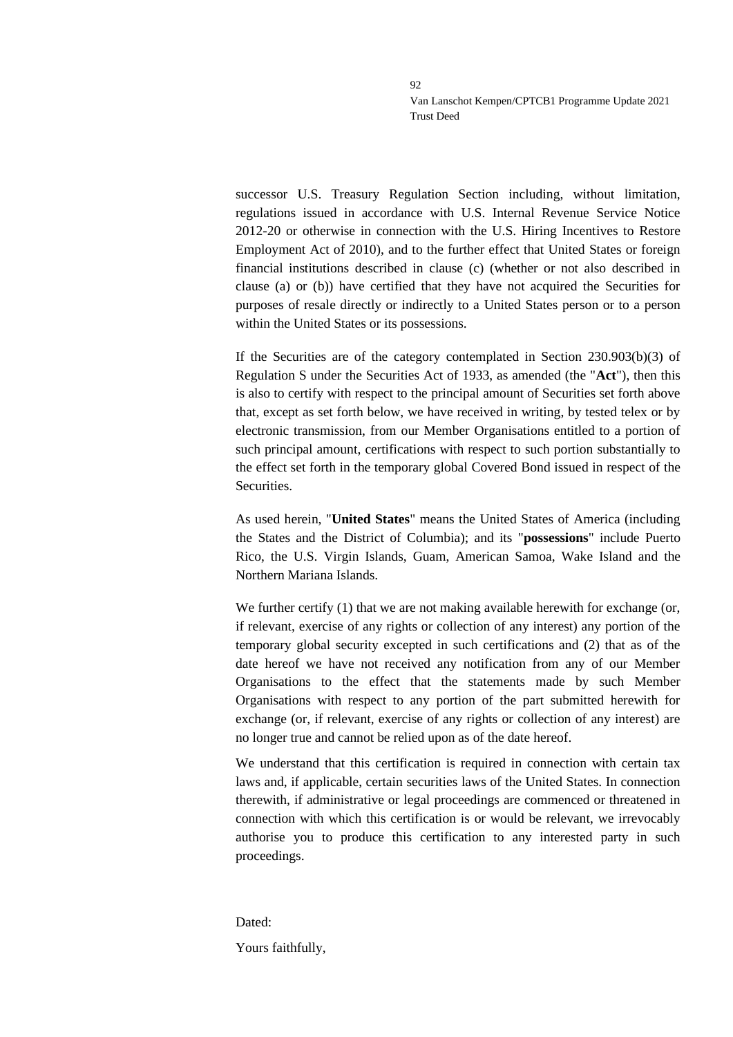successor U.S. Treasury Regulation Section including, without limitation, regulations issued in accordance with U.S. Internal Revenue Service Notice 2012-20 or otherwise in connection with the U.S. Hiring Incentives to Restore Employment Act of 2010), and to the further effect that United States or foreign financial institutions described in clause (c) (whether or not also described in clause (a) or (b)) have certified that they have not acquired the Securities for purposes of resale directly or indirectly to a United States person or to a person within the United States or its possessions.

If the Securities are of the category contemplated in Section 230.903(b)(3) of Regulation S under the Securities Act of 1933, as amended (the "**Act**"), then this is also to certify with respect to the principal amount of Securities set forth above that, except as set forth below, we have received in writing, by tested telex or by electronic transmission, from our Member Organisations entitled to a portion of such principal amount, certifications with respect to such portion substantially to the effect set forth in the temporary global Covered Bond issued in respect of the Securities.

As used herein, "**United States**" means the United States of America (including the States and the District of Columbia); and its "**possessions**" include Puerto Rico, the U.S. Virgin Islands, Guam, American Samoa, Wake Island and the Northern Mariana Islands.

We further certify (1) that we are not making available herewith for exchange (or, if relevant, exercise of any rights or collection of any interest) any portion of the temporary global security excepted in such certifications and (2) that as of the date hereof we have not received any notification from any of our Member Organisations to the effect that the statements made by such Member Organisations with respect to any portion of the part submitted herewith for exchange (or, if relevant, exercise of any rights or collection of any interest) are no longer true and cannot be relied upon as of the date hereof.

We understand that this certification is required in connection with certain tax laws and, if applicable, certain securities laws of the United States. In connection therewith, if administrative or legal proceedings are commenced or threatened in connection with which this certification is or would be relevant, we irrevocably authorise you to produce this certification to any interested party in such proceedings.

Dated:

Yours faithfully,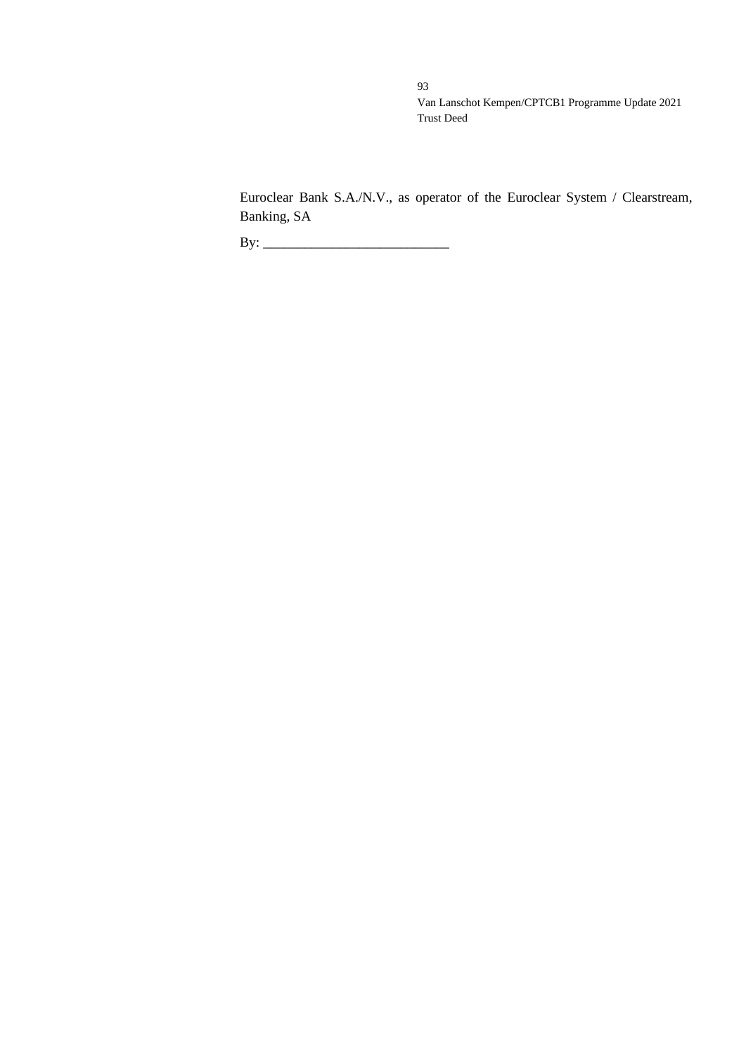Euroclear Bank S.A./N.V., as operator of the Euroclear System / Clearstream, Banking, SA

By: ___________________________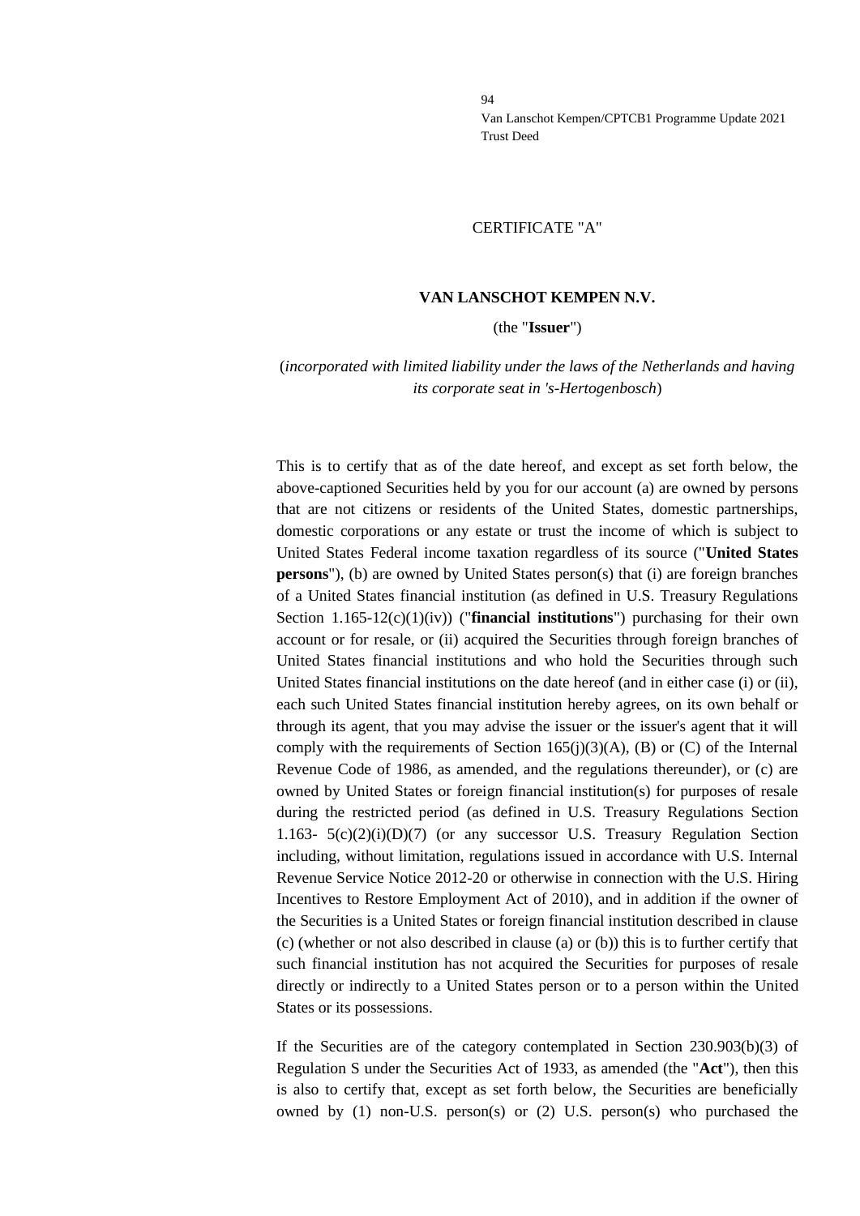CERTIFICATE "A"

**VAN LANSCHOT KEMPEN N.V.**

(the "**Issuer**")

(*incorporated with limited liability under the laws of the Netherlands and having its corporate seat in 's-Hertogenbosch*)

This is to certify that as of the date hereof, and except as set forth below, the above-captioned Securities held by you for our account (a) are owned by persons that are not citizens or residents of the United States, domestic partnerships, domestic corporations or any estate or trust the income of which is subject to United States Federal income taxation regardless of its source ("**United States persons**"), (b) are owned by United States person(s) that (i) are foreign branches of a United States financial institution (as defined in U.S. Treasury Regulations Section 1.165-12(c)(1)(iv)) ("**financial institutions**") purchasing for their own account or for resale, or (ii) acquired the Securities through foreign branches of United States financial institutions and who hold the Securities through such United States financial institutions on the date hereof (and in either case (i) or (ii), each such United States financial institution hereby agrees, on its own behalf or through its agent, that you may advise the issuer or the issuer's agent that it will comply with the requirements of Section 165(j)(3)(A), (B) or (C) of the Internal Revenue Code of 1986, as amended, and the regulations thereunder), or (c) are owned by United States or foreign financial institution(s) for purposes of resale during the restricted period (as defined in U.S. Treasury Regulations Section 1.163- 5(c)(2)(i)(D)(7) (or any successor U.S. Treasury Regulation Section including, without limitation, regulations issued in accordance with U.S. Internal Revenue Service Notice 2012-20 or otherwise in connection with the U.S. Hiring Incentives to Restore Employment Act of 2010), and in addition if the owner of the Securities is a United States or foreign financial institution described in clause (c) (whether or not also described in clause (a) or (b)) this is to further certify that such financial institution has not acquired the Securities for purposes of resale directly or indirectly to a United States person or to a person within the United States or its possessions.

If the Securities are of the category contemplated in Section 230.903(b)(3) of Regulation S under the Securities Act of 1933, as amended (the "**Act**"), then this is also to certify that, except as set forth below, the Securities are beneficially owned by (1) non-U.S. person(s) or (2) U.S. person(s) who purchased the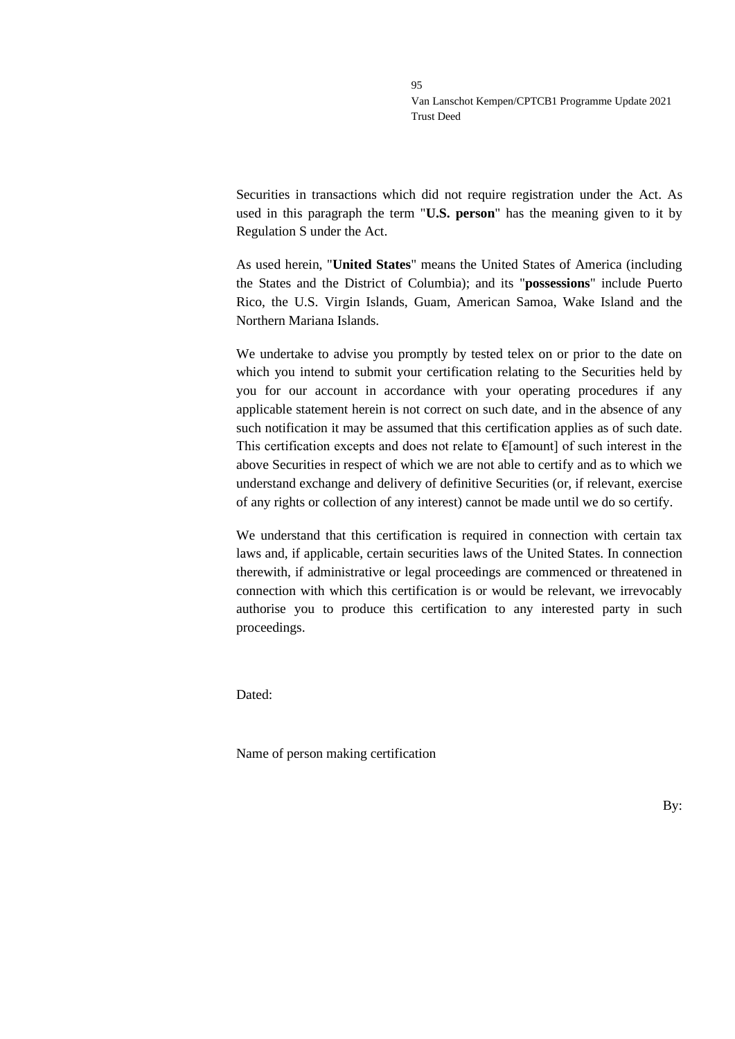Securities in transactions which did not require registration under the Act. As used in this paragraph the term "**U.S. person**" has the meaning given to it by Regulation S under the Act.

As used herein, "**United States**" means the United States of America (including the States and the District of Columbia); and its "**possessions**" include Puerto Rico, the U.S. Virgin Islands, Guam, American Samoa, Wake Island and the Northern Mariana Islands.

We undertake to advise you promptly by tested telex on or prior to the date on which you intend to submit your certification relating to the Securities held by you for our account in accordance with your operating procedures if any applicable statement herein is not correct on such date, and in the absence of any such notification it may be assumed that this certification applies as of such date. This certification excepts and does not relate to €[amount] of such interest in the above Securities in respect of which we are not able to certify and as to which we understand exchange and delivery of definitive Securities (or, if relevant, exercise of any rights or collection of any interest) cannot be made until we do so certify.

We understand that this certification is required in connection with certain tax laws and, if applicable, certain securities laws of the United States. In connection therewith, if administrative or legal proceedings are commenced or threatened in connection with which this certification is or would be relevant, we irrevocably authorise you to produce this certification to any interested party in such proceedings.

Dated:

Name of person making certification

By: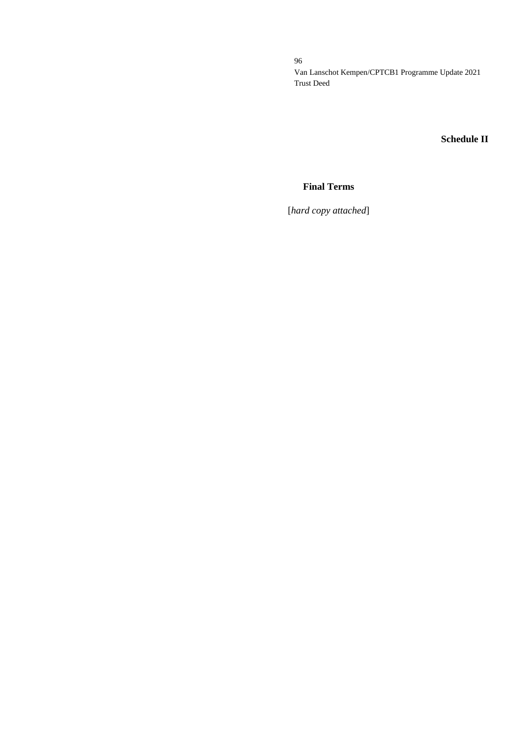# Schedule II

## Final Terms

[*hard copy attached*]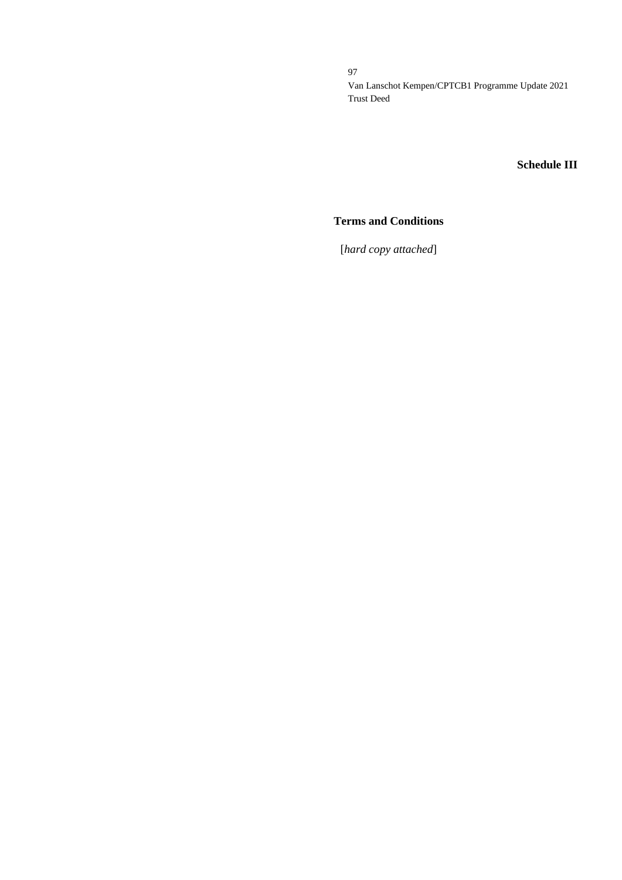# Schedule III

## Terms and Conditions

[*hard copy attached*]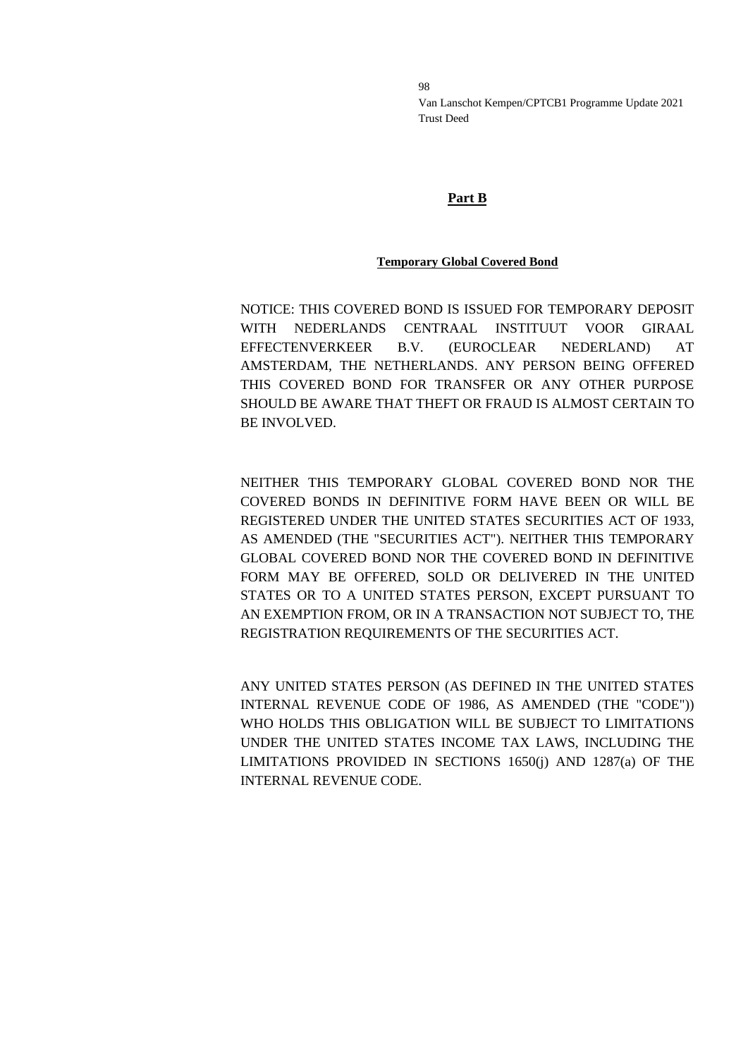**Part B**

**Temporary Global Covered Bond**

NOTICE: THIS COVERED BOND IS ISSUED FOR TEMPORARY DEPOSIT WITH NEDERLANDS CENTRAAL INSTITUUT VOOR GIRAAL EFFECTENVERKEER B.V. (EUROCLEAR NEDERLAND) AT AMSTERDAM, THE NETHERLANDS. ANY PERSON BEING OFFERED THIS COVERED BOND FOR TRANSFER OR ANY OTHER PURPOSE SHOULD BE AWARE THAT THEFT OR FRAUD IS ALMOST CERTAIN TO BE INVOLVED.

NEITHER THIS TEMPORARY GLOBAL COVERED BOND NOR THE COVERED BONDS IN DEFINITIVE FORM HAVE BEEN OR WILL BE REGISTERED UNDER THE UNITED STATES SECURITIES ACT OF 1933, AS AMENDED (THE "SECURITIES ACT"). NEITHER THIS TEMPORARY GLOBAL COVERED BOND NOR THE COVERED BOND IN DEFINITIVE FORM MAY BE OFFERED, SOLD OR DELIVERED IN THE UNITED STATES OR TO A UNITED STATES PERSON, EXCEPT PURSUANT TO AN EXEMPTION FROM, OR IN A TRANSACTION NOT SUBJECT TO, THE REGISTRATION REQUIREMENTS OF THE SECURITIES ACT.

ANY UNITED STATES PERSON (AS DEFINED IN THE UNITED STATES INTERNAL REVENUE CODE OF 1986, AS AMENDED (THE "CODE")) WHO HOLDS THIS OBLIGATION WILL BE SUBJECT TO LIMITATIONS UNDER THE UNITED STATES INCOME TAX LAWS, INCLUDING THE LIMITATIONS PROVIDED IN SECTIONS 1650(j) AND 1287(a) OF THE INTERNAL REVENUE CODE.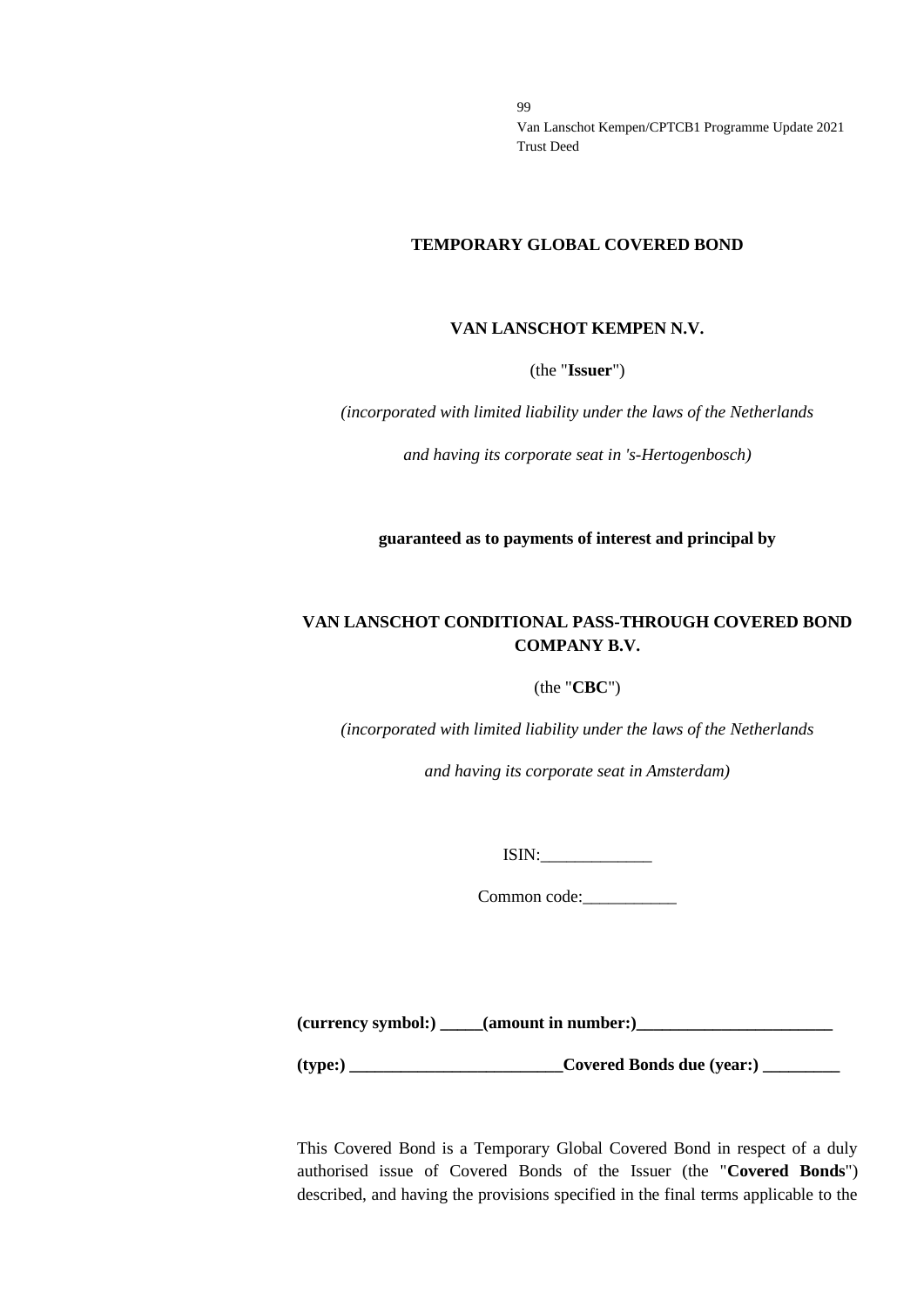**TEMPORARY GLOBAL COVERED BOND**

**VAN LANSCHOT KEMPEN N.V.**

(the "**Issuer**")

*(incorporated with limited liability under the laws of the Netherlands*

*and having its corporate seat in 's-Hertogenbosch)*

**guaranteed as to payments of interest and principal by**

**VAN LANSCHOT CONDITIONAL PASS-THROUGH COVERED BOND COMPANY B.V.**

(the "**CBC**")

*(incorporated with limited liability under the laws of the Netherlands*

*and having its corporate seat in Amsterdam)*

ISIN:_____________

Common code:___________

**(currency symbol:) _____(amount in number:)_______________________**

**(type:) _________________________Covered Bonds due (year:) _________**

This Covered Bond is a Temporary Global Covered Bond in respect of a duly authorised issue of Covered Bonds of the Issuer (the "**Covered Bonds**") described, and having the provisions specified in the final terms applicable to the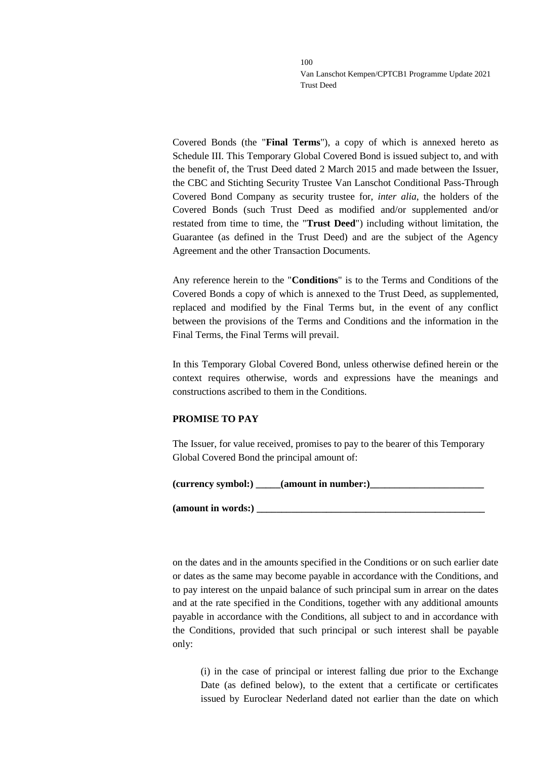Covered Bonds (the "**Final Terms**"), a copy of which is annexed hereto as Schedule III. This Temporary Global Covered Bond is issued subject to, and with the benefit of, the Trust Deed dated 2 March 2015 and made between the Issuer, the CBC and Stichting Security Trustee Van Lanschot Conditional Pass-Through Covered Bond Company as security trustee for, *inter alia*, the holders of the Covered Bonds (such Trust Deed as modified and/or supplemented and/or restated from time to time, the "**Trust Deed**") including without limitation, the Guarantee (as defined in the Trust Deed) and are the subject of the Agency Agreement and the other Transaction Documents.

Any reference herein to the "**Conditions**" is to the Terms and Conditions of the Covered Bonds a copy of which is annexed to the Trust Deed, as supplemented, replaced and modified by the Final Terms but, in the event of any conflict between the provisions of the Terms and Conditions and the information in the Final Terms, the Final Terms will prevail.

In this Temporary Global Covered Bond, unless otherwise defined herein or the context requires otherwise, words and expressions have the meanings and constructions ascribed to them in the Conditions.

**PROMISE TO PAY**

The Issuer, for value received, promises to pay to the bearer of this Temporary Global Covered Bond the principal amount of:

**(currency symbol:) _____(amount in number:)_______________________**

**(amount in words:) ________________________________________________**

on the dates and in the amounts specified in the Conditions or on such earlier date or dates as the same may become payable in accordance with the Conditions, and to pay interest on the unpaid balance of such principal sum in arrear on the dates and at the rate specified in the Conditions, together with any additional amounts payable in accordance with the Conditions, all subject to and in accordance with the Conditions, provided that such principal or such interest shall be payable only:

(i) in the case of principal or interest falling due prior to the Exchange Date (as defined below), to the extent that a certificate or certificates issued by Euroclear Nederland dated not earlier than the date on which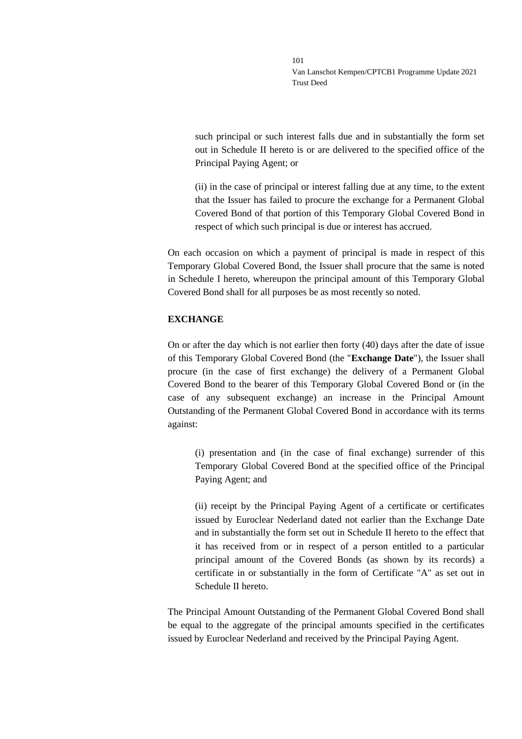such principal or such interest falls due and in substantially the form set out in Schedule II hereto is or are delivered to the specified office of the Principal Paying Agent; or

(ii) in the case of principal or interest falling due at any time, to the extent that the Issuer has failed to procure the exchange for a Permanent Global Covered Bond of that portion of this Temporary Global Covered Bond in respect of which such principal is due or interest has accrued.

On each occasion on which a payment of principal is made in respect of this Temporary Global Covered Bond, the Issuer shall procure that the same is noted in Schedule I hereto, whereupon the principal amount of this Temporary Global Covered Bond shall for all purposes be as most recently so noted.

**EXCHANGE**

On or after the day which is not earlier then forty (40) days after the date of issue of this Temporary Global Covered Bond (the "**Exchange Date**"), the Issuer shall procure (in the case of first exchange) the delivery of a Permanent Global Covered Bond to the bearer of this Temporary Global Covered Bond or (in the case of any subsequent exchange) an increase in the Principal Amount Outstanding of the Permanent Global Covered Bond in accordance with its terms against:

(i) presentation and (in the case of final exchange) surrender of this Temporary Global Covered Bond at the specified office of the Principal Paying Agent; and

(ii) receipt by the Principal Paying Agent of a certificate or certificates issued by Euroclear Nederland dated not earlier than the Exchange Date and in substantially the form set out in Schedule II hereto to the effect that it has received from or in respect of a person entitled to a particular principal amount of the Covered Bonds (as shown by its records) a certificate in or substantially in the form of Certificate "A" as set out in Schedule II hereto.

The Principal Amount Outstanding of the Permanent Global Covered Bond shall be equal to the aggregate of the principal amounts specified in the certificates issued by Euroclear Nederland and received by the Principal Paying Agent.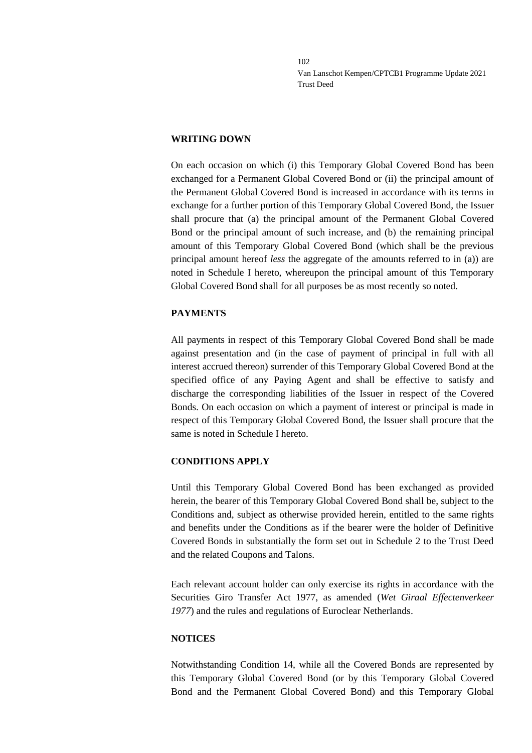**WRITING DOWN**

On each occasion on which (i) this Temporary Global Covered Bond has been exchanged for a Permanent Global Covered Bond or (ii) the principal amount of the Permanent Global Covered Bond is increased in accordance with its terms in exchange for a further portion of this Temporary Global Covered Bond, the Issuer shall procure that (a) the principal amount of the Permanent Global Covered Bond or the principal amount of such increase, and (b) the remaining principal amount of this Temporary Global Covered Bond (which shall be the previous principal amount hereof *less* the aggregate of the amounts referred to in (a)) are noted in Schedule I hereto, whereupon the principal amount of this Temporary Global Covered Bond shall for all purposes be as most recently so noted.

**PAYMENTS**

All payments in respect of this Temporary Global Covered Bond shall be made against presentation and (in the case of payment of principal in full with all interest accrued thereon) surrender of this Temporary Global Covered Bond at the specified office of any Paying Agent and shall be effective to satisfy and discharge the corresponding liabilities of the Issuer in respect of the Covered Bonds. On each occasion on which a payment of interest or principal is made in respect of this Temporary Global Covered Bond, the Issuer shall procure that the same is noted in Schedule I hereto.

**CONDITIONS APPLY**

Until this Temporary Global Covered Bond has been exchanged as provided herein, the bearer of this Temporary Global Covered Bond shall be, subject to the Conditions and, subject as otherwise provided herein, entitled to the same rights and benefits under the Conditions as if the bearer were the holder of Definitive Covered Bonds in substantially the form set out in Schedule 2 to the Trust Deed and the related Coupons and Talons.

Each relevant account holder can only exercise its rights in accordance with the Securities Giro Transfer Act 1977, as amended (*Wet Giraal Effectenverkeer 1977*) and the rules and regulations of Euroclear Netherlands.

**NOTICES**

Notwithstanding Condition 14, while all the Covered Bonds are represented by this Temporary Global Covered Bond (or by this Temporary Global Covered Bond and the Permanent Global Covered Bond) and this Temporary Global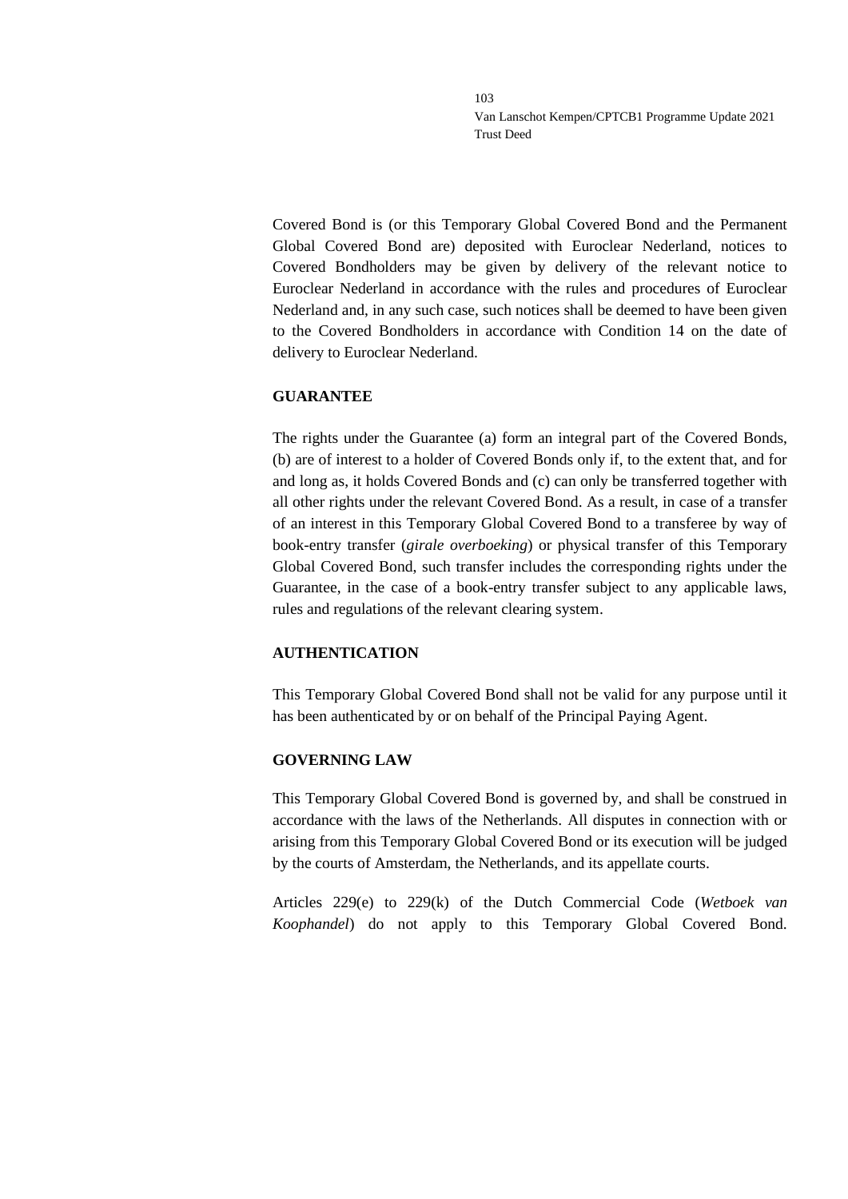Covered Bond is (or this Temporary Global Covered Bond and the Permanent Global Covered Bond are) deposited with Euroclear Nederland, notices to Covered Bondholders may be given by delivery of the relevant notice to Euroclear Nederland in accordance with the rules and procedures of Euroclear Nederland and, in any such case, such notices shall be deemed to have been given to the Covered Bondholders in accordance with Condition 14 on the date of delivery to Euroclear Nederland.

**GUARANTEE**

The rights under the Guarantee (a) form an integral part of the Covered Bonds, (b) are of interest to a holder of Covered Bonds only if, to the extent that, and for and long as, it holds Covered Bonds and (c) can only be transferred together with all other rights under the relevant Covered Bond. As a result, in case of a transfer of an interest in this Temporary Global Covered Bond to a transferee by way of book-entry transfer (*girale overboeking*) or physical transfer of this Temporary Global Covered Bond, such transfer includes the corresponding rights under the Guarantee, in the case of a book-entry transfer subject to any applicable laws, rules and regulations of the relevant clearing system.

**AUTHENTICATION**

This Temporary Global Covered Bond shall not be valid for any purpose until it has been authenticated by or on behalf of the Principal Paying Agent.

**GOVERNING LAW**

This Temporary Global Covered Bond is governed by, and shall be construed in accordance with the laws of the Netherlands. All disputes in connection with or arising from this Temporary Global Covered Bond or its execution will be judged by the courts of Amsterdam, the Netherlands, and its appellate courts.

Articles 229(e) to 229(k) of the Dutch Commercial Code (*Wetboek van Koophandel*) do not apply to this Temporary Global Covered Bond.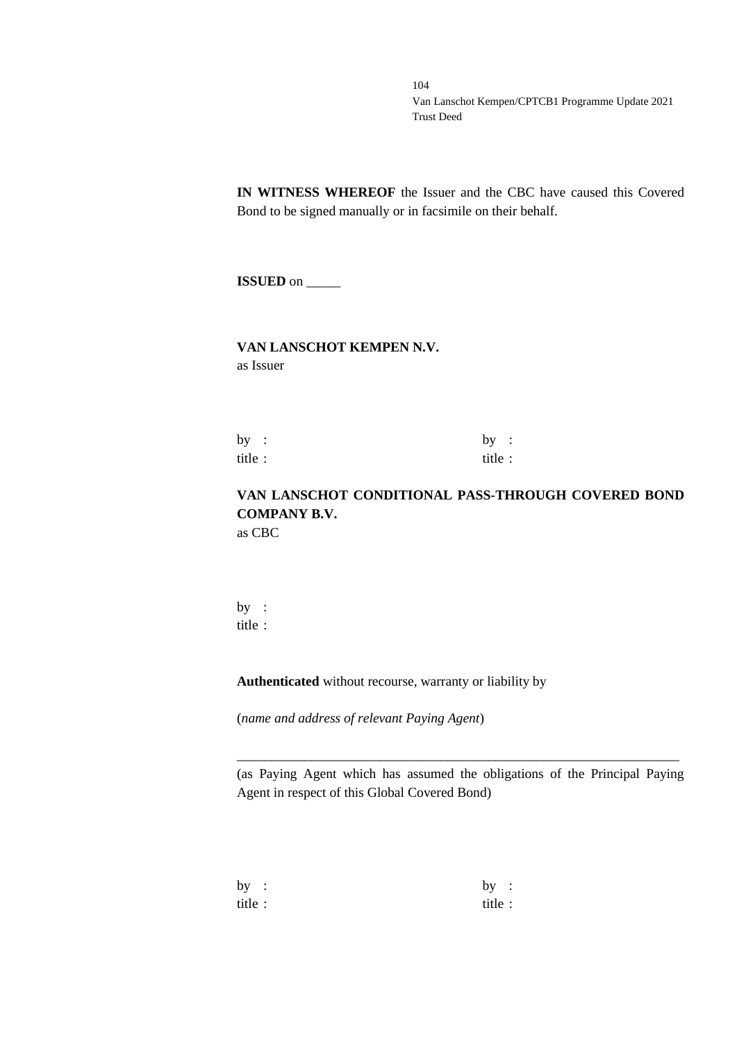**IN WITNESS WHEREOF** the Issuer and the CBC have caused this Covered Bond to be signed manually or in facsimile on their behalf.

**ISSUED** on _____

**VAN LANSCHOT KEMPEN N.V.**
as Issuer

| | |
|---|---|
| by : | by : |
| title : | title : |

**VAN LANSCHOT CONDITIONAL PASS-THROUGH COVERED BOND COMPANY B.V.**
as CBC

by :
title :

**Authenticated** without recourse, warranty or liability by

(*name and address of relevant Paying Agent*)

_______________________________________________________________

(as Paying Agent which has assumed the obligations of the Principal Paying Agent in respect of this Global Covered Bond)

| | |
|---|---|
| by : | by : |
| title : | title : |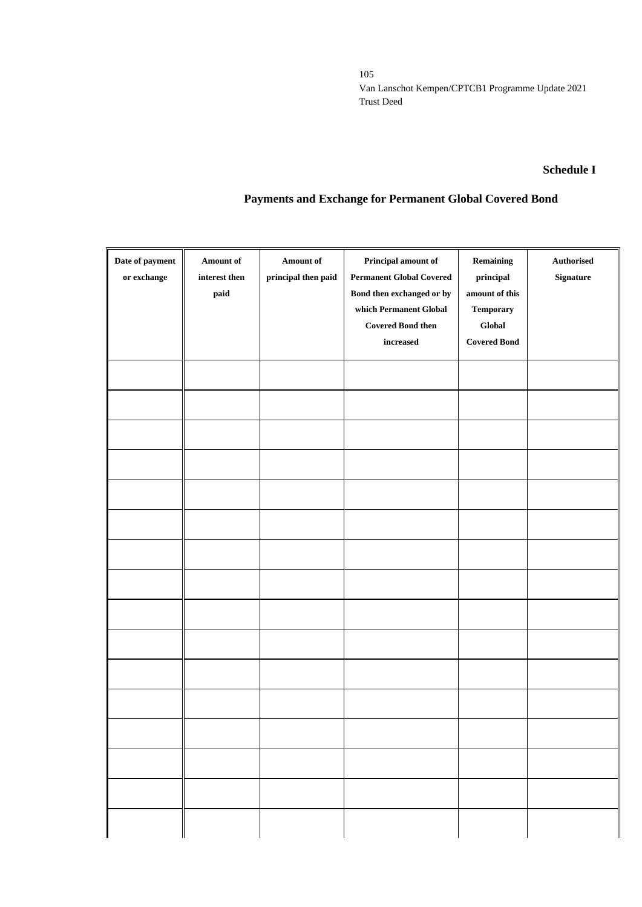## Schedule I

## Payments and Exchange for Permanent Global Covered Bond

| Date of payment or exchange | Amount of interest then paid | Amount of principal then paid | Principal amount of Permanent Global Covered Bond then exchanged or by which Permanent Global Covered Bond then increased | Remaining principal amount of this Temporary Global Covered Bond | Authorised Signature |
|---|---|---|---|---|---|
| | | | | | |
| | | | | | |
| | | | | | |
| | | | | | |
| | | | | | |
| | | | | | |
| | | | | | |
| | | | | | |
| | | | | | |
| | | | | | |
| | | | | | |
| | | | | | |
| | | | | | |
| | | | | | |
| | | | | | |
| | | | | | |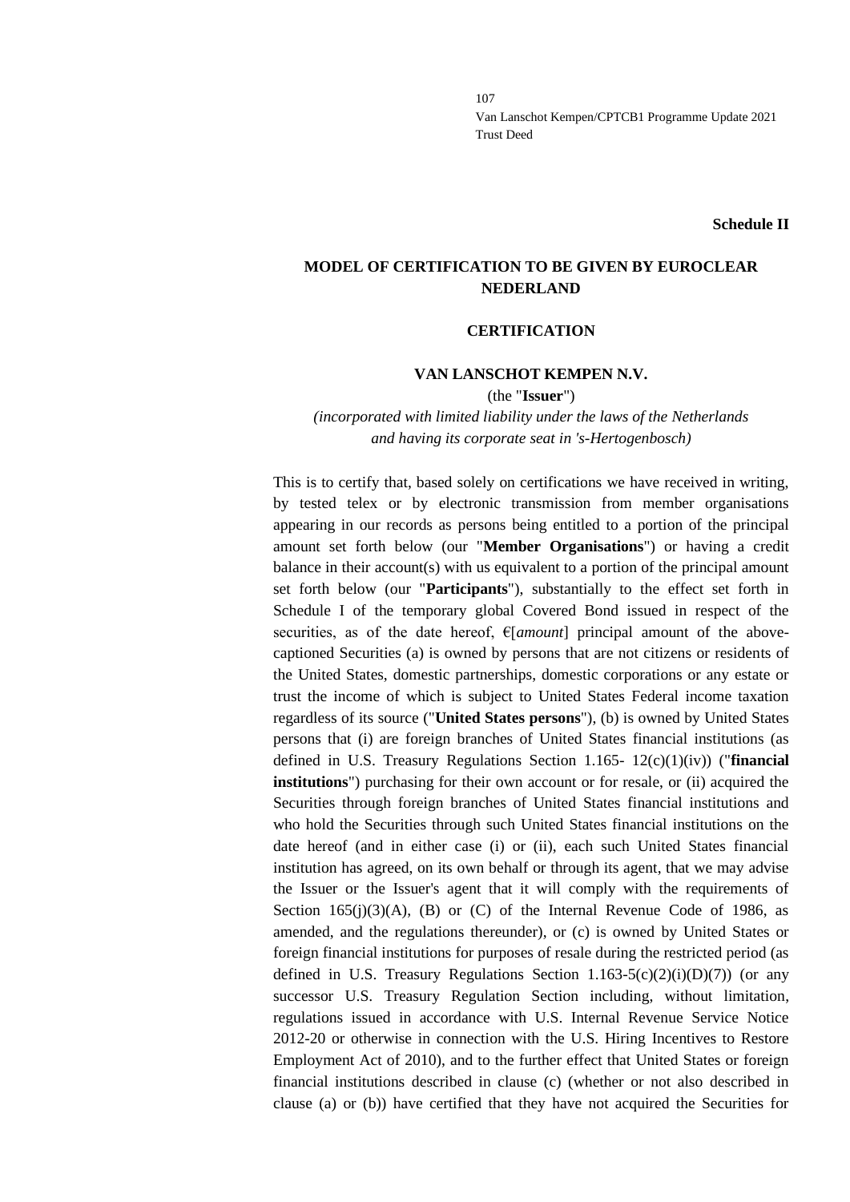**Schedule II**

## MODEL OF CERTIFICATION TO BE GIVEN BY EUROCLEAR NEDERLAND

### CERTIFICATION

**VAN LANSCHOT KEMPEN N.V.**

(the "**Issuer**")

*(incorporated with limited liability under the laws of the Netherlands and having its corporate seat in 's-Hertogenbosch)*

This is to certify that, based solely on certifications we have received in writing, by tested telex or by electronic transmission from member organisations appearing in our records as persons being entitled to a portion of the principal amount set forth below (our "**Member Organisations**") or having a credit balance in their account(s) with us equivalent to a portion of the principal amount set forth below (our "**Participants**"), substantially to the effect set forth in Schedule I of the temporary global Covered Bond issued in respect of the securities, as of the date hereof, €[*amount*] principal amount of the above-captioned Securities (a) is owned by persons that are not citizens or residents of the United States, domestic partnerships, domestic corporations or any estate or trust the income of which is subject to United States Federal income taxation regardless of its source ("**United States persons**"), (b) is owned by United States persons that (i) are foreign branches of United States financial institutions (as defined in U.S. Treasury Regulations Section 1.165- 12(c)(1)(iv)) ("**financial institutions**") purchasing for their own account or for resale, or (ii) acquired the Securities through foreign branches of United States financial institutions and who hold the Securities through such United States financial institutions on the date hereof (and in either case (i) or (ii), each such United States financial institution has agreed, on its own behalf or through its agent, that we may advise the Issuer or the Issuer's agent that it will comply with the requirements of Section 165(j)(3)(A), (B) or (C) of the Internal Revenue Code of 1986, as amended, and the regulations thereunder), or (c) is owned by United States or foreign financial institutions for purposes of resale during the restricted period (as defined in U.S. Treasury Regulations Section 1.163-5(c)(2)(i)(D)(7)) (or any successor U.S. Treasury Regulation Section including, without limitation, regulations issued in accordance with U.S. Internal Revenue Service Notice 2012-20 or otherwise in connection with the U.S. Hiring Incentives to Restore Employment Act of 2010), and to the further effect that United States or foreign financial institutions described in clause (c) (whether or not also described in clause (a) or (b)) have certified that they have not acquired the Securities for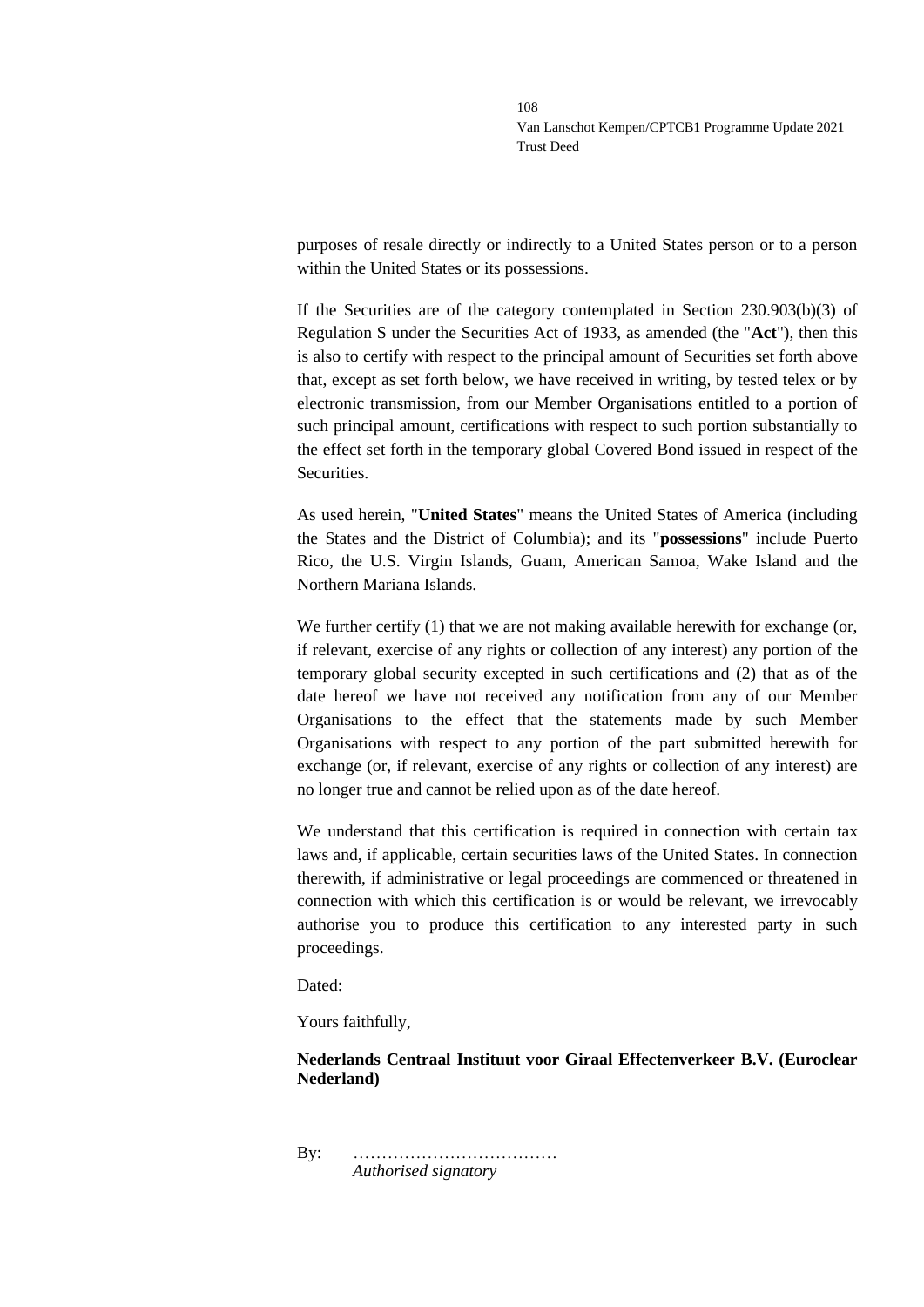purposes of resale directly or indirectly to a United States person or to a person within the United States or its possessions.

If the Securities are of the category contemplated in Section 230.903(b)(3) of Regulation S under the Securities Act of 1933, as amended (the "**Act**"), then this is also to certify with respect to the principal amount of Securities set forth above that, except as set forth below, we have received in writing, by tested telex or by electronic transmission, from our Member Organisations entitled to a portion of such principal amount, certifications with respect to such portion substantially to the effect set forth in the temporary global Covered Bond issued in respect of the Securities.

As used herein, "**United States**" means the United States of America (including the States and the District of Columbia); and its "**possessions**" include Puerto Rico, the U.S. Virgin Islands, Guam, American Samoa, Wake Island and the Northern Mariana Islands.

We further certify (1) that we are not making available herewith for exchange (or, if relevant, exercise of any rights or collection of any interest) any portion of the temporary global security excepted in such certifications and (2) that as of the date hereof we have not received any notification from any of our Member Organisations to the effect that the statements made by such Member Organisations with respect to any portion of the part submitted herewith for exchange (or, if relevant, exercise of any rights or collection of any interest) are no longer true and cannot be relied upon as of the date hereof.

We understand that this certification is required in connection with certain tax laws and, if applicable, certain securities laws of the United States. In connection therewith, if administrative or legal proceedings are commenced or threatened in connection with which this certification is or would be relevant, we irrevocably authorise you to produce this certification to any interested party in such proceedings.

Dated:

Yours faithfully,

**Nederlands Centraal Instituut voor Giraal Effectenverkeer B.V. (Euroclear Nederland)**

By: ………………………………
*Authorised signatory*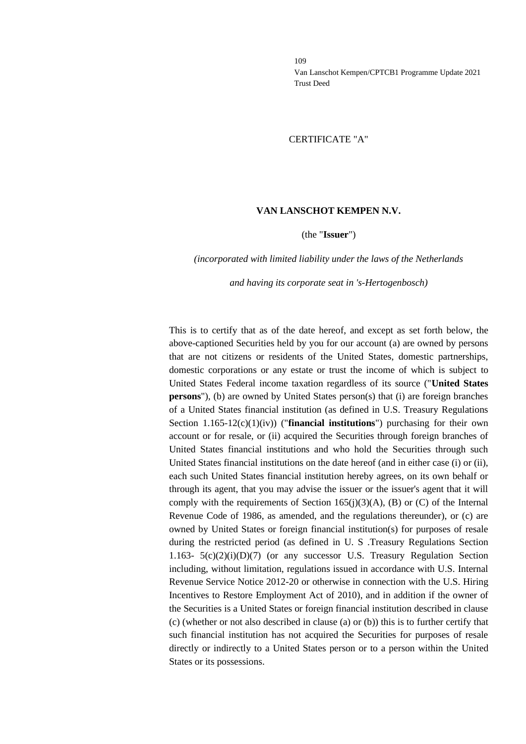CERTIFICATE "A"

**VAN LANSCHOT KEMPEN N.V.**

(the "**Issuer**")

*(incorporated with limited liability under the laws of the Netherlands*

*and having its corporate seat in 's-Hertogenbosch)*

This is to certify that as of the date hereof, and except as set forth below, the above-captioned Securities held by you for our account (a) are owned by persons that are not citizens or residents of the United States, domestic partnerships, domestic corporations or any estate or trust the income of which is subject to United States Federal income taxation regardless of its source ("**United States persons**"), (b) are owned by United States person(s) that (i) are foreign branches of a United States financial institution (as defined in U.S. Treasury Regulations Section 1.165-12(c)(1)(iv)) ("**financial institutions**") purchasing for their own account or for resale, or (ii) acquired the Securities through foreign branches of United States financial institutions and who hold the Securities through such United States financial institutions on the date hereof (and in either case (i) or (ii), each such United States financial institution hereby agrees, on its own behalf or through its agent, that you may advise the issuer or the issuer's agent that it will comply with the requirements of Section 165(j)(3)(A), (B) or (C) of the Internal Revenue Code of 1986, as amended, and the regulations thereunder), or (c) are owned by United States or foreign financial institution(s) for purposes of resale during the restricted period (as defined in U. S .Treasury Regulations Section 1.163- 5(c)(2)(i)(D)(7) (or any successor U.S. Treasury Regulation Section including, without limitation, regulations issued in accordance with U.S. Internal Revenue Service Notice 2012-20 or otherwise in connection with the U.S. Hiring Incentives to Restore Employment Act of 2010), and in addition if the owner of the Securities is a United States or foreign financial institution described in clause (c) (whether or not also described in clause (a) or (b)) this is to further certify that such financial institution has not acquired the Securities for purposes of resale directly or indirectly to a United States person or to a person within the United States or its possessions.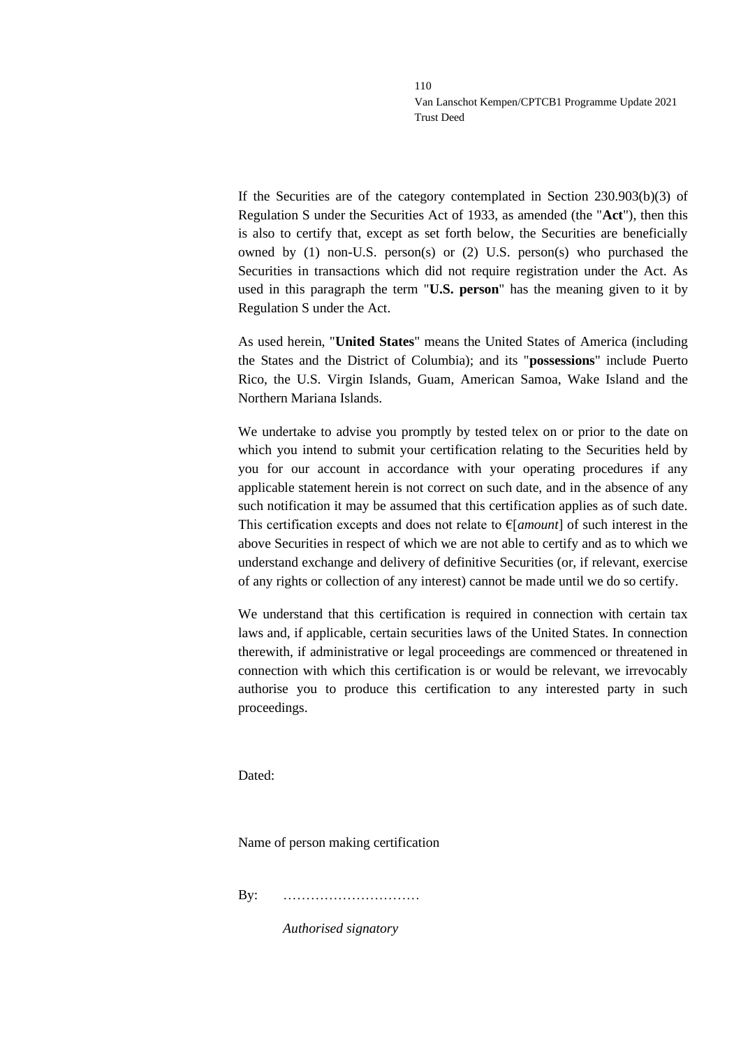If the Securities are of the category contemplated in Section 230.903(b)(3) of Regulation S under the Securities Act of 1933, as amended (the "**Act**"), then this is also to certify that, except as set forth below, the Securities are beneficially owned by (1) non-U.S. person(s) or (2) U.S. person(s) who purchased the Securities in transactions which did not require registration under the Act. As used in this paragraph the term "**U.S. person**" has the meaning given to it by Regulation S under the Act.

As used herein, "**United States**" means the United States of America (including the States and the District of Columbia); and its "**possessions**" include Puerto Rico, the U.S. Virgin Islands, Guam, American Samoa, Wake Island and the Northern Mariana Islands.

We undertake to advise you promptly by tested telex on or prior to the date on which you intend to submit your certification relating to the Securities held by you for our account in accordance with your operating procedures if any applicable statement herein is not correct on such date, and in the absence of any such notification it may be assumed that this certification applies as of such date. This certification excepts and does not relate to €[*amount*] of such interest in the above Securities in respect of which we are not able to certify and as to which we understand exchange and delivery of definitive Securities (or, if relevant, exercise of any rights or collection of any interest) cannot be made until we do so certify.

We understand that this certification is required in connection with certain tax laws and, if applicable, certain securities laws of the United States. In connection therewith, if administrative or legal proceedings are commenced or threatened in connection with which this certification is or would be relevant, we irrevocably authorise you to produce this certification to any interested party in such proceedings.

Dated:

Name of person making certification

By: …………………………

*Authorised signatory*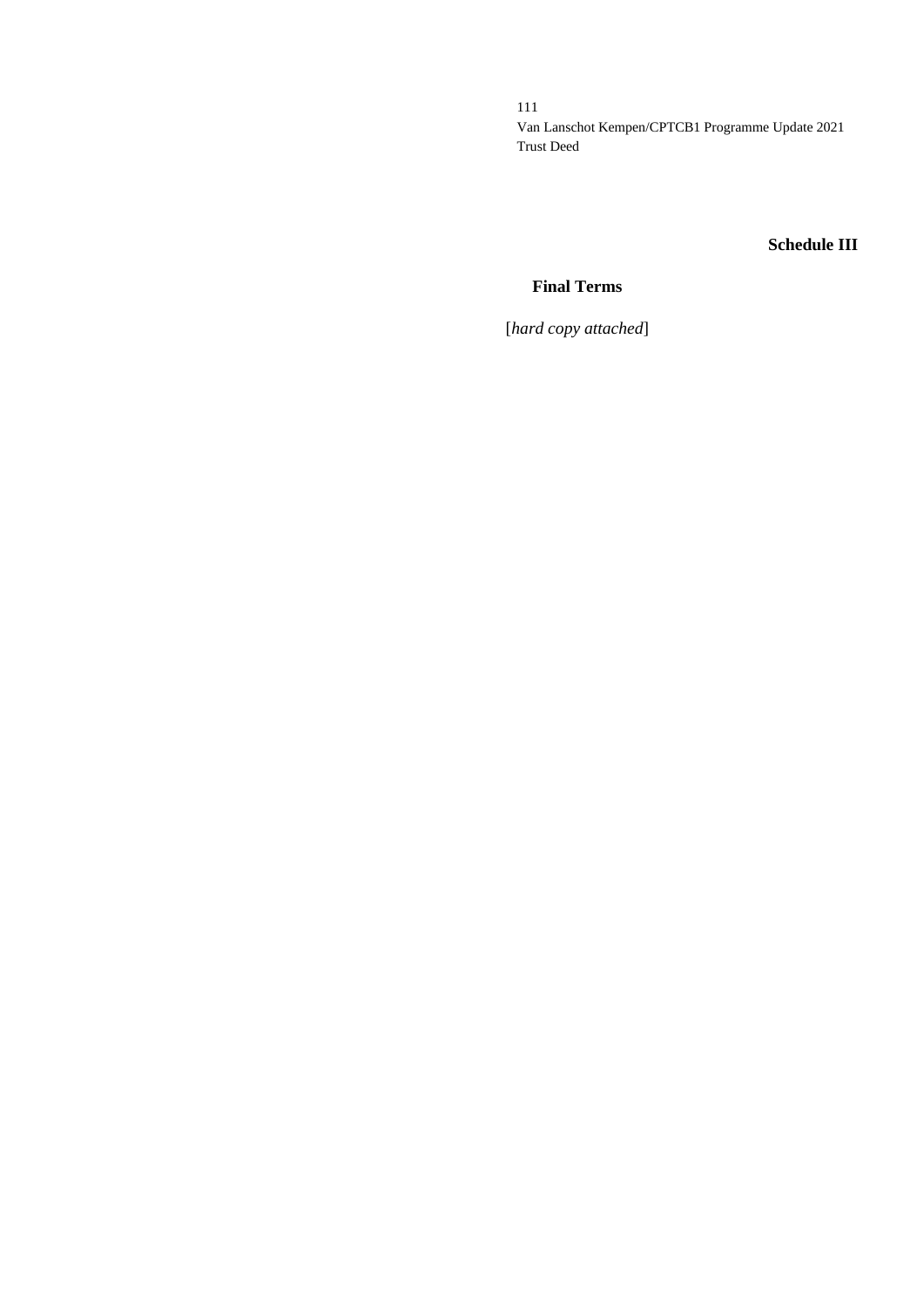## Schedule III

### Final Terms

[*hard copy attached*]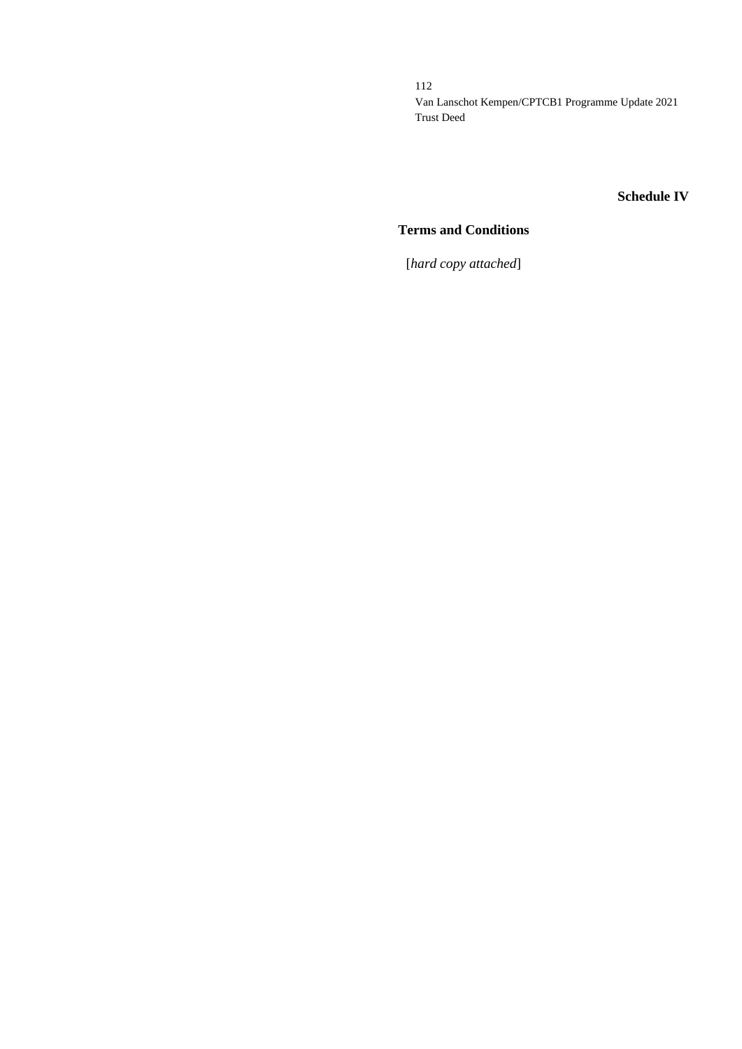**Schedule IV**

**Terms and Conditions**

[*hard copy attached*]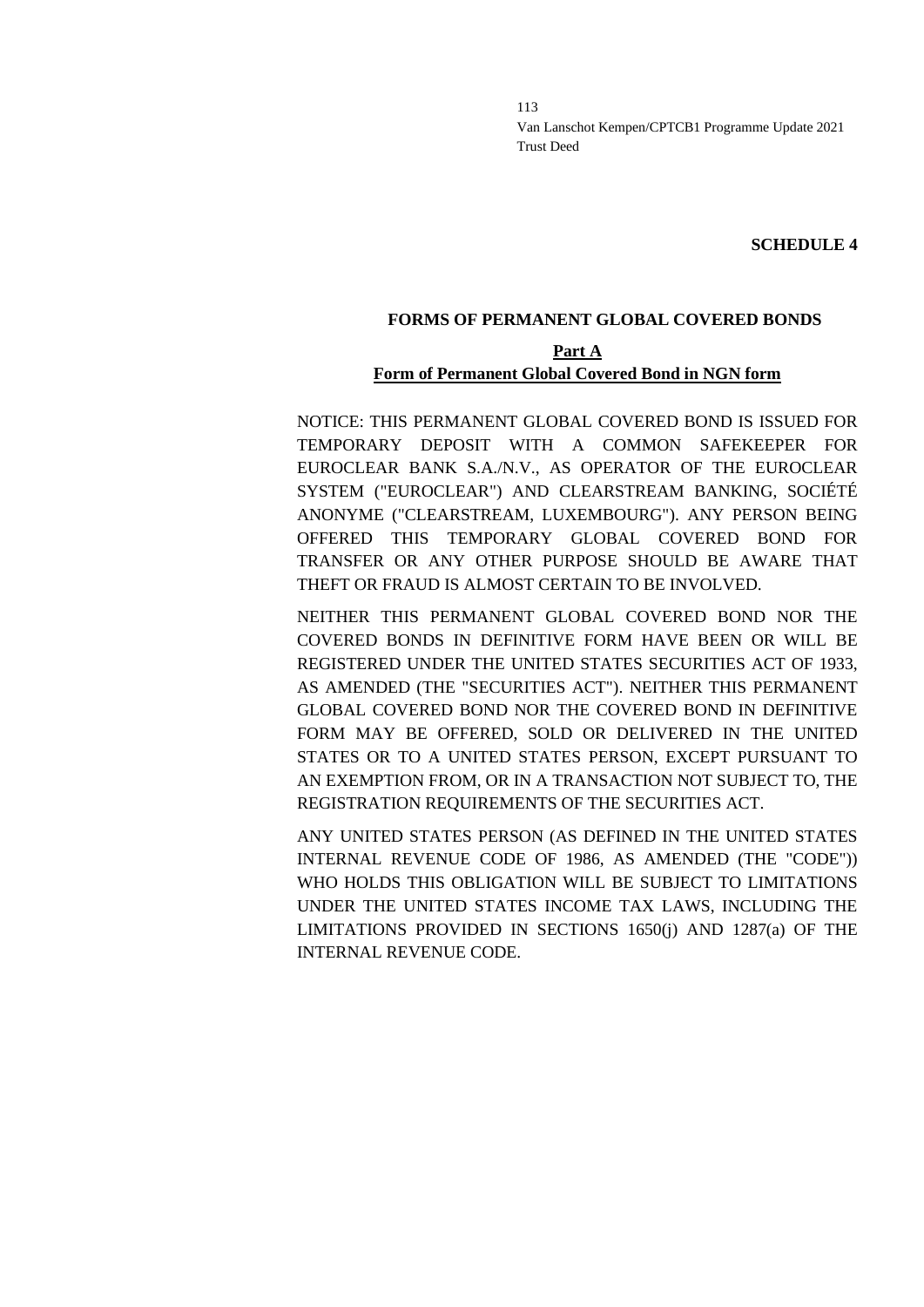**SCHEDULE 4**

## FORMS OF PERMANENT GLOBAL COVERED BONDS

### Part A
### Form of Permanent Global Covered Bond in NGN form

NOTICE: THIS PERMANENT GLOBAL COVERED BOND IS ISSUED FOR TEMPORARY DEPOSIT WITH A COMMON SAFEKEEPER FOR EUROCLEAR BANK S.A./N.V., AS OPERATOR OF THE EUROCLEAR SYSTEM ("EUROCLEAR") AND CLEARSTREAM BANKING, SOCIÉTÉ ANONYME ("CLEARSTREAM, LUXEMBOURG"). ANY PERSON BEING OFFERED THIS TEMPORARY GLOBAL COVERED BOND FOR TRANSFER OR ANY OTHER PURPOSE SHOULD BE AWARE THAT THEFT OR FRAUD IS ALMOST CERTAIN TO BE INVOLVED.

NEITHER THIS PERMANENT GLOBAL COVERED BOND NOR THE COVERED BONDS IN DEFINITIVE FORM HAVE BEEN OR WILL BE REGISTERED UNDER THE UNITED STATES SECURITIES ACT OF 1933, AS AMENDED (THE "SECURITIES ACT"). NEITHER THIS PERMANENT GLOBAL COVERED BOND NOR THE COVERED BOND IN DEFINITIVE FORM MAY BE OFFERED, SOLD OR DELIVERED IN THE UNITED STATES OR TO A UNITED STATES PERSON, EXCEPT PURSUANT TO AN EXEMPTION FROM, OR IN A TRANSACTION NOT SUBJECT TO, THE REGISTRATION REQUIREMENTS OF THE SECURITIES ACT.

ANY UNITED STATES PERSON (AS DEFINED IN THE UNITED STATES INTERNAL REVENUE CODE OF 1986, AS AMENDED (THE "CODE")) WHO HOLDS THIS OBLIGATION WILL BE SUBJECT TO LIMITATIONS UNDER THE UNITED STATES INCOME TAX LAWS, INCLUDING THE LIMITATIONS PROVIDED IN SECTIONS 1650(j) AND 1287(a) OF THE INTERNAL REVENUE CODE.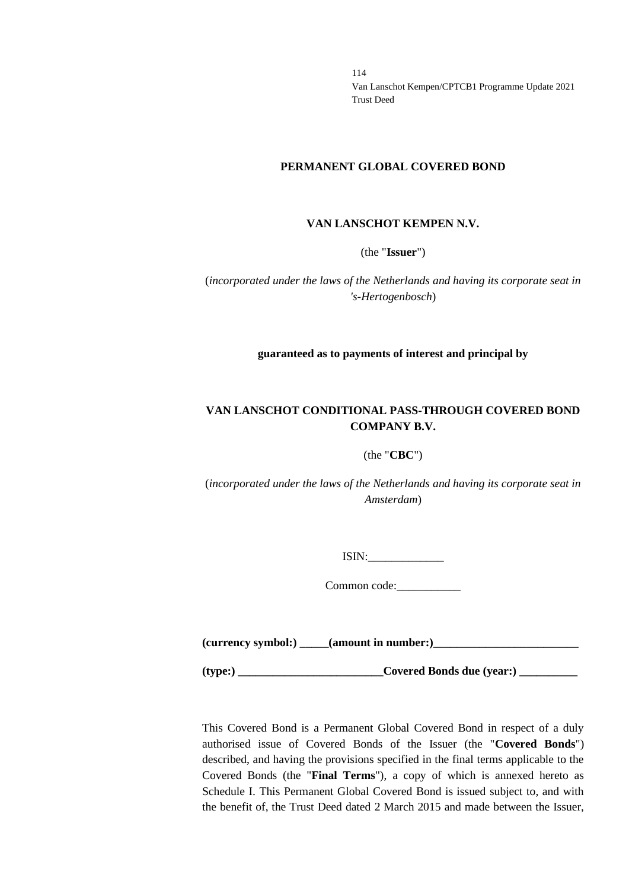**PERMANENT GLOBAL COVERED BOND**

**VAN LANSCHOT KEMPEN N.V.**

(the "**Issuer**")

(*incorporated under the laws of the Netherlands and having its corporate seat in 's-Hertogenbosch*)

**guaranteed as to payments of interest and principal by**

**VAN LANSCHOT CONDITIONAL PASS-THROUGH COVERED BOND COMPANY B.V.**

(the "**CBC**")

(*incorporated under the laws of the Netherlands and having its corporate seat in Amsterdam*)

ISIN:_____________

Common code:___________

**(currency symbol:) _____(amount in number:)_________________________**

**(type:) _________________________Covered Bonds due (year:) __________**

This Covered Bond is a Permanent Global Covered Bond in respect of a duly authorised issue of Covered Bonds of the Issuer (the "**Covered Bonds**") described, and having the provisions specified in the final terms applicable to the Covered Bonds (the "**Final Terms**"), a copy of which is annexed hereto as Schedule I. This Permanent Global Covered Bond is issued subject to, and with the benefit of, the Trust Deed dated 2 March 2015 and made between the Issuer,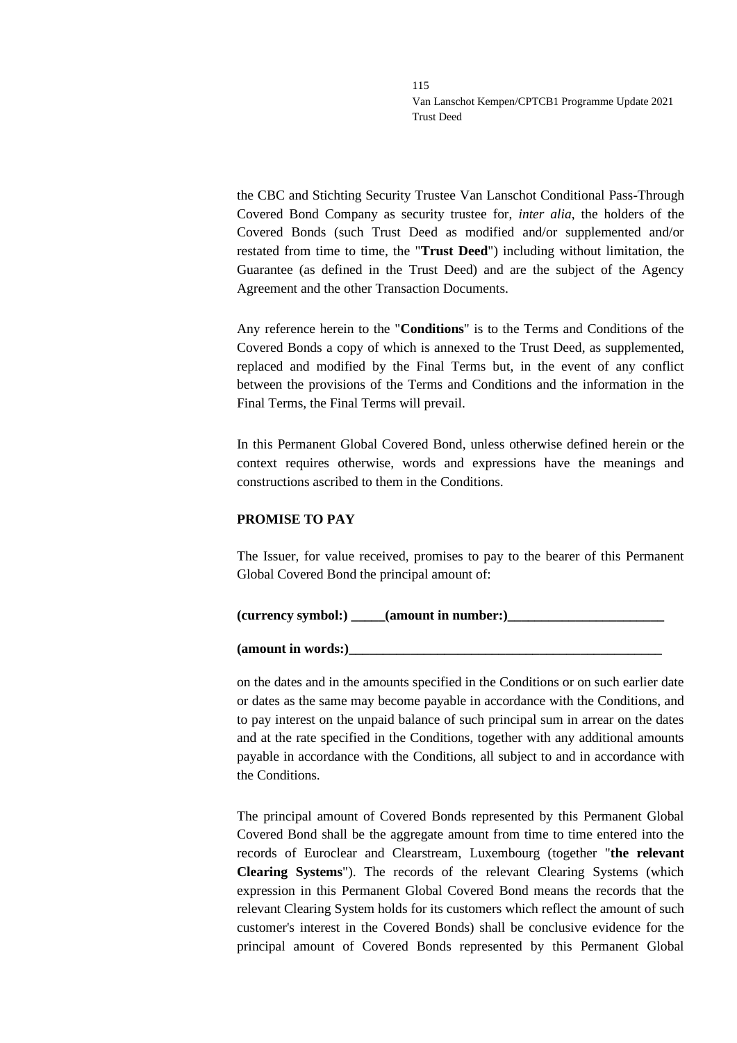the CBC and Stichting Security Trustee Van Lanschot Conditional Pass-Through Covered Bond Company as security trustee for, *inter alia*, the holders of the Covered Bonds (such Trust Deed as modified and/or supplemented and/or restated from time to time, the "**Trust Deed**") including without limitation, the Guarantee (as defined in the Trust Deed) and are the subject of the Agency Agreement and the other Transaction Documents.

Any reference herein to the "**Conditions**" is to the Terms and Conditions of the Covered Bonds a copy of which is annexed to the Trust Deed, as supplemented, replaced and modified by the Final Terms but, in the event of any conflict between the provisions of the Terms and Conditions and the information in the Final Terms, the Final Terms will prevail.

In this Permanent Global Covered Bond, unless otherwise defined herein or the context requires otherwise, words and expressions have the meanings and constructions ascribed to them in the Conditions.

**PROMISE TO PAY**

The Issuer, for value received, promises to pay to the bearer of this Permanent Global Covered Bond the principal amount of:

**(currency symbol:) _____(amount in number:)_______________________**

**(amount in words:)________________________________________________**

on the dates and in the amounts specified in the Conditions or on such earlier date or dates as the same may become payable in accordance with the Conditions, and to pay interest on the unpaid balance of such principal sum in arrear on the dates and at the rate specified in the Conditions, together with any additional amounts payable in accordance with the Conditions, all subject to and in accordance with the Conditions.

The principal amount of Covered Bonds represented by this Permanent Global Covered Bond shall be the aggregate amount from time to time entered into the records of Euroclear and Clearstream, Luxembourg (together "**the relevant Clearing Systems**"). The records of the relevant Clearing Systems (which expression in this Permanent Global Covered Bond means the records that the relevant Clearing System holds for its customers which reflect the amount of such customer's interest in the Covered Bonds) shall be conclusive evidence for the principal amount of Covered Bonds represented by this Permanent Global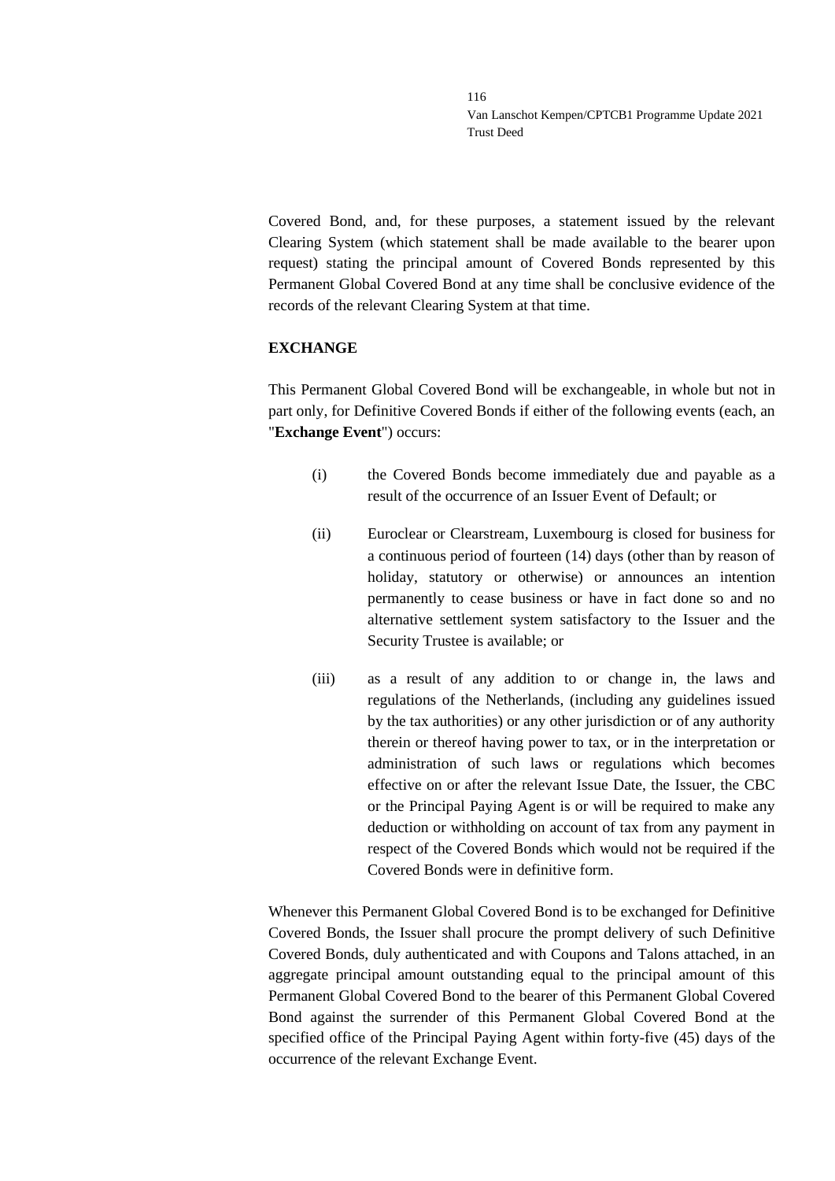Covered Bond, and, for these purposes, a statement issued by the relevant Clearing System (which statement shall be made available to the bearer upon request) stating the principal amount of Covered Bonds represented by this Permanent Global Covered Bond at any time shall be conclusive evidence of the records of the relevant Clearing System at that time.

**EXCHANGE**

This Permanent Global Covered Bond will be exchangeable, in whole but not in part only, for Definitive Covered Bonds if either of the following events (each, an "**Exchange Event**") occurs:

(i) the Covered Bonds become immediately due and payable as a result of the occurrence of an Issuer Event of Default; or

(ii) Euroclear or Clearstream, Luxembourg is closed for business for a continuous period of fourteen (14) days (other than by reason of holiday, statutory or otherwise) or announces an intention permanently to cease business or have in fact done so and no alternative settlement system satisfactory to the Issuer and the Security Trustee is available; or

(iii) as a result of any addition to or change in, the laws and regulations of the Netherlands, (including any guidelines issued by the tax authorities) or any other jurisdiction or of any authority therein or thereof having power to tax, or in the interpretation or administration of such laws or regulations which becomes effective on or after the relevant Issue Date, the Issuer, the CBC or the Principal Paying Agent is or will be required to make any deduction or withholding on account of tax from any payment in respect of the Covered Bonds which would not be required if the Covered Bonds were in definitive form.

Whenever this Permanent Global Covered Bond is to be exchanged for Definitive Covered Bonds, the Issuer shall procure the prompt delivery of such Definitive Covered Bonds, duly authenticated and with Coupons and Talons attached, in an aggregate principal amount outstanding equal to the principal amount of this Permanent Global Covered Bond to the bearer of this Permanent Global Covered Bond against the surrender of this Permanent Global Covered Bond at the specified office of the Principal Paying Agent within forty-five (45) days of the occurrence of the relevant Exchange Event.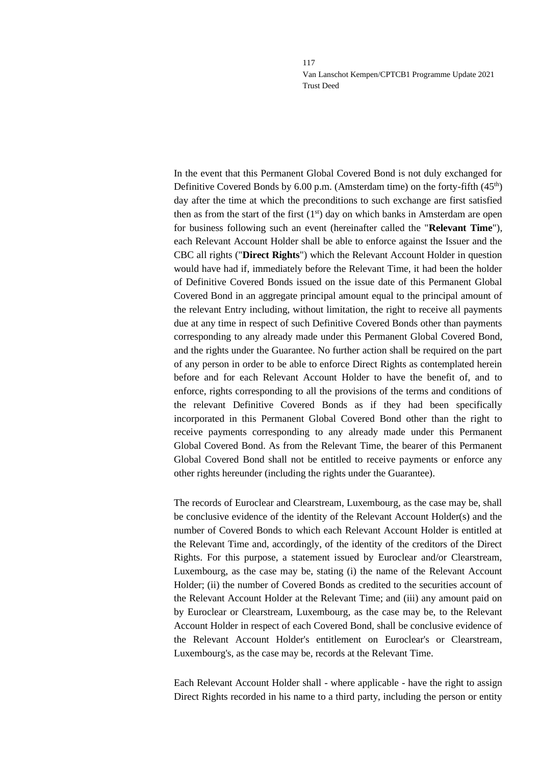In the event that this Permanent Global Covered Bond is not duly exchanged for Definitive Covered Bonds by 6.00 p.m. (Amsterdam time) on the forty-fifth (45[th]) day after the time at which the preconditions to such exchange are first satisfied then as from the start of the first (1[st]) day on which banks in Amsterdam are open for business following such an event (hereinafter called the "**Relevant Time**"), each Relevant Account Holder shall be able to enforce against the Issuer and the CBC all rights ("**Direct Rights**") which the Relevant Account Holder in question would have had if, immediately before the Relevant Time, it had been the holder of Definitive Covered Bonds issued on the issue date of this Permanent Global Covered Bond in an aggregate principal amount equal to the principal amount of the relevant Entry including, without limitation, the right to receive all payments due at any time in respect of such Definitive Covered Bonds other than payments corresponding to any already made under this Permanent Global Covered Bond, and the rights under the Guarantee. No further action shall be required on the part of any person in order to be able to enforce Direct Rights as contemplated herein before and for each Relevant Account Holder to have the benefit of, and to enforce, rights corresponding to all the provisions of the terms and conditions of the relevant Definitive Covered Bonds as if they had been specifically incorporated in this Permanent Global Covered Bond other than the right to receive payments corresponding to any already made under this Permanent Global Covered Bond. As from the Relevant Time, the bearer of this Permanent Global Covered Bond shall not be entitled to receive payments or enforce any other rights hereunder (including the rights under the Guarantee).

The records of Euroclear and Clearstream, Luxembourg, as the case may be, shall be conclusive evidence of the identity of the Relevant Account Holder(s) and the number of Covered Bonds to which each Relevant Account Holder is entitled at the Relevant Time and, accordingly, of the identity of the creditors of the Direct Rights. For this purpose, a statement issued by Euroclear and/or Clearstream, Luxembourg, as the case may be, stating (i) the name of the Relevant Account Holder; (ii) the number of Covered Bonds as credited to the securities account of the Relevant Account Holder at the Relevant Time; and (iii) any amount paid on by Euroclear or Clearstream, Luxembourg, as the case may be, to the Relevant Account Holder in respect of each Covered Bond, shall be conclusive evidence of the Relevant Account Holder's entitlement on Euroclear's or Clearstream, Luxembourg's, as the case may be, records at the Relevant Time.

Each Relevant Account Holder shall - where applicable - have the right to assign Direct Rights recorded in his name to a third party, including the person or entity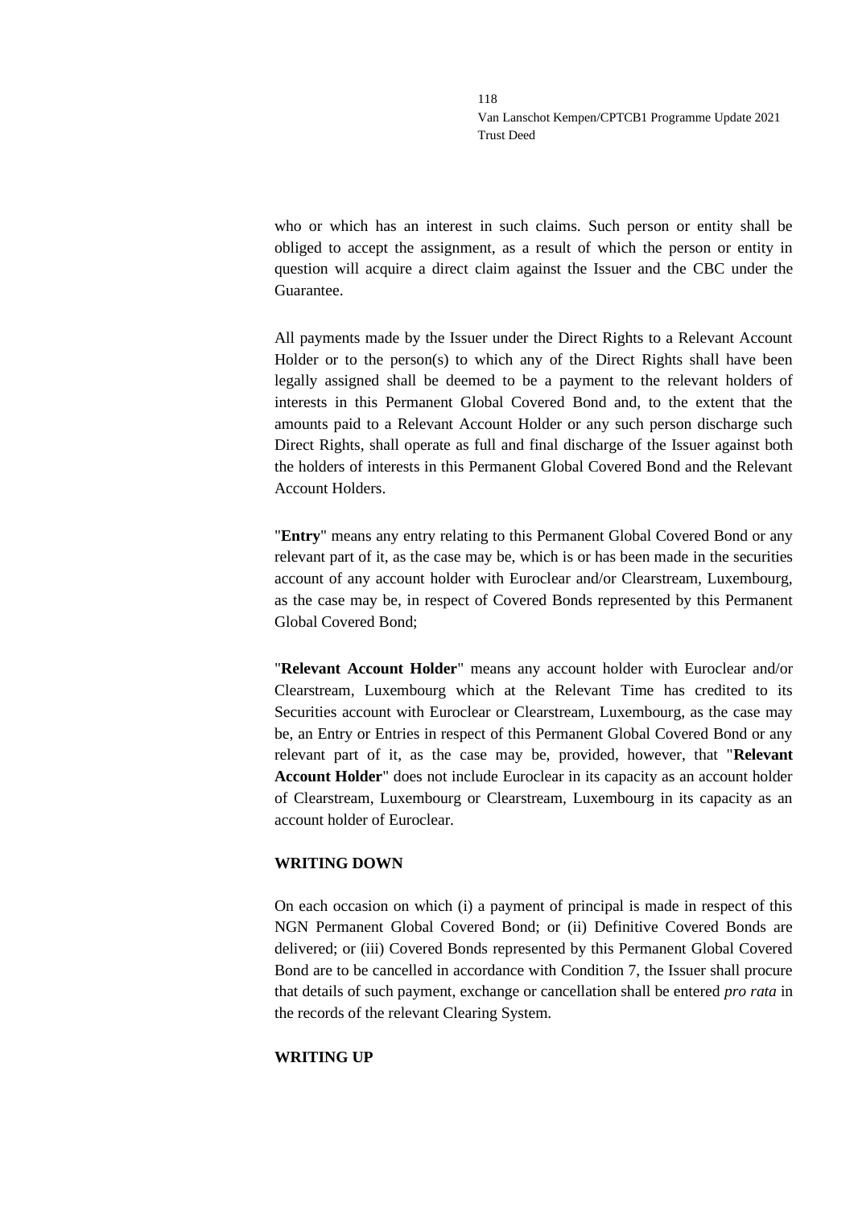who or which has an interest in such claims. Such person or entity shall be obliged to accept the assignment, as a result of which the person or entity in question will acquire a direct claim against the Issuer and the CBC under the Guarantee.

All payments made by the Issuer under the Direct Rights to a Relevant Account Holder or to the person(s) to which any of the Direct Rights shall have been legally assigned shall be deemed to be a payment to the relevant holders of interests in this Permanent Global Covered Bond and, to the extent that the amounts paid to a Relevant Account Holder or any such person discharge such Direct Rights, shall operate as full and final discharge of the Issuer against both the holders of interests in this Permanent Global Covered Bond and the Relevant Account Holders.

"**Entry**" means any entry relating to this Permanent Global Covered Bond or any relevant part of it, as the case may be, which is or has been made in the securities account of any account holder with Euroclear and/or Clearstream, Luxembourg, as the case may be, in respect of Covered Bonds represented by this Permanent Global Covered Bond;

"**Relevant Account Holder**" means any account holder with Euroclear and/or Clearstream, Luxembourg which at the Relevant Time has credited to its Securities account with Euroclear or Clearstream, Luxembourg, as the case may be, an Entry or Entries in respect of this Permanent Global Covered Bond or any relevant part of it, as the case may be, provided, however, that "**Relevant Account Holder**" does not include Euroclear in its capacity as an account holder of Clearstream, Luxembourg or Clearstream, Luxembourg in its capacity as an account holder of Euroclear.

**WRITING DOWN**

On each occasion on which (i) a payment of principal is made in respect of this NGN Permanent Global Covered Bond; or (ii) Definitive Covered Bonds are delivered; or (iii) Covered Bonds represented by this Permanent Global Covered Bond are to be cancelled in accordance with Condition 7, the Issuer shall procure that details of such payment, exchange or cancellation shall be entered *pro rata* in the records of the relevant Clearing System.

**WRITING UP**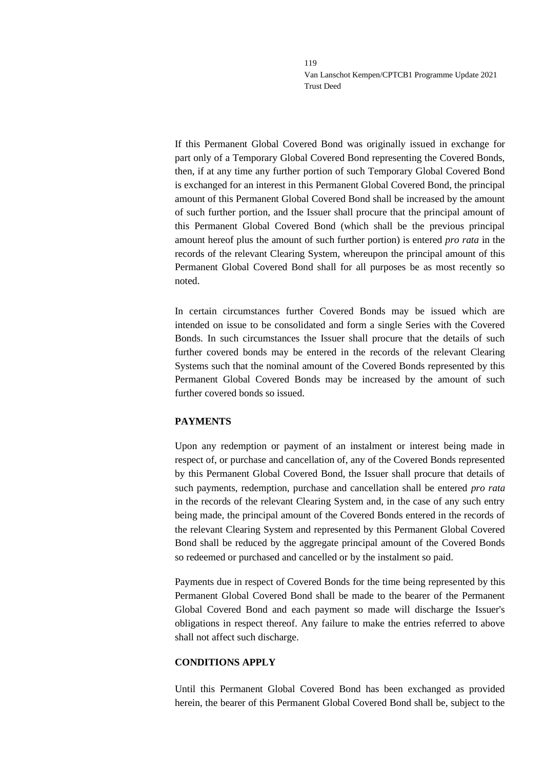If this Permanent Global Covered Bond was originally issued in exchange for part only of a Temporary Global Covered Bond representing the Covered Bonds, then, if at any time any further portion of such Temporary Global Covered Bond is exchanged for an interest in this Permanent Global Covered Bond, the principal amount of this Permanent Global Covered Bond shall be increased by the amount of such further portion, and the Issuer shall procure that the principal amount of this Permanent Global Covered Bond (which shall be the previous principal amount hereof plus the amount of such further portion) is entered *pro rata* in the records of the relevant Clearing System, whereupon the principal amount of this Permanent Global Covered Bond shall for all purposes be as most recently so noted.

In certain circumstances further Covered Bonds may be issued which are intended on issue to be consolidated and form a single Series with the Covered Bonds. In such circumstances the Issuer shall procure that the details of such further covered bonds may be entered in the records of the relevant Clearing Systems such that the nominal amount of the Covered Bonds represented by this Permanent Global Covered Bonds may be increased by the amount of such further covered bonds so issued.

**PAYMENTS**

Upon any redemption or payment of an instalment or interest being made in respect of, or purchase and cancellation of, any of the Covered Bonds represented by this Permanent Global Covered Bond, the Issuer shall procure that details of such payments, redemption, purchase and cancellation shall be entered *pro rata* in the records of the relevant Clearing System and, in the case of any such entry being made, the principal amount of the Covered Bonds entered in the records of the relevant Clearing System and represented by this Permanent Global Covered Bond shall be reduced by the aggregate principal amount of the Covered Bonds so redeemed or purchased and cancelled or by the instalment so paid.

Payments due in respect of Covered Bonds for the time being represented by this Permanent Global Covered Bond shall be made to the bearer of the Permanent Global Covered Bond and each payment so made will discharge the Issuer's obligations in respect thereof. Any failure to make the entries referred to above shall not affect such discharge.

**CONDITIONS APPLY**

Until this Permanent Global Covered Bond has been exchanged as provided herein, the bearer of this Permanent Global Covered Bond shall be, subject to the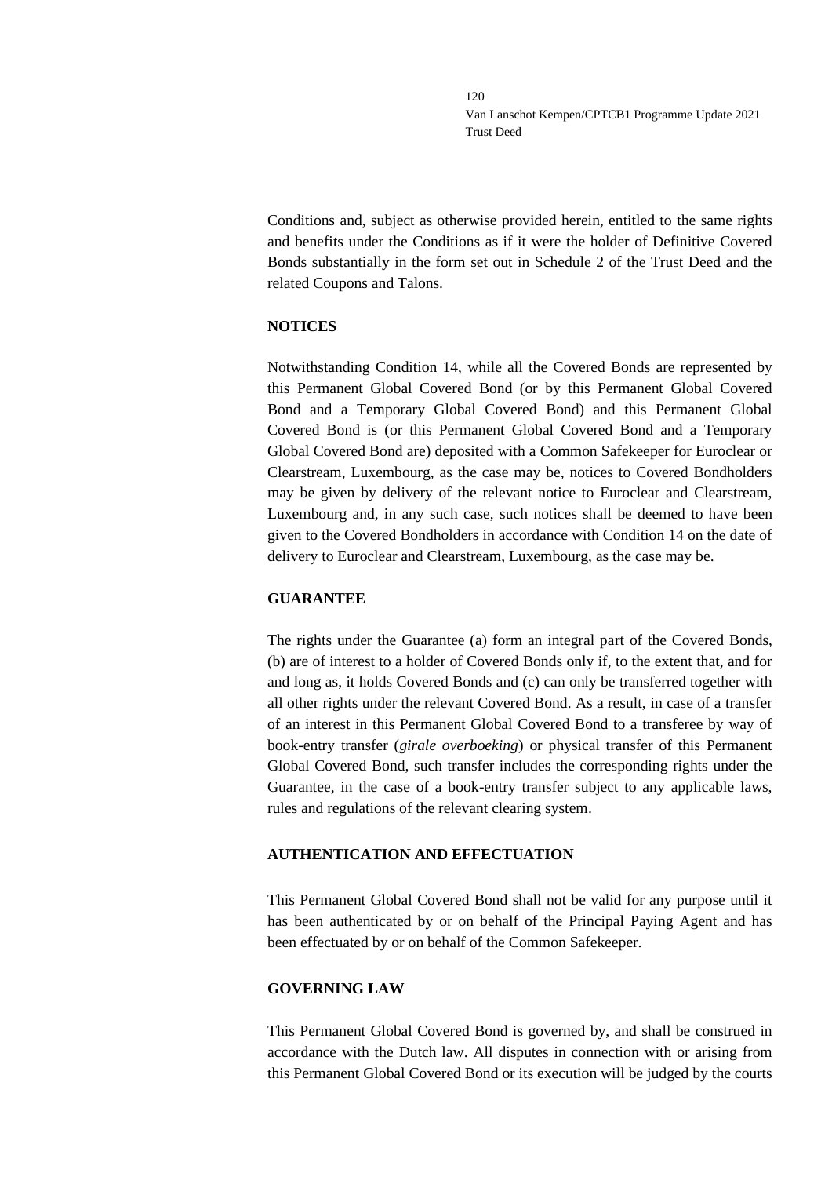Conditions and, subject as otherwise provided herein, entitled to the same rights and benefits under the Conditions as if it were the holder of Definitive Covered Bonds substantially in the form set out in Schedule 2 of the Trust Deed and the related Coupons and Talons.

**NOTICES**

Notwithstanding Condition 14, while all the Covered Bonds are represented by this Permanent Global Covered Bond (or by this Permanent Global Covered Bond and a Temporary Global Covered Bond) and this Permanent Global Covered Bond is (or this Permanent Global Covered Bond and a Temporary Global Covered Bond are) deposited with a Common Safekeeper for Euroclear or Clearstream, Luxembourg, as the case may be, notices to Covered Bondholders may be given by delivery of the relevant notice to Euroclear and Clearstream, Luxembourg and, in any such case, such notices shall be deemed to have been given to the Covered Bondholders in accordance with Condition 14 on the date of delivery to Euroclear and Clearstream, Luxembourg, as the case may be.

**GUARANTEE**

The rights under the Guarantee (a) form an integral part of the Covered Bonds, (b) are of interest to a holder of Covered Bonds only if, to the extent that, and for and long as, it holds Covered Bonds and (c) can only be transferred together with all other rights under the relevant Covered Bond. As a result, in case of a transfer of an interest in this Permanent Global Covered Bond to a transferee by way of book-entry transfer (*girale overboeking*) or physical transfer of this Permanent Global Covered Bond, such transfer includes the corresponding rights under the Guarantee, in the case of a book-entry transfer subject to any applicable laws, rules and regulations of the relevant clearing system.

**AUTHENTICATION AND EFFECTUATION**

This Permanent Global Covered Bond shall not be valid for any purpose until it has been authenticated by or on behalf of the Principal Paying Agent and has been effectuated by or on behalf of the Common Safekeeper.

**GOVERNING LAW**

This Permanent Global Covered Bond is governed by, and shall be construed in accordance with the Dutch law. All disputes in connection with or arising from this Permanent Global Covered Bond or its execution will be judged by the courts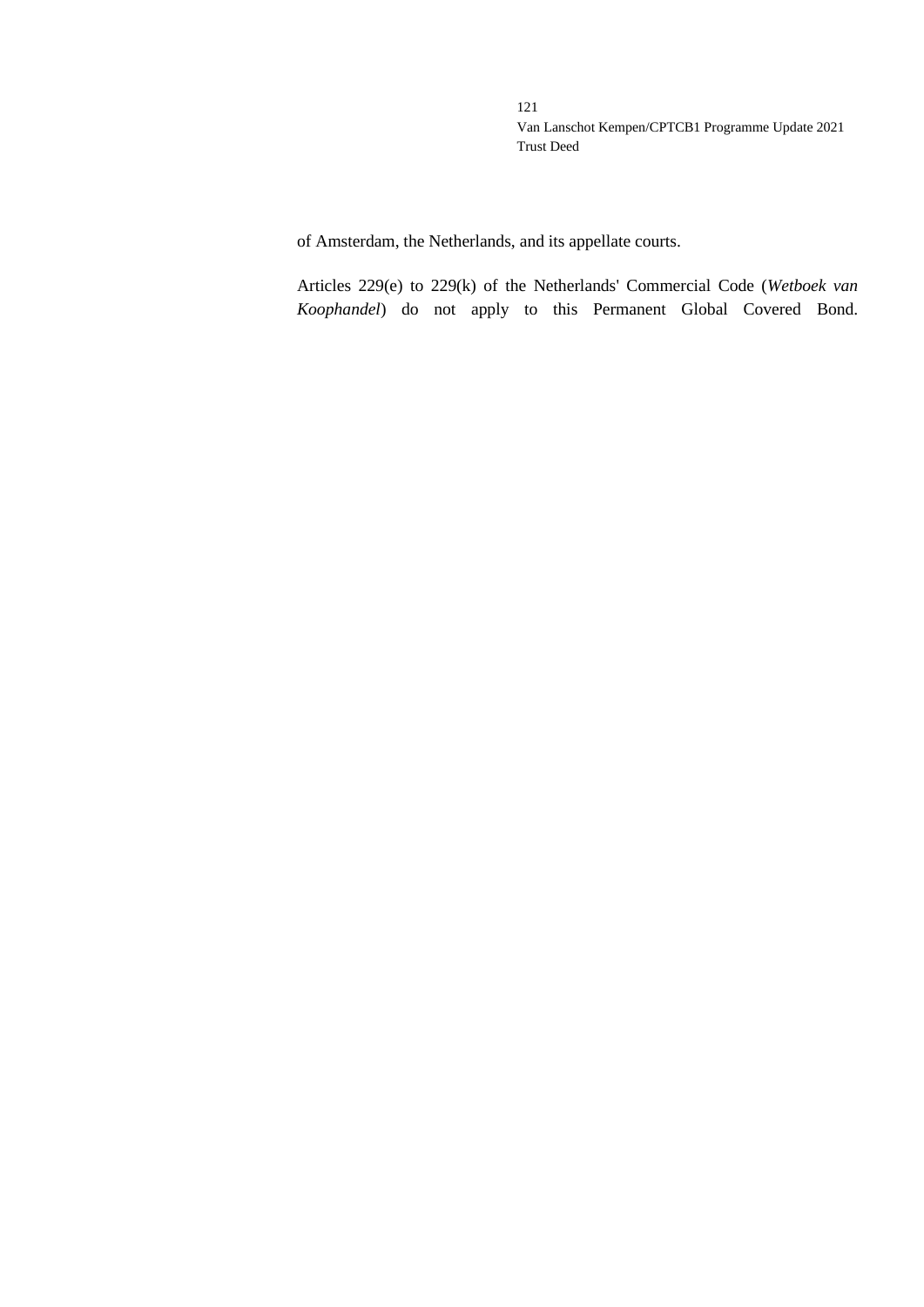of Amsterdam, the Netherlands, and its appellate courts.

Articles 229(e) to 229(k) of the Netherlands' Commercial Code (*Wetboek van Koophandel*) do not apply to this Permanent Global Covered Bond.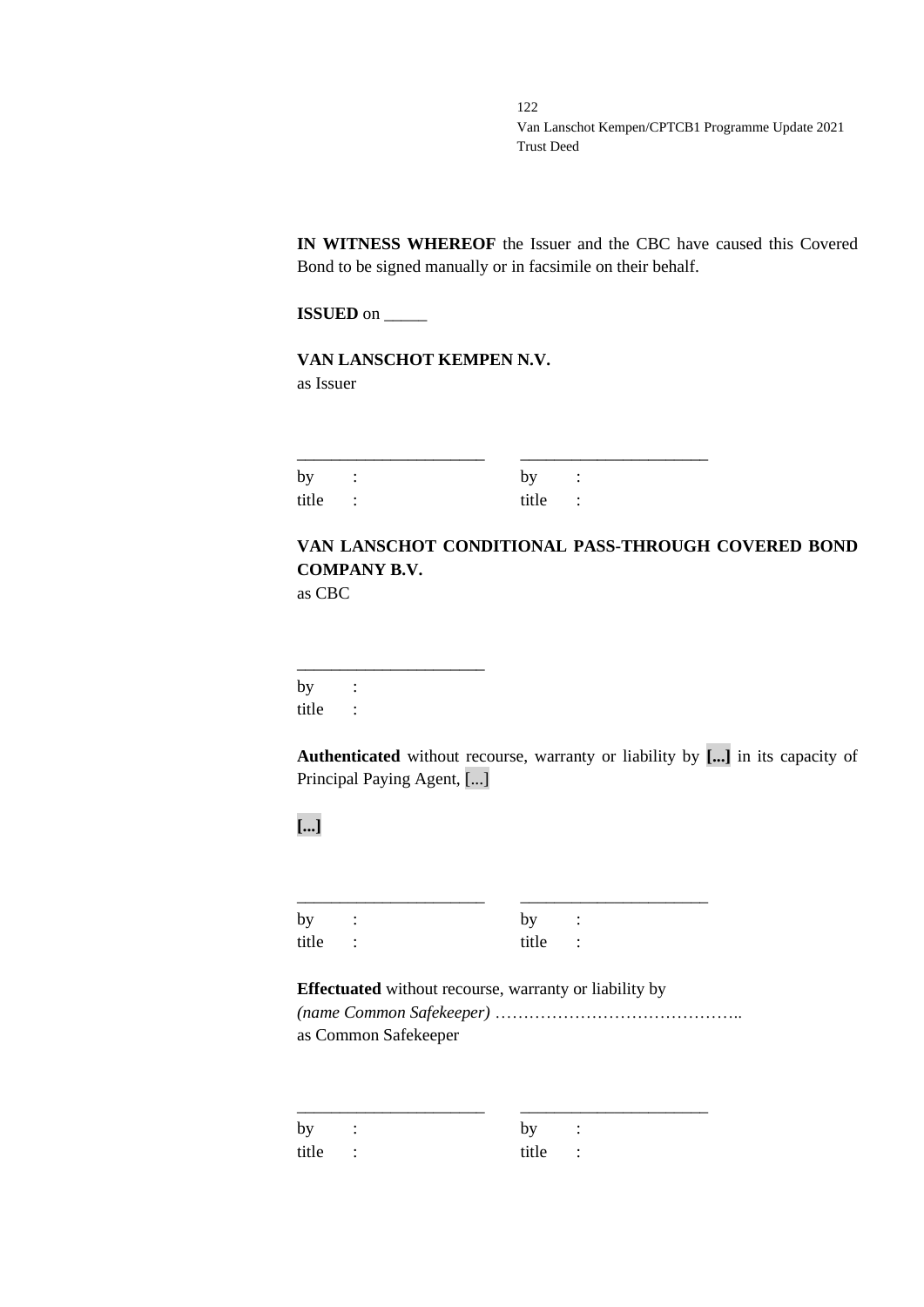**IN WITNESS WHEREOF** the Issuer and the CBC have caused this Covered Bond to be signed manually or in facsimile on their behalf.

**ISSUED** on _____

**VAN LANSCHOT KEMPEN N.V.**
as Issuer

______________________ ______________________

by : by :
title : title :

**VAN LANSCHOT CONDITIONAL PASS-THROUGH COVERED BOND COMPANY B.V.**
as CBC

______________________

by :
title :

**Authenticated** without recourse, warranty or liability by **[...]** in its capacity of Principal Paying Agent, [...]

**[...]**

______________________ ______________________

by : by :
title : title :

**Effectuated** without recourse, warranty or liability by
*(name Common Safekeeper)* ……………………………………..
as Common Safekeeper

______________________ ______________________

by : by :
title : title :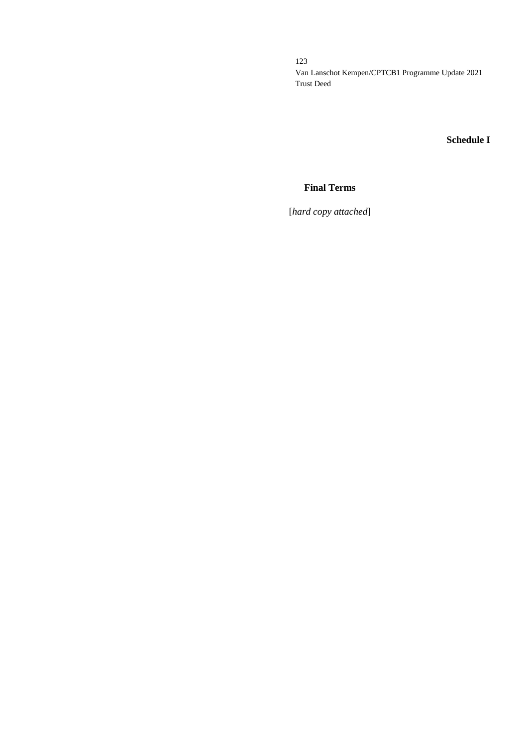**Schedule I**

## Final Terms

[*hard copy attached*]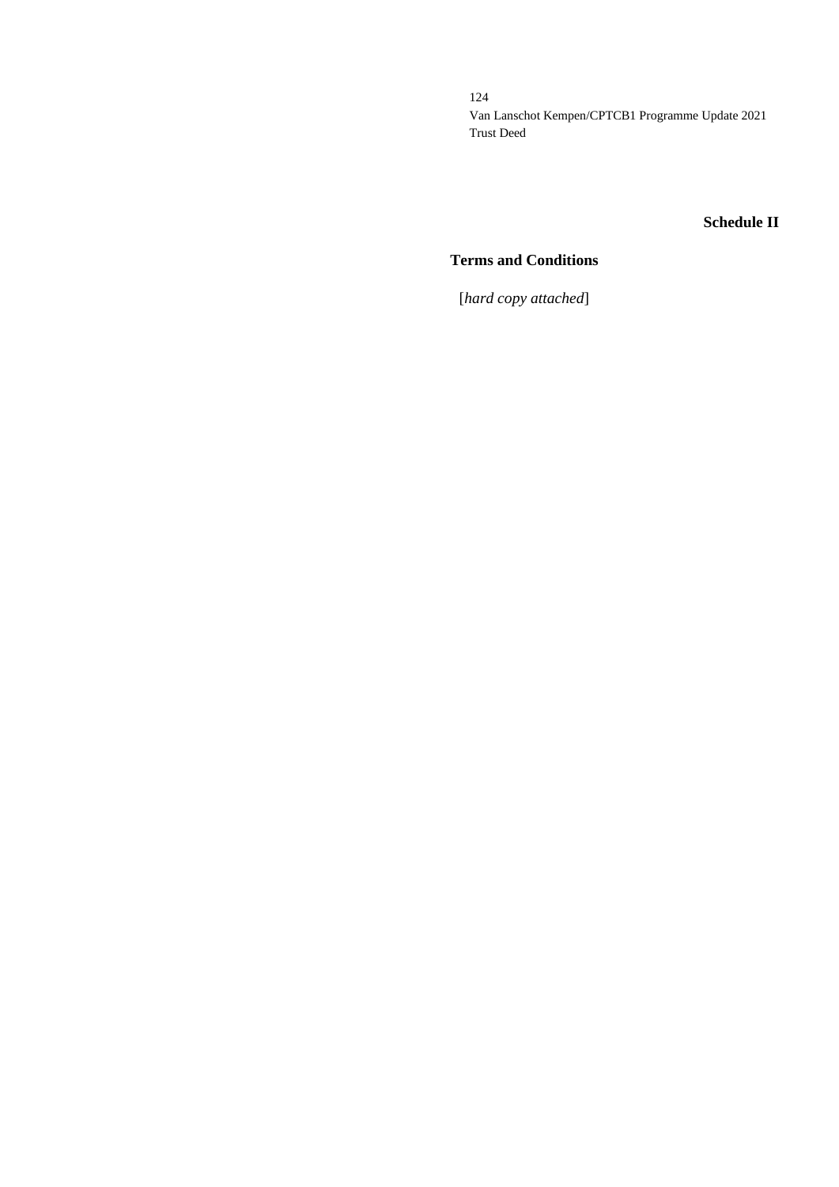## Schedule II

### Terms and Conditions

[*hard copy attached*]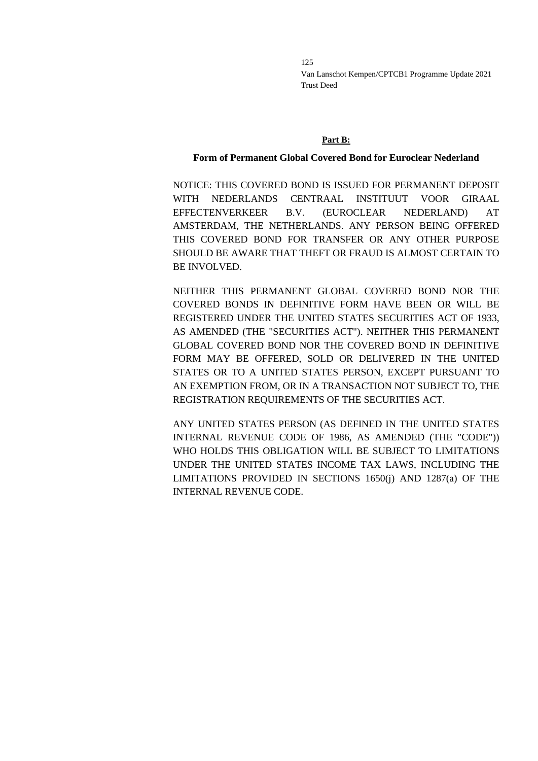## Part B:

### Form of Permanent Global Covered Bond for Euroclear Nederland

NOTICE: THIS COVERED BOND IS ISSUED FOR PERMANENT DEPOSIT WITH NEDERLANDS CENTRAAL INSTITUUT VOOR GIRAAL EFFECTENVERKEER B.V. (EUROCLEAR NEDERLAND) AT AMSTERDAM, THE NETHERLANDS. ANY PERSON BEING OFFERED THIS COVERED BOND FOR TRANSFER OR ANY OTHER PURPOSE SHOULD BE AWARE THAT THEFT OR FRAUD IS ALMOST CERTAIN TO BE INVOLVED.

NEITHER THIS PERMANENT GLOBAL COVERED BOND NOR THE COVERED BONDS IN DEFINITIVE FORM HAVE BEEN OR WILL BE REGISTERED UNDER THE UNITED STATES SECURITIES ACT OF 1933, AS AMENDED (THE "SECURITIES ACT"). NEITHER THIS PERMANENT GLOBAL COVERED BOND NOR THE COVERED BOND IN DEFINITIVE FORM MAY BE OFFERED, SOLD OR DELIVERED IN THE UNITED STATES OR TO A UNITED STATES PERSON, EXCEPT PURSUANT TO AN EXEMPTION FROM, OR IN A TRANSACTION NOT SUBJECT TO, THE REGISTRATION REQUIREMENTS OF THE SECURITIES ACT.

ANY UNITED STATES PERSON (AS DEFINED IN THE UNITED STATES INTERNAL REVENUE CODE OF 1986, AS AMENDED (THE "CODE")) WHO HOLDS THIS OBLIGATION WILL BE SUBJECT TO LIMITATIONS UNDER THE UNITED STATES INCOME TAX LAWS, INCLUDING THE LIMITATIONS PROVIDED IN SECTIONS 1650(j) AND 1287(a) OF THE INTERNAL REVENUE CODE.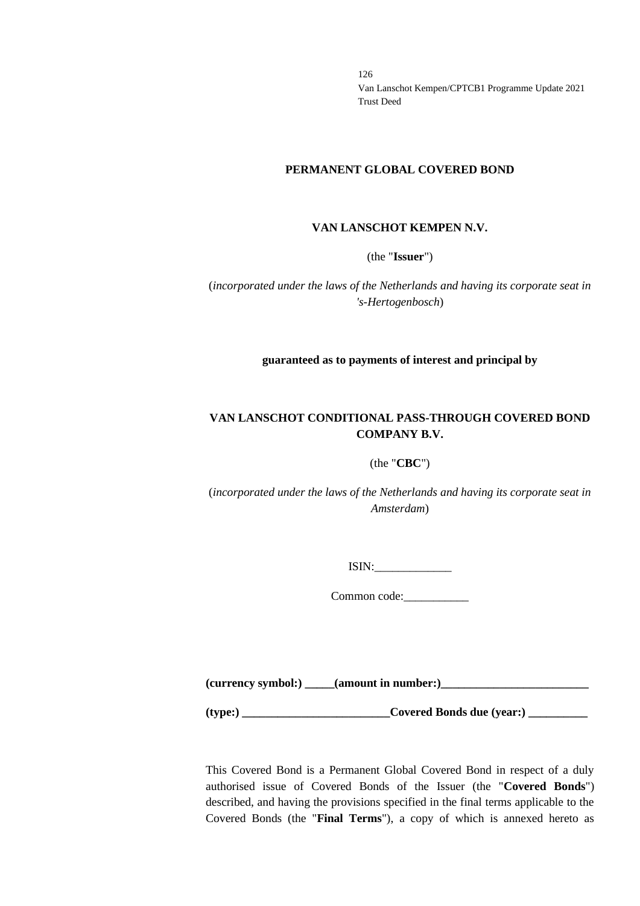**PERMANENT GLOBAL COVERED BOND**

**VAN LANSCHOT KEMPEN N.V.**

(the "**Issuer**")

(*incorporated under the laws of the Netherlands and having its corporate seat in 's-Hertogenbosch*)

**guaranteed as to payments of interest and principal by**

**VAN LANSCHOT CONDITIONAL PASS-THROUGH COVERED BOND COMPANY B.V.**

(the "**CBC**")

(*incorporated under the laws of the Netherlands and having its corporate seat in Amsterdam*)

ISIN:_____________

Common code:___________

**(currency symbol:) _____(amount in number:)_________________________**

**(type:) _________________________Covered Bonds due (year:) __________**

This Covered Bond is a Permanent Global Covered Bond in respect of a duly authorised issue of Covered Bonds of the Issuer (the "**Covered Bonds**") described, and having the provisions specified in the final terms applicable to the Covered Bonds (the "**Final Terms**"), a copy of which is annexed hereto as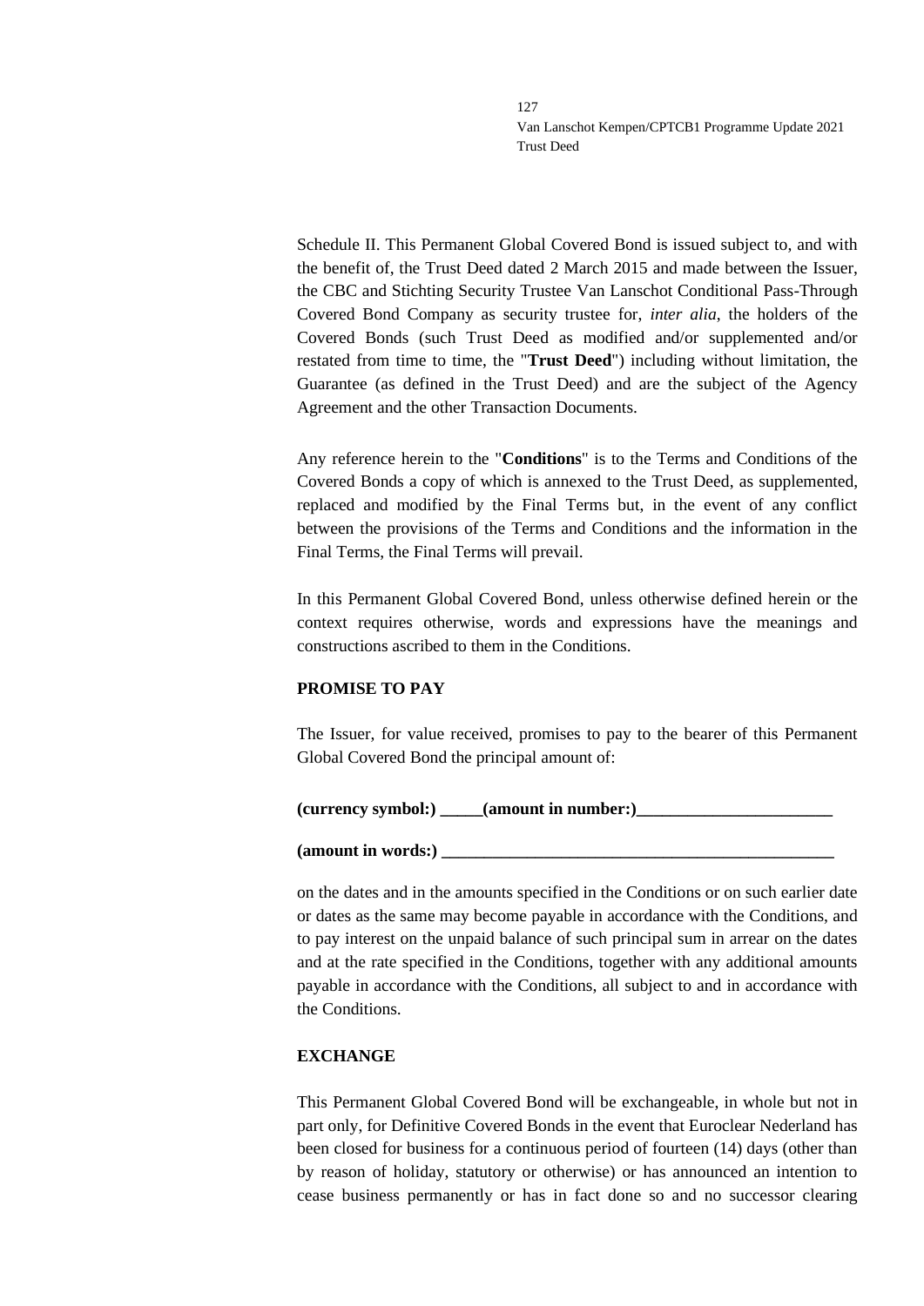Schedule II. This Permanent Global Covered Bond is issued subject to, and with the benefit of, the Trust Deed dated 2 March 2015 and made between the Issuer, the CBC and Stichting Security Trustee Van Lanschot Conditional Pass-Through Covered Bond Company as security trustee for, *inter alia*, the holders of the Covered Bonds (such Trust Deed as modified and/or supplemented and/or restated from time to time, the "**Trust Deed**") including without limitation, the Guarantee (as defined in the Trust Deed) and are the subject of the Agency Agreement and the other Transaction Documents.

Any reference herein to the "**Conditions**" is to the Terms and Conditions of the Covered Bonds a copy of which is annexed to the Trust Deed, as supplemented, replaced and modified by the Final Terms but, in the event of any conflict between the provisions of the Terms and Conditions and the information in the Final Terms, the Final Terms will prevail.

In this Permanent Global Covered Bond, unless otherwise defined herein or the context requires otherwise, words and expressions have the meanings and constructions ascribed to them in the Conditions.

**PROMISE TO PAY**

The Issuer, for value received, promises to pay to the bearer of this Permanent Global Covered Bond the principal amount of:

**(currency symbol:) _____(amount in number:)_______________________**

**(amount in words:) ______________________________________________**

on the dates and in the amounts specified in the Conditions or on such earlier date or dates as the same may become payable in accordance with the Conditions, and to pay interest on the unpaid balance of such principal sum in arrear on the dates and at the rate specified in the Conditions, together with any additional amounts payable in accordance with the Conditions, all subject to and in accordance with the Conditions.

**EXCHANGE**

This Permanent Global Covered Bond will be exchangeable, in whole but not in part only, for Definitive Covered Bonds in the event that Euroclear Nederland has been closed for business for a continuous period of fourteen (14) days (other than by reason of holiday, statutory or otherwise) or has announced an intention to cease business permanently or has in fact done so and no successor clearing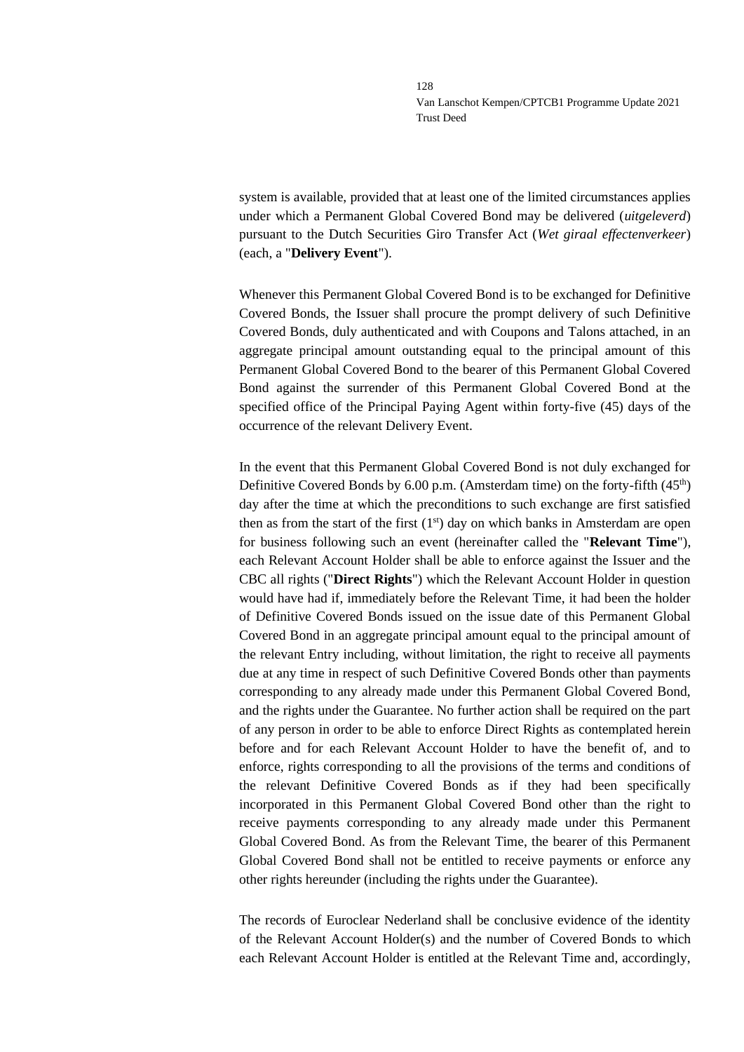system is available, provided that at least one of the limited circumstances applies under which a Permanent Global Covered Bond may be delivered (*uitgeleverd*) pursuant to the Dutch Securities Giro Transfer Act (*Wet giraal effectenverkeer*) (each, a "**Delivery Event**").

Whenever this Permanent Global Covered Bond is to be exchanged for Definitive Covered Bonds, the Issuer shall procure the prompt delivery of such Definitive Covered Bonds, duly authenticated and with Coupons and Talons attached, in an aggregate principal amount outstanding equal to the principal amount of this Permanent Global Covered Bond to the bearer of this Permanent Global Covered Bond against the surrender of this Permanent Global Covered Bond at the specified office of the Principal Paying Agent within forty-five (45) days of the occurrence of the relevant Delivery Event.

In the event that this Permanent Global Covered Bond is not duly exchanged for Definitive Covered Bonds by 6.00 p.m. (Amsterdam time) on the forty-fifth (45th) day after the time at which the preconditions to such exchange are first satisfied then as from the start of the first (1st) day on which banks in Amsterdam are open for business following such an event (hereinafter called the "**Relevant Time**"), each Relevant Account Holder shall be able to enforce against the Issuer and the CBC all rights ("**Direct Rights**") which the Relevant Account Holder in question would have had if, immediately before the Relevant Time, it had been the holder of Definitive Covered Bonds issued on the issue date of this Permanent Global Covered Bond in an aggregate principal amount equal to the principal amount of the relevant Entry including, without limitation, the right to receive all payments due at any time in respect of such Definitive Covered Bonds other than payments corresponding to any already made under this Permanent Global Covered Bond, and the rights under the Guarantee. No further action shall be required on the part of any person in order to be able to enforce Direct Rights as contemplated herein before and for each Relevant Account Holder to have the benefit of, and to enforce, rights corresponding to all the provisions of the terms and conditions of the relevant Definitive Covered Bonds as if they had been specifically incorporated in this Permanent Global Covered Bond other than the right to receive payments corresponding to any already made under this Permanent Global Covered Bond. As from the Relevant Time, the bearer of this Permanent Global Covered Bond shall not be entitled to receive payments or enforce any other rights hereunder (including the rights under the Guarantee).

The records of Euroclear Nederland shall be conclusive evidence of the identity of the Relevant Account Holder(s) and the number of Covered Bonds to which each Relevant Account Holder is entitled at the Relevant Time and, accordingly,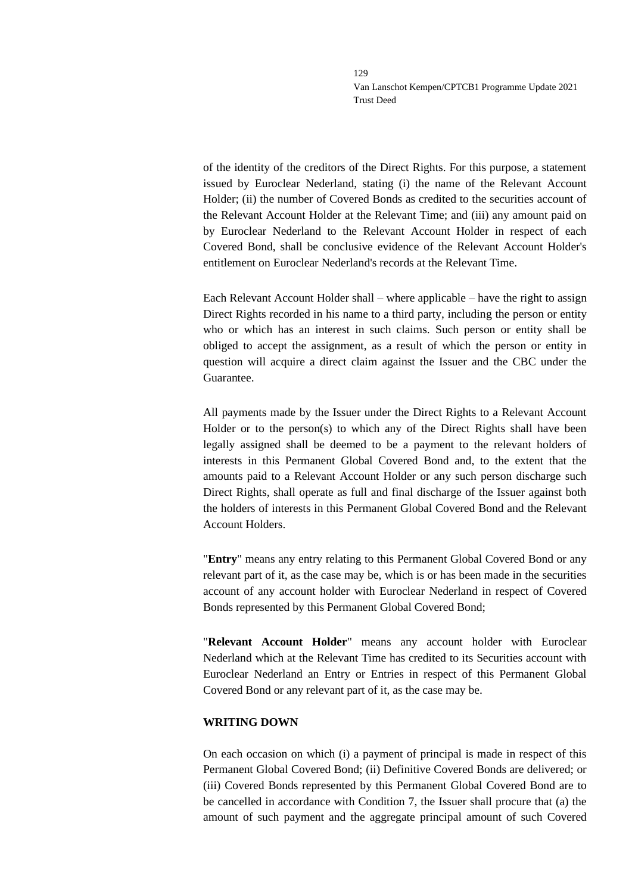of the identity of the creditors of the Direct Rights. For this purpose, a statement issued by Euroclear Nederland, stating (i) the name of the Relevant Account Holder; (ii) the number of Covered Bonds as credited to the securities account of the Relevant Account Holder at the Relevant Time; and (iii) any amount paid on by Euroclear Nederland to the Relevant Account Holder in respect of each Covered Bond, shall be conclusive evidence of the Relevant Account Holder's entitlement on Euroclear Nederland's records at the Relevant Time.

Each Relevant Account Holder shall – where applicable – have the right to assign Direct Rights recorded in his name to a third party, including the person or entity who or which has an interest in such claims. Such person or entity shall be obliged to accept the assignment, as a result of which the person or entity in question will acquire a direct claim against the Issuer and the CBC under the Guarantee.

All payments made by the Issuer under the Direct Rights to a Relevant Account Holder or to the person(s) to which any of the Direct Rights shall have been legally assigned shall be deemed to be a payment to the relevant holders of interests in this Permanent Global Covered Bond and, to the extent that the amounts paid to a Relevant Account Holder or any such person discharge such Direct Rights, shall operate as full and final discharge of the Issuer against both the holders of interests in this Permanent Global Covered Bond and the Relevant Account Holders.

"**Entry**" means any entry relating to this Permanent Global Covered Bond or any relevant part of it, as the case may be, which is or has been made in the securities account of any account holder with Euroclear Nederland in respect of Covered Bonds represented by this Permanent Global Covered Bond;

"**Relevant Account Holder**" means any account holder with Euroclear Nederland which at the Relevant Time has credited to its Securities account with Euroclear Nederland an Entry or Entries in respect of this Permanent Global Covered Bond or any relevant part of it, as the case may be.

**WRITING DOWN**

On each occasion on which (i) a payment of principal is made in respect of this Permanent Global Covered Bond; (ii) Definitive Covered Bonds are delivered; or (iii) Covered Bonds represented by this Permanent Global Covered Bond are to be cancelled in accordance with Condition 7, the Issuer shall procure that (a) the amount of such payment and the aggregate principal amount of such Covered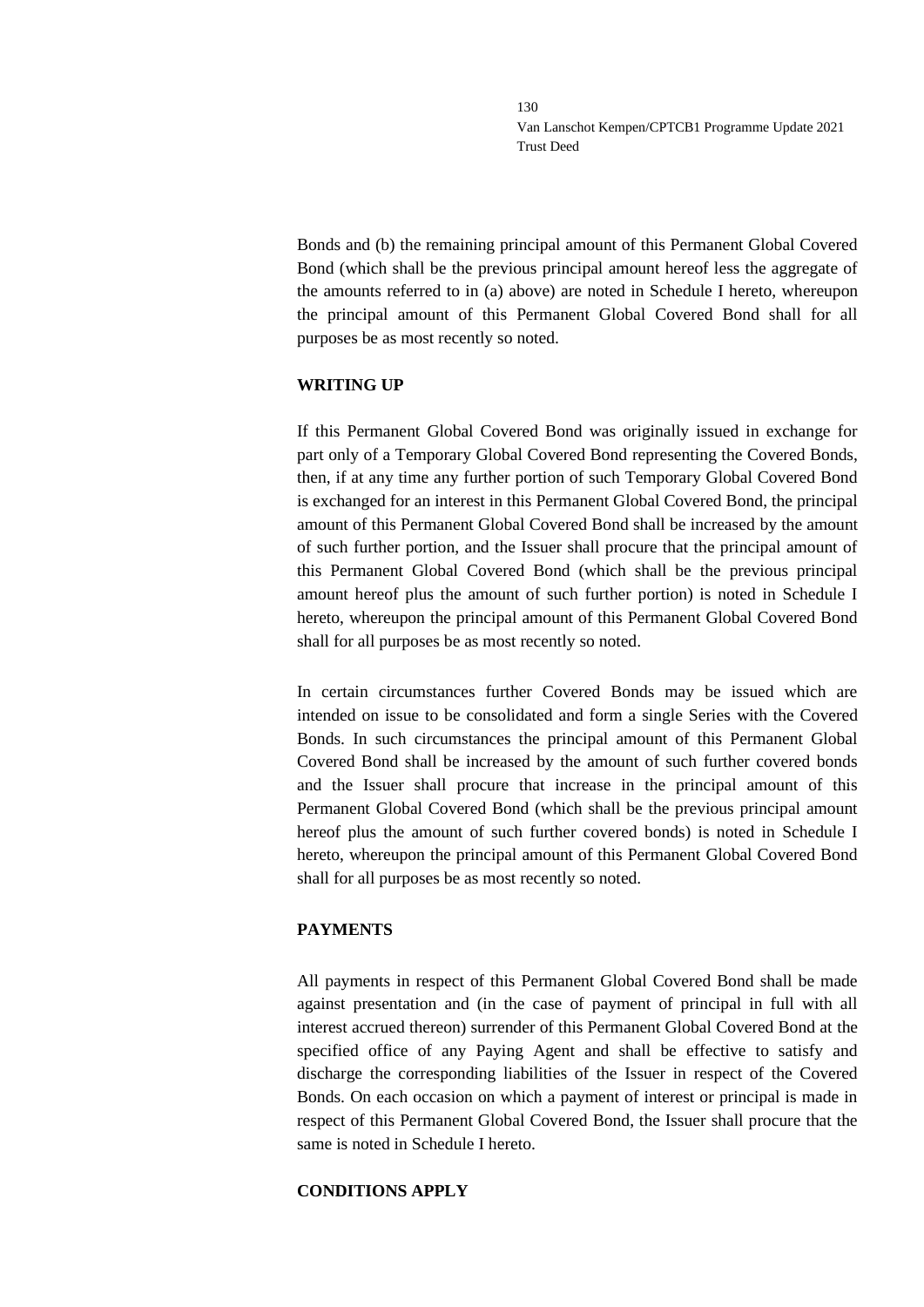Bonds and (b) the remaining principal amount of this Permanent Global Covered Bond (which shall be the previous principal amount hereof less the aggregate of the amounts referred to in (a) above) are noted in Schedule I hereto, whereupon the principal amount of this Permanent Global Covered Bond shall for all purposes be as most recently so noted.

**WRITING UP**

If this Permanent Global Covered Bond was originally issued in exchange for part only of a Temporary Global Covered Bond representing the Covered Bonds, then, if at any time any further portion of such Temporary Global Covered Bond is exchanged for an interest in this Permanent Global Covered Bond, the principal amount of this Permanent Global Covered Bond shall be increased by the amount of such further portion, and the Issuer shall procure that the principal amount of this Permanent Global Covered Bond (which shall be the previous principal amount hereof plus the amount of such further portion) is noted in Schedule I hereto, whereupon the principal amount of this Permanent Global Covered Bond shall for all purposes be as most recently so noted.

In certain circumstances further Covered Bonds may be issued which are intended on issue to be consolidated and form a single Series with the Covered Bonds. In such circumstances the principal amount of this Permanent Global Covered Bond shall be increased by the amount of such further covered bonds and the Issuer shall procure that increase in the principal amount of this Permanent Global Covered Bond (which shall be the previous principal amount hereof plus the amount of such further covered bonds) is noted in Schedule I hereto, whereupon the principal amount of this Permanent Global Covered Bond shall for all purposes be as most recently so noted.

**PAYMENTS**

All payments in respect of this Permanent Global Covered Bond shall be made against presentation and (in the case of payment of principal in full with all interest accrued thereon) surrender of this Permanent Global Covered Bond at the specified office of any Paying Agent and shall be effective to satisfy and discharge the corresponding liabilities of the Issuer in respect of the Covered Bonds. On each occasion on which a payment of interest or principal is made in respect of this Permanent Global Covered Bond, the Issuer shall procure that the same is noted in Schedule I hereto.

**CONDITIONS APPLY**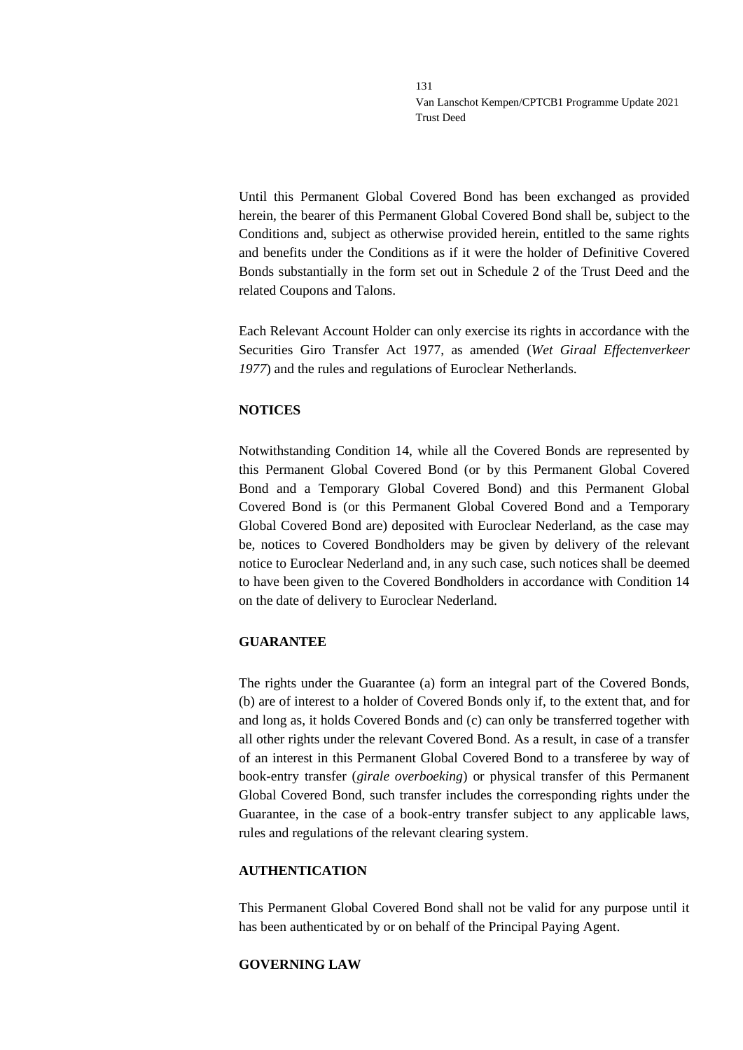Until this Permanent Global Covered Bond has been exchanged as provided herein, the bearer of this Permanent Global Covered Bond shall be, subject to the Conditions and, subject as otherwise provided herein, entitled to the same rights and benefits under the Conditions as if it were the holder of Definitive Covered Bonds substantially in the form set out in Schedule 2 of the Trust Deed and the related Coupons and Talons.

Each Relevant Account Holder can only exercise its rights in accordance with the Securities Giro Transfer Act 1977, as amended (*Wet Giraal Effectenverkeer 1977*) and the rules and regulations of Euroclear Netherlands.

**NOTICES**

Notwithstanding Condition 14, while all the Covered Bonds are represented by this Permanent Global Covered Bond (or by this Permanent Global Covered Bond and a Temporary Global Covered Bond) and this Permanent Global Covered Bond is (or this Permanent Global Covered Bond and a Temporary Global Covered Bond are) deposited with Euroclear Nederland, as the case may be, notices to Covered Bondholders may be given by delivery of the relevant notice to Euroclear Nederland and, in any such case, such notices shall be deemed to have been given to the Covered Bondholders in accordance with Condition 14 on the date of delivery to Euroclear Nederland.

**GUARANTEE**

The rights under the Guarantee (a) form an integral part of the Covered Bonds, (b) are of interest to a holder of Covered Bonds only if, to the extent that, and for and long as, it holds Covered Bonds and (c) can only be transferred together with all other rights under the relevant Covered Bond. As a result, in case of a transfer of an interest in this Permanent Global Covered Bond to a transferee by way of book-entry transfer (*girale overboeking*) or physical transfer of this Permanent Global Covered Bond, such transfer includes the corresponding rights under the Guarantee, in the case of a book-entry transfer subject to any applicable laws, rules and regulations of the relevant clearing system.

**AUTHENTICATION**

This Permanent Global Covered Bond shall not be valid for any purpose until it has been authenticated by or on behalf of the Principal Paying Agent.

**GOVERNING LAW**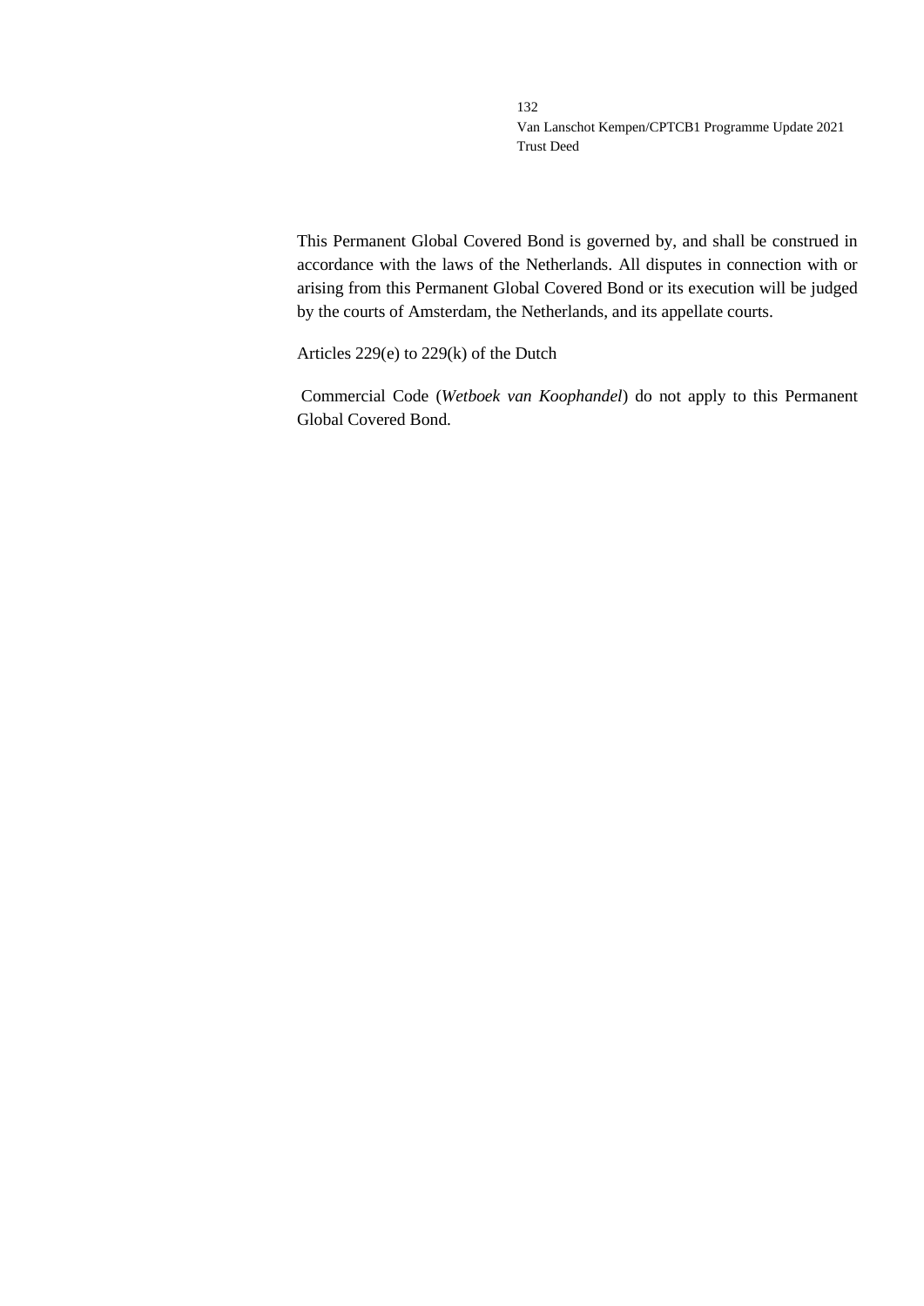This Permanent Global Covered Bond is governed by, and shall be construed in accordance with the laws of the Netherlands. All disputes in connection with or arising from this Permanent Global Covered Bond or its execution will be judged by the courts of Amsterdam, the Netherlands, and its appellate courts.

Articles 229(e) to 229(k) of the Dutch

Commercial Code (*Wetboek van Koophandel*) do not apply to this Permanent Global Covered Bond.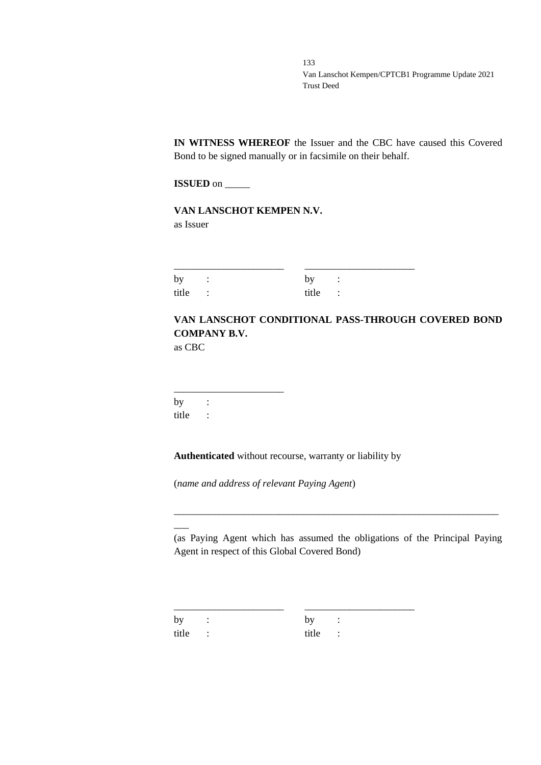**IN WITNESS WHEREOF** the Issuer and the CBC have caused this Covered Bond to be signed manually or in facsimile on their behalf.

**ISSUED** on _____

**VAN LANSCHOT KEMPEN N.V.**
as Issuer

| ______________________ | ______________________ |
|---|---|
| by : | by : |
| title : | title : |

**VAN LANSCHOT CONDITIONAL PASS-THROUGH COVERED BOND COMPANY B.V.**
as CBC

______________________
by :
title :

**Authenticated** without recourse, warranty or liability by

(*name and address of relevant Paying Agent*)

_______________________________________________________________________

(as Paying Agent which has assumed the obligations of the Principal Paying Agent in respect of this Global Covered Bond)

| ______________________ | ______________________ |
|---|---|
| by : | by : |
| title : | title : |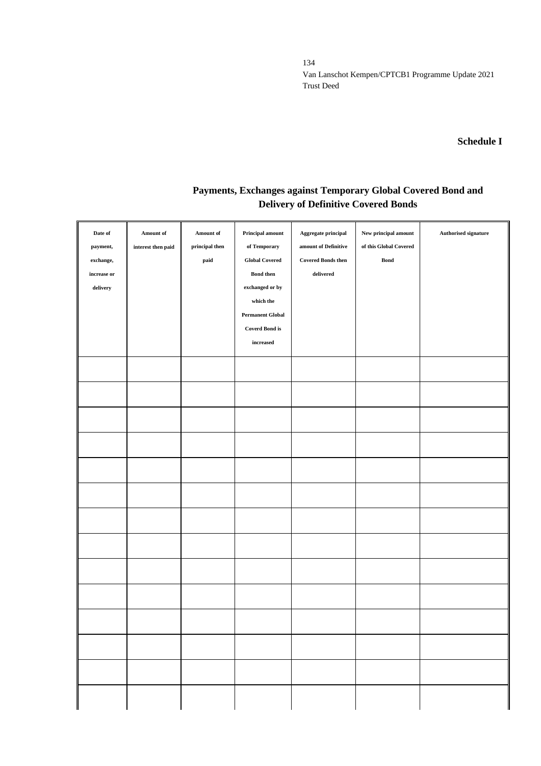**Schedule I**

## Payments, Exchanges against Temporary Global Covered Bond and Delivery of Definitive Covered Bonds

| Date of payment, exchange, increase or delivery | Amount of interest then paid | Amount of principal then paid | Principal amount of Temporary Global Covered Bond then exchanged or by which the Permanent Global Coverd Bond is increased | Aggregate principal amount of Definitive Covered Bonds then delivered | New principal amount of this Global Covered Bond | Authorised signature |
|---|---|---|---|---|---|---|
| | | | | | | |
| | | | | | | |
| | | | | | | |
| | | | | | | |
| | | | | | | |
| | | | | | | |
| | | | | | | |
| | | | | | | |
| | | | | | | |
| | | | | | | |
| | | | | | | |
| | | | | | | |
| | | | | | | |
| | | | | | | |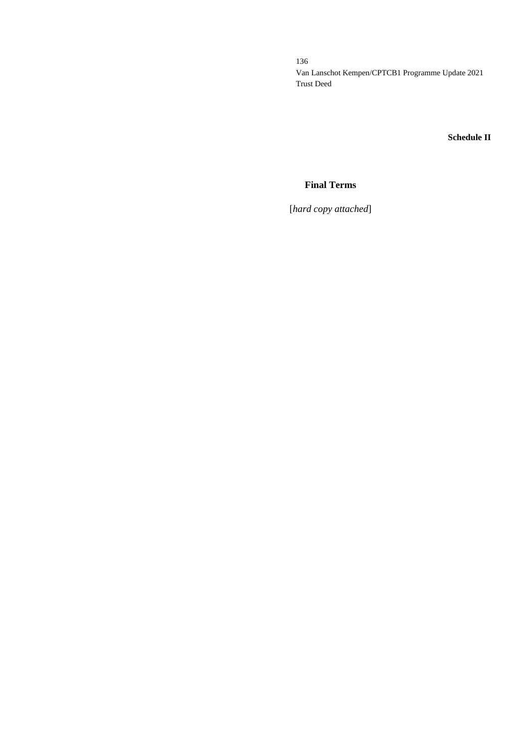**Schedule II**

## Final Terms

[*hard copy attached*]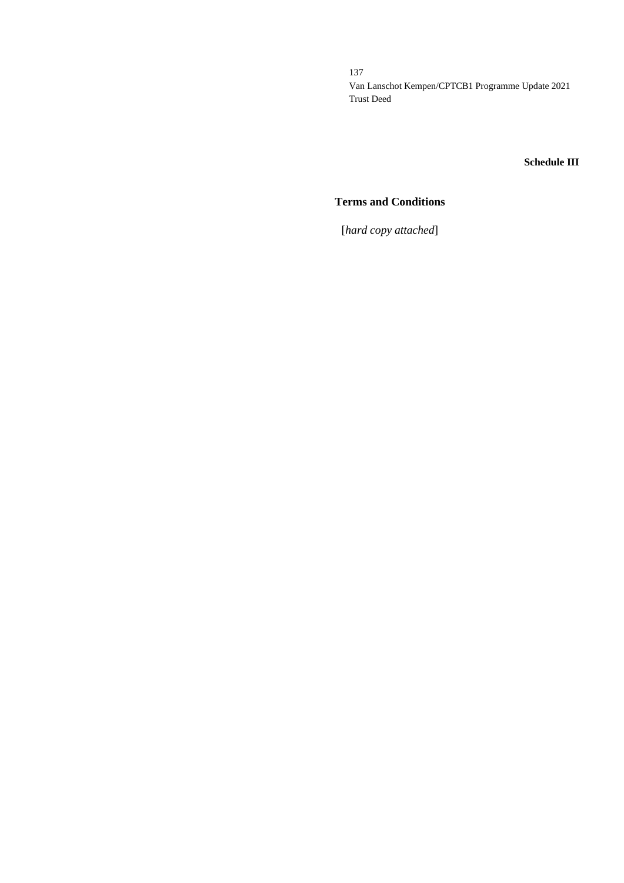**Schedule III**

## Terms and Conditions

[*hard copy attached*]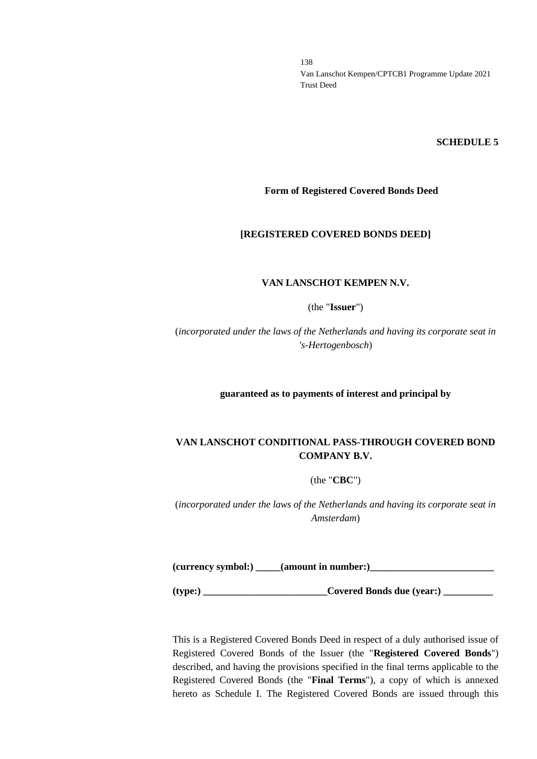**SCHEDULE 5**

**Form of Registered Covered Bonds Deed**

**[REGISTERED COVERED BONDS DEED]**

**VAN LANSCHOT KEMPEN N.V.**

(the "**Issuer**")

(*incorporated under the laws of the Netherlands and having its corporate seat in 's-Hertogenbosch*)

**guaranteed as to payments of interest and principal by**

**VAN LANSCHOT CONDITIONAL PASS-THROUGH COVERED BOND COMPANY B.V.**

(the "**CBC**")

(*incorporated under the laws of the Netherlands and having its corporate seat in Amsterdam*)

**(currency symbol:) _____(amount in number:)_________________________**

**(type:) _________________________Covered Bonds due (year:) __________**

This is a Registered Covered Bonds Deed in respect of a duly authorised issue of Registered Covered Bonds of the Issuer (the "**Registered Covered Bonds**") described, and having the provisions specified in the final terms applicable to the Registered Covered Bonds (the "**Final Terms**"), a copy of which is annexed hereto as Schedule I. The Registered Covered Bonds are issued through this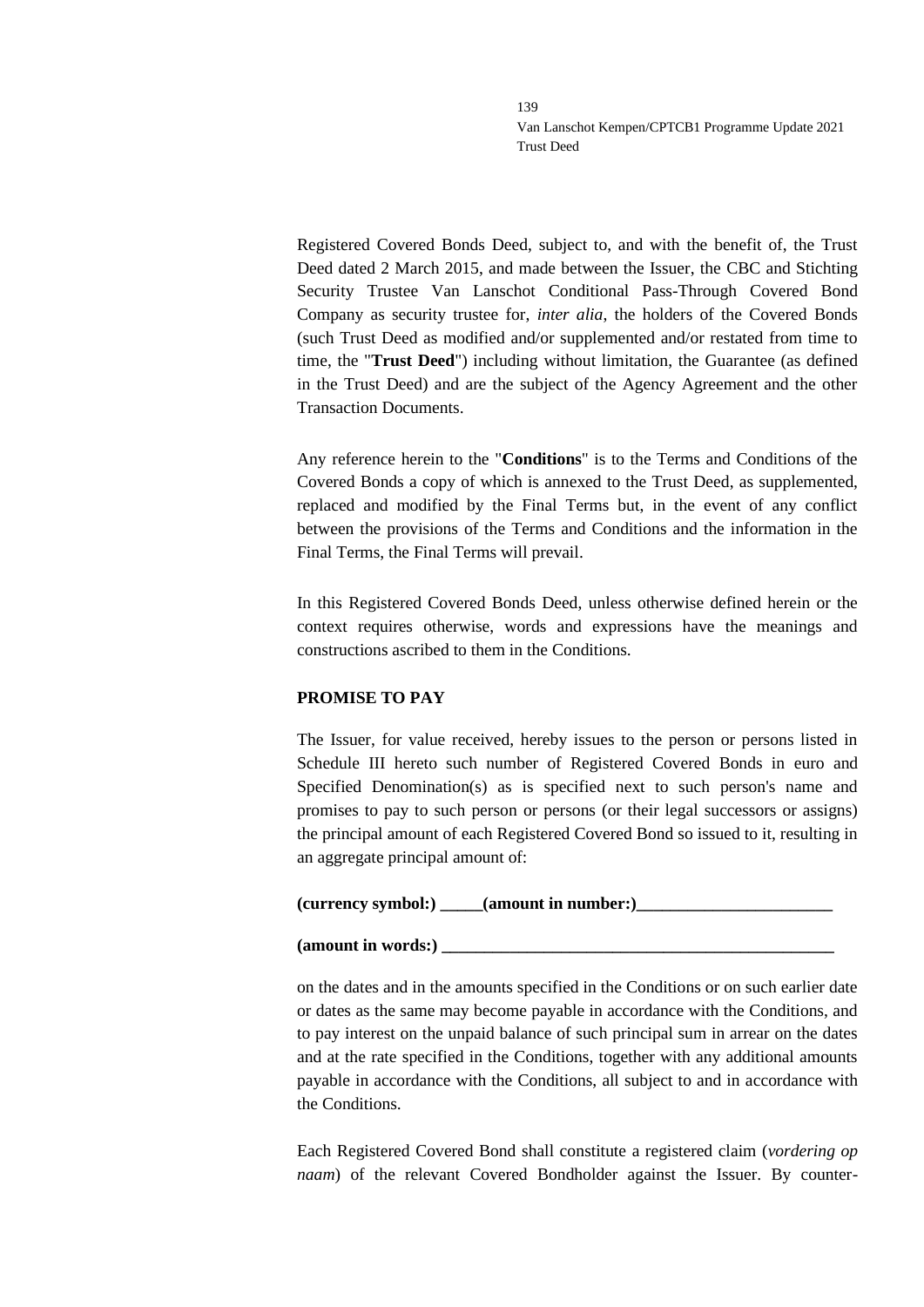Registered Covered Bonds Deed, subject to, and with the benefit of, the Trust Deed dated 2 March 2015, and made between the Issuer, the CBC and Stichting Security Trustee Van Lanschot Conditional Pass-Through Covered Bond Company as security trustee for, *inter alia*, the holders of the Covered Bonds (such Trust Deed as modified and/or supplemented and/or restated from time to time, the "**Trust Deed**") including without limitation, the Guarantee (as defined in the Trust Deed) and are the subject of the Agency Agreement and the other Transaction Documents.

Any reference herein to the "**Conditions**" is to the Terms and Conditions of the Covered Bonds a copy of which is annexed to the Trust Deed, as supplemented, replaced and modified by the Final Terms but, in the event of any conflict between the provisions of the Terms and Conditions and the information in the Final Terms, the Final Terms will prevail.

In this Registered Covered Bonds Deed, unless otherwise defined herein or the context requires otherwise, words and expressions have the meanings and constructions ascribed to them in the Conditions.

**PROMISE TO PAY**

The Issuer, for value received, hereby issues to the person or persons listed in Schedule III hereto such number of Registered Covered Bonds in euro and Specified Denomination(s) as is specified next to such person's name and promises to pay to such person or persons (or their legal successors or assigns) the principal amount of each Registered Covered Bond so issued to it, resulting in an aggregate principal amount of:

**(currency symbol:) _____(amount in number:)_______________________**

**(amount in words:) ________________________________________________**

on the dates and in the amounts specified in the Conditions or on such earlier date or dates as the same may become payable in accordance with the Conditions, and to pay interest on the unpaid balance of such principal sum in arrear on the dates and at the rate specified in the Conditions, together with any additional amounts payable in accordance with the Conditions, all subject to and in accordance with the Conditions.

Each Registered Covered Bond shall constitute a registered claim (*vordering op naam*) of the relevant Covered Bondholder against the Issuer. By counter-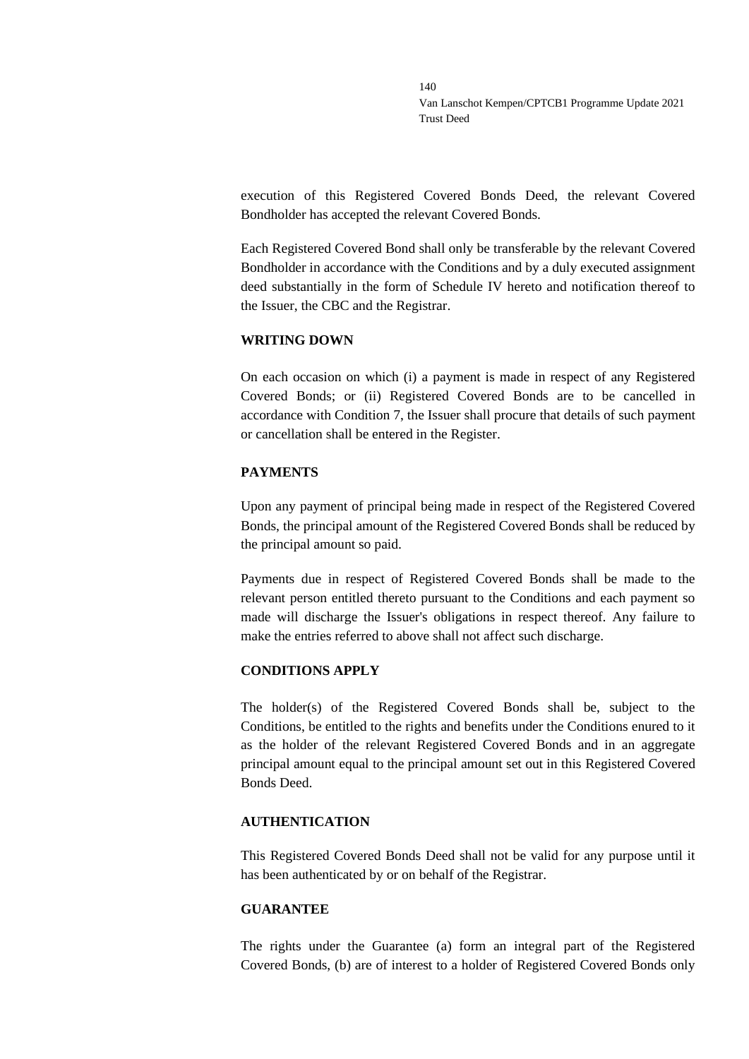execution of this Registered Covered Bonds Deed, the relevant Covered Bondholder has accepted the relevant Covered Bonds.

Each Registered Covered Bond shall only be transferable by the relevant Covered Bondholder in accordance with the Conditions and by a duly executed assignment deed substantially in the form of Schedule IV hereto and notification thereof to the Issuer, the CBC and the Registrar.

**WRITING DOWN**

On each occasion on which (i) a payment is made in respect of any Registered Covered Bonds; or (ii) Registered Covered Bonds are to be cancelled in accordance with Condition 7, the Issuer shall procure that details of such payment or cancellation shall be entered in the Register.

**PAYMENTS**

Upon any payment of principal being made in respect of the Registered Covered Bonds, the principal amount of the Registered Covered Bonds shall be reduced by the principal amount so paid.

Payments due in respect of Registered Covered Bonds shall be made to the relevant person entitled thereto pursuant to the Conditions and each payment so made will discharge the Issuer's obligations in respect thereof. Any failure to make the entries referred to above shall not affect such discharge.

**CONDITIONS APPLY**

The holder(s) of the Registered Covered Bonds shall be, subject to the Conditions, be entitled to the rights and benefits under the Conditions enured to it as the holder of the relevant Registered Covered Bonds and in an aggregate principal amount equal to the principal amount set out in this Registered Covered Bonds Deed.

**AUTHENTICATION**

This Registered Covered Bonds Deed shall not be valid for any purpose until it has been authenticated by or on behalf of the Registrar.

**GUARANTEE**

The rights under the Guarantee (a) form an integral part of the Registered Covered Bonds, (b) are of interest to a holder of Registered Covered Bonds only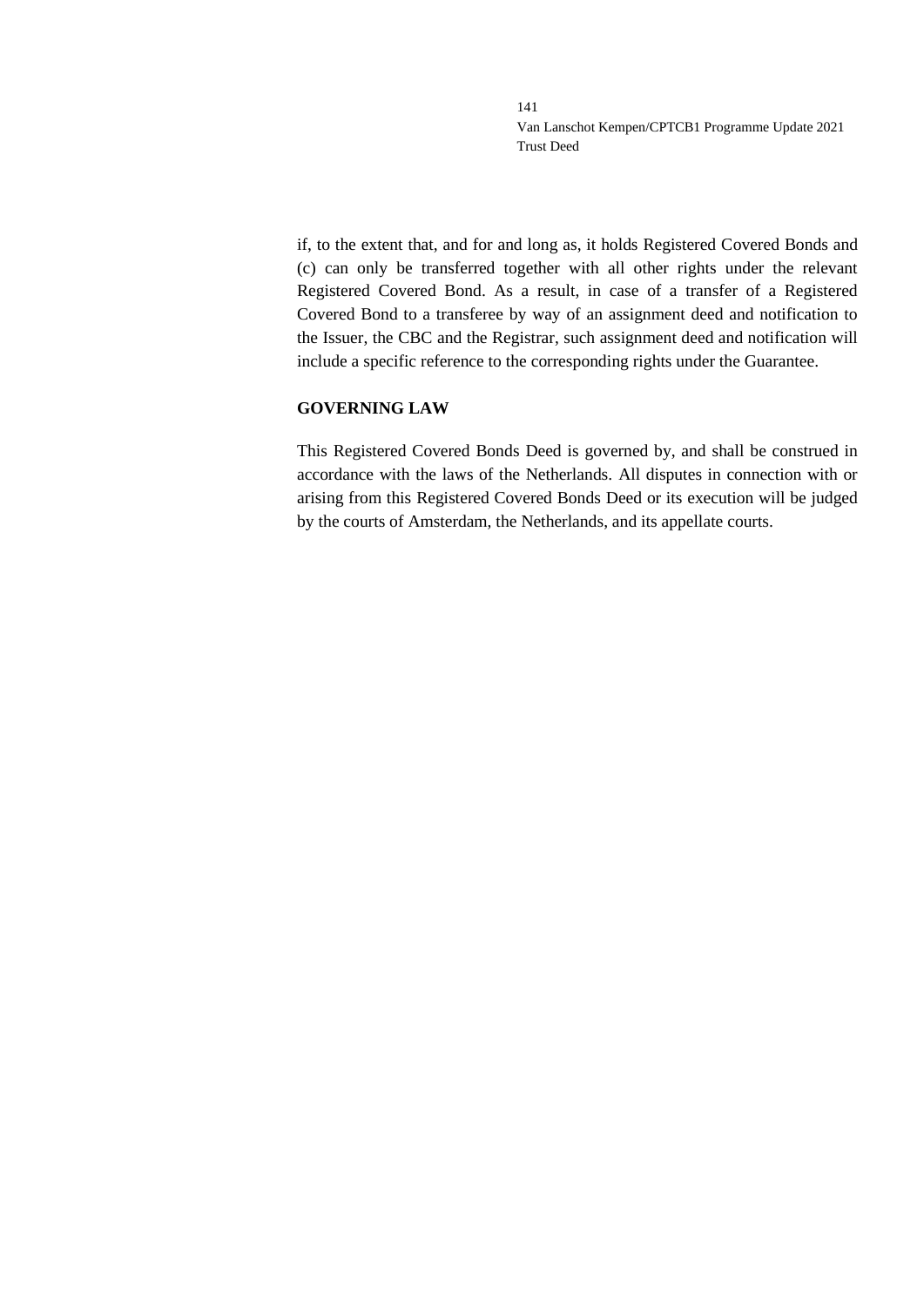if, to the extent that, and for and long as, it holds Registered Covered Bonds and (c) can only be transferred together with all other rights under the relevant Registered Covered Bond. As a result, in case of a transfer of a Registered Covered Bond to a transferee by way of an assignment deed and notification to the Issuer, the CBC and the Registrar, such assignment deed and notification will include a specific reference to the corresponding rights under the Guarantee.

**GOVERNING LAW**

This Registered Covered Bonds Deed is governed by, and shall be construed in accordance with the laws of the Netherlands. All disputes in connection with or arising from this Registered Covered Bonds Deed or its execution will be judged by the courts of Amsterdam, the Netherlands, and its appellate courts.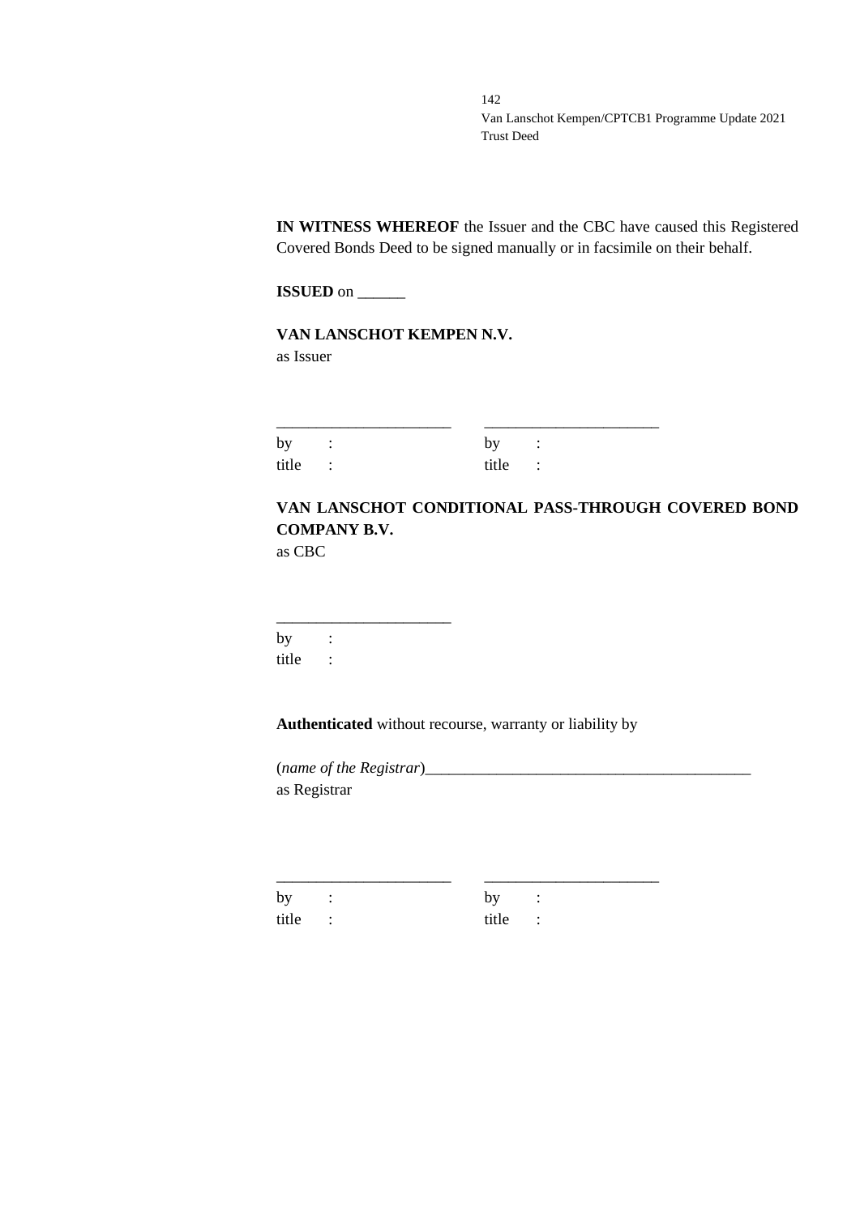**IN WITNESS WHEREOF** the Issuer and the CBC have caused this Registered Covered Bonds Deed to be signed manually or in facsimile on their behalf.

**ISSUED** on ______

**VAN LANSCHOT KEMPEN N.V.**
as Issuer

| ______________________ | ______________________ |
|---|---|
| by : | by : |
| title : | title : |

**VAN LANSCHOT CONDITIONAL PASS-THROUGH COVERED BOND COMPANY B.V.**
as CBC

______________________
by :
title :

**Authenticated** without recourse, warranty or liability by

(*name of the Registrar*)__________________________________________
as Registrar

| ______________________ | ______________________ |
|---|---|
| by : | by : |
| title : | title : |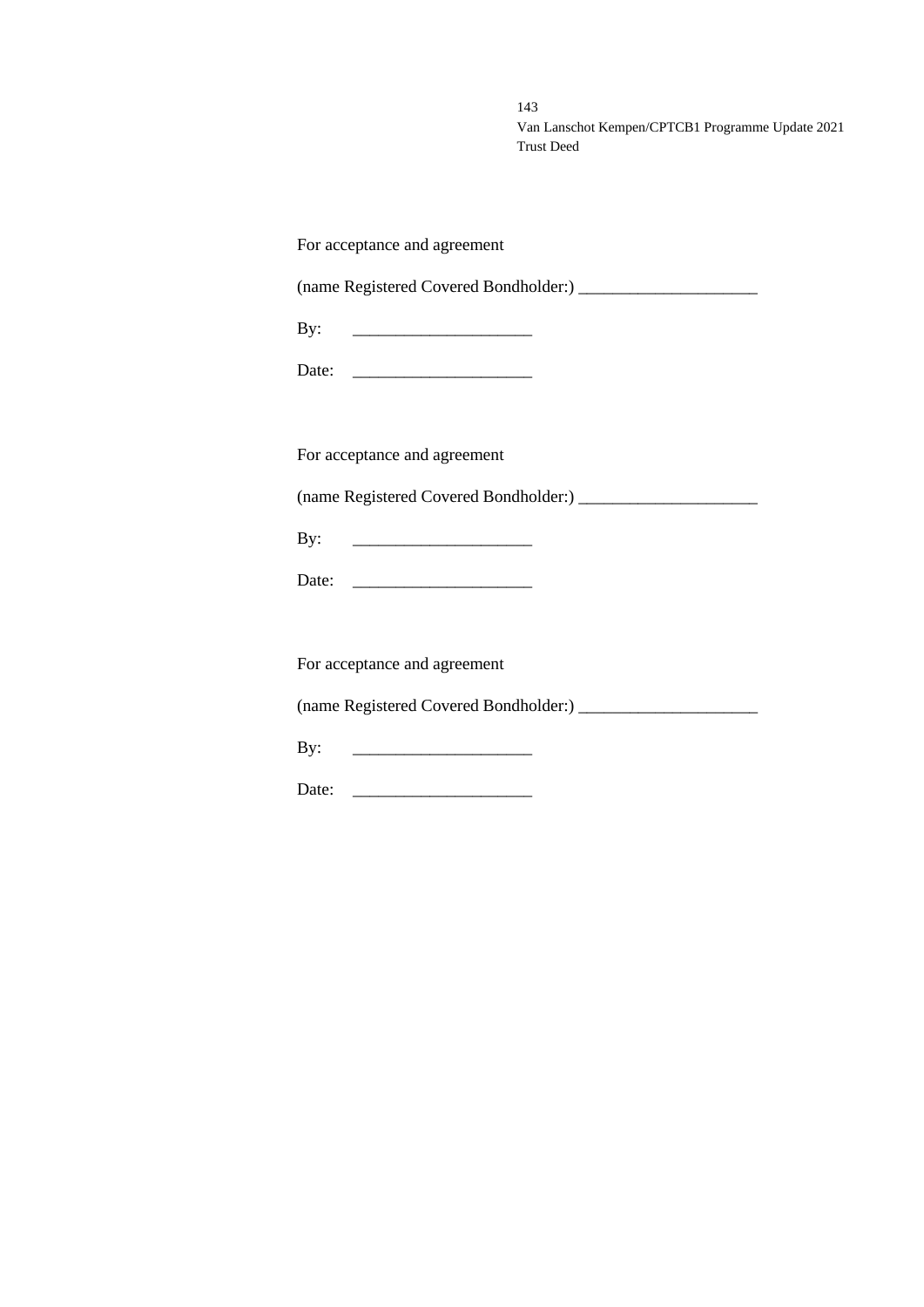For acceptance and agreement

(name Registered Covered Bondholder:) ____________________

By: ____________________

Date: ____________________

For acceptance and agreement

(name Registered Covered Bondholder:) ____________________

By: ____________________

Date: ____________________

For acceptance and agreement

(name Registered Covered Bondholder:) ____________________

By: ____________________

Date: ____________________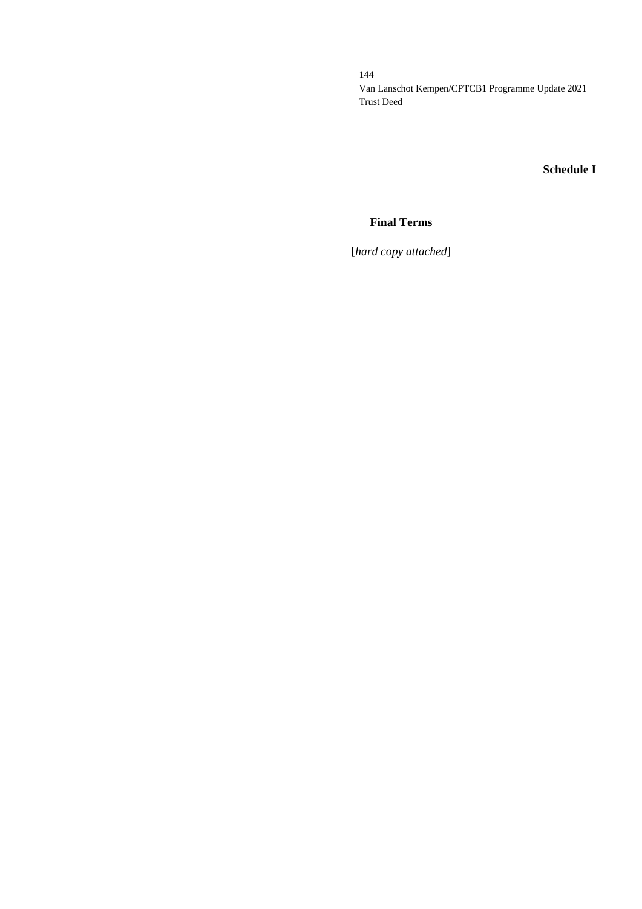**Schedule I**

**Final Terms**

[*hard copy attached*]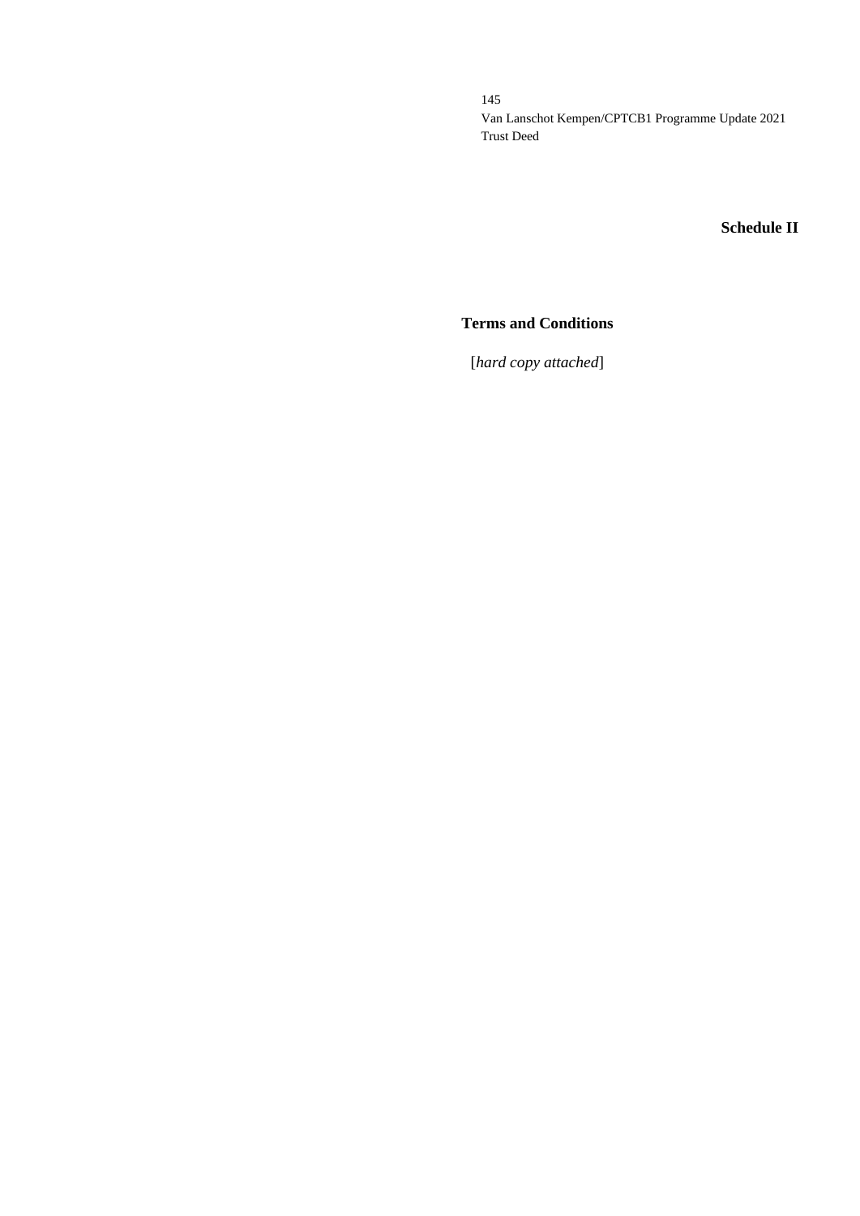**Schedule II**

## Terms and Conditions

[*hard copy attached*]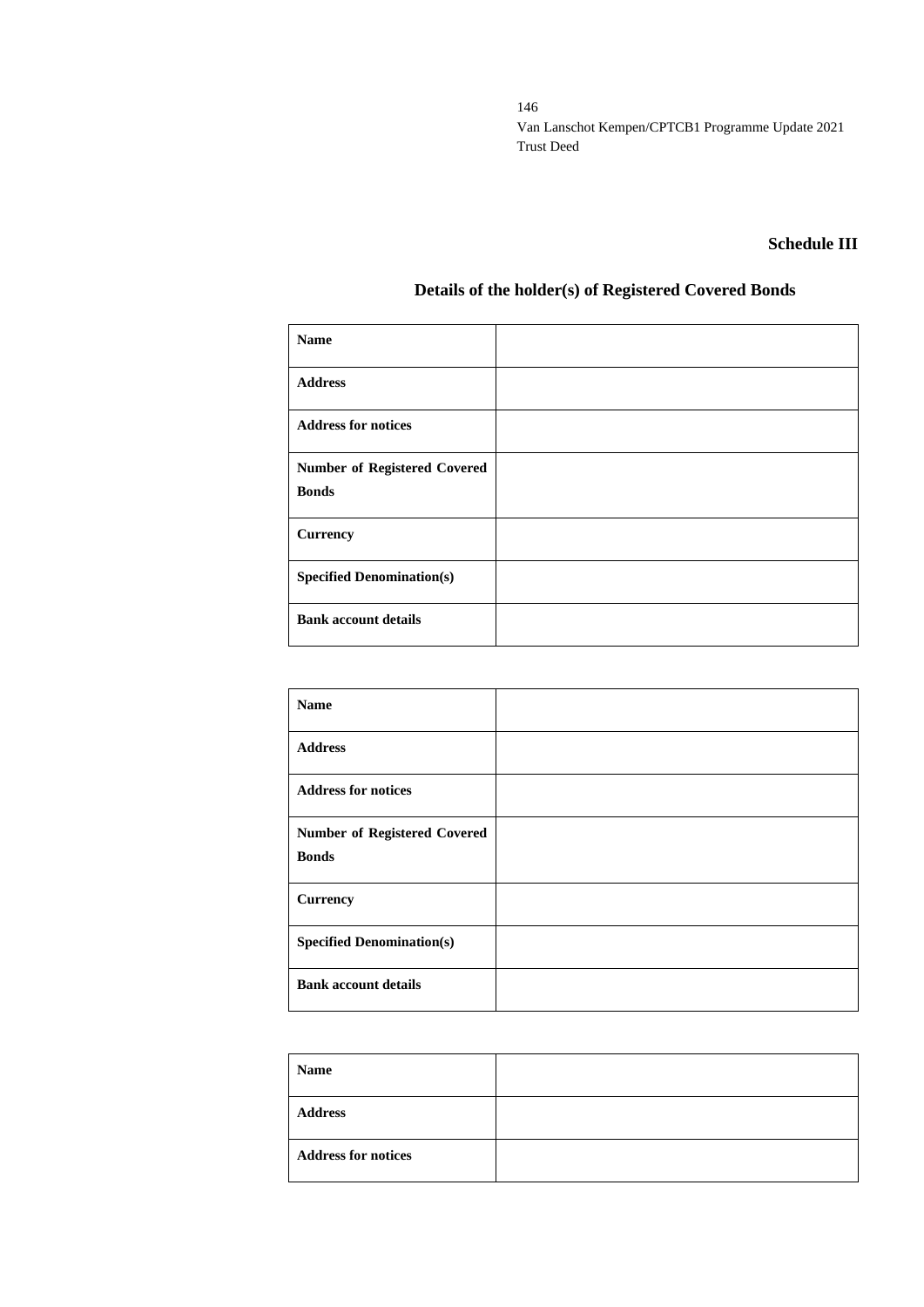## Schedule III

### Details of the holder(s) of Registered Covered Bonds

| **Name** | |
|---|---|
| **Address** | |
| **Address for notices** | |
| **Number of Registered Covered Bonds** | |
| **Currency** | |
| **Specified Denomination(s)** | |
| **Bank account details** | |

| **Name** | |
|---|---|
| **Address** | |
| **Address for notices** | |
| **Number of Registered Covered Bonds** | |
| **Currency** | |
| **Specified Denomination(s)** | |
| **Bank account details** | |

| **Name** | |
|---|---|
| **Address** | |
| **Address for notices** | |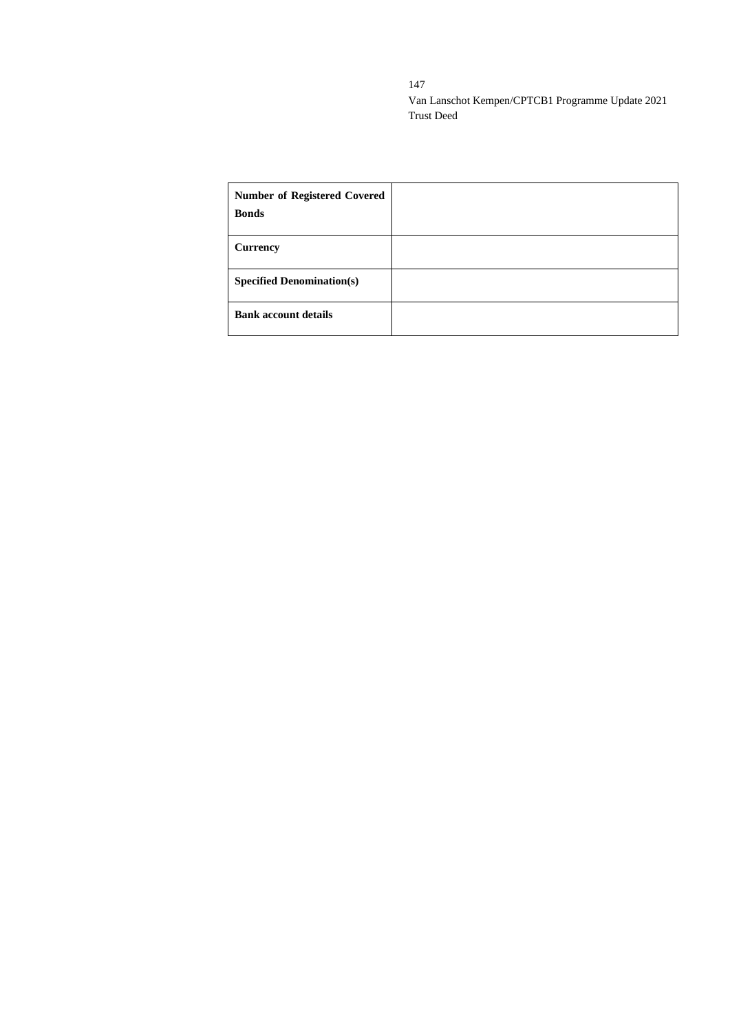| **Number of Registered Covered Bonds** | |
|---|---|
| **Currency** | |
| **Specified Denomination(s)** | |
| **Bank account details** | |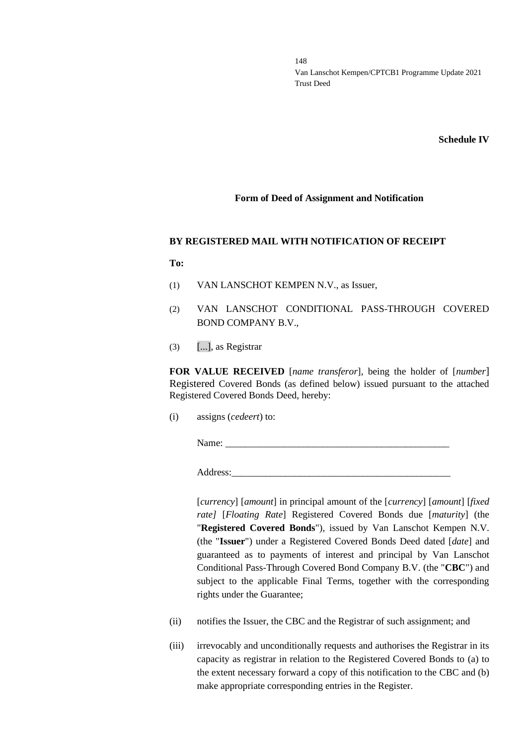**Schedule IV**

**Form of Deed of Assignment and Notification**

**BY REGISTERED MAIL WITH NOTIFICATION OF RECEIPT**

**To:**

(1) VAN LANSCHOT KEMPEN N.V., as Issuer,

(2) VAN LANSCHOT CONDITIONAL PASS-THROUGH COVERED BOND COMPANY B.V.,

(3) [...], as Registrar

**FOR VALUE RECEIVED** [*name transferor*], being the holder of [*number*] Registered Covered Bonds (as defined below) issued pursuant to the attached Registered Covered Bonds Deed, hereby:

(i) assigns (*cedeert*) to:

Name: ______________________________________________

Address:_____________________________________________

[*currency*] [*amount*] in principal amount of the [*currency*] [*amount*] [*fixed rate]* [*Floating Rate*] Registered Covered Bonds due [*maturity*] (the "**Registered Covered Bonds**"), issued by Van Lanschot Kempen N.V. (the "**Issuer**") under a Registered Covered Bonds Deed dated [*date*] and guaranteed as to payments of interest and principal by Van Lanschot Conditional Pass-Through Covered Bond Company B.V. (the "**CBC**") and subject to the applicable Final Terms, together with the corresponding rights under the Guarantee;

(ii) notifies the Issuer, the CBC and the Registrar of such assignment; and

(iii) irrevocably and unconditionally requests and authorises the Registrar in its capacity as registrar in relation to the Registered Covered Bonds to (a) to the extent necessary forward a copy of this notification to the CBC and (b) make appropriate corresponding entries in the Register.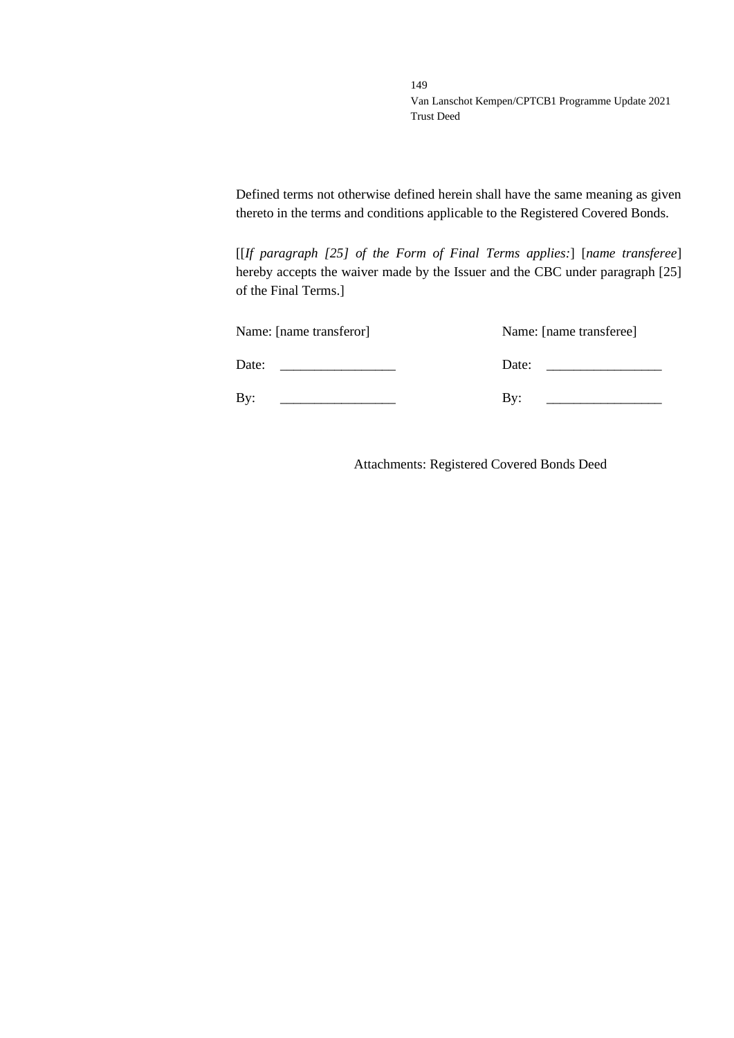Defined terms not otherwise defined herein shall have the same meaning as given thereto in the terms and conditions applicable to the Registered Covered Bonds.

[[*If paragraph [25] of the Form of Final Terms applies:*] [*name transferee*] hereby accepts the waiver made by the Issuer and the CBC under paragraph [25] of the Final Terms.]

| Name: [name transferor] | Name: [name transferee] |
|---|---|
| Date: _________________ | Date: _________________ |
| By: _________________ | By: _________________ |

Attachments: Registered Covered Bonds Deed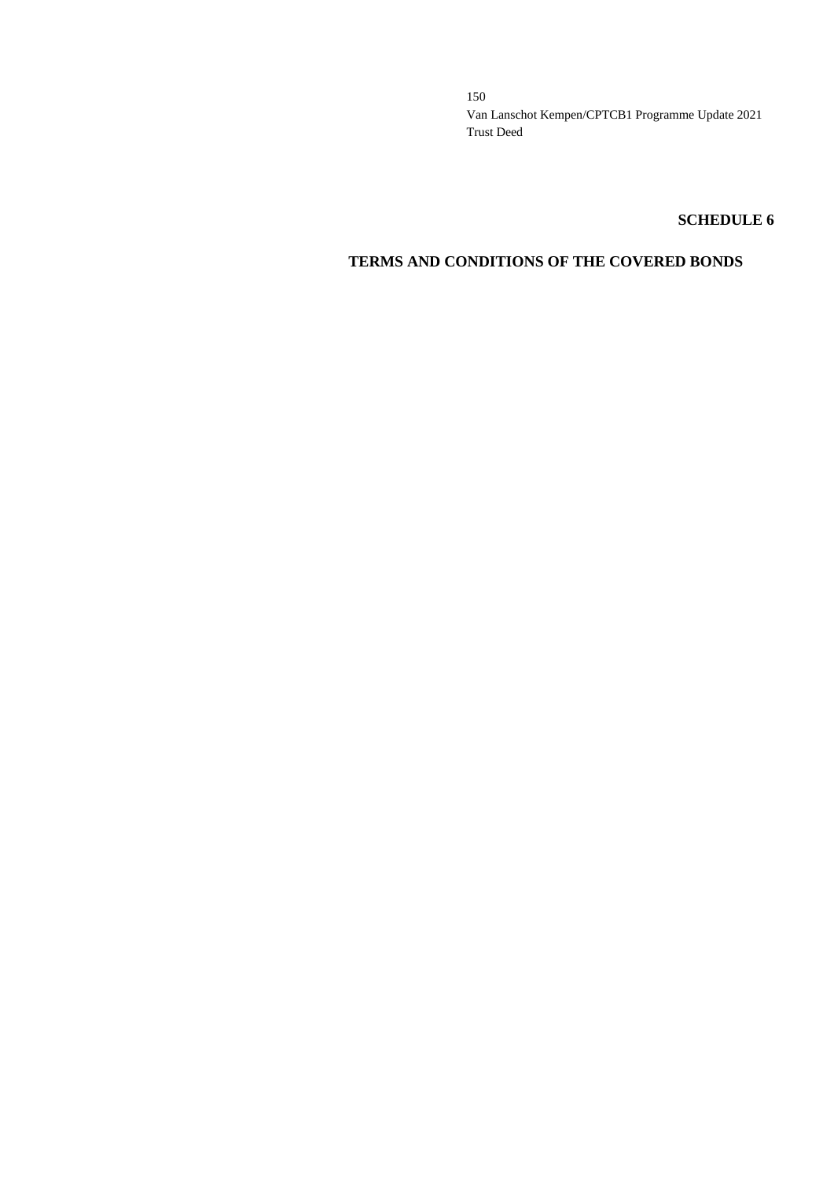# SCHEDULE 6

## TERMS AND CONDITIONS OF THE COVERED BONDS